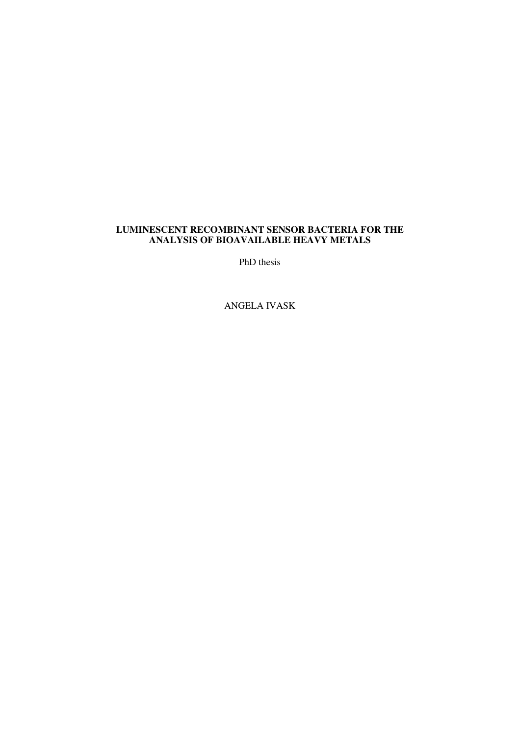# LUMINESCENT RECOMBINANT SENSOR BACTERIA FOR THE ANALYSIS OF BIOAVAILABLE HEAVY METALS

PhD thesis

ANGELA IVASK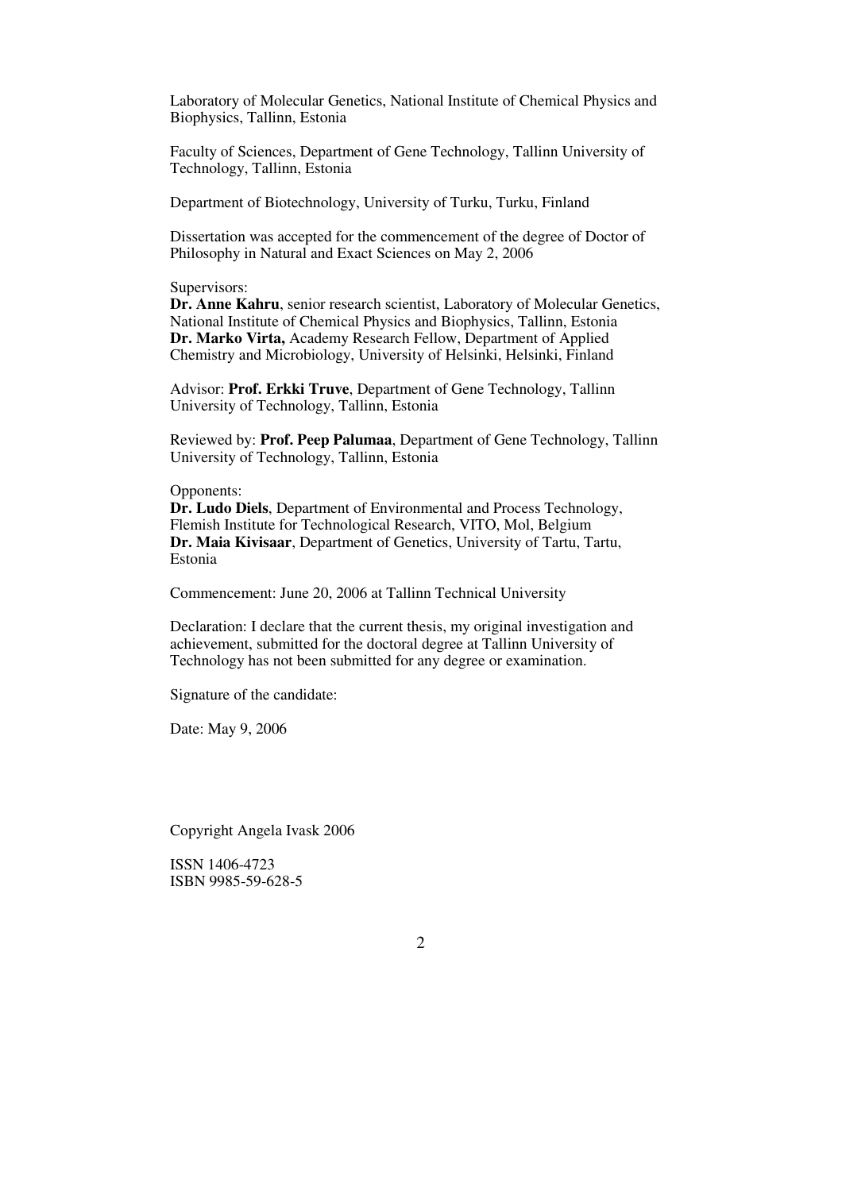Laboratory of Molecular Genetics, National Institute of Chemical Physics and Biophysics, Tallinn, Estonia

Faculty of Sciences, Department of Gene Technology, Tallinn University of Technology, Tallinn, Estonia

Department of Biotechnology, University of Turku, Turku, Finland

Dissertation was accepted for the commencement of the degree of Doctor of Philosophy in Natural and Exact Sciences on May 2, 2006

Supervisors:
**Dr. Anne Kahru**, senior research scientist, Laboratory of Molecular Genetics, National Institute of Chemical Physics and Biophysics, Tallinn, Estonia
**Dr. Marko Virta,** Academy Research Fellow, Department of Applied Chemistry and Microbiology, University of Helsinki, Helsinki, Finland

Advisor: **Prof. Erkki Truve**, Department of Gene Technology, Tallinn University of Technology, Tallinn, Estonia

Reviewed by: **Prof. Peep Palumaa**, Department of Gene Technology, Tallinn University of Technology, Tallinn, Estonia

Opponents:
**Dr. Ludo Diels**, Department of Environmental and Process Technology, Flemish Institute for Technological Research, VITO, Mol, Belgium
**Dr. Maia Kivisaar**, Department of Genetics, University of Tartu, Tartu, Estonia

Commencement: June 20, 2006 at Tallinn Technical University

Declaration: I declare that the current thesis, my original investigation and achievement, submitted for the doctoral degree at Tallinn University of Technology has not been submitted for any degree or examination.

Signature of the candidate:

Date: May 9, 2006

Copyright Angela Ivask 2006

ISSN 1406-4723
ISBN 9985-59-628-5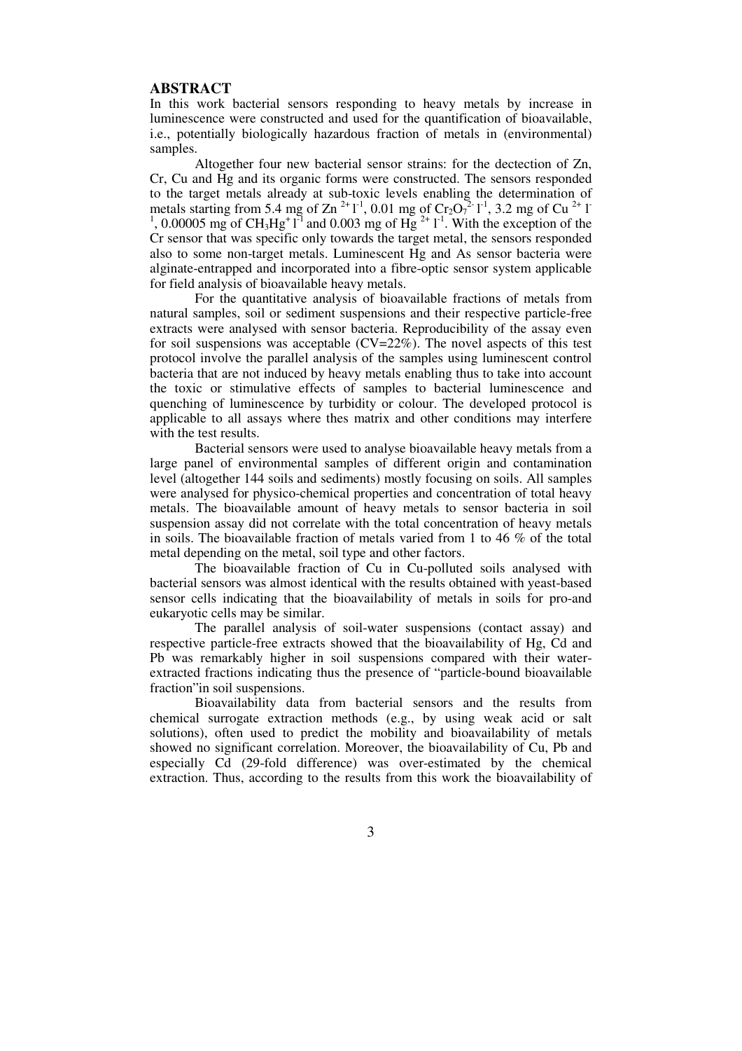## ABSTRACT

In this work bacterial sensors responding to heavy metals by increase in luminescence were constructed and used for the quantification of bioavailable, i.e., potentially biologically hazardous fraction of metals in (environmental) samples.

Altogether four new bacterial sensor strains: for the dectection of Zn, Cr, Cu and Hg and its organic forms were constructed. The sensors responded to the target metals already at sub-toxic levels enabling the determination of metals starting from 5.4 mg of $Zn^{2+}$ $l^{-1}$, 0.01 mg of $Cr_2O_7^{2-}$ $l^{-1}$, 3.2 mg of $Cu^{2+}$ $l^{-1}$, 0.00005 mg of $CH_3Hg^+$ $l^{-1}$ and 0.003 mg of $Hg^{2+}$ $l^{-1}$. With the exception of the Cr sensor that was specific only towards the target metal, the sensors responded also to some non-target metals. Luminescent Hg and As sensor bacteria were alginate-entrapped and incorporated into a fibre-optic sensor system applicable for field analysis of bioavailable heavy metals.

For the quantitative analysis of bioavailable fractions of metals from natural samples, soil or sediment suspensions and their respective particle-free extracts were analysed with sensor bacteria. Reproducibility of the assay even for soil suspensions was acceptable (CV=22%). The novel aspects of this test protocol involve the parallel analysis of the samples using luminescent control bacteria that are not induced by heavy metals enabling thus to take into account the toxic or stimulative effects of samples to bacterial luminescence and quenching of luminescence by turbidity or colour. The developed protocol is applicable to all assays where thes matrix and other conditions may interfere with the test results.

Bacterial sensors were used to analyse bioavailable heavy metals from a large panel of environmental samples of different origin and contamination level (altogether 144 soils and sediments) mostly focusing on soils. All samples were analysed for physico-chemical properties and concentration of total heavy metals. The bioavailable amount of heavy metals to sensor bacteria in soil suspension assay did not correlate with the total concentration of heavy metals in soils. The bioavailable fraction of metals varied from 1 to 46 % of the total metal depending on the metal, soil type and other factors.

The bioavailable fraction of Cu in Cu-polluted soils analysed with bacterial sensors was almost identical with the results obtained with yeast-based sensor cells indicating that the bioavailability of metals in soils for pro-and eukaryotic cells may be similar.

The parallel analysis of soil-water suspensions (contact assay) and respective particle-free extracts showed that the bioavailability of Hg, Cd and Pb was remarkably higher in soil suspensions compared with their water-extracted fractions indicating thus the presence of "particle-bound bioavailable fraction"in soil suspensions.

Bioavailability data from bacterial sensors and the results from chemical surrogate extraction methods (e.g., by using weak acid or salt solutions), often used to predict the mobility and bioavailability of metals showed no significant correlation. Moreover, the bioavailability of Cu, Pb and especially Cd (29-fold difference) was over-estimated by the chemical extraction. Thus, according to the results from this work the bioavailability of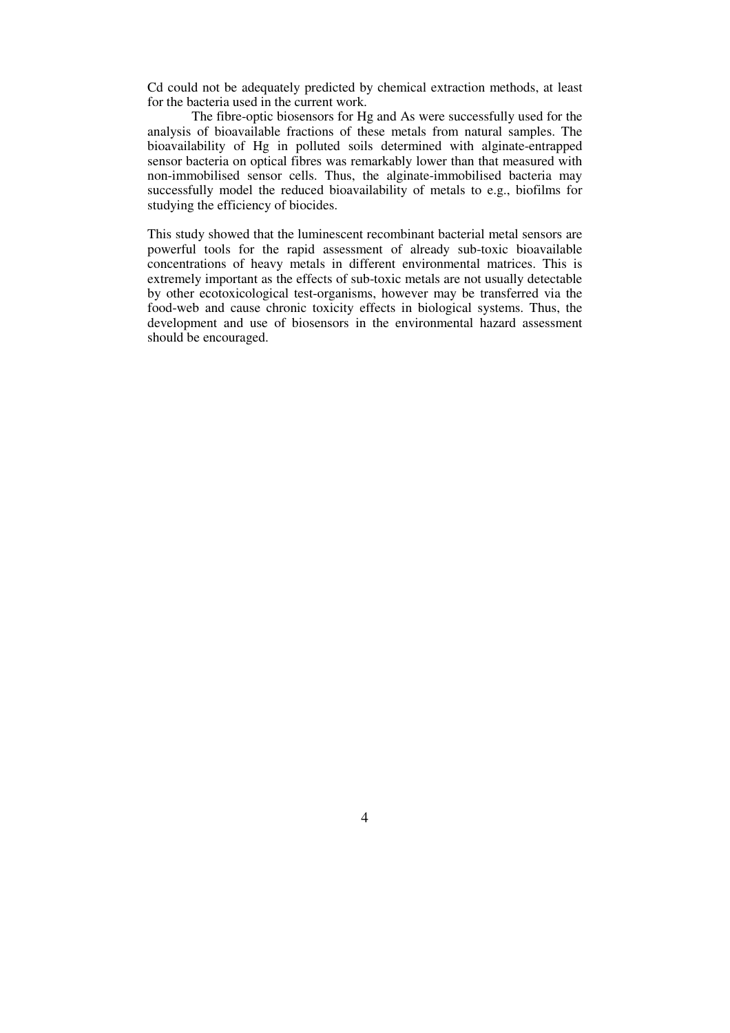Cd could not be adequately predicted by chemical extraction methods, at least for the bacteria used in the current work.

The fibre-optic biosensors for Hg and As were successfully used for the analysis of bioavailable fractions of these metals from natural samples. The bioavailability of Hg in polluted soils determined with alginate-entrapped sensor bacteria on optical fibres was remarkably lower than that measured with non-immobilised sensor cells. Thus, the alginate-immobilised bacteria may successfully model the reduced bioavailability of metals to e.g., biofilms for studying the efficiency of biocides.

This study showed that the luminescent recombinant bacterial metal sensors are powerful tools for the rapid assessment of already sub-toxic bioavailable concentrations of heavy metals in different environmental matrices. This is extremely important as the effects of sub-toxic metals are not usually detectable by other ecotoxicological test-organisms, however may be transferred via the food-web and cause chronic toxicity effects in biological systems. Thus, the development and use of biosensors in the environmental hazard assessment should be encouraged.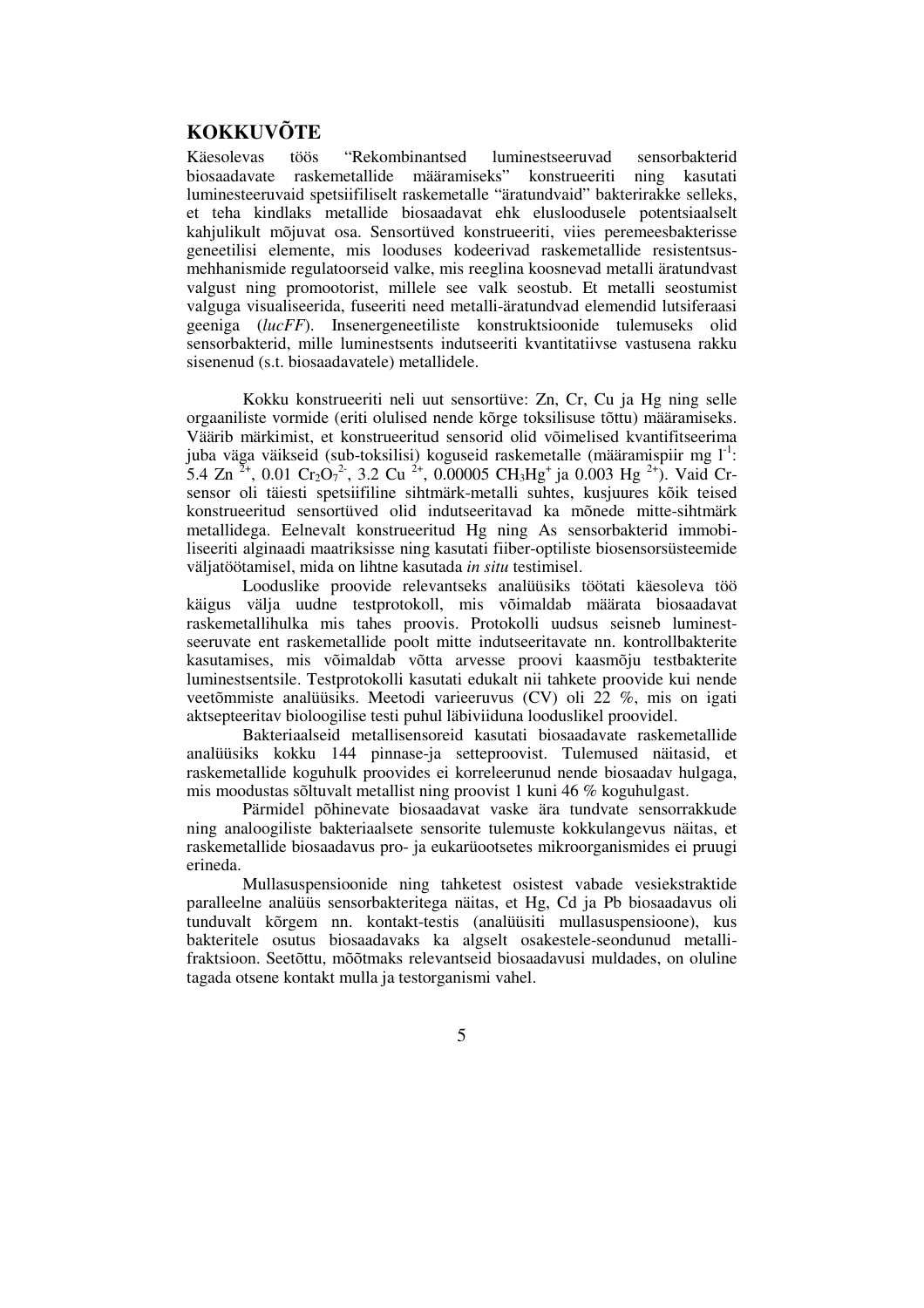## KOKKUVÕTE

Käesolevas töös "Rekombinantsed luminestseeruvad sensorbakterid biosaadavate raskemetallide määramiseks" konstrueeriti ning kasutati luminesteeruvaid spetsiifiliselt raskemetalle "äratundvaid" bakterirakke selleks, et teha kindlaks metallide biosaadavat ehk elusloodusele potentsiaalselt kahjulikult mõjuvat osa. Sensortüved konstrueeriti, viies peremeesbakterisse geneetilisi elemente, mis looduses kodeerivad raskemetallide resistentsus-mehhanismide regulatoorseid valke, mis reeglina koosnevad metalli äratundvast valgust ning promootorist, millele see valk seostub. Et metalli seostumist valguga visualiseerida, fuseeriti need metalli-äratundvad elemendid lutsiferaasi geeniga (*lucFF*). Insenergeneetiliste konstruktsioonide tulemuseks olid sensorbakterid, mille luminestsents indutseeriti kvantitatiivse vastusena rakku sisenenud (s.t. biosaadavatele) metallidele.

Kokku konstrueeriti neli uut sensortüve: Zn, Cr, Cu ja Hg ning selle orgaaniliste vormide (eriti olulised nende kõrge toksilisuse tõttu) määramiseks. Väärib märkimist, et konstrueeritud sensorid olid võimelised kvantifitseerima juba väga väikseid (sub-toksilisi) koguseid raskemetalle (määramispiir mg $l^{-1}$: 5.4 $Zn^{2+}$, 0.01 $Cr_2O_7^{2-}$, 3.2 $Cu^{2+}$, 0.00005 $CH_3Hg^+$ ja 0.003 $Hg^{2+}$). Vaid Cr-sensor oli täiesti spetsiifiline sihtmärk-metalli suhtes, kusjuures kõik teised konstrueeritud sensortüved olid indutseeritavad ka mõnede mitte-sihtmärk metallidega. Eelnevalt konstrueeritud Hg ning As sensorbakterid immobiliseeriti alginaadi maatriksisse ning kasutati fiiber-optiliste biosensorsüsteemide väljatöötamisel, mida on lihtne kasutada *in situ* testimisel.

Looduslike proovide relevantseks analüüsiks töötati käesoleva töö käigus välja uudne testprotokoll, mis võimaldab määrata biosaadavat raskemetallihulka mis tahes proovis. Protokolli uudsus seisneb luminestseeruvate ent raskemetallide poolt mitte indutseeritavate nn. kontrollbakterite kasutamises, mis võimaldab võtta arvesse proovi kaasmõju testbakterite luminestsentsile. Testprotokolli kasutati edukalt nii tahkete proovide kui nende veetõmmiste analüüsiks. Meetodi varieeruvus (CV) oli 22 %, mis on igati aktsepteeritav bioloogilise testi puhul läbiviiduna looduslikel proovidel.

Bakteriaalseid metallisensoreid kasutati biosaadavate raskemetallide analüüsiks kokku 144 pinnase-ja setteproovist. Tulemused näitasid, et raskemetallide koguhulk proovides ei korreleerunud nende biosaadav hulgaga, mis moodustas sõltuvalt metallist ning proovist 1 kuni 46 % koguhulgast.

Pärmidel põhinevate biosaadavat vaske ära tundvate sensorrakkude ning analoogiliste bakteriaalsete sensorite tulemuste kokkulangevus näitas, et raskemetallide biosaadavus pro- ja eukarüootsetes mikroorganismides ei pruugi erineda.

Mullasuspensioonide ning tahketest osistest vabade vesiekstraktide paralleelne analüüs sensorbakteritega näitas, et Hg, Cd ja Pb biosaadavus oli tunduvalt kõrgem nn. kontakt-testis (analüüsiti mullasuspensioone), kus bakteritele osutus biosaadavaks ka algselt osakestele-seondunud metalli-fraktsioon. Seetõttu, mõõtmaks relevantseid biosaadavusi muldades, on oluline tagada otsene kontakt mulla ja testorganismi vahel.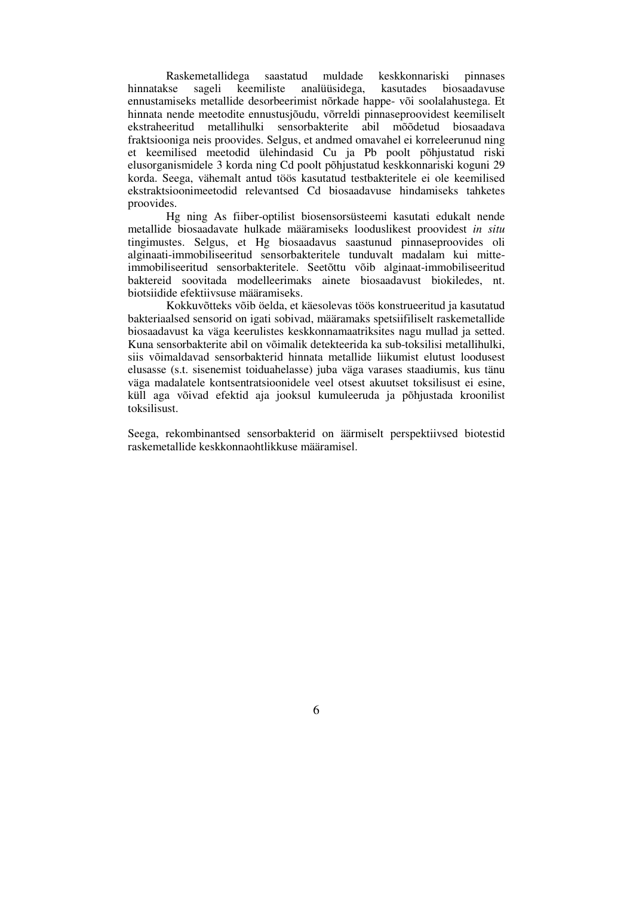Raskemetallidega saastatud muldade keskkonnariski pinnases hinnatakse sageli keemiliste analüüsidega, kasutades biosaadavuse ennustamiseks metallide desorbeerimist nõrkade happe- või soolalahustega. Et hinnata nende meetodite ennustusjõudu, võrreldi pinnaseproovidest keemiliselt ekstraheeritud metallihulki sensorbakterite abil mõõdetud biosaadava fraktsiooniga neis proovides. Selgus, et andmed omavahel ei korreleerunud ning et keemilised meetodid ülehindasid Cu ja Pb poolt põhjustatud riski elusorganismidele 3 korda ning Cd poolt põhjustatud keskkonnariski koguni 29 korda. Seega, vähemalt antud töös kasutatud testbakteritele ei ole keemilised ekstraktsioonimeetodid relevantsed Cd biosaadavuse hindamiseks tahketes proovides.

Hg ning As fiiber-optilist biosensorsüsteemi kasutati edukalt nende metallide biosaadavate hulkade määramiseks looduslikest proovidest *in situ* tingimustes. Selgus, et Hg biosaadavus saastunud pinnaseproovides oli alginaati-immobiliseeritud sensorbakteritele tunduvalt madalam kui mitte-immobiliseeritud sensorbakteritele. Seetõttu võib alginaat-immobiliseeritud baktereid soovitada modelleerimaks ainete biosaadavust biokiledes, nt. biotsiidide efektiivsuse määramiseks.

Kokkuvõtteks võib öelda, et käesolevas töös konstrueeritud ja kasutatud bakteriaalsed sensorid on igati sobivad, määramaks spetsiifiliselt raskemetallide biosaadavust ka väga keerulistes keskkonnamaatriksites nagu mullad ja setted. Kuna sensorbakterite abil on võimalik detekteerida ka sub-toksilisi metallihulki, siis võimaldavad sensorbakterid hinnata metallide liikumist elutust loodusest elusasse (s.t. sisenemist toiduahelasse) juba väga varases staadiumis, kus tänu väga madalatele kontsentratsioonidele veel otsest akuutset toksilisust ei esine, küll aga võivad efektid aja jooksul kumuleeruda ja põhjustada kroonilist toksilisust.

Seega, rekombinantsed sensorbakterid on äärmiselt perspektiivsed biotestid raskemetallide keskkonnaohtlikkuse määramisel.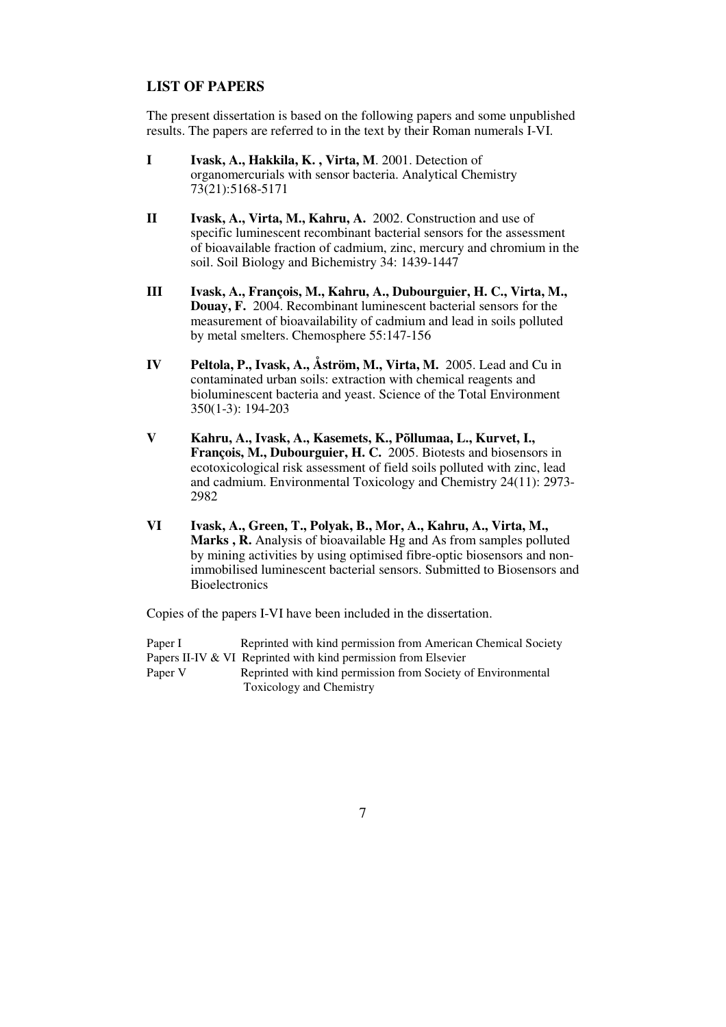## LIST OF PAPERS

The present dissertation is based on the following papers and some unpublished results. The papers are referred to in the text by their Roman numerals I-VI.

**I** **Ivask, A., Hakkila, K. , Virta, M**. 2001. Detection of organomercurials with sensor bacteria. Analytical Chemistry 73(21):5168-5171

**II** **Ivask, A., Virta, M., Kahru, A.** 2002. Construction and use of specific luminescent recombinant bacterial sensors for the assessment of bioavailable fraction of cadmium, zinc, mercury and chromium in the soil. Soil Biology and Bichemistry 34: 1439-1447

**III** **Ivask, A., François, M., Kahru, A., Dubourguier, H. C., Virta, M., Douay, F.** 2004. Recombinant luminescent bacterial sensors for the measurement of bioavailability of cadmium and lead in soils polluted by metal smelters. Chemosphere 55:147-156

**IV** **Peltola, P., Ivask, A., Åström, M., Virta, M.** 2005. Lead and Cu in contaminated urban soils: extraction with chemical reagents and bioluminescent bacteria and yeast. Science of the Total Environment 350(1-3): 194-203

**V** **Kahru, A., Ivask, A., Kasemets, K., Põllumaa, L., Kurvet, I., François, M., Dubourguier, H. C.** 2005. Biotests and biosensors in ecotoxicological risk assessment of field soils polluted with zinc, lead and cadmium. Environmental Toxicology and Chemistry 24(11): 2973-2982

**VI** **Ivask, A., Green, T., Polyak, B., Mor, A., Kahru, A., Virta, M., Marks , R.** Analysis of bioavailable Hg and As from samples polluted by mining activities by using optimised fibre-optic biosensors and non-immobilised luminescent bacterial sensors. Submitted to Biosensors and Bioelectronics

Copies of the papers I-VI have been included in the dissertation.

Paper I Reprinted with kind permission from American Chemical Society
Papers II-IV & VI Reprinted with kind permission from Elsevier
Paper V Reprinted with kind permission from Society of Environmental Toxicology and Chemistry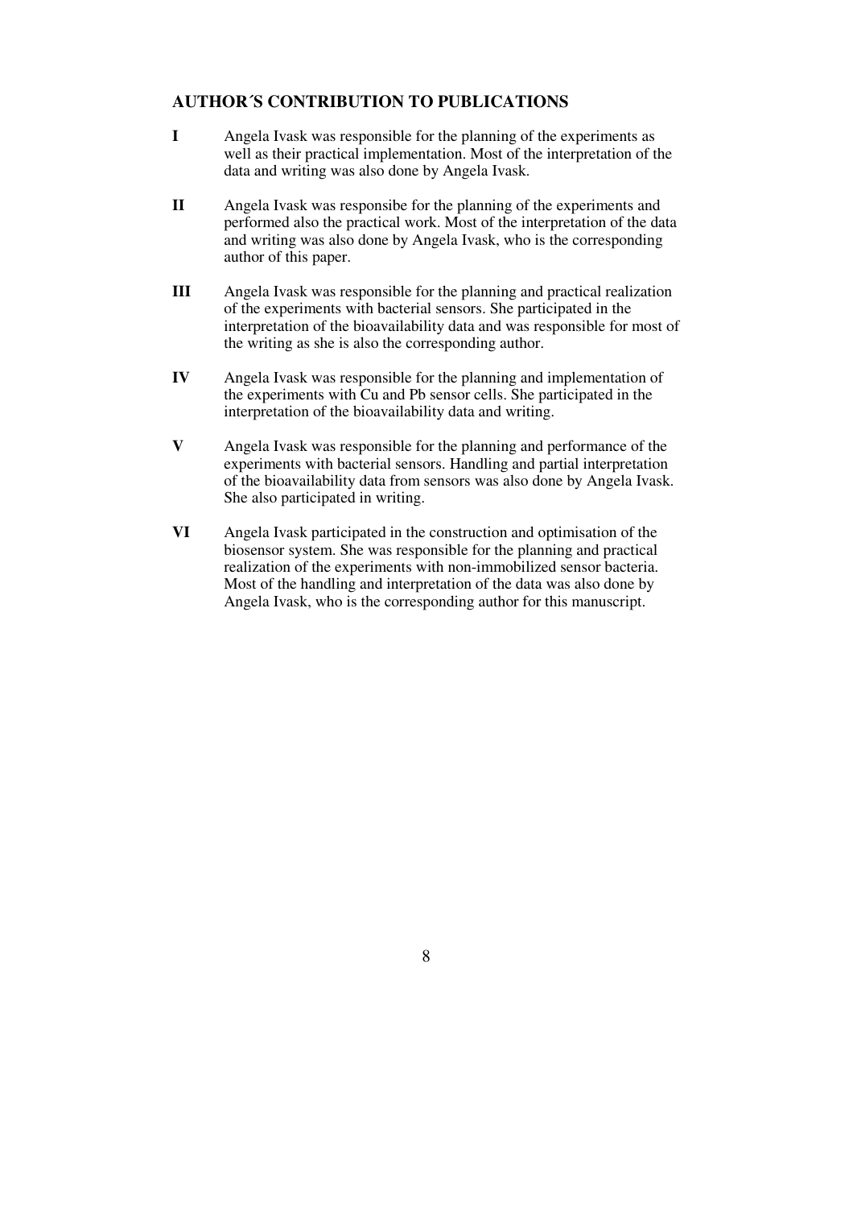## AUTHOR´S CONTRIBUTION TO PUBLICATIONS

**I** Angela Ivask was responsible for the planning of the experiments as well as their practical implementation. Most of the interpretation of the data and writing was also done by Angela Ivask.

**II** Angela Ivask was responsibe for the planning of the experiments and performed also the practical work. Most of the interpretation of the data and writing was also done by Angela Ivask, who is the corresponding author of this paper.

**III** Angela Ivask was responsible for the planning and practical realization of the experiments with bacterial sensors. She participated in the interpretation of the bioavailability data and was responsible for most of the writing as she is also the corresponding author.

**IV** Angela Ivask was responsible for the planning and implementation of the experiments with Cu and Pb sensor cells. She participated in the interpretation of the bioavailability data and writing.

**V** Angela Ivask was responsible for the planning and performance of the experiments with bacterial sensors. Handling and partial interpretation of the bioavailability data from sensors was also done by Angela Ivask. She also participated in writing.

**VI** Angela Ivask participated in the construction and optimisation of the biosensor system. She was responsible for the planning and practical realization of the experiments with non-immobilized sensor bacteria. Most of the handling and interpretation of the data was also done by Angela Ivask, who is the corresponding author for this manuscript.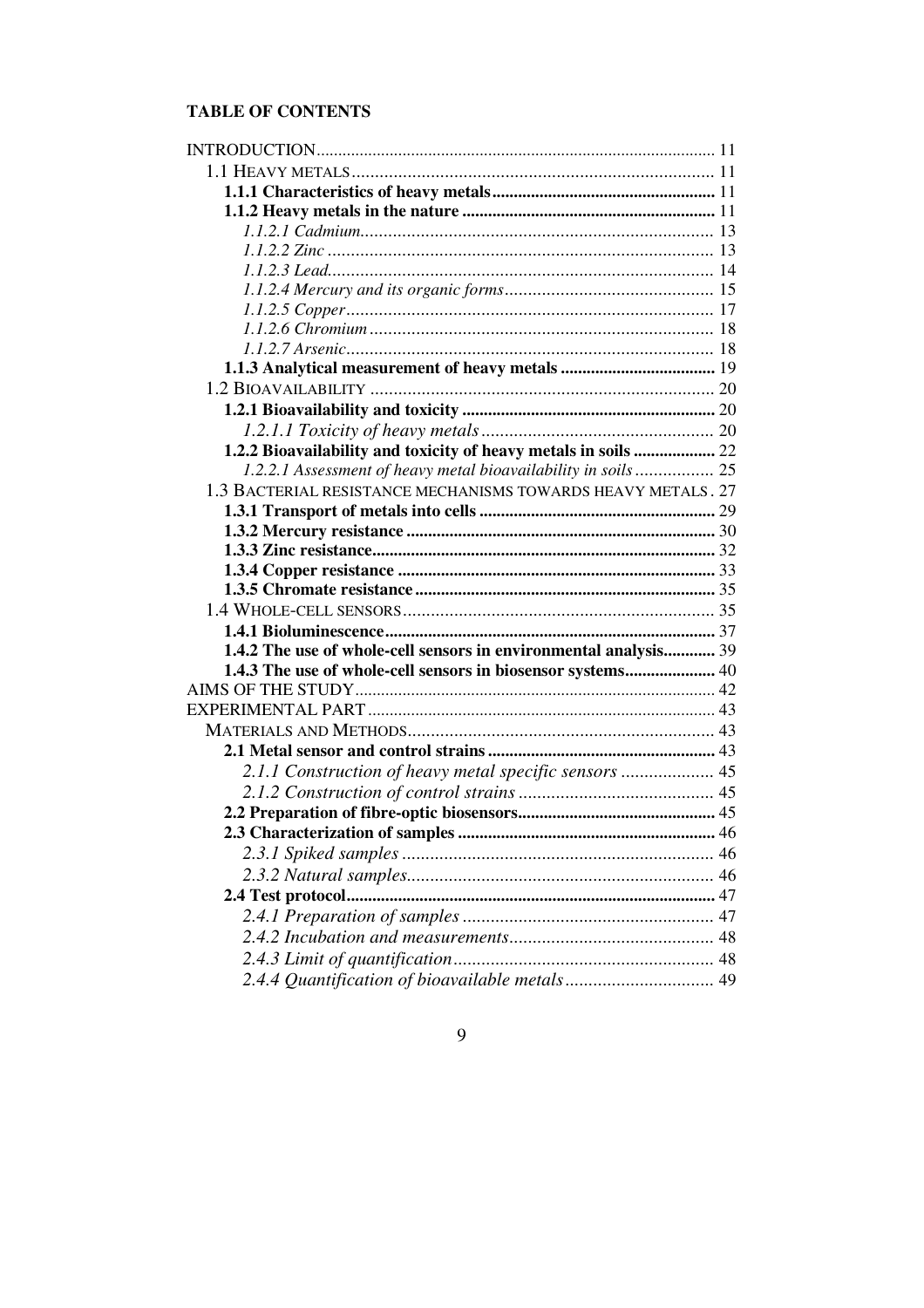**TABLE OF CONTENTS**

INTRODUCTION ........ 11
- 1.1 HEAVY METALS ........ 11
  - **1.1.1 Characteristics of heavy metals** ........ 11
  - **1.1.2 Heavy metals in the nature** ........ 11
    - *1.1.2.1 Cadmium* ........ 13
    - *1.1.2.2 Zinc* ........ 13
    - *1.1.2.3 Lead* ........ 14
    - *1.1.2.4 Mercury and its organic forms* ........ 15
    - *1.1.2.5 Copper* ........ 17
    - *1.1.2.6 Chromium* ........ 18
    - *1.1.2.7 Arsenic* ........ 18
  - **1.1.3 Analytical measurement of heavy metals** ........ 19
- 1.2 BIOAVAILABILITY ........ 20
  - **1.2.1 Bioavailability and toxicity** ........ 20
    - *1.2.1.1 Toxicity of heavy metals* ........ 20
  - **1.2.2 Bioavailability and toxicity of heavy metals in soils** ........ 22
    - *1.2.2.1 Assessment of heavy metal bioavailability in soils* ........ 25
- 1.3 BACTERIAL RESISTANCE MECHANISMS TOWARDS HEAVY METALS ........ 27
  - **1.3.1 Transport of metals into cells** ........ 29
  - **1.3.2 Mercury resistance** ........ 30
  - **1.3.3 Zinc resistance** ........ 32
  - **1.3.4 Copper resistance** ........ 33
  - **1.3.5 Chromate resistance** ........ 35
- 1.4 WHOLE-CELL SENSORS ........ 35
  - **1.4.1 Bioluminescence** ........ 37
  - **1.4.2 The use of whole-cell sensors in environmental analysis** ........ 39
  - **1.4.3 The use of whole-cell sensors in biosensor systems** ........ 40

AIMS OF THE STUDY ........ 42

EXPERIMENTAL PART ........ 43
- MATERIALS AND METHODS ........ 43
  - **2.1 Metal sensor and control strains** ........ 43
    - *2.1.1 Construction of heavy metal specific sensors* ........ 45
    - *2.1.2 Construction of control strains* ........ 45
  - **2.2 Preparation of fibre-optic biosensors** ........ 45
  - **2.3 Characterization of samples** ........ 46
    - *2.3.1 Spiked samples* ........ 46
    - *2.3.2 Natural samples* ........ 46
  - **2.4 Test protocol** ........ 47
    - *2.4.1 Preparation of samples* ........ 47
    - *2.4.2 Incubation and measurements* ........ 48
    - *2.4.3 Limit of quantification* ........ 48
    - *2.4.4 Quantification of bioavailable metals* ........ 49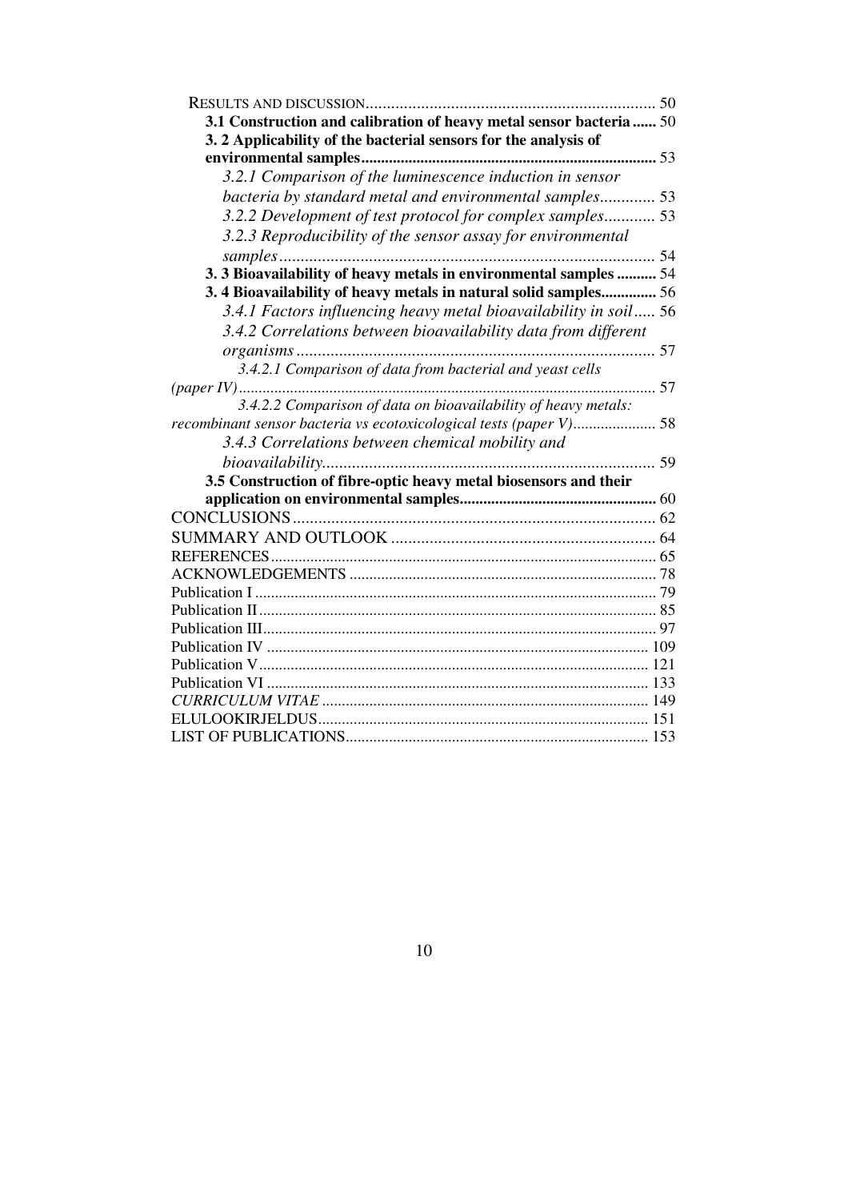RESULTS AND DISCUSSION .................................................................. 50

**3.1 Construction and calibration of heavy metal sensor bacteria ...... 50**

**3. 2 Applicability of the bacterial sensors for the analysis of environmental samples......................................................................... 53**

*3.2.1 Comparison of the luminescence induction in sensor bacteria by standard metal and environmental samples............. 53*

*3.2.2 Development of test protocol for complex samples............ 53*

*3.2.3 Reproducibility of the sensor assay for environmental samples........................................................................ 54*

**3. 3 Bioavailability of heavy metals in environmental samples .......... 54**

**3. 4 Bioavailability of heavy metals in natural solid samples.............. 56**

*3.4.1 Factors influencing heavy metal bioavailability in soil..... 56*

*3.4.2 Correlations between bioavailability data from different organisms ................................................................................. 57*

*3.4.2.1 Comparison of data from bacterial and yeast cells (paper IV)...................................................................................... 57*

*3.4.2.2 Comparison of data on bioavailability of heavy metals: recombinant sensor bacteria vs ecotoxicological tests (paper V)..................... 58*

*3.4.3 Correlations between chemical mobility and bioavailability.............................................................................. 59*

**3.5 Construction of fibre-optic heavy metal biosensors and their application on environmental samples................................................. 60**

CONCLUSIONS ..................................................................................... 62

SUMMARY AND OUTLOOK ............................................................... 64

REFERENCES ........................................................................................ 65

ACKNOWLEDGEMENTS ..................................................................... 78

Publication I ............................................................................................ 79

Publication II ........................................................................................... 85

Publication III .......................................................................................... 97

Publication IV ........................................................................................ 109

Publication V .......................................................................................... 121

Publication VI ........................................................................................ 133

*CURRICULUM VITAE* ........................................................................ 149

ELULOOKIRJELDUS ........................................................................... 151

LIST OF PUBLICATIONS ..................................................................... 153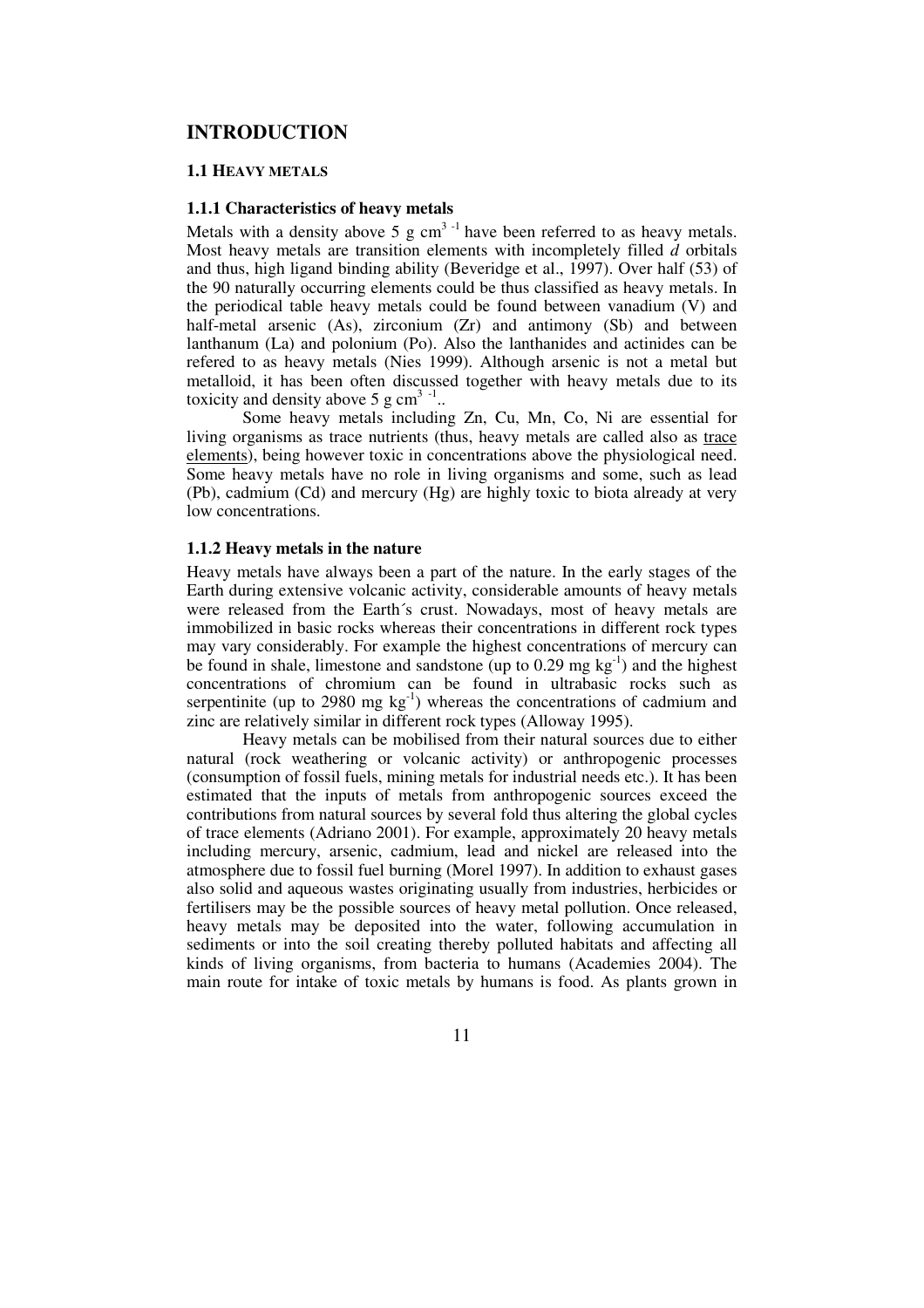# INTRODUCTION

## 1.1 HEAVY METALS

### 1.1.1 Characteristics of heavy metals

Metals with a density above 5 g $cm^{3\ -1}$ have been referred to as heavy metals. Most heavy metals are transition elements with incompletely filled *d* orbitals and thus, high ligand binding ability (Beveridge et al., 1997). Over half (53) of the 90 naturally occurring elements could be thus classified as heavy metals. In the periodical table heavy metals could be found between vanadium (V) and half-metal arsenic (As), zirconium (Zr) and antimony (Sb) and between lanthanum (La) and polonium (Po). Also the lanthanides and actinides can be refered to as heavy metals (Nies 1999). Although arsenic is not a metal but metalloid, it has been often discussed together with heavy metals due to its toxicity and density above 5 g $cm^{3\ -1}$..

Some heavy metals including Zn, Cu, Mn, Co, Ni are essential for living organisms as trace nutrients (thus, heavy metals are called also as trace elements), being however toxic in concentrations above the physiological need. Some heavy metals have no role in living organisms and some, such as lead (Pb), cadmium (Cd) and mercury (Hg) are highly toxic to biota already at very low concentrations.

### 1.1.2 Heavy metals in the nature

Heavy metals have always been a part of the nature. In the early stages of the Earth during extensive volcanic activity, considerable amounts of heavy metals were released from the Earth´s crust. Nowadays, most of heavy metals are immobilized in basic rocks whereas their concentrations in different rock types may vary considerably. For example the highest concentrations of mercury can be found in shale, limestone and sandstone (up to 0.29 mg $kg^{-1}$) and the highest concentrations of chromium can be found in ultrabasic rocks such as serpentinite (up to 2980 mg $kg^{-1}$) whereas the concentrations of cadmium and zinc are relatively similar in different rock types (Alloway 1995).

Heavy metals can be mobilised from their natural sources due to either natural (rock weathering or volcanic activity) or anthropogenic processes (consumption of fossil fuels, mining metals for industrial needs etc.). It has been estimated that the inputs of metals from anthropogenic sources exceed the contributions from natural sources by several fold thus altering the global cycles of trace elements (Adriano 2001). For example, approximately 20 heavy metals including mercury, arsenic, cadmium, lead and nickel are released into the atmosphere due to fossil fuel burning (Morel 1997). In addition to exhaust gases also solid and aqueous wastes originating usually from industries, herbicides or fertilisers may be the possible sources of heavy metal pollution. Once released, heavy metals may be deposited into the water, following accumulation in sediments or into the soil creating thereby polluted habitats and affecting all kinds of living organisms, from bacteria to humans (Academies 2004). The main route for intake of toxic metals by humans is food. As plants grown in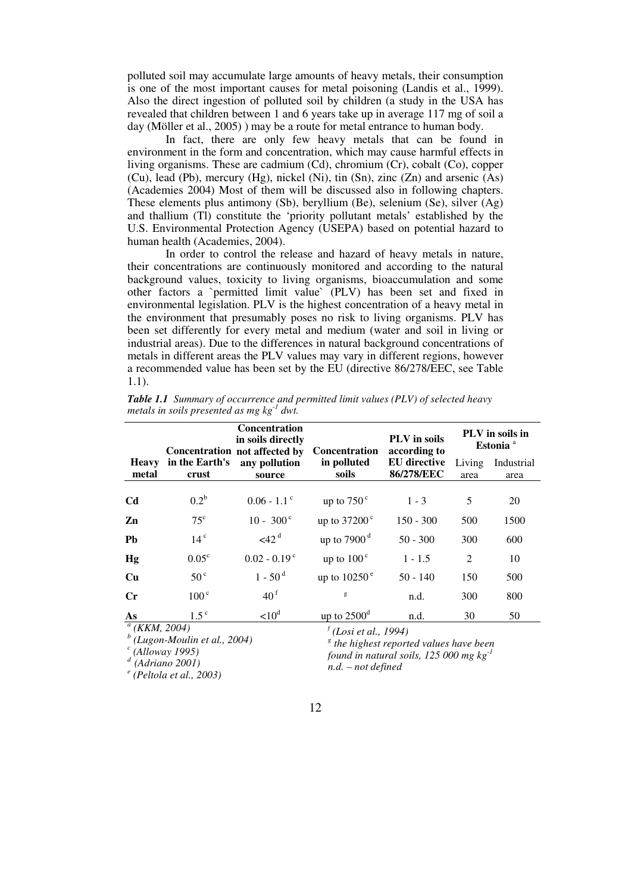polluted soil may accumulate large amounts of heavy metals, their consumption is one of the most important causes for metal poisoning (Landis et al., 1999). Also the direct ingestion of polluted soil by children (a study in the USA has revealed that children between 1 and 6 years take up in average 117 mg of soil a day (Möller et al., 2005) ) may be a route for metal entrance to human body.

In fact, there are only few heavy metals that can be found in environment in the form and concentration, which may cause harmful effects in living organisms. These are cadmium (Cd), chromium (Cr), cobalt (Co), copper (Cu), lead (Pb), mercury (Hg), nickel (Ni), tin (Sn), zinc (Zn) and arsenic (As) (Academies 2004) Most of them will be discussed also in following chapters. These elements plus antimony (Sb), beryllium (Be), selenium (Se), silver (Ag) and thallium (Tl) constitute the 'priority pollutant metals' established by the U.S. Environmental Protection Agency (USEPA) based on potential hazard to human health (Academies, 2004).

In order to control the release and hazard of heavy metals in nature, their concentrations are continuously monitored and according to the natural background values, toxicity to living organisms, bioaccumulation and some other factors a `permitted limit value` (PLV) has been set and fixed in environmental legislation. PLV is the highest concentration of a heavy metal in the environment that presumably poses no risk to living organisms. PLV has been set differently for every metal and medium (water and soil in living or industrial areas). Due to the differences in natural background concentrations of metals in different areas the PLV values may vary in different regions, however a recommended value has been set by the EU (directive 86/278/EEC, see Table 1.1).

***Table 1.1*** *Summary of occurrence and permitted limit values (PLV) of selected heavy metals in soils presented as mg kg$^{-1}$ dwt.*

| Heavy metal | Concentration in the Earth's crust | Concentration in soils directly not affected by any pollution source | Concentration in polluted soils | PLV in soils according to EU directive 86/278/EEC | PLV in soils in Estonia [a] | |
|---|---|---|---|---|---|---|
| | | | | | Living area | Industrial area |
| **Cd** | 0.2 [b] | 0.06 - 1.1 [c] | up to 750 [c] | 1 - 3 | 5 | 20 |
| **Zn** | 75 [c] | 10 - 300 [c] | up to 37200 [c] | 150 - 300 | 500 | 1500 |
| **Pb** | 14 [c] | <42 [d] | up to 7900 [d] | 50 - 300 | 300 | 600 |
| **Hg** | 0.05 [c] | 0.02 - 0.19 [c] | up to 100 [c] | 1 - 1.5 | 2 | 10 |
| **Cu** | 50 [c] | 1 - 50 [d] | up to 10250 [e] | 50 - 140 | 150 | 500 |
| **Cr** | 100 [c] | 40 [f] | [g] | n.d. | 300 | 800 |
| **As** | 1.5 [c] | <10 [d] | up to 2500 [d] | n.d. | 30 | 50 |

[a] *(KKM, 2004)*
[b] *(Lugon-Moulin et al., 2004)*
[c] *(Alloway 1995)*
[d] *(Adriano 2001)*
[e] *(Peltola et al., 2003)*
[f] *(Losi et al., 1994)*
[g] *the highest reported values have been found in natural soils, 125 000 mg kg$^{-1}$*
*n.d. – not defined*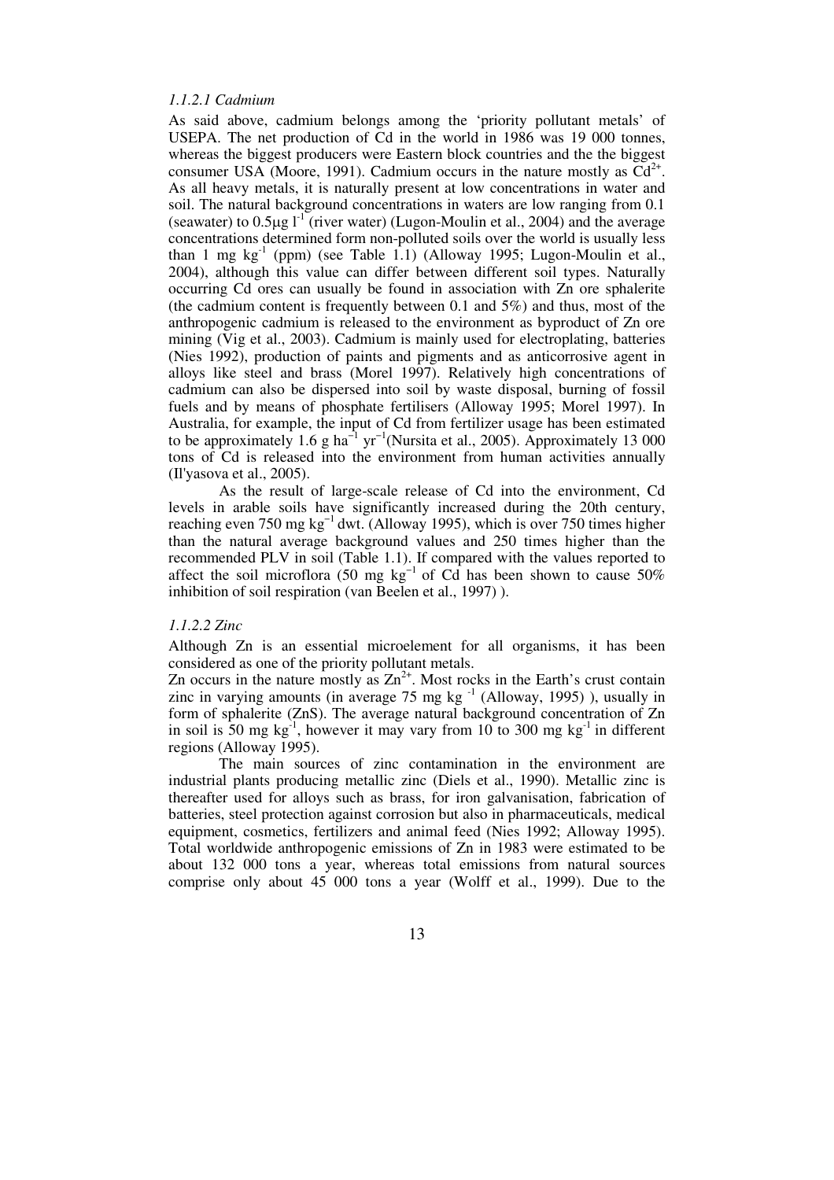#### *1.1.2.1 Cadmium*

As said above, cadmium belongs among the 'priority pollutant metals' of USEPA. The net production of Cd in the world in 1986 was 19 000 tonnes, whereas the biggest producers were Eastern block countries and the the biggest consumer USA (Moore, 1991). Cadmium occurs in the nature mostly as $Cd^{2+}$. As all heavy metals, it is naturally present at low concentrations in water and soil. The natural background concentrations in waters are low ranging from 0.1 (seawater) to 0.5µg $l^{-1}$ (river water) (Lugon-Moulin et al., 2004) and the average concentrations determined form non-polluted soils over the world is usually less than 1 mg $kg^{-1}$ (ppm) (see Table 1.1) (Alloway 1995; Lugon-Moulin et al., 2004), although this value can differ between different soil types. Naturally occurring Cd ores can usually be found in association with Zn ore sphalerite (the cadmium content is frequently between 0.1 and 5%) and thus, most of the anthropogenic cadmium is released to the environment as byproduct of Zn ore mining (Vig et al., 2003). Cadmium is mainly used for electroplating, batteries (Nies 1992), production of paints and pigments and as anticorrosive agent in alloys like steel and brass (Morel 1997). Relatively high concentrations of cadmium can also be dispersed into soil by waste disposal, burning of fossil fuels and by means of phosphate fertilisers (Alloway 1995; Morel 1997). In Australia, for example, the input of Cd from fertilizer usage has been estimated to be approximately 1.6 g $ha^{-1}$ $yr^{-1}$(Nursita et al., 2005). Approximately 13 000 tons of Cd is released into the environment from human activities annually (Il'yasova et al., 2005).

As the result of large-scale release of Cd into the environment, Cd levels in arable soils have significantly increased during the 20th century, reaching even 750 mg $kg^{-1}$ dwt. (Alloway 1995), which is over 750 times higher than the natural average background values and 250 times higher than the recommended PLV in soil (Table 1.1). If compared with the values reported to affect the soil microflora (50 mg $kg^{-1}$ of Cd has been shown to cause 50% inhibition of soil respiration (van Beelen et al., 1997) ).

#### *1.1.2.2 Zinc*

Although Zn is an essential microelement for all organisms, it has been considered as one of the priority pollutant metals.

Zn occurs in the nature mostly as $Zn^{2+}$. Most rocks in the Earth's crust contain zinc in varying amounts (in average 75 mg $kg^{-1}$ (Alloway, 1995) ), usually in form of sphalerite (ZnS). The average natural background concentration of Zn in soil is 50 mg $kg^{-1}$, however it may vary from 10 to 300 mg $kg^{-1}$ in different regions (Alloway 1995).

The main sources of zinc contamination in the environment are industrial plants producing metallic zinc (Diels et al., 1990). Metallic zinc is thereafter used for alloys such as brass, for iron galvanisation, fabrication of batteries, steel protection against corrosion but also in pharmaceuticals, medical equipment, cosmetics, fertilizers and animal feed (Nies 1992; Alloway 1995). Total worldwide anthropogenic emissions of Zn in 1983 were estimated to be about 132 000 tons a year, whereas total emissions from natural sources comprise only about 45 000 tons a year (Wolff et al., 1999). Due to the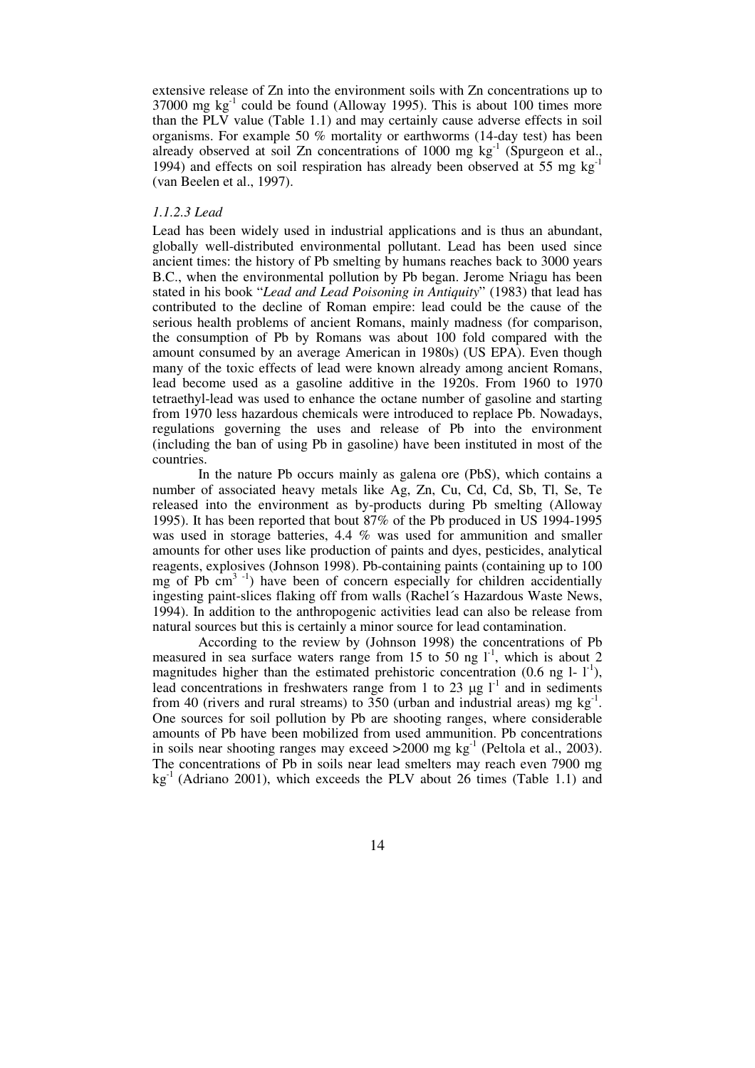extensive release of Zn into the environment soils with Zn concentrations up to 37000 mg kg$^{-1}$ could be found (Alloway 1995). This is about 100 times more than the PLV value (Table 1.1) and may certainly cause adverse effects in soil organisms. For example 50 % mortality or earthworms (14-day test) has been already observed at soil Zn concentrations of 1000 mg kg$^{-1}$ (Spurgeon et al., 1994) and effects on soil respiration has already been observed at 55 mg kg$^{-1}$ (van Beelen et al., 1997).

#### *1.1.2.3 Lead*

Lead has been widely used in industrial applications and is thus an abundant, globally well-distributed environmental pollutant. Lead has been used since ancient times: the history of Pb smelting by humans reaches back to 3000 years B.C., when the environmental pollution by Pb began. Jerome Nriagu has been stated in his book "*Lead and Lead Poisoning in Antiquity*" (1983) that lead has contributed to the decline of Roman empire: lead could be the cause of the serious health problems of ancient Romans, mainly madness (for comparison, the consumption of Pb by Romans was about 100 fold compared with the amount consumed by an average American in 1980s) (US EPA). Even though many of the toxic effects of lead were known already among ancient Romans, lead become used as a gasoline additive in the 1920s. From 1960 to 1970 tetraethyl-lead was used to enhance the octane number of gasoline and starting from 1970 less hazardous chemicals were introduced to replace Pb. Nowadays, regulations governing the uses and release of Pb into the environment (including the ban of using Pb in gasoline) have been instituted in most of the countries.

In the nature Pb occurs mainly as galena ore (PbS), which contains a number of associated heavy metals like Ag, Zn, Cu, Cd, Cd, Sb, Tl, Se, Te released into the environment as by-products during Pb smelting (Alloway 1995). It has been reported that bout 87% of the Pb produced in US 1994-1995 was used in storage batteries, 4.4 % was used for ammunition and smaller amounts for other uses like production of paints and dyes, pesticides, analytical reagents, explosives (Johnson 1998). Pb-containing paints (containing up to 100 mg of Pb cm$^{3\ -1}$) have been of concern especially for children accidentially ingesting paint-slices flaking off from walls (Rachel´s Hazardous Waste News, 1994). In addition to the anthropogenic activities lead can also be release from natural sources but this is certainly a minor source for lead contamination.

According to the review by (Johnson 1998) the concentrations of Pb measured in sea surface waters range from 15 to 50 ng l$^{-1}$, which is about 2 magnitudes higher than the estimated prehistoric concentration (0.6 ng l- l$^{-1}$), lead concentrations in freshwaters range from 1 to 23 µg l$^{-1}$ and in sediments from 40 (rivers and rural streams) to 350 (urban and industrial areas) mg kg$^{-1}$. One sources for soil pollution by Pb are shooting ranges, where considerable amounts of Pb have been mobilized from used ammunition. Pb concentrations in soils near shooting ranges may exceed >2000 mg kg$^{-1}$ (Peltola et al., 2003). The concentrations of Pb in soils near lead smelters may reach even 7900 mg kg$^{-1}$ (Adriano 2001), which exceeds the PLV about 26 times (Table 1.1) and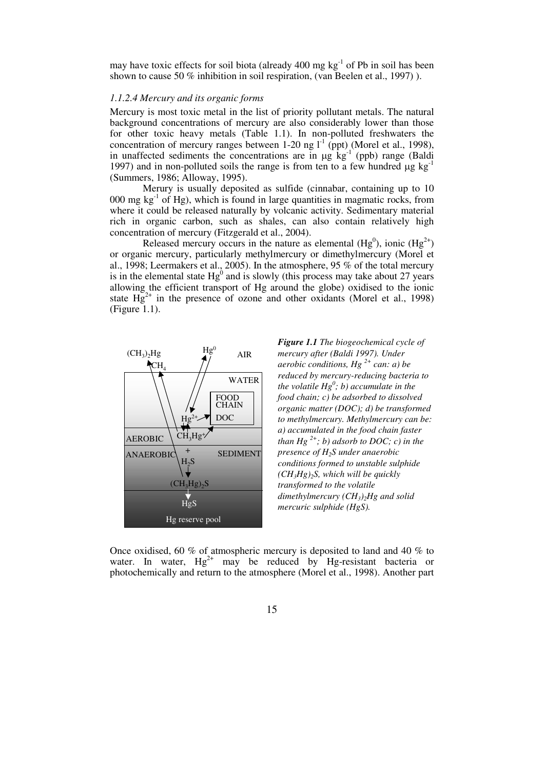may have toxic effects for soil biota (already 400 mg $kg^{-1}$ of Pb in soil has been shown to cause 50 % inhibition in soil respiration, (van Beelen et al., 1997) ).

### *1.1.2.4 Mercury and its organic forms*

Mercury is most toxic metal in the list of priority pollutant metals. The natural background concentrations of mercury are also considerably lower than those for other toxic heavy metals (Table 1.1). In non-polluted freshwaters the concentration of mercury ranges between 1-20 ng $l^{-1}$ (ppt) (Morel et al., 1998), in unaffected sediments the concentrations are in µg $kg^{-1}$ (ppb) range (Baldi 1997) and in non-polluted soils the range is from ten to a few hundred µg $kg^{-1}$ (Summers, 1986; Alloway, 1995).

Merury is usually deposited as sulfide (cinnabar, containing up to 10 000 mg $kg^{-1}$ of Hg), which is found in large quantities in magmatic rocks, from where it could be released naturally by volcanic activity. Sedimentary material rich in organic carbon, such as shales, can also contain relatively high concentration of mercury (Fitzgerald et al., 2004).

Released mercury occurs in the nature as elemental ($Hg^0$), ionic ($Hg^{2+}$) or organic mercury, particularly methylmercury or dimethylmercury (Morel et al., 1998; Leermakers et al., 2005). In the atmosphere, 95 % of the total mercury is in the elemental state $Hg^0$ and is slowly (this process may take about 27 years allowing the efficient transport of Hg around the globe) oxidised to the ionic state $Hg^{2+}$ in the presence of ozone and other oxidants (Morel et al., 1998) (Figure 1.1).

$(CH_3)_2Hg$
$Hg^0$
AIR
$CH_4$
WATER
FOOD CHAIN
$Hg^{2+}$
DOC
AEROBIC
$CH_3Hg^+$
ANAEROBIC
+
$H_2S$
SEDIMENT
$(CH_3Hg)_2S$
HgS
Hg reserve pool

***Figure 1.1*** *The biogeochemical cycle of mercury after (Baldi 1997). Under aerobic conditions, $Hg^{2+}$ can: a) be reduced by mercury-reducing bacteria to the volatile $Hg^0$; b) accumulate in the food chain; c) be adsorbed to dissolved organic matter (DOC); d) be transformed to methylmercury. Methylmercury can be: a) accumulated in the food chain faster than $Hg^{2+}$; b) adsorb to DOC; c) in the presence of $H_2S$ under anaerobic conditions formed to unstable sulphide $(CH_3Hg)_2S$, which will be quickly transformed to the volatile dimethylmercury $(CH_3)_2Hg$ and solid mercuric sulphide (HgS).*

Once oxidised, 60 % of atmospheric mercury is deposited to land and 40 % to water. In water, $Hg^{2+}$ may be reduced by Hg-resistant bacteria or photochemically and return to the atmosphere (Morel et al., 1998). Another part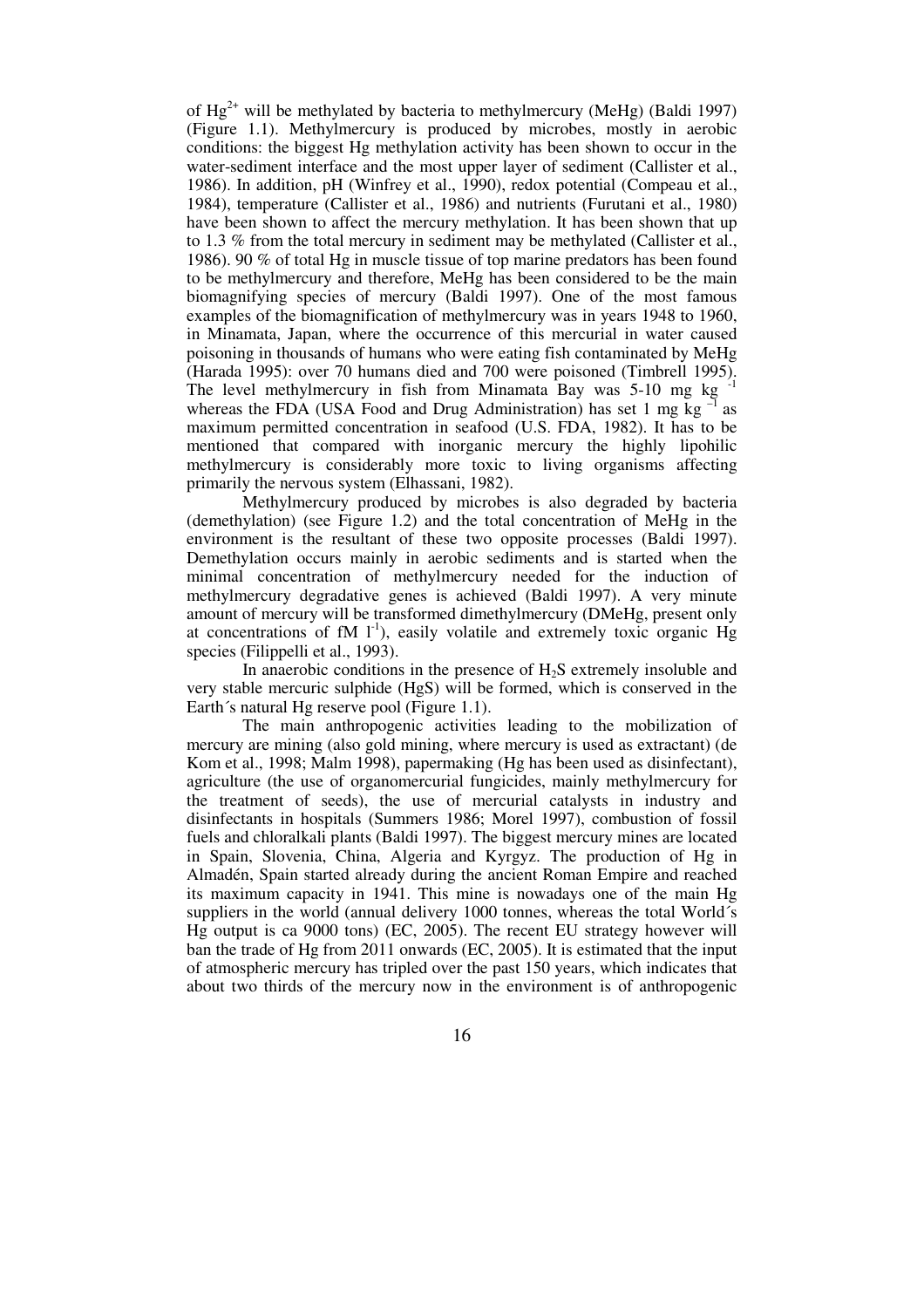of $Hg^{2+}$ will be methylated by bacteria to methylmercury (MeHg) (Baldi 1997) (Figure 1.1). Methylmercury is produced by microbes, mostly in aerobic conditions: the biggest Hg methylation activity has been shown to occur in the water-sediment interface and the most upper layer of sediment (Callister et al., 1986). In addition, pH (Winfrey et al., 1990), redox potential (Compeau et al., 1984), temperature (Callister et al., 1986) and nutrients (Furutani et al., 1980) have been shown to affect the mercury methylation. It has been shown that up to 1.3 % from the total mercury in sediment may be methylated (Callister et al., 1986). 90 % of total Hg in muscle tissue of top marine predators has been found to be methylmercury and therefore, MeHg has been considered to be the main biomagnifying species of mercury (Baldi 1997). One of the most famous examples of the biomagnification of methylmercury was in years 1948 to 1960, in Minamata, Japan, where the occurrence of this mercurial in water caused poisoning in thousands of humans who were eating fish contaminated by MeHg (Harada 1995): over 70 humans died and 700 were poisoned (Timbrell 1995). The level methylmercury in fish from Minamata Bay was 5-10 mg $kg^{-1}$ whereas the FDA (USA Food and Drug Administration) has set 1 mg $kg^{-1}$ as maximum permitted concentration in seafood (U.S. FDA, 1982). It has to be mentioned that compared with inorganic mercury the highly lipohilic methylmercury is considerably more toxic to living organisms affecting primarily the nervous system (Elhassani, 1982).

Methylmercury produced by microbes is also degraded by bacteria (demethylation) (see Figure 1.2) and the total concentration of MeHg in the environment is the resultant of these two opposite processes (Baldi 1997). Demethylation occurs mainly in aerobic sediments and is started when the minimal concentration of methylmercury needed for the induction of methylmercury degradative genes is achieved (Baldi 1997). A very minute amount of mercury will be transformed dimethylmercury (DMeHg, present only at concentrations of fM $l^{-1}$), easily volatile and extremely toxic organic Hg species (Filippelli et al., 1993).

In anaerobic conditions in the presence of $H_2S$ extremely insoluble and very stable mercuric sulphide (HgS) will be formed, which is conserved in the Earth´s natural Hg reserve pool (Figure 1.1).

The main anthropogenic activities leading to the mobilization of mercury are mining (also gold mining, where mercury is used as extractant) (de Kom et al., 1998; Malm 1998), papermaking (Hg has been used as disinfectant), agriculture (the use of organomercurial fungicides, mainly methylmercury for the treatment of seeds), the use of mercurial catalysts in industry and disinfectants in hospitals (Summers 1986; Morel 1997), combustion of fossil fuels and chloralkali plants (Baldi 1997). The biggest mercury mines are located in Spain, Slovenia, China, Algeria and Kyrgyz. The production of Hg in Almadén, Spain started already during the ancient Roman Empire and reached its maximum capacity in 1941. This mine is nowadays one of the main Hg suppliers in the world (annual delivery 1000 tonnes, whereas the total World´s Hg output is ca 9000 tons) (EC, 2005). The recent EU strategy however will ban the trade of Hg from 2011 onwards (EC, 2005). It is estimated that the input of atmospheric mercury has tripled over the past 150 years, which indicates that about two thirds of the mercury now in the environment is of anthropogenic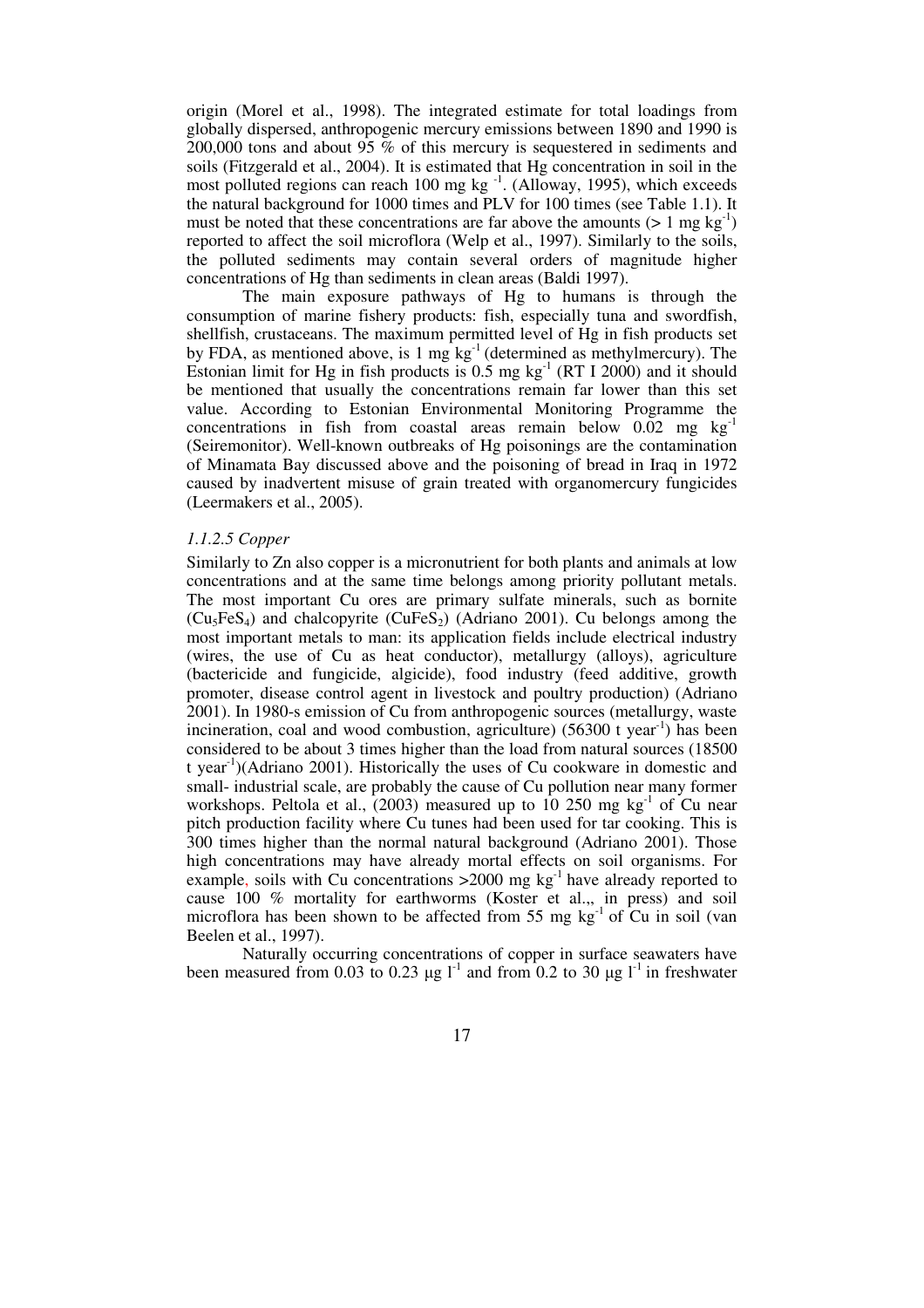origin (Morel et al., 1998). The integrated estimate for total loadings from globally dispersed, anthropogenic mercury emissions between 1890 and 1990 is 200,000 tons and about 95 % of this mercury is sequestered in sediments and soils (Fitzgerald et al., 2004). It is estimated that Hg concentration in soil in the most polluted regions can reach 100 mg $kg^{-1}$. (Alloway, 1995), which exceeds the natural background for 1000 times and PLV for 100 times (see Table 1.1). It must be noted that these concentrations are far above the amounts (> 1 mg $kg^{-1}$) reported to affect the soil microflora (Welp et al., 1997). Similarly to the soils, the polluted sediments may contain several orders of magnitude higher concentrations of Hg than sediments in clean areas (Baldi 1997).

The main exposure pathways of Hg to humans is through the consumption of marine fishery products: fish, especially tuna and swordfish, shellfish, crustaceans. The maximum permitted level of Hg in fish products set by FDA, as mentioned above, is 1 mg $kg^{-1}$ (determined as methylmercury). The Estonian limit for Hg in fish products is 0.5 mg $kg^{-1}$ (RT I 2000) and it should be mentioned that usually the concentrations remain far lower than this set value. According to Estonian Environmental Monitoring Programme the concentrations in fish from coastal areas remain below 0.02 mg $kg^{-1}$ (Seiremonitor). Well-known outbreaks of Hg poisonings are the contamination of Minamata Bay discussed above and the poisoning of bread in Iraq in 1972 caused by inadvertent misuse of grain treated with organomercury fungicides (Leermakers et al., 2005).

*1.1.2.5 Copper*

Similarly to Zn also copper is a micronutrient for both plants and animals at low concentrations and at the same time belongs among priority pollutant metals. The most important Cu ores are primary sulfate minerals, such as bornite ($Cu_5FeS_4$) and chalcopyrite ($CuFeS_2$) (Adriano 2001). Cu belongs among the most important metals to man: its application fields include electrical industry (wires, the use of Cu as heat conductor), metallurgy (alloys), agriculture (bactericide and fungicide, algicide), food industry (feed additive, growth promoter, disease control agent in livestock and poultry production) (Adriano 2001). In 1980-s emission of Cu from anthropogenic sources (metallurgy, waste incineration, coal and wood combustion, agriculture) (56300 t $year^{-1}$) has been considered to be about 3 times higher than the load from natural sources (18500 t $year^{-1}$)(Adriano 2001). Historically the uses of Cu cookware in domestic and small- industrial scale, are probably the cause of Cu pollution near many former workshops. Peltola et al., (2003) measured up to 10 250 mg $kg^{-1}$ of Cu near pitch production facility where Cu tunes had been used for tar cooking. This is 300 times higher than the normal natural background (Adriano 2001). Those high concentrations may have already mortal effects on soil organisms. For example, soils with Cu concentrations >2000 mg $kg^{-1}$ have already reported to cause 100 % mortality for earthworms (Koster et al.,, in press) and soil microflora has been shown to be affected from 55 mg $kg^{-1}$ of Cu in soil (van Beelen et al., 1997).

Naturally occurring concentrations of copper in surface seawaters have been measured from 0.03 to 0.23 µg $l^{-1}$ and from 0.2 to 30 µg $l^{-1}$ in freshwater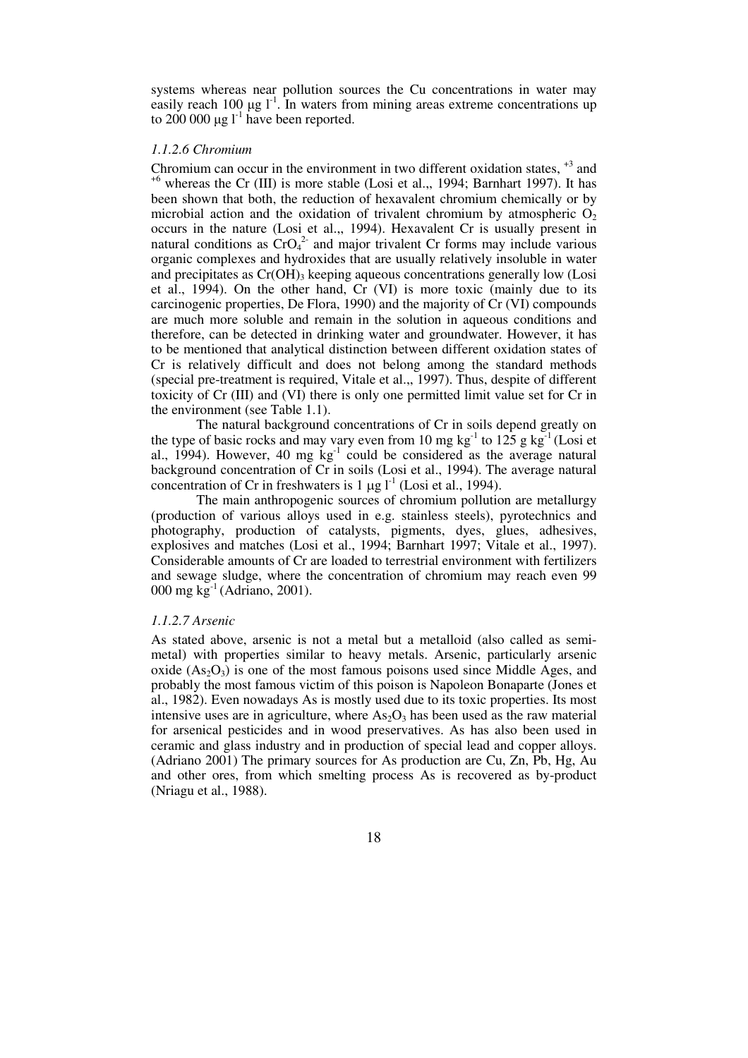systems whereas near pollution sources the Cu concentrations in water may easily reach 100 μg $l^{-1}$. In waters from mining areas extreme concentrations up to 200 000 μg $l^{-1}$ have been reported.

### *1.1.2.6 Chromium*

Chromium can occur in the environment in two different oxidation states, $^{+3}$ and $^{+6}$ whereas the Cr (III) is more stable (Losi et al.,, 1994; Barnhart 1997). It has been shown that both, the reduction of hexavalent chromium chemically or by microbial action and the oxidation of trivalent chromium by atmospheric $O_2$ occurs in the nature (Losi et al.,, 1994). Hexavalent Cr is usually present in natural conditions as $CrO_4^{2-}$ and major trivalent Cr forms may include various organic complexes and hydroxides that are usually relatively insoluble in water and precipitates as $Cr(OH)_3$ keeping aqueous concentrations generally low (Losi et al., 1994). On the other hand, Cr (VI) is more toxic (mainly due to its carcinogenic properties, De Flora, 1990) and the majority of Cr (VI) compounds are much more soluble and remain in the solution in aqueous conditions and therefore, can be detected in drinking water and groundwater. However, it has to be mentioned that analytical distinction between different oxidation states of Cr is relatively difficult and does not belong among the standard methods (special pre-treatment is required, Vitale et al.,, 1997). Thus, despite of different toxicity of Cr (III) and (VI) there is only one permitted limit value set for Cr in the environment (see Table 1.1).

The natural background concentrations of Cr in soils depend greatly on the type of basic rocks and may vary even from 10 mg $kg^{-1}$ to 125 g $kg^{-1}$ (Losi et al., 1994). However, 40 mg $kg^{-1}$ could be considered as the average natural background concentration of Cr in soils (Losi et al., 1994). The average natural concentration of Cr in freshwaters is 1 μg $l^{-1}$ (Losi et al., 1994).

The main anthropogenic sources of chromium pollution are metallurgy (production of various alloys used in e.g. stainless steels), pyrotechnics and photography, production of catalysts, pigments, dyes, glues, adhesives, explosives and matches (Losi et al., 1994; Barnhart 1997; Vitale et al., 1997). Considerable amounts of Cr are loaded to terrestrial environment with fertilizers and sewage sludge, where the concentration of chromium may reach even 99 000 mg $kg^{-1}$ (Adriano, 2001).

### *1.1.2.7 Arsenic*

As stated above, arsenic is not a metal but a metalloid (also called as semi-metal) with properties similar to heavy metals. Arsenic, particularly arsenic oxide ($As_2O_3$) is one of the most famous poisons used since Middle Ages, and probably the most famous victim of this poison is Napoleon Bonaparte (Jones et al., 1982). Even nowadays As is mostly used due to its toxic properties. Its most intensive uses are in agriculture, where $As_2O_3$ has been used as the raw material for arsenical pesticides and in wood preservatives. As has also been used in ceramic and glass industry and in production of special lead and copper alloys. (Adriano 2001) The primary sources for As production are Cu, Zn, Pb, Hg, Au and other ores, from which smelting process As is recovered as by-product (Nriagu et al., 1988).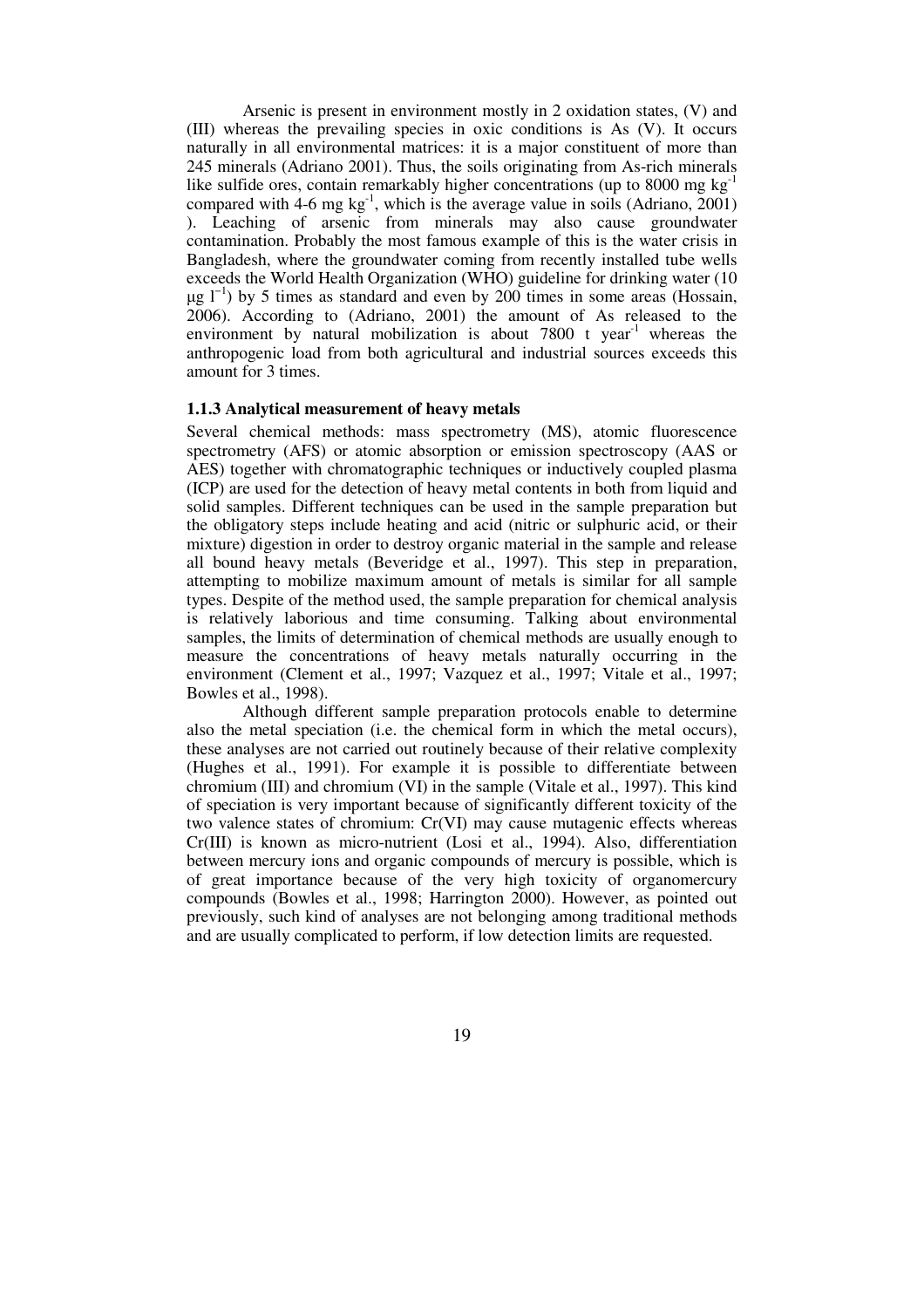Arsenic is present in environment mostly in 2 oxidation states, (V) and (III) whereas the prevailing species in oxic conditions is As (V). It occurs naturally in all environmental matrices: it is a major constituent of more than 245 minerals (Adriano 2001). Thus, the soils originating from As-rich minerals like sulfide ores, contain remarkably higher concentrations (up to 8000 mg $kg^{-1}$ compared with 4-6 mg $kg^{-1}$, which is the average value in soils (Adriano, 2001) ). Leaching of arsenic from minerals may also cause groundwater contamination. Probably the most famous example of this is the water crisis in Bangladesh, where the groundwater coming from recently installed tube wells exceeds the World Health Organization (WHO) guideline for drinking water (10 µg $l^{-1}$) by 5 times as standard and even by 200 times in some areas (Hossain, 2006). According to (Adriano, 2001) the amount of As released to the environment by natural mobilization is about 7800 t $year^{-1}$ whereas the anthropogenic load from both agricultural and industrial sources exceeds this amount for 3 times.

### 1.1.3 Analytical measurement of heavy metals

Several chemical methods: mass spectrometry (MS), atomic fluorescence spectrometry (AFS) or atomic absorption or emission spectroscopy (AAS or AES) together with chromatographic techniques or inductively coupled plasma (ICP) are used for the detection of heavy metal contents in both from liquid and solid samples. Different techniques can be used in the sample preparation but the obligatory steps include heating and acid (nitric or sulphuric acid, or their mixture) digestion in order to destroy organic material in the sample and release all bound heavy metals (Beveridge et al., 1997). This step in preparation, attempting to mobilize maximum amount of metals is similar for all sample types. Despite of the method used, the sample preparation for chemical analysis is relatively laborious and time consuming. Talking about environmental samples, the limits of determination of chemical methods are usually enough to measure the concentrations of heavy metals naturally occurring in the environment (Clement et al., 1997; Vazquez et al., 1997; Vitale et al., 1997; Bowles et al., 1998).

Although different sample preparation protocols enable to determine also the metal speciation (i.e. the chemical form in which the metal occurs), these analyses are not carried out routinely because of their relative complexity (Hughes et al., 1991). For example it is possible to differentiate between chromium (III) and chromium (VI) in the sample (Vitale et al., 1997). This kind of speciation is very important because of significantly different toxicity of the two valence states of chromium: Cr(VI) may cause mutagenic effects whereas Cr(III) is known as micro-nutrient (Losi et al., 1994). Also, differentiation between mercury ions and organic compounds of mercury is possible, which is of great importance because of the very high toxicity of organomercury compounds (Bowles et al., 1998; Harrington 2000). However, as pointed out previously, such kind of analyses are not belonging among traditional methods and are usually complicated to perform, if low detection limits are requested.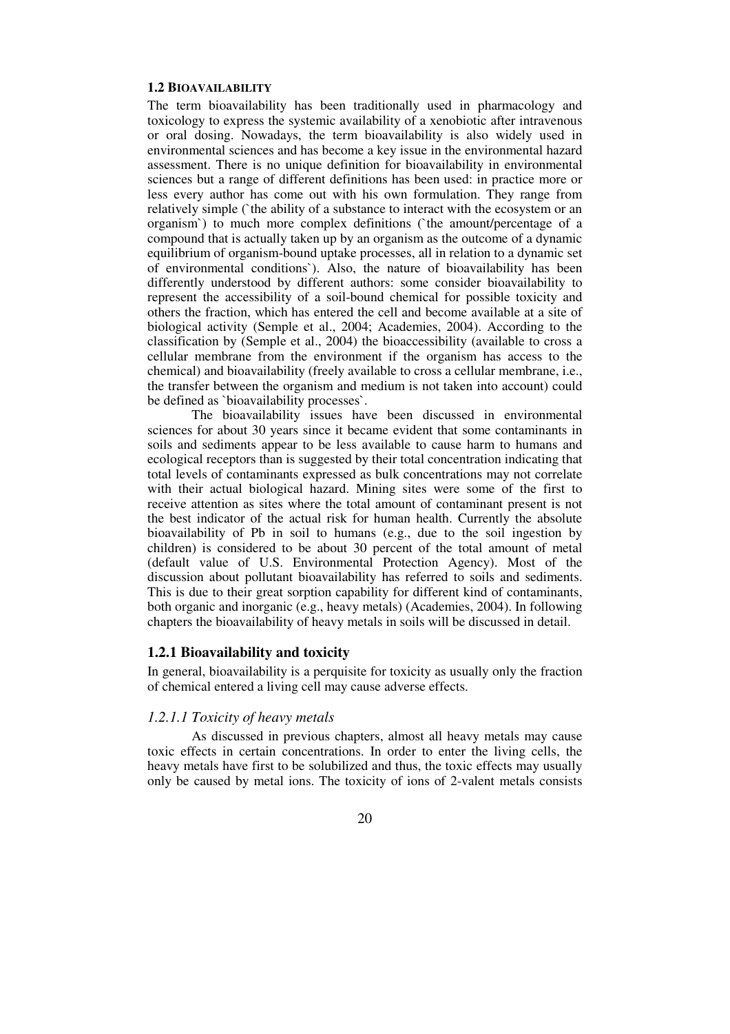## 1.2 Bioavailability

The term bioavailability has been traditionally used in pharmacology and toxicology to express the systemic availability of a xenobiotic after intravenous or oral dosing. Nowadays, the term bioavailability is also widely used in environmental sciences and has become a key issue in the environmental hazard assessment. There is no unique definition for bioavailability in environmental sciences but a range of different definitions has been used: in practice more or less every author has come out with his own formulation. They range from relatively simple (`the ability of a substance to interact with the ecosystem or an organism`) to much more complex definitions (`the amount/percentage of a compound that is actually taken up by an organism as the outcome of a dynamic equilibrium of organism-bound uptake processes, all in relation to a dynamic set of environmental conditions`). Also, the nature of bioavailability has been differently understood by different authors: some consider bioavailability to represent the accessibility of a soil-bound chemical for possible toxicity and others the fraction, which has entered the cell and become available at a site of biological activity (Semple et al., 2004; Academies, 2004). According to the classification by (Semple et al., 2004) the bioaccessibility (available to cross a cellular membrane from the environment if the organism has access to the chemical) and bioavailability (freely available to cross a cellular membrane, i.e., the transfer between the organism and medium is not taken into account) could be defined as `bioavailability processes`.

The bioavailability issues have been discussed in environmental sciences for about 30 years since it became evident that some contaminants in soils and sediments appear to be less available to cause harm to humans and ecological receptors than is suggested by their total concentration indicating that total levels of contaminants expressed as bulk concentrations may not correlate with their actual biological hazard. Mining sites were some of the first to receive attention as sites where the total amount of contaminant present is not the best indicator of the actual risk for human health. Currently the absolute bioavailability of Pb in soil to humans (e.g., due to the soil ingestion by children) is considered to be about 30 percent of the total amount of metal (default value of U.S. Environmental Protection Agency). Most of the discussion about pollutant bioavailability has referred to soils and sediments. This is due to their great sorption capability for different kind of contaminants, both organic and inorganic (e.g., heavy metals) (Academies, 2004). In following chapters the bioavailability of heavy metals in soils will be discussed in detail.

### 1.2.1 Bioavailability and toxicity

In general, bioavailability is a perquisite for toxicity as usually only the fraction of chemical entered a living cell may cause adverse effects.

#### *1.2.1.1 Toxicity of heavy metals*

As discussed in previous chapters, almost all heavy metals may cause toxic effects in certain concentrations. In order to enter the living cells, the heavy metals have first to be solubilized and thus, the toxic effects may usually only be caused by metal ions. The toxicity of ions of 2-valent metals consists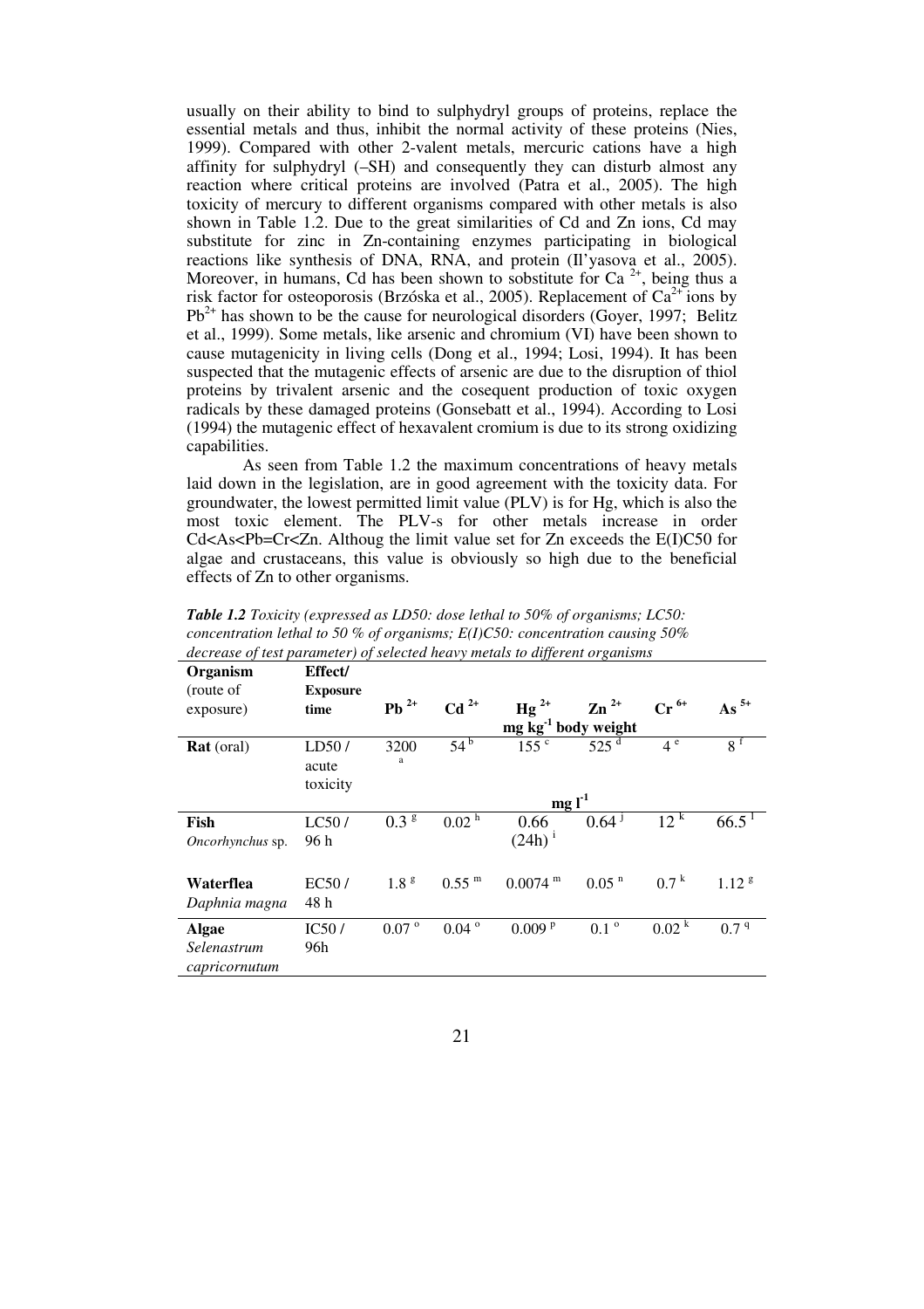usually on their ability to bind to sulphydryl groups of proteins, replace the essential metals and thus, inhibit the normal activity of these proteins (Nies, 1999). Compared with other 2-valent metals, mercuric cations have a high affinity for sulphydryl (–SH) and consequently they can disturb almost any reaction where critical proteins are involved (Patra et al., 2005). The high toxicity of mercury to different organisms compared with other metals is also shown in Table 1.2. Due to the great similarities of Cd and Zn ions, Cd may substitute for zinc in Zn-containing enzymes participating in biological reactions like synthesis of DNA, RNA, and protein (Il'yasova et al., 2005). Moreover, in humans, Cd has been shown to sobstitute for $Ca^{2+}$, being thus a risk factor for osteoporosis (Brzóska et al., 2005). Replacement of $Ca^{2+}$ ions by $Pb^{2+}$ has shown to be the cause for neurological disorders (Goyer, 1997; Belitz et al., 1999). Some metals, like arsenic and chromium (VI) have been shown to cause mutagenicity in living cells (Dong et al., 1994; Losi, 1994). It has been suspected that the mutagenic effects of arsenic are due to the disruption of thiol proteins by trivalent arsenic and the cosequent production of toxic oxygen radicals by these damaged proteins (Gonsebatt et al., 1994). According to Losi (1994) the mutagenic effect of hexavalent cromium is due to its strong oxidizing capabilities.

As seen from Table 1.2 the maximum concentrations of heavy metals laid down in the legislation, are in good agreement with the toxicity data. For groundwater, the lowest permitted limit value (PLV) is for Hg, which is also the most toxic element. The PLV-s for other metals increase in order Cd<As<Pb=Cr<Zn. Althoug the limit value set for Zn exceeds the E(I)C50 for algae and crustaceans, this value is obviously so high due to the beneficial effects of Zn to other organisms.

***Table 1.2*** *Toxicity (expressed as LD50: dose lethal to 50% of organisms; LC50: concentration lethal to 50 % of organisms; E(I)C50: concentration causing 50% decrease of test parameter) of selected heavy metals to different organisms*

| **Organism** (route of exposure) | **Effect/ Exposure time** | $Pb^{2+}$ | $Cd^{2+}$ | $Hg^{2+}$ | $Zn^{2+}$ | $Cr^{6+}$ | $As^{5+}$ |
|---|---|---|---|---|---|---|---|
| | | | | **mg kg$^{-1}$ body weight** | | | |
| **Rat** (oral) | LD50 / acute toxicity | 3200 [a] | 54 [b] | 155 [c] | 525 [d] | 4 [e] | 8 [f] |
| | | | | **mg l$^{-1}$** | | | |
| **Fish** *Oncorhynchus* sp. | LC50 / 96 h | 0.3 [g] | 0.02 [h] | 0.66 (24h) [i] | 0.64 [j] | 12 [k] | 66.5 [l] |
| **Waterflea** *Daphnia magna* | EC50 / 48 h | 1.8 [g] | 0.55 [m] | 0.0074 [m] | 0.05 [n] | 0.7 [k] | 1.12 [g] |
| **Algae** *Selenastrum capricornutum* | IC50 / 96h | 0.07 [o] | 0.04 [o] | 0.009 [p] | 0.1 [o] | 0.02 [k] | 0.7 [q] |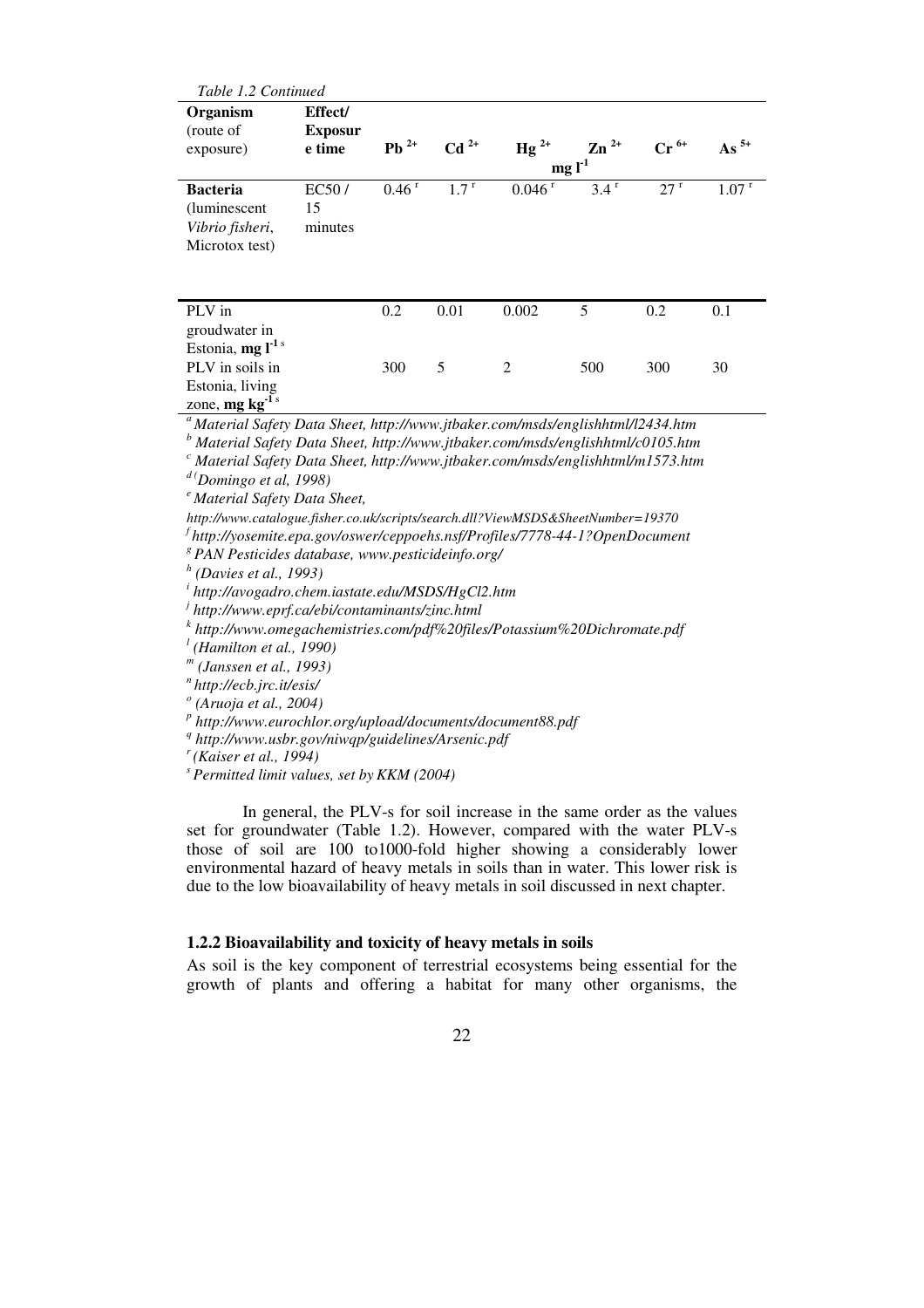*Table 1.2 Continued*

| Organism (route of exposure) | Effect/ Exposure time | $Pb^{2+}$ | $Cd^{2+}$ | $Hg^{2+}$ | $Zn^{2+}$ | $Cr^{6+}$ | $As^{5+}$ |
|---|---|---|---|---|---|---|---|
| | | | | $mg\ l^{-1}$ | | | |
| **Bacteria** (luminescent *Vibrio fisheri*, Microtox test) | EC50 / 15 minutes | 0.46 [r] | 1.7 [r] | 0.046 [r] | 3.4 [r] | 27 [r] | 1.07 [r] |
| PLV in groudwater in Estonia, $\mathbf{mg\ l^{-1}}$ [s] | | 0.2 | 0.01 | 0.002 | 5 | 0.2 | 0.1 |
| PLV in soils in Estonia, living zone, $\mathbf{mg\ kg^{-1}}$ [s] | | 300 | 5 | 2 | 500 | 300 | 30 |

[a] *Material Safety Data Sheet, http://www.jtbaker.com/msds/englishhtml/l2434.htm*
[b] *Material Safety Data Sheet, http://www.jtbaker.com/msds/englishhtml/c0105.htm*
[c] *Material Safety Data Sheet, http://www.jtbaker.com/msds/englishhtml/m1573.htm*
[d] *(Domingo et al, 1998)*
[e] *Material Safety Data Sheet,*
*http://www.catalogue.fisher.co.uk/scripts/search.dll?ViewMSDS&SheetNumber=19370*
[f] *http://yosemite.epa.gov/oswer/ceppoehs.nsf/Profiles/7778-44-1?OpenDocument*
[g] *PAN Pesticides database, www.pesticideinfo.org/*
[h] *(Davies et al., 1993)*
[i] *http://avogadro.chem.iastate.edu/MSDS/HgCl2.htm*
[j] *http://www.eprf.ca/ebi/contaminants/zinc.html*
[k] *http://www.omegachemistries.com/pdf%20files/Potassium%20Dichromate.pdf*
[l] *(Hamilton et al., 1990)*
[m] *(Janssen et al., 1993)*
[n] *http://ecb.jrc.it/esis/*
[o] *(Aruoja et al., 2004)*
[p] *http://www.eurochlor.org/upload/documents/document88.pdf*
[q] *http://www.usbr.gov/niwqp/guidelines/Arsenic.pdf*
[r] *(Kaiser et al., 1994)*
[s] *Permitted limit values, set by KKM (2004)*

In general, the PLV-s for soil increase in the same order as the values set for groundwater (Table 1.2). However, compared with the water PLV-s those of soil are 100 to1000-fold higher showing a considerably lower environmental hazard of heavy metals in soils than in water. This lower risk is due to the low bioavailability of heavy metals in soil discussed in next chapter.

### 1.2.2 Bioavailability and toxicity of heavy metals in soils

As soil is the key component of terrestrial ecosystems being essential for the growth of plants and offering a habitat for many other organisms, the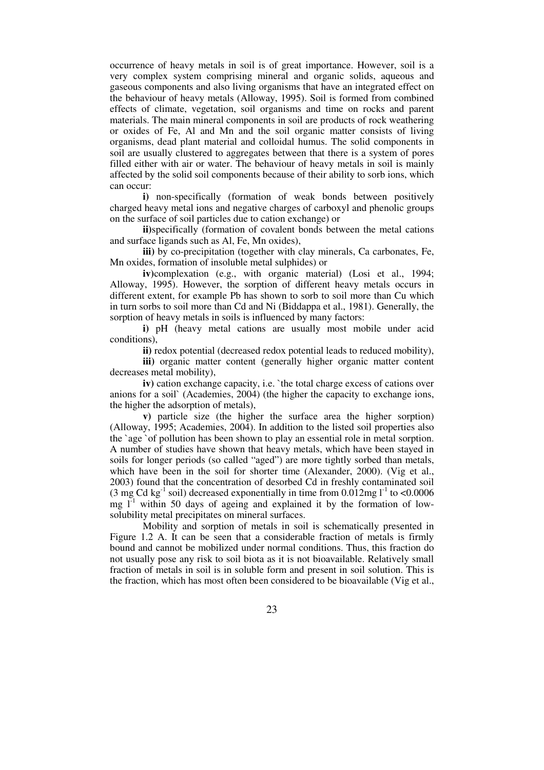occurrence of heavy metals in soil is of great importance. However, soil is a very complex system comprising mineral and organic solids, aqueous and gaseous components and also living organisms that have an integrated effect on the behaviour of heavy metals (Alloway, 1995). Soil is formed from combined effects of climate, vegetation, soil organisms and time on rocks and parent materials. The main mineral components in soil are products of rock weathering or oxides of Fe, Al and Mn and the soil organic matter consists of living organisms, dead plant material and colloidal humus. The solid components in soil are usually clustered to aggregates between that there is a system of pores filled either with air or water. The behaviour of heavy metals in soil is mainly affected by the solid soil components because of their ability to sorb ions, which can occur:

**i)** non-specifically (formation of weak bonds between positively charged heavy metal ions and negative charges of carboxyl and phenolic groups on the surface of soil particles due to cation exchange) or

**ii)** specifically (formation of covalent bonds between the metal cations and surface ligands such as Al, Fe, Mn oxides),

**iii)** by co-precipitation (together with clay minerals, Ca carbonates, Fe, Mn oxides, formation of insoluble metal sulphides) or

**iv)** complexation (e.g., with organic material) (Losi et al., 1994; Alloway, 1995). However, the sorption of different heavy metals occurs in different extent, for example Pb has shown to sorb to soil more than Cu which in turn sorbs to soil more than Cd and Ni (Biddappa et al., 1981). Generally, the sorption of heavy metals in soils is influenced by many factors:

**i)** pH (heavy metal cations are usually most mobile under acid conditions),

**ii)** redox potential (decreased redox potential leads to reduced mobility),

**iii)** organic matter content (generally higher organic matter content decreases metal mobility),

**iv)** cation exchange capacity, i.e. `the total charge excess of cations over anions for a soil` (Academies, 2004) (the higher the capacity to exchange ions, the higher the adsorption of metals),

**v)** particle size (the higher the surface area the higher sorption) (Alloway, 1995; Academies, 2004). In addition to the listed soil properties also the `age `of pollution has been shown to play an essential role in metal sorption. A number of studies have shown that heavy metals, which have been stayed in soils for longer periods (so called "aged") are more tightly sorbed than metals, which have been in the soil for shorter time (Alexander, 2000). (Vig et al., 2003) found that the concentration of desorbed Cd in freshly contaminated soil (3 mg Cd $kg^{-1}$ soil) decreased exponentially in time from 0.012mg $l^{-1}$ to <0.0006 mg $l^{-1}$ within 50 days of ageing and explained it by the formation of low-solubility metal precipitates on mineral surfaces.

Mobility and sorption of metals in soil is schematically presented in Figure 1.2 A. It can be seen that a considerable fraction of metals is firmly bound and cannot be mobilized under normal conditions. Thus, this fraction do not usually pose any risk to soil biota as it is not bioavailable. Relatively small fraction of metals in soil is in soluble form and present in soil solution. This is the fraction, which has most often been considered to be bioavailable (Vig et al.,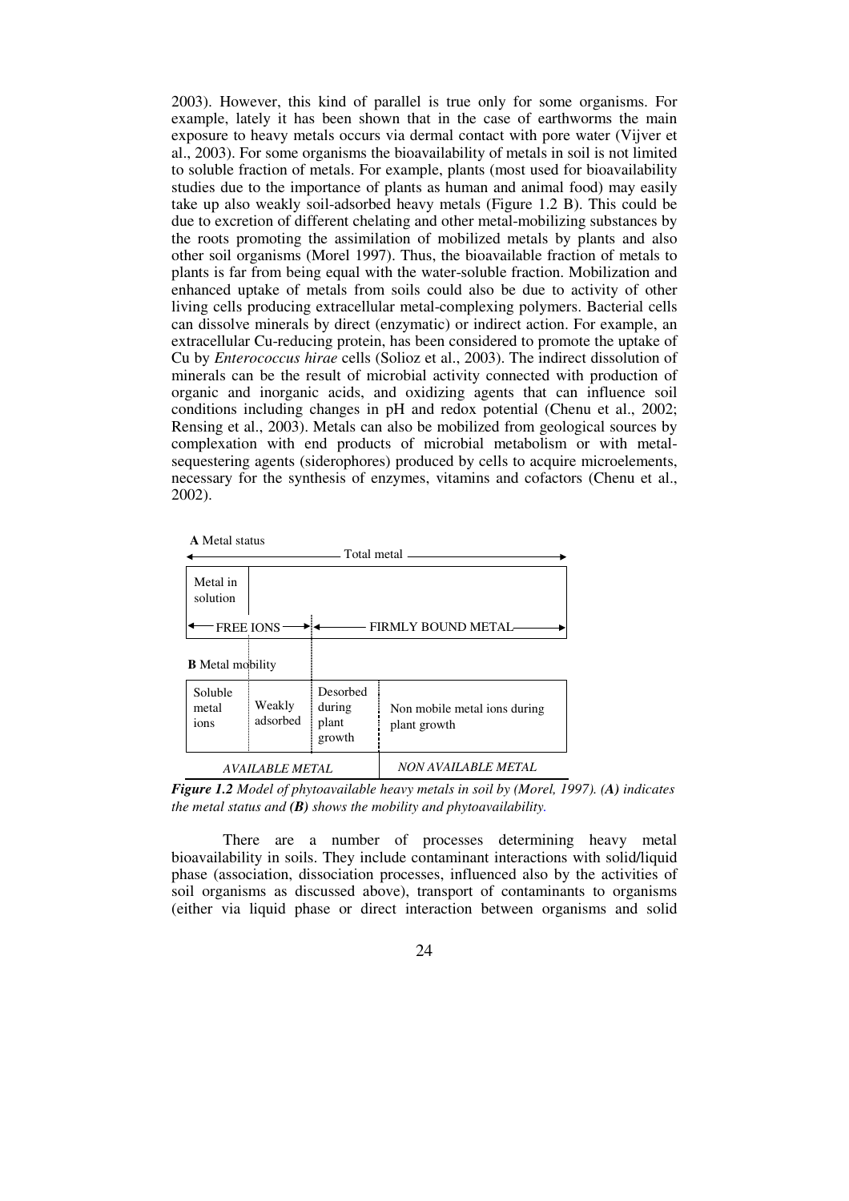2003). However, this kind of parallel is true only for some organisms. For example, lately it has been shown that in the case of earthworms the main exposure to heavy metals occurs via dermal contact with pore water (Vijver et al., 2003). For some organisms the bioavailability of metals in soil is not limited to soluble fraction of metals. For example, plants (most used for bioavailability studies due to the importance of plants as human and animal food) may easily take up also weakly soil-adsorbed heavy metals (Figure 1.2 B). This could be due to excretion of different chelating and other metal-mobilizing substances by the roots promoting the assimilation of mobilized metals by plants and also other soil organisms (Morel 1997). Thus, the bioavailable fraction of metals to plants is far from being equal with the water-soluble fraction. Mobilization and enhanced uptake of metals from soils could also be due to activity of other living cells producing extracellular metal-complexing polymers. Bacterial cells can dissolve minerals by direct (enzymatic) or indirect action. For example, an extracellular Cu-reducing protein, has been considered to promote the uptake of Cu by *Enterococcus hirae* cells (Solioz et al., 2003). The indirect dissolution of minerals can be the result of microbial activity connected with production of organic and inorganic acids, and oxidizing agents that can influence soil conditions including changes in pH and redox potential (Chenu et al., 2002; Rensing et al., 2003). Metals can also be mobilized from geological sources by complexation with end products of microbial metabolism or with metal-sequestering agents (siderophores) produced by cells to acquire microelements, necessary for the synthesis of enzymes, vitamins and cofactors (Chenu et al., 2002).

**A** Metal status

| Total metal | |
|---|---|
| Metal in solution | |
| FREE IONS | FIRMLY BOUND METAL |

**B** Metal mobility

| Soluble metal ions | Weakly adsorbed | Desorbed during plant growth | Non mobile metal ions during plant growth |
|---|---|---|---|
| *AVAILABLE METAL* | | | *NON AVAILABLE METAL* |

***Figure 1.2*** *Model of phytoavailable heavy metals in soil by (Morel, 1997). **(A)** indicates the metal status and **(B)** shows the mobility and phytoavailability.*

There are a number of processes determining heavy metal bioavailability in soils. They include contaminant interactions with solid/liquid phase (association, dissociation processes, influenced also by the activities of soil organisms as discussed above), transport of contaminants to organisms (either via liquid phase or direct interaction between organisms and solid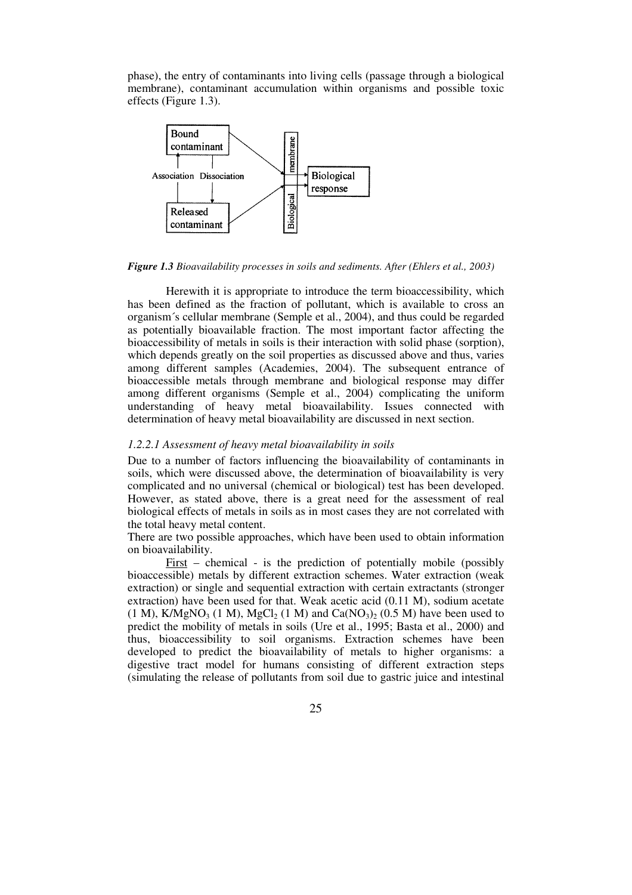phase), the entry of contaminants into living cells (passage through a biological membrane), contaminant accumulation within organisms and possible toxic effects (Figure 1.3).

Bound contaminant

Association Dissociation

Released contaminant

Biological membrane

Biological response

***Figure 1.3*** *Biovailability processes in soils and sediments. After (Ehlers et al., 2003)*

Herewith it is appropriate to introduce the term bioaccessibility, which has been defined as the fraction of pollutant, which is available to cross an organism´s cellular membrane (Semple et al., 2004), and thus could be regarded as potentially bioavailable fraction. The most important factor affecting the bioaccessibility of metals in soils is their interaction with solid phase (sorption), which depends greatly on the soil properties as discussed above and thus, varies among different samples (Academies, 2004). The subsequent entrance of bioaccessible metals through membrane and biological response may differ among different organisms (Semple et al., 2004) complicating the uniform understanding of heavy metal bioavailability. Issues connected with determination of heavy metal bioavailability are discussed in next section.

### *1.2.2.1 Assessment of heavy metal bioavailability in soils*

Due to a number of factors influencing the bioavailability of contaminants in soils, which were discussed above, the determination of bioavailability is very complicated and no universal (chemical or biological) test has been developed. However, as stated above, there is a great need for the assessment of real biological effects of metals in soils as in most cases they are not correlated with the total heavy metal content.

There are two possible approaches, which have been used to obtain information on bioavailability.

First – chemical - is the prediction of potentially mobile (possibly bioaccessible) metals by different extraction schemes. Water extraction (weak extraction) or single and sequential extraction with certain extractants (stronger extraction) have been used for that. Weak acetic acid (0.11 M), sodium acetate (1 M), K/$MgNO_3$ (1 M), $MgCl_2$ (1 M) and $Ca(NO_3)_2$ (0.5 M) have been used to predict the mobility of metals in soils (Ure et al., 1995; Basta et al., 2000) and thus, bioaccessibility to soil organisms. Extraction schemes have been developed to predict the bioavailability of metals to higher organisms: a digestive tract model for humans consisting of different extraction steps (simulating the release of pollutants from soil due to gastric juice and intestinal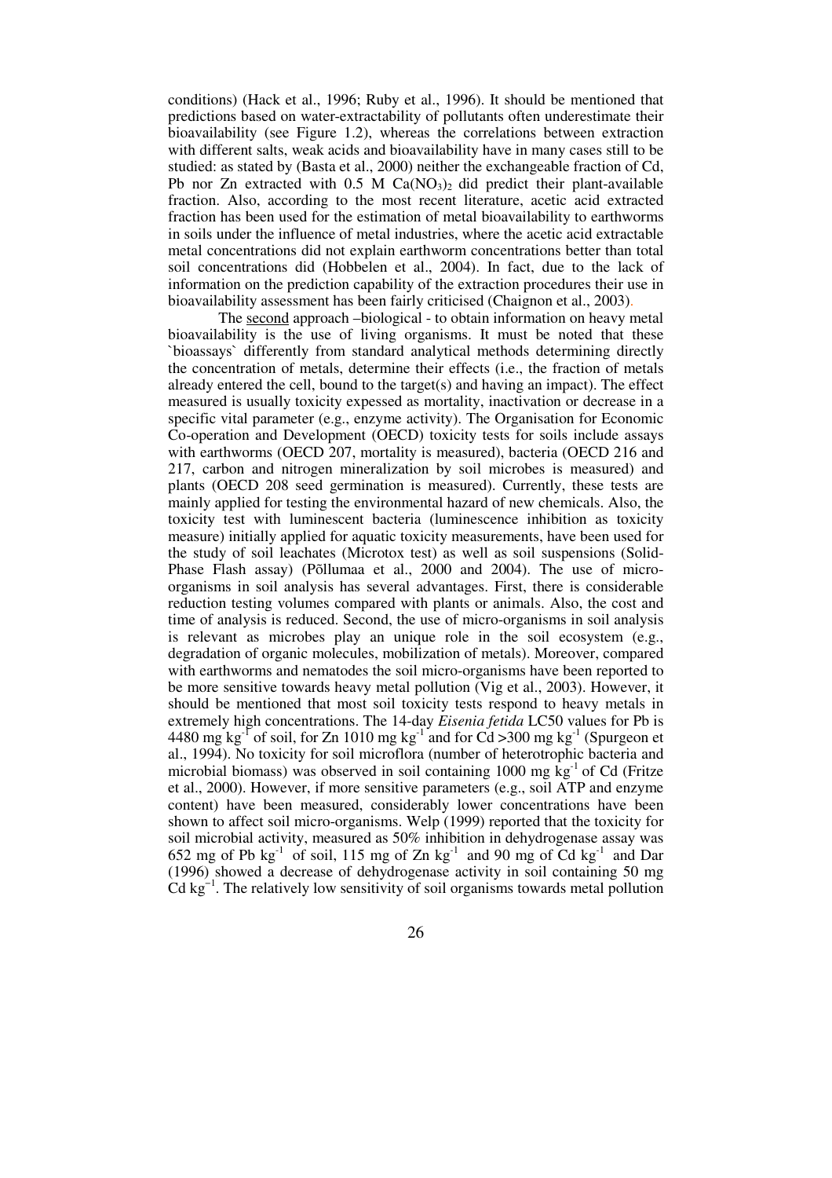conditions) (Hack et al., 1996; Ruby et al., 1996). It should be mentioned that predictions based on water-extractability of pollutants often underestimate their bioavailability (see Figure 1.2), whereas the correlations between extraction with different salts, weak acids and bioavailability have in many cases still to be studied: as stated by (Basta et al., 2000) neither the exchangeable fraction of Cd, Pb nor Zn extracted with 0.5 M $Ca(NO_3)_2$ did predict their plant-available fraction. Also, according to the most recent literature, acetic acid extracted fraction has been used for the estimation of metal bioavailability to earthworms in soils under the influence of metal industries, where the acetic acid extractable metal concentrations did not explain earthworm concentrations better than total soil concentrations did (Hobbelen et al., 2004). In fact, due to the lack of information on the prediction capability of the extraction procedures their use in bioavailability assessment has been fairly criticised (Chaignon et al., 2003).

The second approach –biological - to obtain information on heavy metal bioavailability is the use of living organisms. It must be noted that these `bioassays` differently from standard analytical methods determining directly the concentration of metals, determine their effects (i.e., the fraction of metals already entered the cell, bound to the target(s) and having an impact). The effect measured is usually toxicity expessed as mortality, inactivation or decrease in a specific vital parameter (e.g., enzyme activity). The Organisation for Economic Co-operation and Development (OECD) toxicity tests for soils include assays with earthworms (OECD 207, mortality is measured), bacteria (OECD 216 and 217, carbon and nitrogen mineralization by soil microbes is measured) and plants (OECD 208 seed germination is measured). Currently, these tests are mainly applied for testing the environmental hazard of new chemicals. Also, the toxicity test with luminescent bacteria (luminescence inhibition as toxicity measure) initially applied for aquatic toxicity measurements, have been used for the study of soil leachates (Microtox test) as well as soil suspensions (Solid-Phase Flash assay) (Põllumaa et al., 2000 and 2004). The use of micro-organisms in soil analysis has several advantages. First, there is considerable reduction testing volumes compared with plants or animals. Also, the cost and time of analysis is reduced. Second, the use of micro-organisms in soil analysis is relevant as microbes play an unique role in the soil ecosystem (e.g., degradation of organic molecules, mobilization of metals). Moreover, compared with earthworms and nematodes the soil micro-organisms have been reported to be more sensitive towards heavy metal pollution (Vig et al., 2003). However, it should be mentioned that most soil toxicity tests respond to heavy metals in extremely high concentrations. The 14-day *Eisenia fetida* LC50 values for Pb is 4480 mg $kg^{-1}$ of soil, for Zn 1010 mg $kg^{-1}$ and for Cd >300 mg $kg^{-1}$ (Spurgeon et al., 1994). No toxicity for soil microflora (number of heterotrophic bacteria and microbial biomass) was observed in soil containing 1000 mg $kg^{-1}$ of Cd (Fritze et al., 2000). However, if more sensitive parameters (e.g., soil ATP and enzyme content) have been measured, considerably lower concentrations have been shown to affect soil micro-organisms. Welp (1999) reported that the toxicity for soil microbial activity, measured as 50% inhibition in dehydrogenase assay was 652 mg of Pb $kg^{-1}$ of soil, 115 mg of Zn $kg^{-1}$ and 90 mg of Cd $kg^{-1}$ and Dar (1996) showed a decrease of dehydrogenase activity in soil containing 50 mg Cd $kg^{-1}$. The relatively low sensitivity of soil organisms towards metal pollution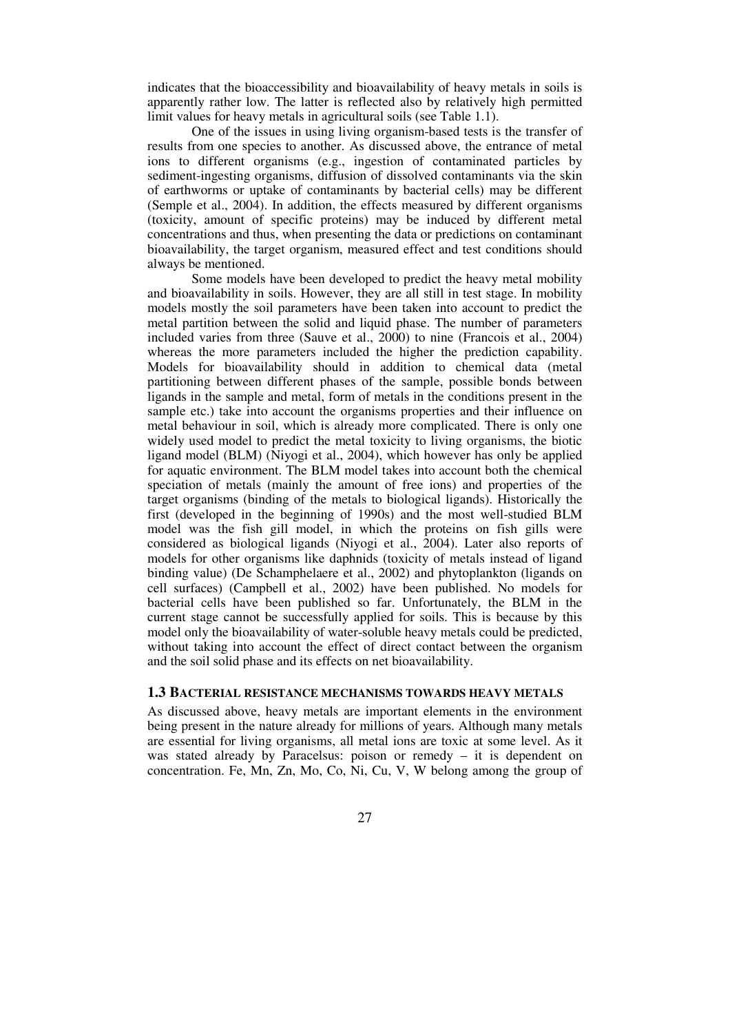indicates that the bioaccessibility and bioavailability of heavy metals in soils is apparently rather low. The latter is reflected also by relatively high permitted limit values for heavy metals in agricultural soils (see Table 1.1).

One of the issues in using living organism-based tests is the transfer of results from one species to another. As discussed above, the entrance of metal ions to different organisms (e.g., ingestion of contaminated particles by sediment-ingesting organisms, diffusion of dissolved contaminants via the skin of earthworms or uptake of contaminants by bacterial cells) may be different (Semple et al., 2004). In addition, the effects measured by different organisms (toxicity, amount of specific proteins) may be induced by different metal concentrations and thus, when presenting the data or predictions on contaminant bioavailability, the target organism, measured effect and test conditions should always be mentioned.

Some models have been developed to predict the heavy metal mobility and bioavailability in soils. However, they are all still in test stage. In mobility models mostly the soil parameters have been taken into account to predict the metal partition between the solid and liquid phase. The number of parameters included varies from three (Sauve et al., 2000) to nine (Francois et al., 2004) whereas the more parameters included the higher the prediction capability. Models for bioavailability should in addition to chemical data (metal partitioning between different phases of the sample, possible bonds between ligands in the sample and metal, form of metals in the conditions present in the sample etc.) take into account the organisms properties and their influence on metal behaviour in soil, which is already more complicated. There is only one widely used model to predict the metal toxicity to living organisms, the biotic ligand model (BLM) (Niyogi et al., 2004), which however has only be applied for aquatic environment. The BLM model takes into account both the chemical speciation of metals (mainly the amount of free ions) and properties of the target organisms (binding of the metals to biological ligands). Historically the first (developed in the beginning of 1990s) and the most well-studied BLM model was the fish gill model, in which the proteins on fish gills were considered as biological ligands (Niyogi et al., 2004). Later also reports of models for other organisms like daphnids (toxicity of metals instead of ligand binding value) (De Schamphelaere et al., 2002) and phytoplankton (ligands on cell surfaces) (Campbell et al., 2002) have been published. No models for bacterial cells have been published so far. Unfortunately, the BLM in the current stage cannot be successfully applied for soils. This is because by this model only the bioavailability of water-soluble heavy metals could be predicted, without taking into account the effect of direct contact between the organism and the soil solid phase and its effects on net bioavailability.

## 1.3 BACTERIAL RESISTANCE MECHANISMS TOWARDS HEAVY METALS

As discussed above, heavy metals are important elements in the environment being present in the nature already for millions of years. Although many metals are essential for living organisms, all metal ions are toxic at some level. As it was stated already by Paracelsus: poison or remedy – it is dependent on concentration. Fe, Mn, Zn, Mo, Co, Ni, Cu, V, W belong among the group of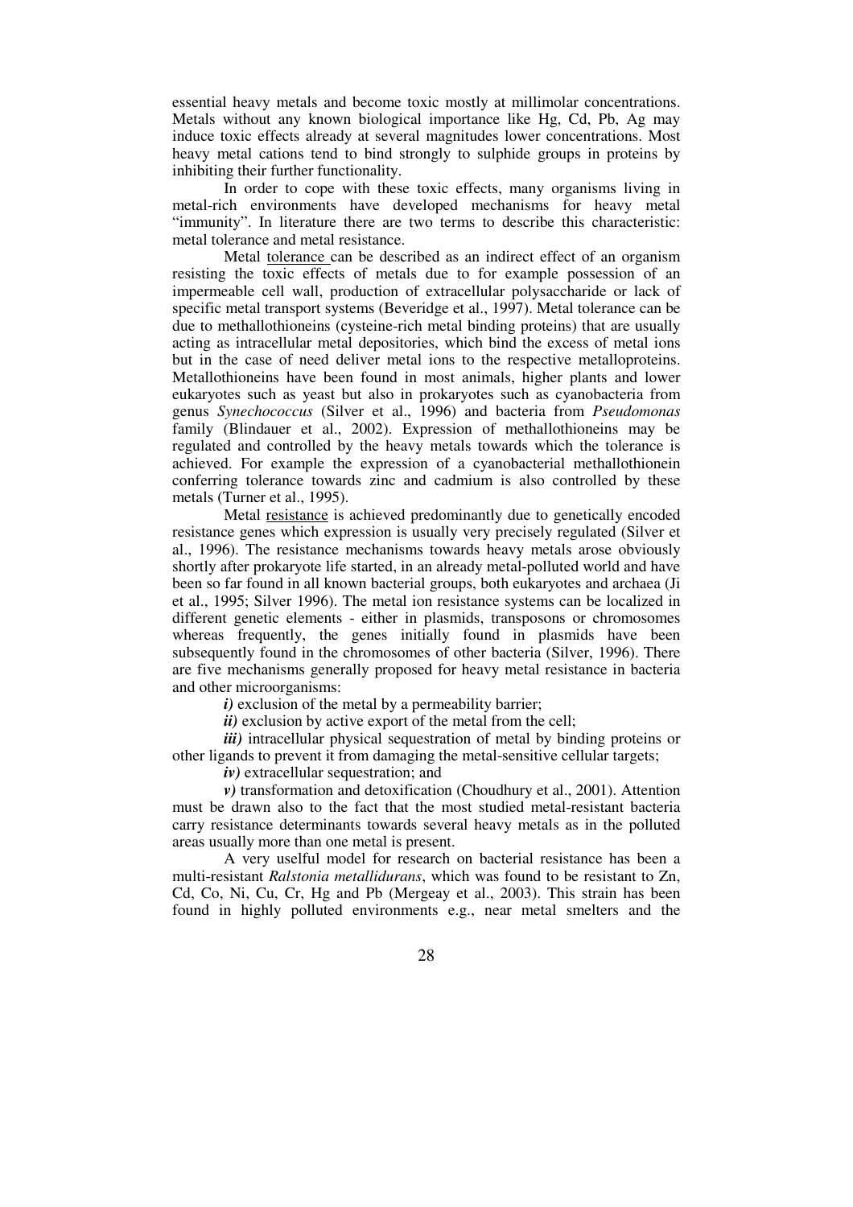essential heavy metals and become toxic mostly at millimolar concentrations. Metals without any known biological importance like Hg, Cd, Pb, Ag may induce toxic effects already at several magnitudes lower concentrations. Most heavy metal cations tend to bind strongly to sulphide groups in proteins by inhibiting their further functionality.

In order to cope with these toxic effects, many organisms living in metal-rich environments have developed mechanisms for heavy metal "immunity". In literature there are two terms to describe this characteristic: metal tolerance and metal resistance.

Metal tolerance can be described as an indirect effect of an organism resisting the toxic effects of metals due to for example possession of an impermeable cell wall, production of extracellular polysaccharide or lack of specific metal transport systems (Beveridge et al., 1997). Metal tolerance can be due to methallothioneins (cysteine-rich metal binding proteins) that are usually acting as intracellular metal depositories, which bind the excess of metal ions but in the case of need deliver metal ions to the respective metalloproteins. Metallothioneins have been found in most animals, higher plants and lower eukaryotes such as yeast but also in prokaryotes such as cyanobacteria from genus *Synechococcus* (Silver et al., 1996) and bacteria from *Pseudomonas* family (Blindauer et al., 2002). Expression of methallothioneins may be regulated and controlled by the heavy metals towards which the tolerance is achieved. For example the expression of a cyanobacterial methallothionein conferring tolerance towards zinc and cadmium is also controlled by these metals (Turner et al., 1995).

Metal resistance is achieved predominantly due to genetically encoded resistance genes which expression is usually very precisely regulated (Silver et al., 1996). The resistance mechanisms towards heavy metals arose obviously shortly after prokaryote life started, in an already metal-polluted world and have been so far found in all known bacterial groups, both eukaryotes and archaea (Ji et al., 1995; Silver 1996). The metal ion resistance systems can be localized in different genetic elements - either in plasmids, transposons or chromosomes whereas frequently, the genes initially found in plasmids have been subsequently found in the chromosomes of other bacteria (Silver, 1996). There are five mechanisms generally proposed for heavy metal resistance in bacteria and other microorganisms:

***i)*** exclusion of the metal by a permeability barrier;

***ii)*** exclusion by active export of the metal from the cell;

***iii)*** intracellular physical sequestration of metal by binding proteins or other ligands to prevent it from damaging the metal-sensitive cellular targets;

***iv)*** extracellular sequestration; and

***v)*** transformation and detoxification (Choudhury et al., 2001). Attention must be drawn also to the fact that the most studied metal-resistant bacteria carry resistance determinants towards several heavy metals as in the polluted areas usually more than one metal is present.

A very uselful model for research on bacterial resistance has been a multi-resistant *Ralstonia metallidurans*, which was found to be resistant to Zn, Cd, Co, Ni, Cu, Cr, Hg and Pb (Mergeay et al., 2003). This strain has been found in highly polluted environments e.g., near metal smelters and the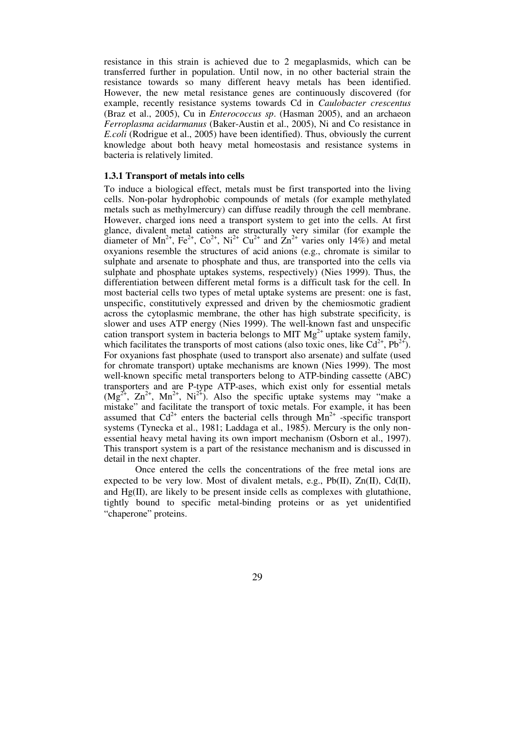resistance in this strain is achieved due to 2 megaplasmids, which can be transferred further in population. Until now, in no other bacterial strain the resistance towards so many different heavy metals has been identified. However, the new metal resistance genes are continuously discovered (for example, recently resistance systems towards Cd in *Caulobacter crescentus* (Braz et al., 2005), Cu in *Enterococcus sp*. (Hasman 2005), and an archaeon *Ferroplasma acidarmanus* (Baker-Austin et al., 2005), Ni and Co resistance in *E.coli* (Rodrigue et al., 2005) have been identified). Thus, obviously the current knowledge about both heavy metal homeostasis and resistance systems in bacteria is relatively limited.

### 1.3.1 Transport of metals into cells

To induce a biological effect, metals must be first transported into the living cells. Non-polar hydrophobic compounds of metals (for example methylated metals such as methylmercury) can diffuse readily through the cell membrane. However, charged ions need a transport system to get into the cells. At first glance, divalent metal cations are structurally very similar (for example the diameter of $Mn^{2+}$, $Fe^{2+}$, $Co^{2+}$, $Ni^{2+}$ $Cu^{2+}$ and $Zn^{2+}$ varies only 14%) and metal oxyanions resemble the structures of acid anions (e.g., chromate is similar to sulphate and arsenate to phosphate and thus, are transported into the cells via sulphate and phosphate uptakes systems, respectively) (Nies 1999). Thus, the differentiation between different metal forms is a difficult task for the cell. In most bacterial cells two types of metal uptake systems are present: one is fast, unspecific, constitutively expressed and driven by the chemiosmotic gradient across the cytoplasmic membrane, the other has high substrate specificity, is slower and uses ATP energy (Nies 1999). The well-known fast and unspecific cation transport system in bacteria belongs to MIT $Mg^{2+}$ uptake system family, which facilitates the transports of most cations (also toxic ones, like $Cd^{2+}$, $Pb^{2+}$). For oxyanions fast phosphate (used to transport also arsenate) and sulfate (used for chromate transport) uptake mechanisms are known (Nies 1999). The most well-known specific metal transporters belong to ATP-binding cassette (ABC) transporters and are P-type ATP-ases, which exist only for essential metals ($Mg^{2+}$, $Zn^{2+}$, $Mn^{2+}$, $Ni^{2+}$). Also the specific uptake systems may "make a mistake" and facilitate the transport of toxic metals. For example, it has been assumed that $Cd^{2+}$ enters the bacterial cells through $Mn^{2+}$ -specific transport systems (Tynecka et al., 1981; Laddaga et al., 1985). Mercury is the only non-essential heavy metal having its own import mechanism (Osborn et al., 1997). This transport system is a part of the resistance mechanism and is discussed in detail in the next chapter.

Once entered the cells the concentrations of the free metal ions are expected to be very low. Most of divalent metals, e.g., Pb(II), Zn(II), Cd(II), and Hg(II), are likely to be present inside cells as complexes with glutathione, tightly bound to specific metal-binding proteins or as yet unidentified "chaperone" proteins.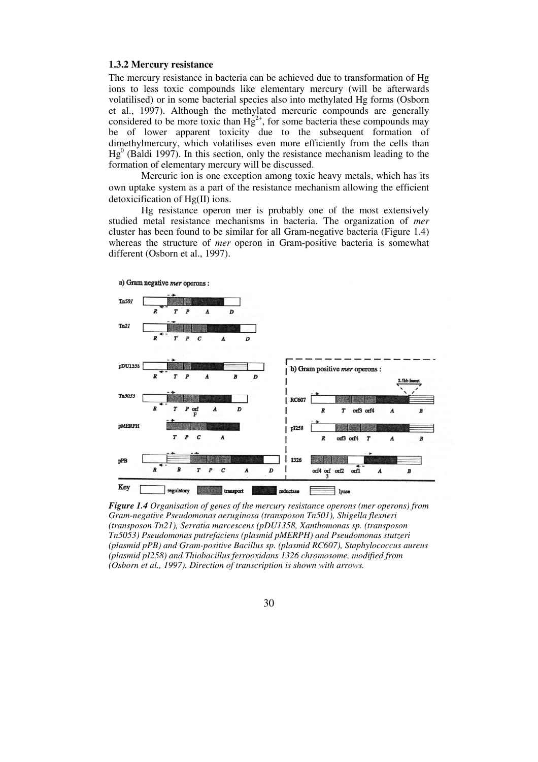### 1.3.2 Mercury resistance

The mercury resistance in bacteria can be achieved due to transformation of Hg ions to less toxic compounds like elementary mercury (will be afterwards volatilised) or in some bacterial species also into methylated Hg forms (Osborn et al., 1997). Although the methylated mercuric compounds are generally considered to be more toxic than $Hg^{2+}$, for some bacteria these compounds may be of lower apparent toxicity due to the subsequent formation of dimethylmercury, which volatilises even more efficiently from the cells than $Hg^0$ (Baldi 1997). In this section, only the resistance mechanism leading to the formation of elementary mercury will be discussed.

Mercuric ion is one exception among toxic heavy metals, which has its own uptake system as a part of the resistance mechanism allowing the efficient detoxicification of Hg(II) ions.

Hg resistance operon mer is probably one of the most extensively studied metal resistance mechanisms in bacteria. The organization of *mer* cluster has been found to be similar for all Gram-negative bacteria (Figure 1.4) whereas the structure of *mer* operon in Gram-positive bacteria is somewhat different (Osborn et al., 1997).

a) Gram negative *mer* operons :

Tn*501*
R T P A D

Tn*21*
R T P C A D

pDU1358
R T P A B D

Tn*5053*
R T P orf F A D

pMERPH
T P C A

pPB
R B T P C A D

b) Gram positive *mer* operons :

2.5kb insert

RC607
R T orf3 orf4 A B

pI258
R orf3 orf4 T A B

1326
orf4 orf 3 orf2 orf1 A B

Key
regulatory
transport
reductase
lyase

***Figure 1.4** Organisation of genes of the mercury resistance operons (mer operons) from Gram-negative Pseudomonas aeruginosa (transposon Tn501), Shigella flexneri (transposon Tn21), Serratia marcescens (pDU1358, Xanthomonas sp. (transposon Tn5053) Pseudomonas putrefaciens (plasmid pMERPH) and Pseudomonas stutzeri (plasmid pPB) and Gram-positive Bacillus sp. (plasmid RC607), Staphylococcus aureus (plasmid pI258) and Thiobacillus ferrooxidans 1326 chromosome, modified from (Osborn et al., 1997). Direction of transcription is shown with arrows.*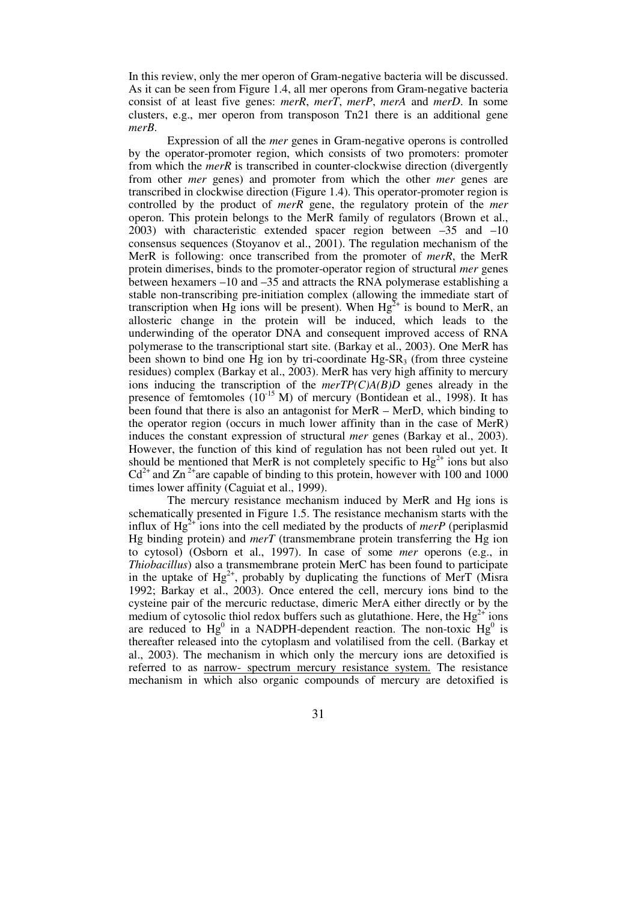In this review, only the mer operon of Gram-negative bacteria will be discussed. As it can be seen from Figure 1.4, all mer operons from Gram-negative bacteria consist of at least five genes: *merR*, *merT*, *merP*, *merA* and *merD*. In some clusters, e.g., mer operon from transposon Tn21 there is an additional gene *merB*.

Expression of all the *mer* genes in Gram-negative operons is controlled by the operator-promoter region, which consists of two promoters: promoter from which the *merR* is transcribed in counter-clockwise direction (divergently from other *mer* genes) and promoter from which the other *mer* genes are transcribed in clockwise direction (Figure 1.4). This operator-promoter region is controlled by the product of *merR* gene, the regulatory protein of the *mer* operon. This protein belongs to the MerR family of regulators (Brown et al., 2003) with characteristic extended spacer region between –35 and –10 consensus sequences (Stoyanov et al., 2001). The regulation mechanism of the MerR is following: once transcribed from the promoter of *merR*, the MerR protein dimerises, binds to the promoter-operator region of structural *mer* genes between hexamers –10 and –35 and attracts the RNA polymerase establishing a stable non-transcribing pre-initiation complex (allowing the immediate start of transcription when Hg ions will be present). When $Hg^{2+}$ is bound to MerR, an allosteric change in the protein will be induced, which leads to the underwinding of the operator DNA and consequent improved access of RNA polymerase to the transcriptional start site. (Barkay et al., 2003). One MerR has been shown to bind one Hg ion by tri-coordinate $Hg\text{-}SR_3$ (from three cysteine residues) complex (Barkay et al., 2003). MerR has very high affinity to mercury ions inducing the transcription of the *merTP(C)A(B)D* genes already in the presence of femtomoles ($10^{-15}$ M) of mercury (Bontidean et al., 1998). It has been found that there is also an antagonist for MerR – MerD, which binding to the operator region (occurs in much lower affinity than in the case of MerR) induces the constant expression of structural *mer* genes (Barkay et al., 2003). However, the function of this kind of regulation has not been ruled out yet. It should be mentioned that MerR is not completely specific to $Hg^{2+}$ ions but also $Cd^{2+}$ and $Zn^{2+}$are capable of binding to this protein, however with 100 and 1000 times lower affinity (Caguiat et al., 1999).

The mercury resistance mechanism induced by MerR and Hg ions is schematically presented in Figure 1.5. The resistance mechanism starts with the influx of $Hg^{2+}$ ions into the cell mediated by the products of *merP* (periplasmid Hg binding protein) and *merT* (transmembrane protein transferring the Hg ion to cytosol) (Osborn et al., 1997). In case of some *mer* operons (e.g., in *Thiobacillus*) also a transmembrane protein MerC has been found to participate in the uptake of $Hg^{2+}$, probably by duplicating the functions of MerT (Misra 1992; Barkay et al., 2003). Once entered the cell, mercury ions bind to the cysteine pair of the mercuric reductase, dimeric MerA either directly or by the medium of cytosolic thiol redox buffers such as glutathione. Here, the $Hg^{2+}$ ions are reduced to $Hg^0$ in a NADPH-dependent reaction. The non-toxic $Hg^0$ is thereafter released into the cytoplasm and volatilised from the cell. (Barkay et al., 2003). The mechanism in which only the mercury ions are detoxified is referred to as <u>narrow- spectrum mercury resistance system.</u> The resistance mechanism in which also organic compounds of mercury are detoxified is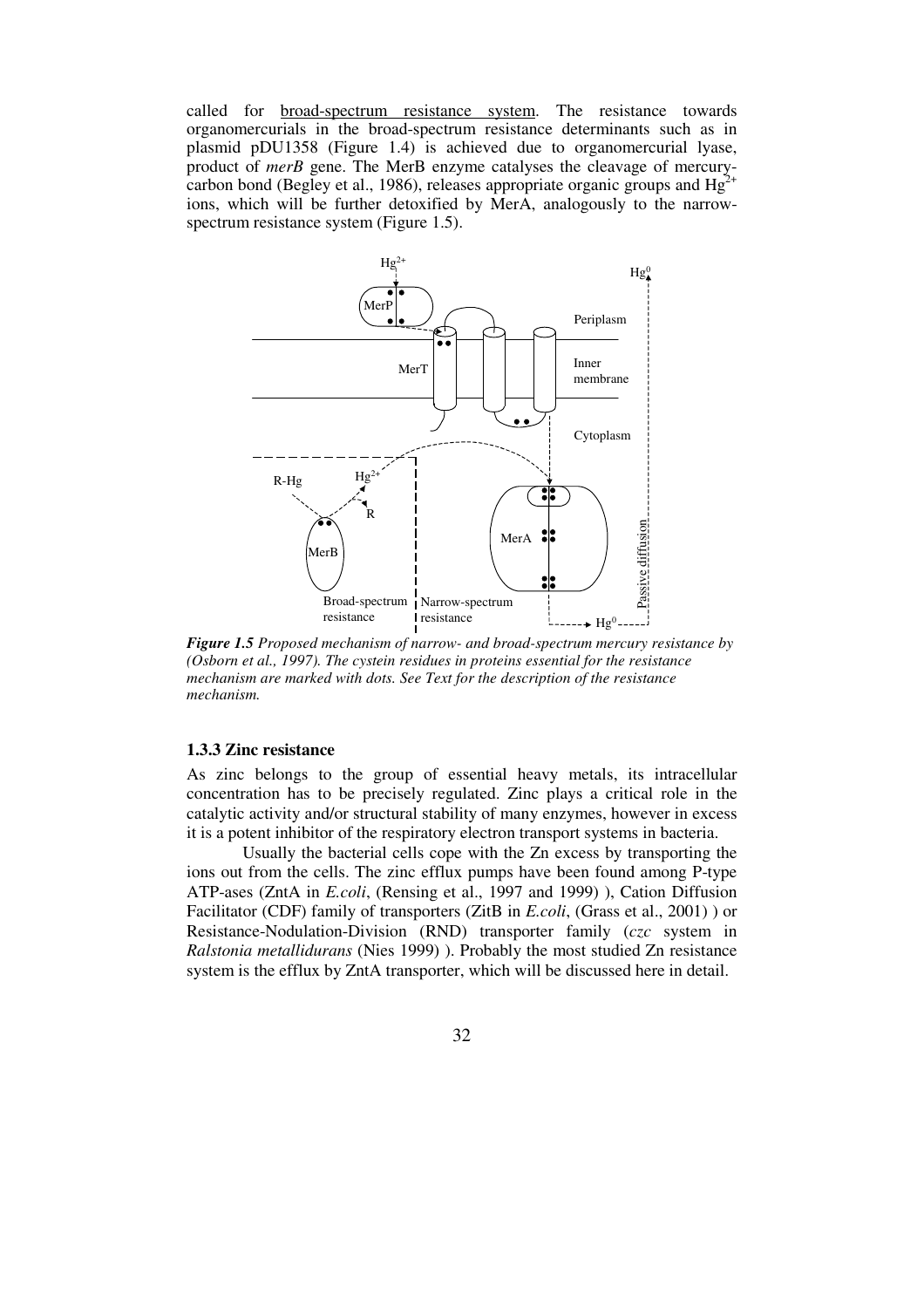called for broad-spectrum resistance system. The resistance towards organomercurials in the broad-spectrum resistance determinants such as in plasmid pDU1358 (Figure 1.4) is achieved due to organomercurial lyase, product of *merB* gene. The MerB enzyme catalyses the cleavage of mercury-carbon bond (Begley et al., 1986), releases appropriate organic groups and $Hg^{2+}$ ions, which will be further detoxified by MerA, analogously to the narrow-spectrum resistance system (Figure 1.5).

$Hg^{2+}$
MerP
$Hg^0$
Periplasm
MerT
Inner membrane
Cytoplasm
R-Hg
$Hg^{2+}$
R
MerB
MerA
Passive diffusion
Broad-spectrum resistance
Narrow-spectrum resistance
$Hg^0$

***Figure 1.5*** *Proposed mechanism of narrow- and broad-spectrum mercury resistance by (Osborn et al., 1997). The cystein residues in proteins essential for the resistance mechanism are marked with dots. See Text for the description of the resistance mechanism.*

### 1.3.3 Zinc resistance

As zinc belongs to the group of essential heavy metals, its intracellular concentration has to be precisely regulated. Zinc plays a critical role in the catalytic activity and/or structural stability of many enzymes, however in excess it is a potent inhibitor of the respiratory electron transport systems in bacteria.

Usually the bacterial cells cope with the Zn excess by transporting the ions out from the cells. The zinc efflux pumps have been found among P-type ATP-ases (ZntA in *E.coli*, (Rensing et al., 1997 and 1999) ), Cation Diffusion Facilitator (CDF) family of transporters (ZitB in *E.coli*, (Grass et al., 2001) ) or Resistance-Nodulation-Division (RND) transporter family (*czc* system in *Ralstonia metallidurans* (Nies 1999) ). Probably the most studied Zn resistance system is the efflux by ZntA transporter, which will be discussed here in detail.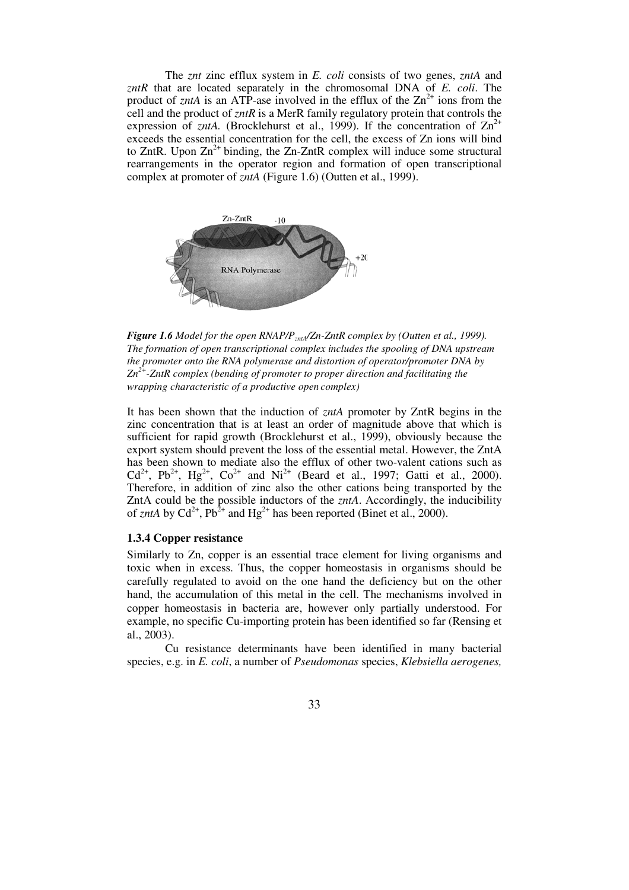The *znt* zinc efflux system in *E. coli* consists of two genes, *zntA* and *zntR* that are located separately in the chromosomal DNA of *E. coli*. The product of *zntA* is an ATP-ase involved in the efflux of the $Zn^{2+}$ ions from the cell and the product of *zntR* is a MerR family regulatory protein that controls the expression of *zntA*. (Brocklehurst et al., 1999). If the concentration of $Zn^{2+}$ exceeds the essential concentration for the cell, the excess of Zn ions will bind to ZntR. Upon $Zn^{2+}$ binding, the Zn-ZntR complex will induce some structural rearrangements in the operator region and formation of open transcriptional complex at promoter of *zntA* (Figure 1.6) (Outten et al., 1999).

Zn-ZntR

-10

+20

RNA Polymerase

***Figure 1.6*** *Model for the open RNAP/$P_{zntA}$/Zn-ZntR complex by (Outten et al., 1999). The formation of open transcriptional complex includes the spooling of DNA upstream the promoter onto the RNA polymerase and distortion of operator/promoter DNA by $Zn^{2+}$-ZntR complex (bending of promoter to proper direction and facilitating the wrapping characteristic of a productive open complex)*

It has been shown that the induction of *zntA* promoter by ZntR begins in the zinc concentration that is at least an order of magnitude above that which is sufficient for rapid growth (Brocklehurst et al., 1999), obviously because the export system should prevent the loss of the essential metal. However, the ZntA has been shown to mediate also the efflux of other two-valent cations such as $Cd^{2+}$, $Pb^{2+}$, $Hg^{2+}$, $Co^{2+}$ and $Ni^{2+}$ (Beard et al., 1997; Gatti et al., 2000). Therefore, in addition of zinc also the other cations being transported by the ZntA could be the possible inductors of the *zntA*. Accordingly, the inducibility of *zntA* by $Cd^{2+}$, $Pb^{2+}$ and $Hg^{2+}$ has been reported (Binet et al., 2000).

### 1.3.4 Copper resistance

Similarly to Zn, copper is an essential trace element for living organisms and toxic when in excess. Thus, the copper homeostasis in organisms should be carefully regulated to avoid on the one hand the deficiency but on the other hand, the accumulation of this metal in the cell. The mechanisms involved in copper homeostasis in bacteria are, however only partially understood. For example, no specific Cu-importing protein has been identified so far (Rensing et al., 2003).

Cu resistance determinants have been identified in many bacterial species, e.g. in *E. coli*, a number of *Pseudomonas* species, *Klebsiella aerogenes,*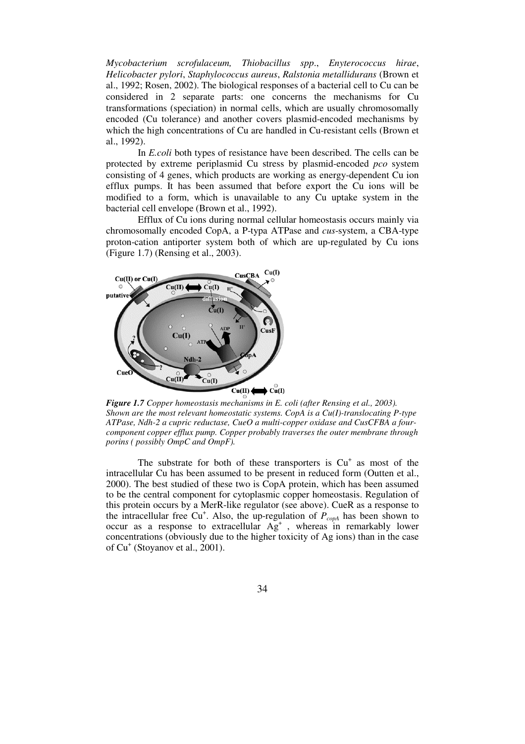*Mycobacterium scrofulaceum, Thiobacillus spp., Enyterococcus hirae, Helicobacter pylori, Staphylococcus aureus, Ralstonia metallidurans* (Brown et al., 1992; Rosen, 2002). The biological responses of a bacterial cell to Cu can be considered in 2 separate parts: one concerns the mechanisms for Cu transformations (speciation) in normal cells, which are usually chromosomally encoded (Cu tolerance) and another covers plasmid-encoded mechanisms by which the high concentrations of Cu are handled in Cu-resistant cells (Brown et al., 1992).

In *E.coli* both types of resistance have been described. The cells can be protected by extreme periplasmid Cu stress by plasmid-encoded *pco* system consisting of 4 genes, which products are working as energy-dependent Cu ion efflux pumps. It has been assumed that before export the Cu ions will be modified to a form, which is unavailable to any Cu uptake system in the bacterial cell envelope (Brown et al., 1992).

Efflux of Cu ions during normal cellular homeostasis occurs mainly via chromosomally encoded CopA, a P-typa ATPase and *cus*-system, a CBA-type proton-cation antiporter system both of which are up-regulated by Cu ions (Figure 1.7) (Rensing et al., 2003).

Cu(II) or Cu(I)
putative
Cu(II) Cu(I)
diffusion
Cu(I)
CusCBA Cu(I)
H+
H+
ADP
ATP
CusF
CopA
Ndh-2
CueO
Cu(II) Cu(I)
Cu(II) Cu(I)

***Figure 1.7*** *Copper homeostasis mechanisms in E. coli (after Rensing et al., 2003). Shown are the most relevant homeostatic systems. CopA is a Cu(I)-translocating P-type ATPase, Ndh-2 a cupric reductase, CueO a multi-copper oxidase and CusCFBA a four-component copper efflux pump. Copper probably traverses the outer membrane through porins ( possibly OmpC and OmpF).*

The substrate for both of these transporters is $Cu^{+}$ as most of the intracellular Cu has been assumed to be present in reduced form (Outten et al., 2000). The best studied of these two is CopA protein, which has been assumed to be the central component for cytoplasmic copper homeostasis. Regulation of this protein occurs by a MerR-like regulator (see above). CueR as a response to the intracellular free $Cu^{+}$. Also, the up-regulation of $P_{copA}$ has been shown to occur as a response to extracellular $Ag^{+}$ , whereas in remarkably lower concentrations (obviously due to the higher toxicity of Ag ions) than in the case of $Cu^{+}$ (Stoyanov et al., 2001).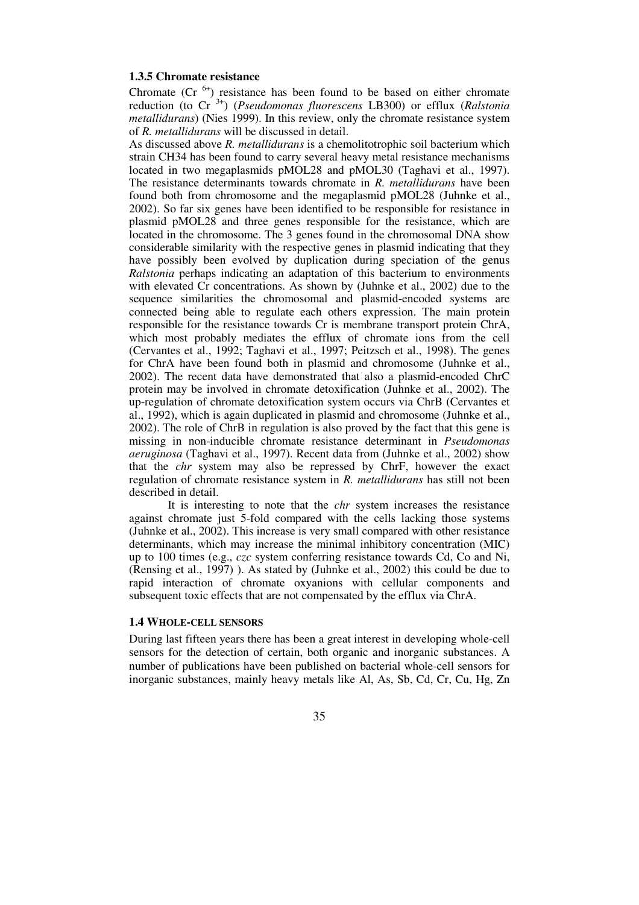### 1.3.5 Chromate resistance

Chromate ($Cr^{6+}$) resistance has been found to be based on either chromate reduction (to $Cr^{3+}$) (*Pseudomonas fluorescens* LB300) or efflux (*Ralstonia metallidurans*) (Nies 1999). In this review, only the chromate resistance system of *R. metallidurans* will be discussed in detail.

As discussed above *R. metallidurans* is a chemolitotrophic soil bacterium which strain CH34 has been found to carry several heavy metal resistance mechanisms located in two megaplasmids pMOL28 and pMOL30 (Taghavi et al., 1997). The resistance determinants towards chromate in *R. metallidurans* have been found both from chromosome and the megaplasmid pMOL28 (Juhnke et al., 2002). So far six genes have been identified to be responsible for resistance in plasmid pMOL28 and three genes responsible for the resistance, which are located in the chromosome. The 3 genes found in the chromosomal DNA show considerable similarity with the respective genes in plasmid indicating that they have possibly been evolved by duplication during speciation of the genus *Ralstonia* perhaps indicating an adaptation of this bacterium to environments with elevated Cr concentrations. As shown by (Juhnke et al., 2002) due to the sequence similarities the chromosomal and plasmid-encoded systems are connected being able to regulate each others expression. The main protein responsible for the resistance towards Cr is membrane transport protein ChrA, which most probably mediates the efflux of chromate ions from the cell (Cervantes et al., 1992; Taghavi et al., 1997; Peitzsch et al., 1998). The genes for ChrA have been found both in plasmid and chromosome (Juhnke et al., 2002). The recent data have demonstrated that also a plasmid-encoded ChrC protein may be involved in chromate detoxification (Juhnke et al., 2002). The up-regulation of chromate detoxification system occurs via ChrB (Cervantes et al., 1992), which is again duplicated in plasmid and chromosome (Juhnke et al., 2002). The role of ChrB in regulation is also proved by the fact that this gene is missing in non-inducible chromate resistance determinant in *Pseudomonas aeruginosa* (Taghavi et al., 1997). Recent data from (Juhnke et al., 2002) show that the *chr* system may also be repressed by ChrF, however the exact regulation of chromate resistance system in *R. metallidurans* has still not been described in detail.

It is interesting to note that the *chr* system increases the resistance against chromate just 5-fold compared with the cells lacking those systems (Juhnke et al., 2002). This increase is very small compared with other resistance determinants, which may increase the minimal inhibitory concentration (MIC) up to 100 times (e.g., *czc* system conferring resistance towards Cd, Co and Ni, (Rensing et al., 1997) ). As stated by (Juhnke et al., 2002) this could be due to rapid interaction of chromate oxyanions with cellular components and subsequent toxic effects that are not compensated by the efflux via ChrA.

## 1.4 Whole-cell sensors

During last fifteen years there has been a great interest in developing whole-cell sensors for the detection of certain, both organic and inorganic substances. A number of publications have been published on bacterial whole-cell sensors for inorganic substances, mainly heavy metals like Al, As, Sb, Cd, Cr, Cu, Hg, Zn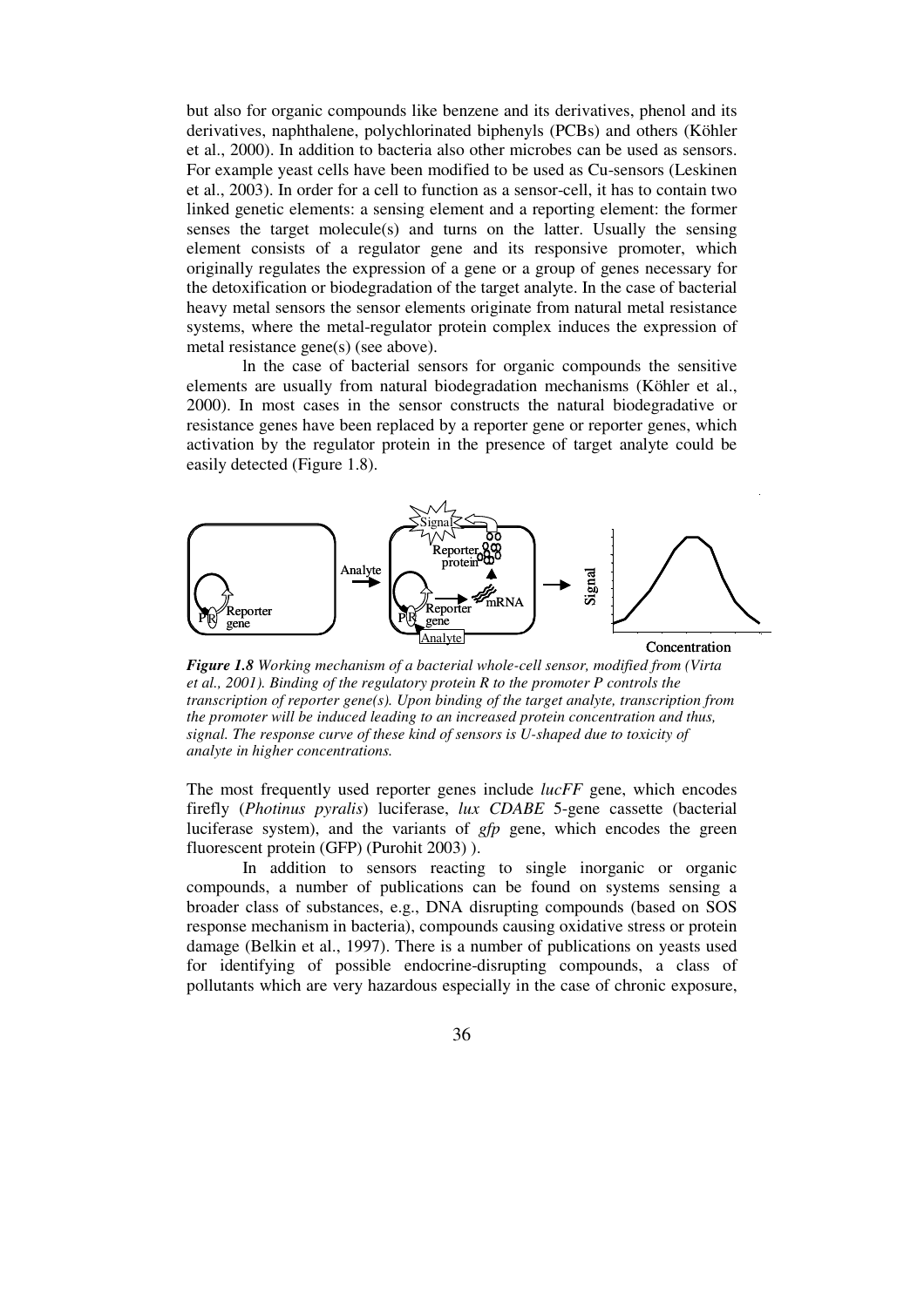but also for organic compounds like benzene and its derivatives, phenol and its derivatives, naphthalene, polychlorinated biphenyls (PCBs) and others (Köhler et al., 2000). In addition to bacteria also other microbes can be used as sensors. For example yeast cells have been modified to be used as Cu-sensors (Leskinen et al., 2003). In order for a cell to function as a sensor-cell, it has to contain two linked genetic elements: a sensing element and a reporting element: the former senses the target molecule(s) and turns on the latter. Usually the sensing element consists of a regulator gene and its responsive promoter, which originally regulates the expression of a gene or a group of genes necessary for the detoxification or biodegradation of the target analyte. In the case of bacterial heavy metal sensors the sensor elements originate from natural metal resistance systems, where the metal-regulator protein complex induces the expression of metal resistance gene(s) (see above).

In the case of bacterial sensors for organic compounds the sensitive elements are usually from natural biodegradation mechanisms (Köhler et al., 2000). In most cases in the sensor constructs the natural biodegradative or resistance genes have been replaced by a reporter gene or reporter genes, which activation by the regulator protein in the presence of target analyte could be easily detected (Figure 1.8).

Signal
Reporter protein
Analyte
mRNA
P R Reporter gene
P R Reporter gene
Analyte
Signal
Concentration

*Figure 1.8 Working mechanism of a bacterial whole-cell sensor, modified from (Virta et al., 2001). Binding of the regulatory protein R to the promoter P controls the transcription of reporter gene(s). Upon binding of the target analyte, transcription from the promoter will be induced leading to an increased protein concentration and thus, signal. The response curve of these kind of sensors is U-shaped due to toxicity of analyte in higher concentrations.*

The most frequently used reporter genes include *lucFF* gene, which encodes firefly (*Photinus pyralis*) luciferase, *lux CDABE* 5-gene cassette (bacterial luciferase system), and the variants of *gfp* gene, which encodes the green fluorescent protein (GFP) (Purohit 2003) ).

In addition to sensors reacting to single inorganic or organic compounds, a number of publications can be found on systems sensing a broader class of substances, e.g., DNA disrupting compounds (based on SOS response mechanism in bacteria), compounds causing oxidative stress or protein damage (Belkin et al., 1997). There is a number of publications on yeasts used for identifying of possible endocrine-disrupting compounds, a class of pollutants which are very hazardous especially in the case of chronic exposure,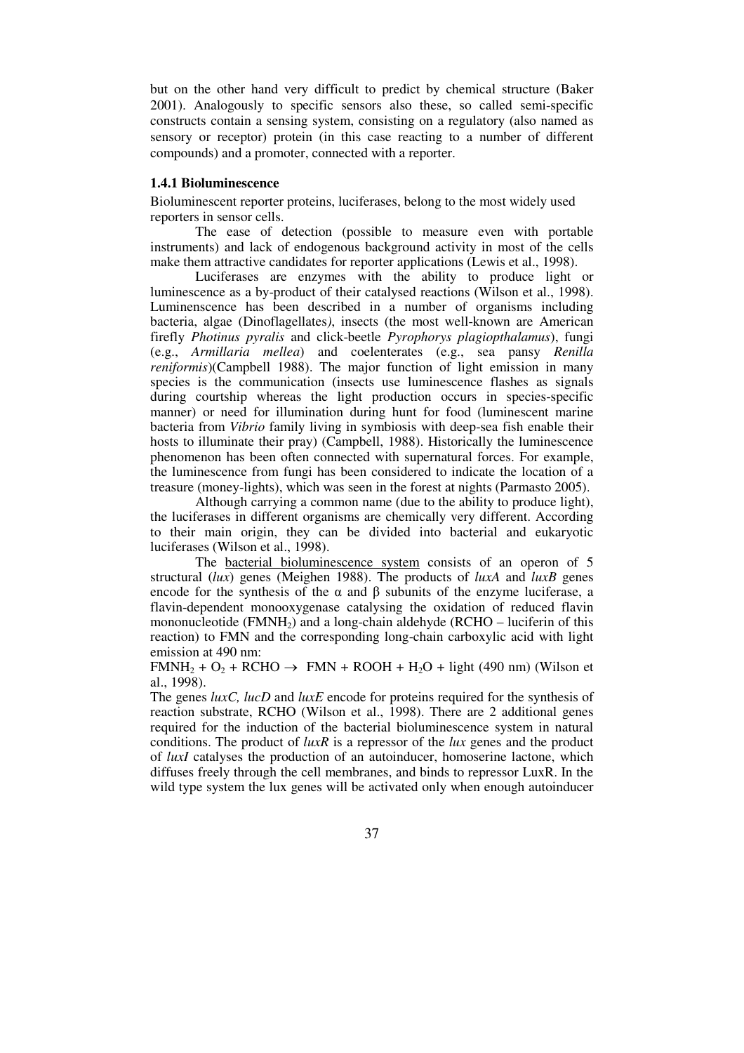but on the other hand very difficult to predict by chemical structure (Baker 2001). Analogously to specific sensors also these, so called semi-specific constructs contain a sensing system, consisting on a regulatory (also named as sensory or receptor) protein (in this case reacting to a number of different compounds) and a promoter, connected with a reporter.

### 1.4.1 Bioluminescence

Bioluminescent reporter proteins, luciferases, belong to the most widely used reporters in sensor cells.

The ease of detection (possible to measure even with portable instruments) and lack of endogenous background activity in most of the cells make them attractive candidates for reporter applications (Lewis et al., 1998).

Luciferases are enzymes with the ability to produce light or luminescence as a by-product of their catalysed reactions (Wilson et al., 1998). Luminenscence has been described in a number of organisms including bacteria, algae (Dinoflagellates*)*, insects (the most well-known are American firefly *Photinus pyralis* and click-beetle *Pyrophorys plagiopthalamus*), fungi (e.g., *Armillaria mellea*) and coelenterates (e.g., sea pansy *Renilla reniformis*)(Campbell 1988). The major function of light emission in many species is the communication (insects use luminescence flashes as signals during courtship whereas the light production occurs in species-specific manner) or need for illumination during hunt for food (luminescent marine bacteria from *Vibrio* family living in symbiosis with deep-sea fish enable their hosts to illuminate their pray) (Campbell, 1988). Historically the luminescence phenomenon has been often connected with supernatural forces. For example, the luminescence from fungi has been considered to indicate the location of a treasure (money-lights), which was seen in the forest at nights (Parmasto 2005).

Although carrying a common name (due to the ability to produce light), the luciferases in different organisms are chemically very different. According to their main origin, they can be divided into bacterial and eukaryotic luciferases (Wilson et al., 1998).

The <u>bacterial bioluminescence system</u> consists of an operon of 5 structural (*lux*) genes (Meighen 1988). The products of *luxA* and *luxB* genes encode for the synthesis of the α and β subunits of the enzyme luciferase, a flavin-dependent monooxygenase catalysing the oxidation of reduced flavin mononucleotide ($FMNH_2$) and a long-chain aldehyde (RCHO – luciferin of this reaction) to FMN and the corresponding long-chain carboxylic acid with light emission at 490 nm:

$FMNH_2 + O_2 + RCHO \rightarrow FMN + ROOH + H_2O$ + light (490 nm) (Wilson et al., 1998).

The genes *luxC, lucD* and *luxE* encode for proteins required for the synthesis of reaction substrate, RCHO (Wilson et al., 1998). There are 2 additional genes required for the induction of the bacterial bioluminescence system in natural conditions. The product of *luxR* is a repressor of the *lux* genes and the product of *luxI* catalyses the production of an autoinducer, homoserine lactone, which diffuses freely through the cell membranes, and binds to repressor LuxR. In the wild type system the lux genes will be activated only when enough autoinducer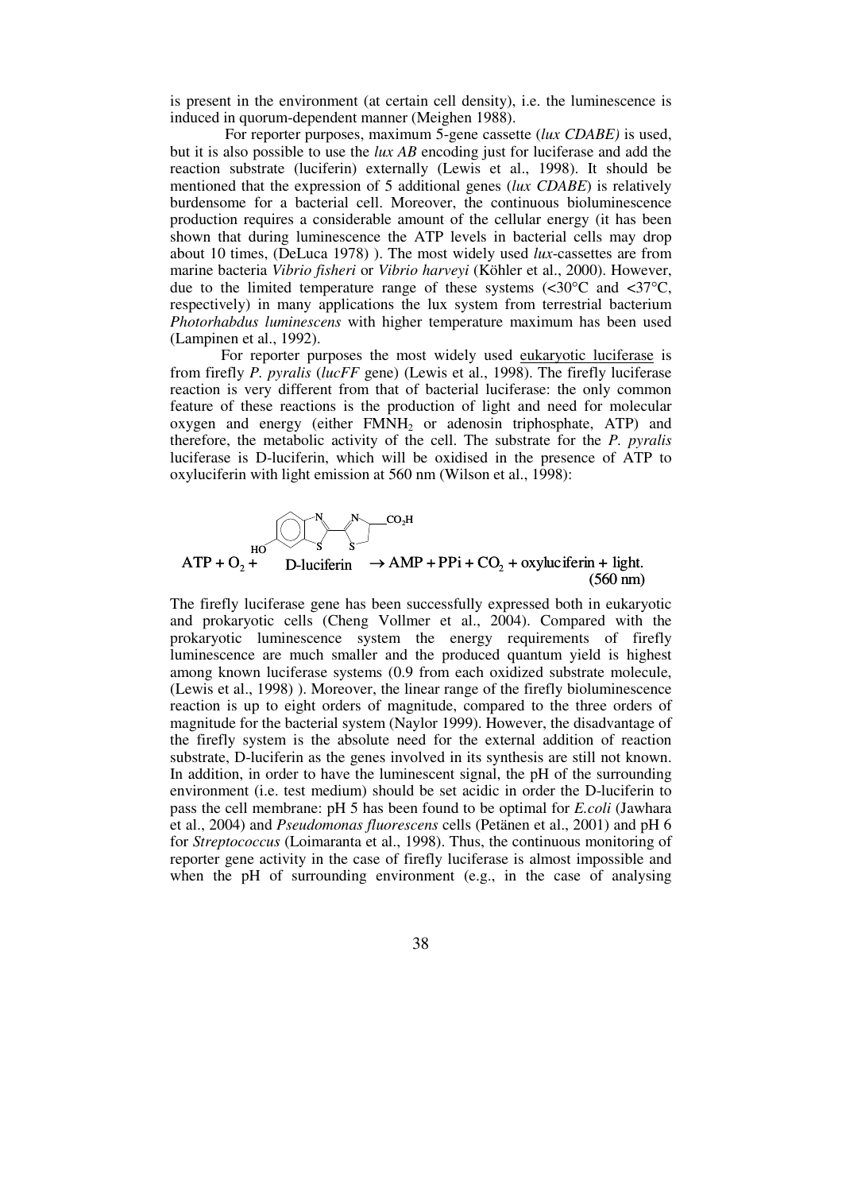is present in the environment (at certain cell density), i.e. the luminescence is induced in quorum-dependent manner (Meighen 1988).

For reporter purposes, maximum 5-gene cassette (*lux CDABE)* is used, but it is also possible to use the *lux AB* encoding just for luciferase and add the reaction substrate (luciferin) externally (Lewis et al., 1998). It should be mentioned that the expression of 5 additional genes (*lux CDABE*) is relatively burdensome for a bacterial cell. Moreover, the continuous bioluminescence production requires a considerable amount of the cellular energy (it has been shown that during luminescence the ATP levels in bacterial cells may drop about 10 times, (DeLuca 1978) ). The most widely used *lux*-cassettes are from marine bacteria *Vibrio fisheri* or *Vibrio harveyi* (Köhler et al., 2000). However, due to the limited temperature range of these systems (<30°C and <37°C, respectively) in many applications the lux system from terrestrial bacterium *Photorhabdus luminescens* with higher temperature maximum has been used (Lampinen et al., 1992).

For reporter purposes the most widely used eukaryotic luciferase is from firefly *P. pyralis* (*lucFF* gene) (Lewis et al., 1998). The firefly luciferase reaction is very different from that of bacterial luciferase: the only common feature of these reactions is the production of light and need for molecular oxygen and energy (either $FMNH_2$ or adenosin triphosphate, ATP) and therefore, the metabolic activity of the cell. The substrate for the *P. pyralis* luciferase is D-luciferin, which will be oxidised in the presence of ATP to oxyluciferin with light emission at 560 nm (Wilson et al., 1998):

$$ATP + O_2 + \text{D-luciferin} \rightarrow AMP + PPi + CO_2 + \text{oxyluciferin} + \text{light.} \quad (560\text{ nm})$$

The firefly luciferase gene has been successfully expressed both in eukaryotic and prokaryotic cells (Cheng Vollmer et al., 2004). Compared with the prokaryotic luminescence system the energy requirements of firefly luminescence are much smaller and the produced quantum yield is highest among known luciferase systems (0.9 from each oxidized substrate molecule, (Lewis et al., 1998) ). Moreover, the linear range of the firefly bioluminescence reaction is up to eight orders of magnitude, compared to the three orders of magnitude for the bacterial system (Naylor 1999). However, the disadvantage of the firefly system is the absolute need for the external addition of reaction substrate, D-luciferin as the genes involved in its synthesis are still not known. In addition, in order to have the luminescent signal, the pH of the surrounding environment (i.e. test medium) should be set acidic in order the D-luciferin to pass the cell membrane: pH 5 has been found to be optimal for *E.coli* (Jawhara et al., 2004) and *Pseudomonas fluorescens* cells (Petänen et al., 2001) and pH 6 for *Streptococcus* (Loimaranta et al., 1998). Thus, the continuous monitoring of reporter gene activity in the case of firefly luciferase is almost impossible and when the pH of surrounding environment (e.g., in the case of analysing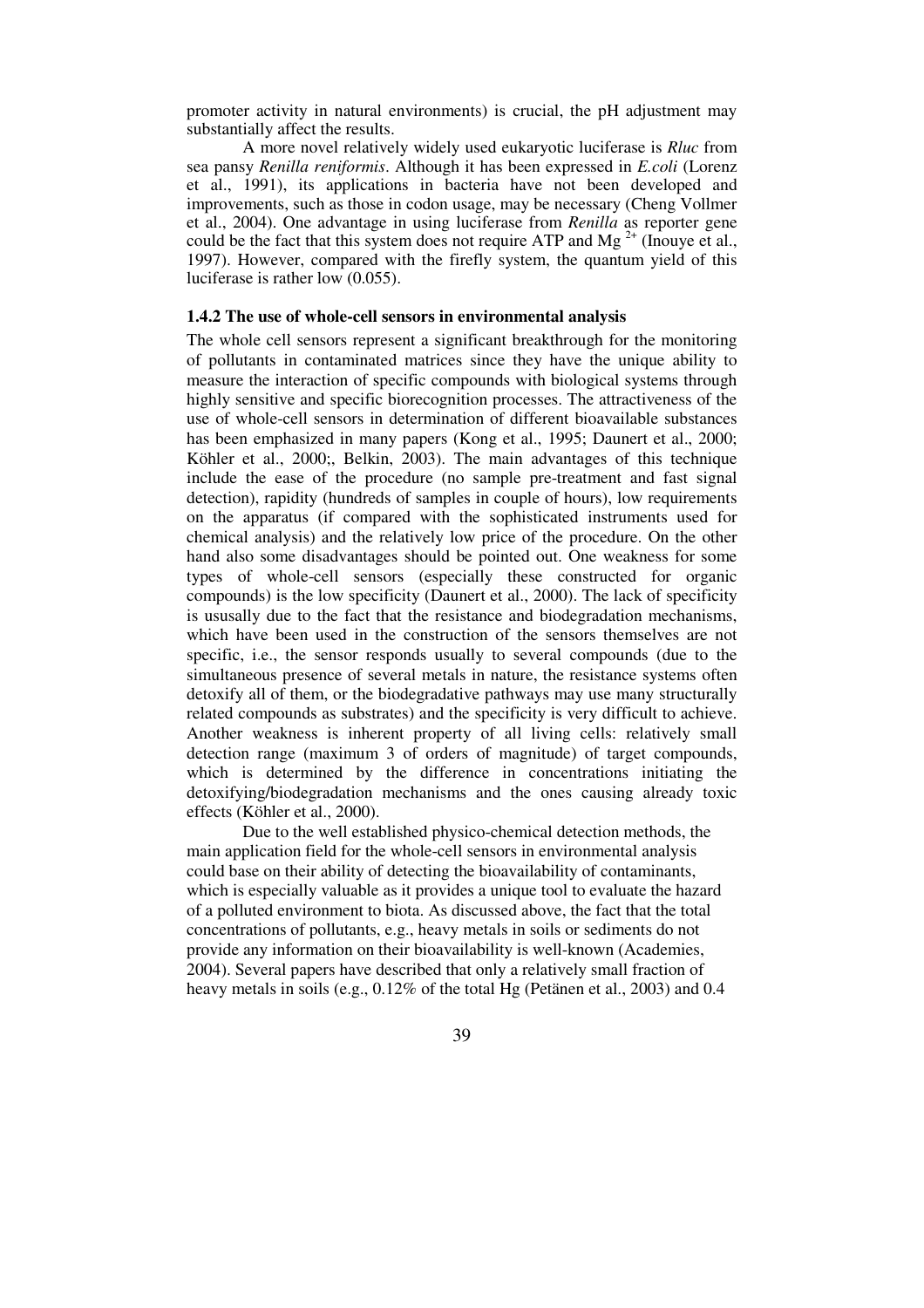promoter activity in natural environments) is crucial, the pH adjustment may substantially affect the results.

A more novel relatively widely used eukaryotic luciferase is *Rluc* from sea pansy *Renilla reniformis*. Although it has been expressed in *E.coli* (Lorenz et al., 1991), its applications in bacteria have not been developed and improvements, such as those in codon usage, may be necessary (Cheng Vollmer et al., 2004). One advantage in using luciferase from *Renilla* as reporter gene could be the fact that this system does not require ATP and $Mg^{2+}$ (Inouye et al., 1997). However, compared with the firefly system, the quantum yield of this luciferase is rather low (0.055).

### 1.4.2 The use of whole-cell sensors in environmental analysis

The whole cell sensors represent a significant breakthrough for the monitoring of pollutants in contaminated matrices since they have the unique ability to measure the interaction of specific compounds with biological systems through highly sensitive and specific biorecognition processes. The attractiveness of the use of whole-cell sensors in determination of different bioavailable substances has been emphasized in many papers (Kong et al., 1995; Daunert et al., 2000; Köhler et al., 2000;, Belkin, 2003). The main advantages of this technique include the ease of the procedure (no sample pre-treatment and fast signal detection), rapidity (hundreds of samples in couple of hours), low requirements on the apparatus (if compared with the sophisticated instruments used for chemical analysis) and the relatively low price of the procedure. On the other hand also some disadvantages should be pointed out. One weakness for some types of whole-cell sensors (especially these constructed for organic compounds) is the low specificity (Daunert et al., 2000). The lack of specificity is ususally due to the fact that the resistance and biodegradation mechanisms, which have been used in the construction of the sensors themselves are not specific, i.e., the sensor responds usually to several compounds (due to the simultaneous presence of several metals in nature, the resistance systems often detoxify all of them, or the biodegradative pathways may use many structurally related compounds as substrates) and the specificity is very difficult to achieve. Another weakness is inherent property of all living cells: relatively small detection range (maximum 3 of orders of magnitude) of target compounds, which is determined by the difference in concentrations initiating the detoxifying/biodegradation mechanisms and the ones causing already toxic effects (Köhler et al., 2000).

Due to the well established physico-chemical detection methods, the main application field for the whole-cell sensors in environmental analysis could base on their ability of detecting the bioavailability of contaminants, which is especially valuable as it provides a unique tool to evaluate the hazard of a polluted environment to biota. As discussed above, the fact that the total concentrations of pollutants, e.g., heavy metals in soils or sediments do not provide any information on their bioavailability is well-known (Academies, 2004). Several papers have described that only a relatively small fraction of heavy metals in soils (e.g., 0.12% of the total Hg (Petänen et al., 2003) and 0.4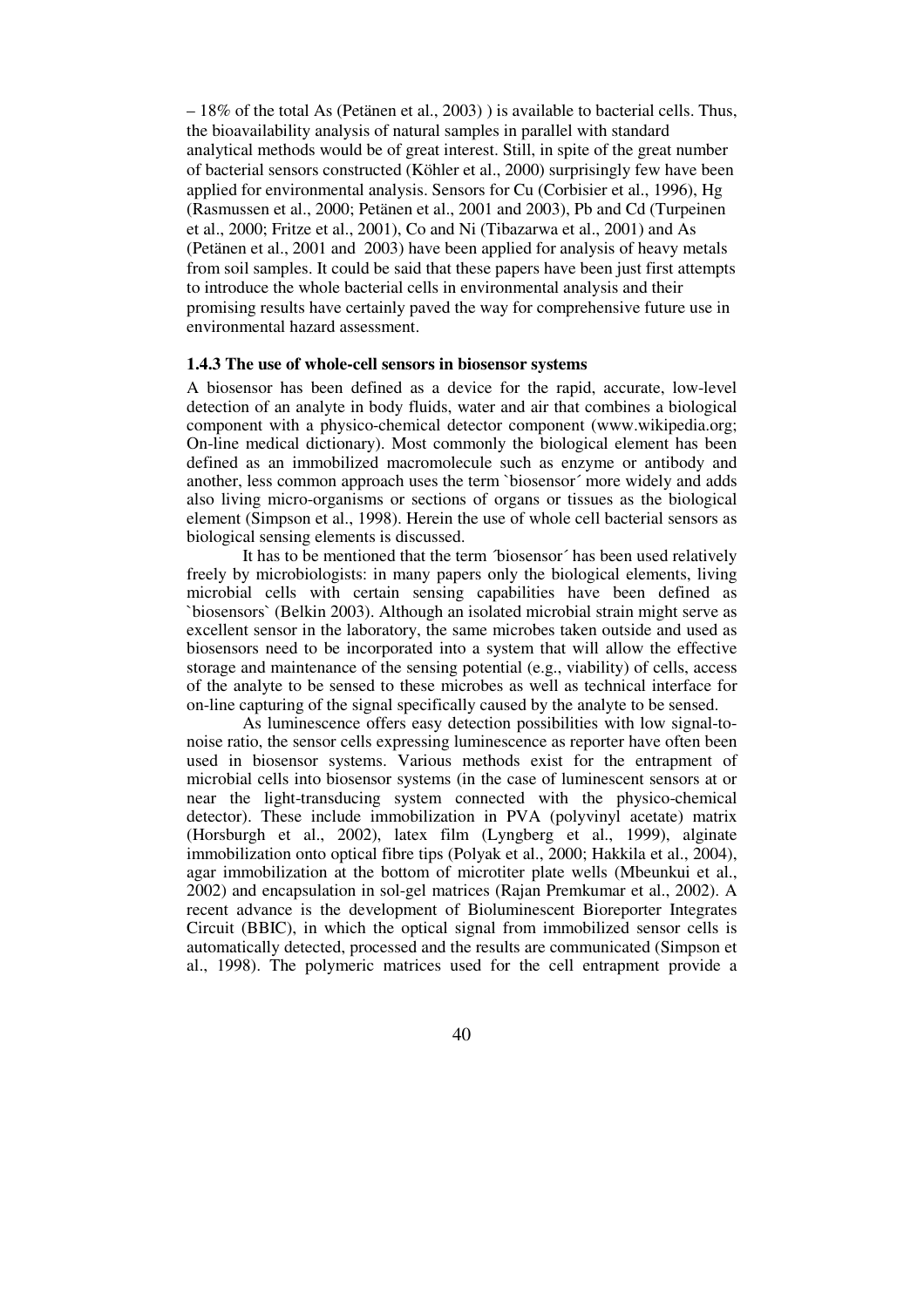– 18% of the total As (Petänen et al., 2003) ) is available to bacterial cells. Thus, the bioavailability analysis of natural samples in parallel with standard analytical methods would be of great interest. Still, in spite of the great number of bacterial sensors constructed (Köhler et al., 2000) surprisingly few have been applied for environmental analysis. Sensors for Cu (Corbisier et al., 1996), Hg (Rasmussen et al., 2000; Petänen et al., 2001 and 2003), Pb and Cd (Turpeinen et al., 2000; Fritze et al., 2001), Co and Ni (Tibazarwa et al., 2001) and As (Petänen et al., 2001 and 2003) have been applied for analysis of heavy metals from soil samples. It could be said that these papers have been just first attempts to introduce the whole bacterial cells in environmental analysis and their promising results have certainly paved the way for comprehensive future use in environmental hazard assessment.

### 1.4.3 The use of whole-cell sensors in biosensor systems

A biosensor has been defined as a device for the rapid, accurate, low-level detection of an analyte in body fluids, water and air that combines a biological component with a physico-chemical detector component (www.wikipedia.org; On-line medical dictionary). Most commonly the biological element has been defined as an immobilized macromolecule such as enzyme or antibody and another, less common approach uses the term `biosensor´ more widely and adds also living micro-organisms or sections of organs or tissues as the biological element (Simpson et al., 1998). Herein the use of whole cell bacterial sensors as biological sensing elements is discussed.

It has to be mentioned that the term ´biosensor´ has been used relatively freely by microbiologists: in many papers only the biological elements, living microbial cells with certain sensing capabilities have been defined as `biosensors` (Belkin 2003). Although an isolated microbial strain might serve as excellent sensor in the laboratory, the same microbes taken outside and used as biosensors need to be incorporated into a system that will allow the effective storage and maintenance of the sensing potential (e.g., viability) of cells, access of the analyte to be sensed to these microbes as well as technical interface for on-line capturing of the signal specifically caused by the analyte to be sensed.

As luminescence offers easy detection possibilities with low signal-to-noise ratio, the sensor cells expressing luminescence as reporter have often been used in biosensor systems. Various methods exist for the entrapment of microbial cells into biosensor systems (in the case of luminescent sensors at or near the light-transducing system connected with the physico-chemical detector). These include immobilization in PVA (polyvinyl acetate) matrix (Horsburgh et al., 2002), latex film (Lyngberg et al., 1999), alginate immobilization onto optical fibre tips (Polyak et al., 2000; Hakkila et al., 2004), agar immobilization at the bottom of microtiter plate wells (Mbeunkui et al., 2002) and encapsulation in sol-gel matrices (Rajan Premkumar et al., 2002). A recent advance is the development of Bioluminescent Bioreporter Integrates Circuit (BBIC), in which the optical signal from immobilized sensor cells is automatically detected, processed and the results are communicated (Simpson et al., 1998). The polymeric matrices used for the cell entrapment provide a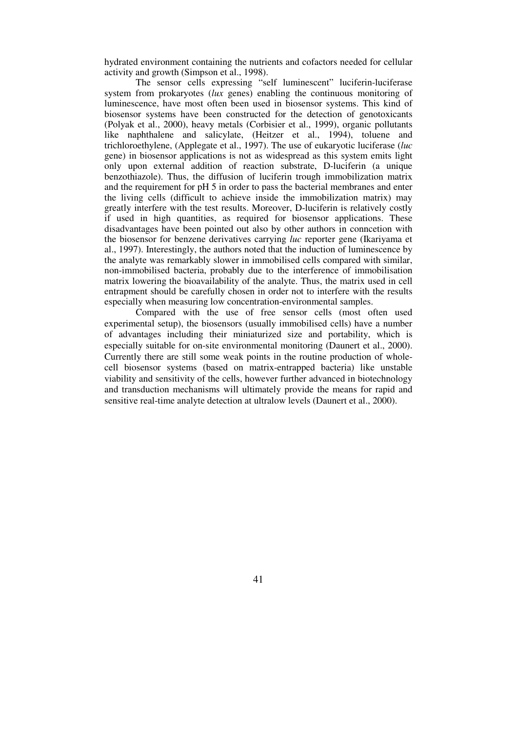hydrated environment containing the nutrients and cofactors needed for cellular activity and growth (Simpson et al., 1998).

The sensor cells expressing "self luminescent" luciferin-luciferase system from prokaryotes (*lux* genes) enabling the continuous monitoring of luminescence, have most often been used in biosensor systems. This kind of biosensor systems have been constructed for the detection of genotoxicants (Polyak et al., 2000), heavy metals (Corbisier et al., 1999), organic pollutants like naphthalene and salicylate, (Heitzer et al., 1994), toluene and trichloroethylene, (Applegate et al., 1997). The use of eukaryotic luciferase (*luc* gene) in biosensor applications is not as widespread as this system emits light only upon external addition of reaction substrate, D-luciferin (a unique benzothiazole). Thus, the diffusion of luciferin trough immobilization matrix and the requirement for pH 5 in order to pass the bacterial membranes and enter the living cells (difficult to achieve inside the immobilization matrix) may greatly interfere with the test results. Moreover, D-luciferin is relatively costly if used in high quantities, as required for biosensor applications. These disadvantages have been pointed out also by other authors in conncetion with the biosensor for benzene derivatives carrying *luc* reporter gene (Ikariyama et al., 1997). Interestingly, the authors noted that the induction of luminescence by the analyte was remarkably slower in immobilised cells compared with similar, non-immobilised bacteria, probably due to the interference of immobilisation matrix lowering the bioavailability of the analyte. Thus, the matrix used in cell entrapment should be carefully chosen in order not to interfere with the results especially when measuring low concentration-environmental samples.

Compared with the use of free sensor cells (most often used experimental setup), the biosensors (usually immobilised cells) have a number of advantages including their miniaturized size and portability, which is especially suitable for on-site environmental monitoring (Daunert et al., 2000). Currently there are still some weak points in the routine production of whole-cell biosensor systems (based on matrix-entrapped bacteria) like unstable viability and sensitivity of the cells, however further advanced in biotechnology and transduction mechanisms will ultimately provide the means for rapid and sensitive real-time analyte detection at ultralow levels (Daunert et al., 2000).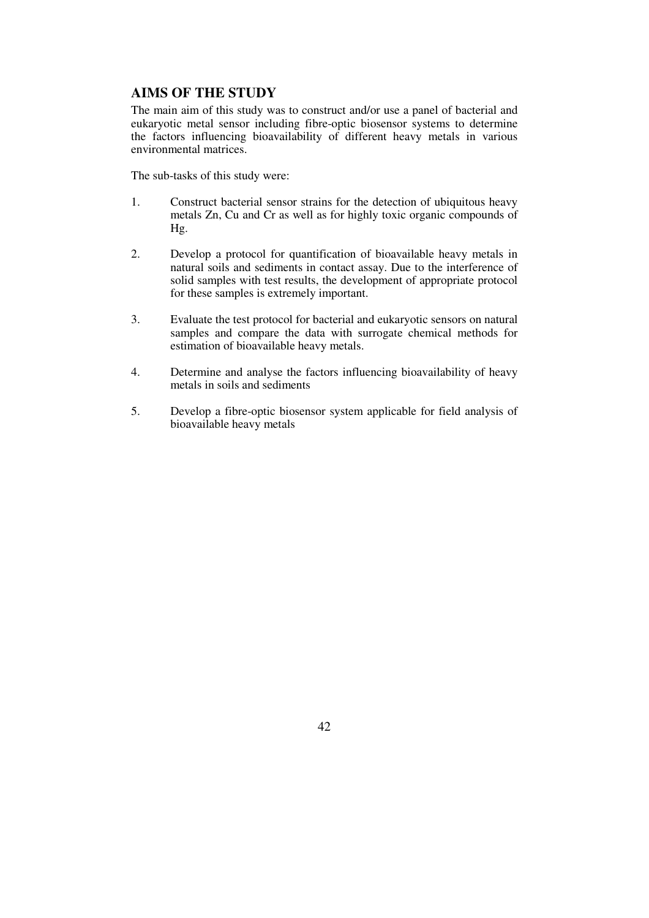## AIMS OF THE STUDY

The main aim of this study was to construct and/or use a panel of bacterial and eukaryotic metal sensor including fibre-optic biosensor systems to determine the factors influencing bioavailability of different heavy metals in various environmental matrices.

The sub-tasks of this study were:

1. Construct bacterial sensor strains for the detection of ubiquitous heavy metals Zn, Cu and Cr as well as for highly toxic organic compounds of Hg.

2. Develop a protocol for quantification of bioavailable heavy metals in natural soils and sediments in contact assay. Due to the interference of solid samples with test results, the development of appropriate protocol for these samples is extremely important.

3. Evaluate the test protocol for bacterial and eukaryotic sensors on natural samples and compare the data with surrogate chemical methods for estimation of bioavailable heavy metals.

4. Determine and analyse the factors influencing bioavailability of heavy metals in soils and sediments

5. Develop a fibre-optic biosensor system applicable for field analysis of bioavailable heavy metals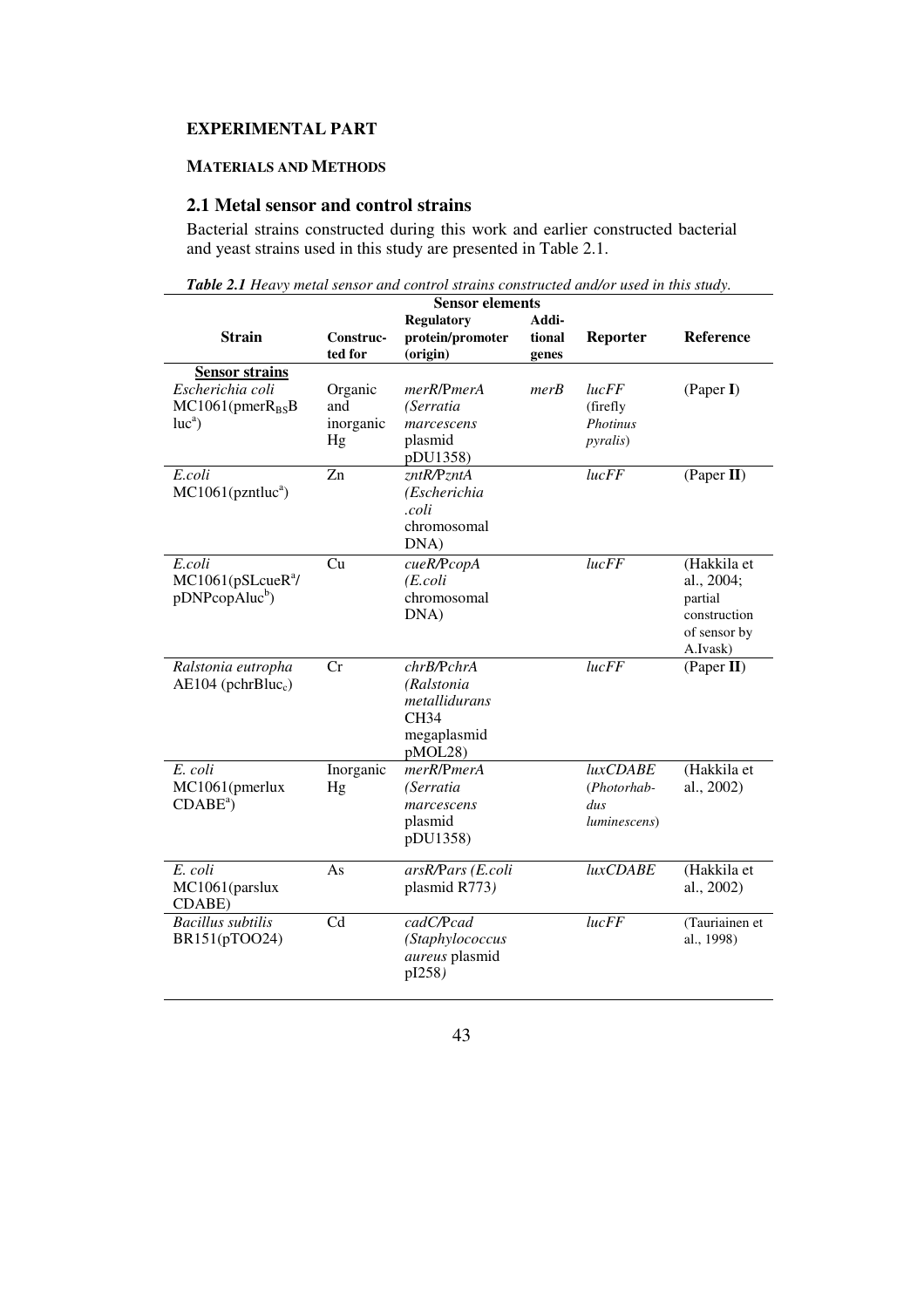# EXPERIMENTAL PART

## MATERIALS AND METHODS

### 2.1 Metal sensor and control strains

Bacterial strains constructed during this work and earlier constructed bacterial and yeast strains used in this study are presented in Table 2.1.

***Table 2.1*** *Heavy metal sensor and control strains constructed and/or used in this study.*

| Strain | Constructed for | Sensor elements: Regulatory protein/promoter (origin) | Sensor elements: Additional genes | Reporter | Reference |
|---|---|---|---|---|---|
| **Sensor strains** | | | | | |
| *Escherichia coli* MC1061(pmerR$_{BS}$B luc[a]) | Organic and inorganic Hg | *merR/PmerA (Serratia marcescens* plasmid pDU1358) | *merB* | *lucFF* (firefly *Photinus pyralis*) | (Paper **I**) |
| *E.coli* MC1061(pzntluc[a]) | Zn | *zntR/PzntA (Escherichia .coli* chromosomal DNA) | | *lucFF* | (Paper **II**) |
| *E.coli* MC1061(pSLcueR[a]/ pDNPcopAluc[b]) | Cu | *cueR/PcopA (E.coli* chromosomal DNA) | | *lucFF* | (Hakkila et al., 2004; partial construction of sensor by A.Ivask) |
| *Ralstonia eutropha* AE104 (pchrBluc$_c$) | Cr | *chrB/PchrA (Ralstonia metallidurans* CH34 megaplasmid pMOL28) | | *lucFF* | (Paper **II**) |
| *E. coli* MC1061(pmerlux CDABE[a]) | Inorganic Hg | *merR/PmerA (Serratia marcescens* plasmid pDU1358) | | *luxCDABE (Photorhabdus luminescens)* | (Hakkila et al., 2002) |
| *E. coli* MC1061(parslux CDABE) | As | *arsR/Pars (E.coli* plasmid R773*)* | | *luxCDABE* | (Hakkila et al., 2002) |
| *Bacillus subtilis* BR151(pTOO24) | Cd | *cadC/Pcad (Staphylococcus aureus* plasmid pI258*)* | | *lucFF* | (Tauriainen et al., 1998) |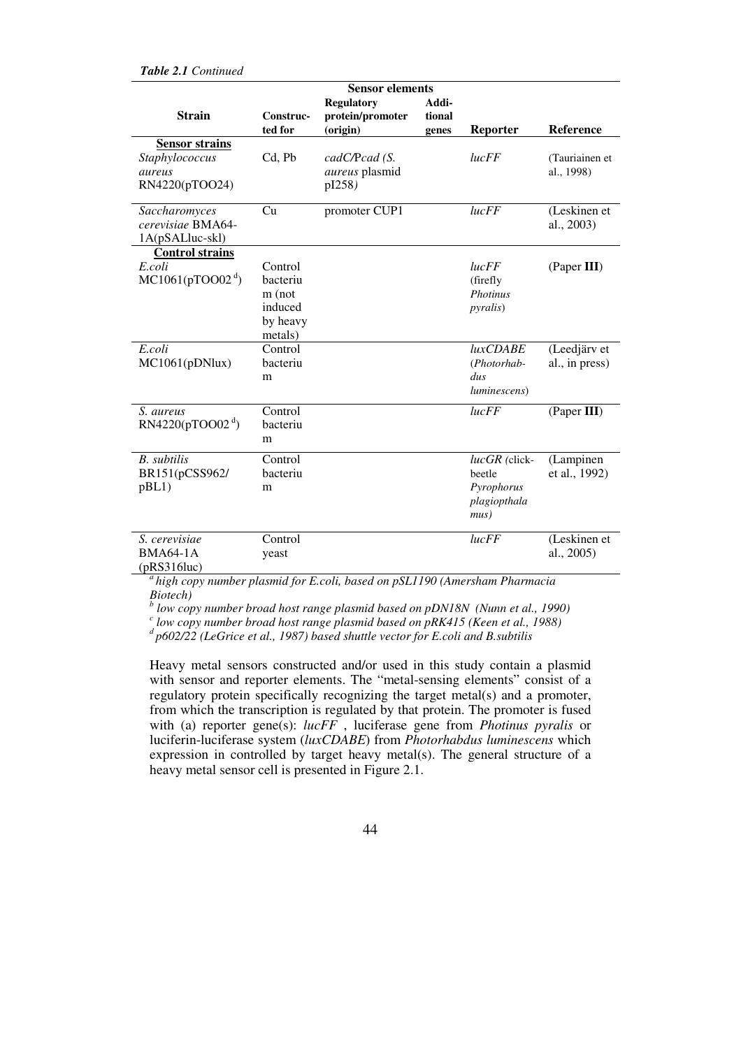***Table 2.1** Continued*

| | | Sensor elements | | | |
|---|---|---|---|---|---|
| **Strain** | **Constructed for** | **Regulatory protein/promoter (origin)** | **Additional genes** | **Reporter** | **Reference** |
| **Sensor strains** | | | | | |
| *Staphylococcus aureus* RN4220(pTOO24) | Cd, Pb | *cadC/Pcad (S. aureus* plasmid pI258*)* | | *lucFF* | (Tauriainen et al., 1998) |
| *Saccharomyces cerevisiae* BMA64-1A(pSALluc-skl) | Cu | promoter CUP1 | | *lucFF* | (Leskinen et al., 2003) |
| **Control strains** | | | | | |
| *E.coli* MC1061(pTOO02[d]) | Control bacterium (not induced by heavy metals) | | | *lucFF* (firefly *Photinus pyralis*) | (Paper **III**) |
| *E.coli* MC1061(pDNlux) | Control bacterium | | | *luxCDABE* (*Photorhabdus luminescens*) | (Leedjärv et al., in press) |
| *S. aureus* RN4220(pTOO02[d]) | Control bacterium | | | *lucFF* | (Paper **III**) |
| *B. subtilis* BR151(pCSS962/ pBL1) | Control bacterium | | | *lucGR* (click-beetle *Pyrophorus plagiopthalamus)* | (Lampinen et al., 1992) |
| *S. cerevisiae* BMA64-1A (pRS316luc) | Control yeast | | | *lucFF* | (Leskinen et al., 2005) |

*[a] high copy number plasmid for E.coli, based on pSL1190 (Amersham Pharmacia Biotech)*
*[b] low copy number broad host range plasmid based on pDN18N (Nunn et al., 1990)*
*[c] low copy number broad host range plasmid based on pRK415 (Keen et al., 1988)*
*[d] p602/22 (LeGrice et al., 1987) based shuttle vector for E.coli and B.subtilis*

Heavy metal sensors constructed and/or used in this study contain a plasmid with sensor and reporter elements. The "metal-sensing elements" consist of a regulatory protein specifically recognizing the target metal(s) and a promoter, from which the transcription is regulated by that protein. The promoter is fused with (a) reporter gene(s): *lucFF* , luciferase gene from *Photinus pyralis* or luciferin-luciferase system (*luxCDABE*) from *Photorhabdus luminescens* which expression in controlled by target heavy metal(s). The general structure of a heavy metal sensor cell is presented in Figure 2.1.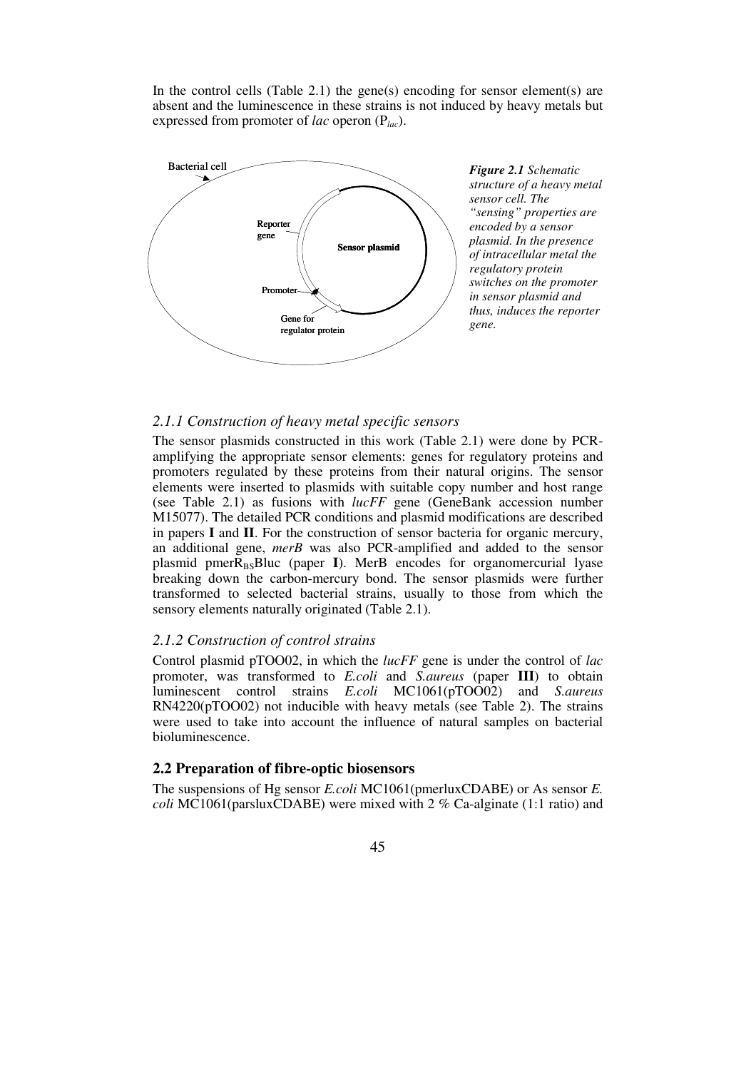In the control cells (Table 2.1) the gene(s) encoding for sensor element(s) are absent and the luminescence in these strains is not induced by heavy metals but expressed from promoter of *lac* operon ($P_{lac}$).

Bacterial cell

Reporter gene

Sensor plasmid

Promoter

Gene for regulator protein

***Figure 2.1** Schematic structure of a heavy metal sensor cell. The "sensing" properties are encoded by a sensor plasmid. In the presence of intracellular metal the regulatory protein switches on the promoter in sensor plasmid and thus, induces the reporter gene.*

### *2.1.1 Construction of heavy metal specific sensors*

The sensor plasmids constructed in this work (Table 2.1) were done by PCR-amplifying the appropriate sensor elements: genes for regulatory proteins and promoters regulated by these proteins from their natural origins. The sensor elements were inserted to plasmids with suitable copy number and host range (see Table 2.1) as fusions with *lucFF* gene (GeneBank accession number M15077). The detailed PCR conditions and plasmid modifications are described in papers **I** and **II**. For the construction of sensor bacteria for organic mercury, an additional gene, *merB* was also PCR-amplified and added to the sensor plasmid pmer$R_{BS}$Bluc (paper **I**). MerB encodes for organomercurial lyase breaking down the carbon-mercury bond. The sensor plasmids were further transformed to selected bacterial strains, usually to those from which the sensory elements naturally originated (Table 2.1).

### *2.1.2 Construction of control strains*

Control plasmid pTOO02, in which the *lucFF* gene is under the control of *lac* promoter, was transformed to *E.coli* and *S.aureus* (paper **III**) to obtain luminescent control strains *E.coli* MC1061(pTOO02) and *S.aureus* RN4220(pTOO02) not inducible with heavy metals (see Table 2). The strains were used to take into account the influence of natural samples on bacterial bioluminescence.

## **2.2 Preparation of fibre-optic biosensors**

The suspensions of Hg sensor *E.coli* MC1061(pmerluxCDABE) or As sensor *E. coli* MC1061(parsluxCDABE) were mixed with 2 % Ca-alginate (1:1 ratio) and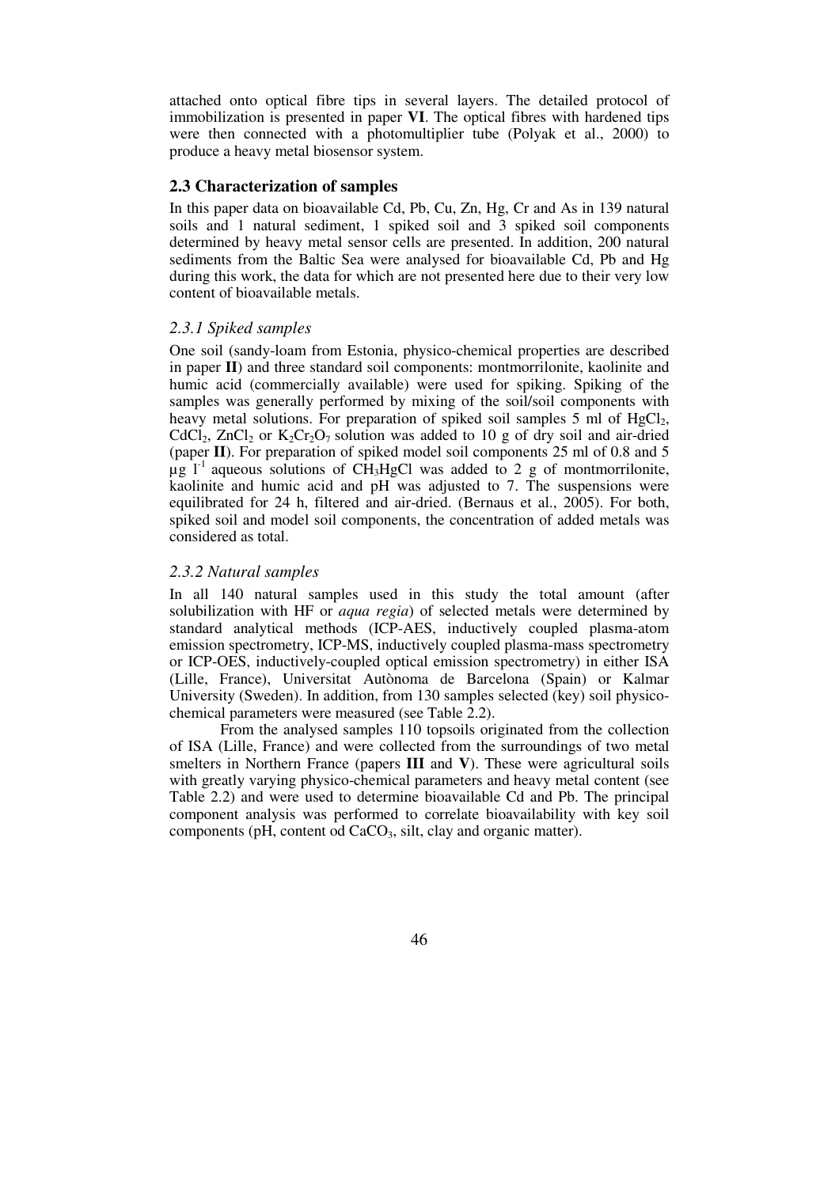attached onto optical fibre tips in several layers. The detailed protocol of immobilization is presented in paper **VI**. The optical fibres with hardened tips were then connected with a photomultiplier tube (Polyak et al., 2000) to produce a heavy metal biosensor system.

## 2.3 Characterization of samples

In this paper data on bioavailable Cd, Pb, Cu, Zn, Hg, Cr and As in 139 natural soils and 1 natural sediment, 1 spiked soil and 3 spiked soil components determined by heavy metal sensor cells are presented. In addition, 200 natural sediments from the Baltic Sea were analysed for bioavailable Cd, Pb and Hg during this work, the data for which are not presented here due to their very low content of bioavailable metals.

### *2.3.1 Spiked samples*

One soil (sandy-loam from Estonia, physico-chemical properties are described in paper **II**) and three standard soil components: montmorrilonite, kaolinite and humic acid (commercially available) were used for spiking. Spiking of the samples was generally performed by mixing of the soil/soil components with heavy metal solutions. For preparation of spiked soil samples 5 ml of $HgCl_2$, $CdCl_2$, $ZnCl_2$ or $K_2Cr_2O_7$ solution was added to 10 g of dry soil and air-dried (paper **II**). For preparation of spiked model soil components 25 ml of 0.8 and 5 $\mu g\ l^{-1}$ aqueous solutions of $CH_3HgCl$ was added to 2 g of montmorrilonite, kaolinite and humic acid and pH was adjusted to 7. The suspensions were equilibrated for 24 h, filtered and air-dried. (Bernaus et al., 2005). For both, spiked soil and model soil components, the concentration of added metals was considered as total.

### *2.3.2 Natural samples*

In all 140 natural samples used in this study the total amount (after solubilization with HF or *aqua regia*) of selected metals were determined by standard analytical methods (ICP-AES, inductively coupled plasma-atom emission spectrometry, ICP-MS, inductively coupled plasma-mass spectrometry or ICP-OES, inductively-coupled optical emission spectrometry) in either ISA (Lille, France), Universitat Autònoma de Barcelona (Spain) or Kalmar University (Sweden). In addition, from 130 samples selected (key) soil physico-chemical parameters were measured (see Table 2.2).

From the analysed samples 110 topsoils originated from the collection of ISA (Lille, France) and were collected from the surroundings of two metal smelters in Northern France (papers **III** and **V**). These were agricultural soils with greatly varying physico-chemical parameters and heavy metal content (see Table 2.2) and were used to determine bioavailable Cd and Pb. The principal component analysis was performed to correlate bioavailability with key soil components (pH, content od $CaCO_3$, silt, clay and organic matter).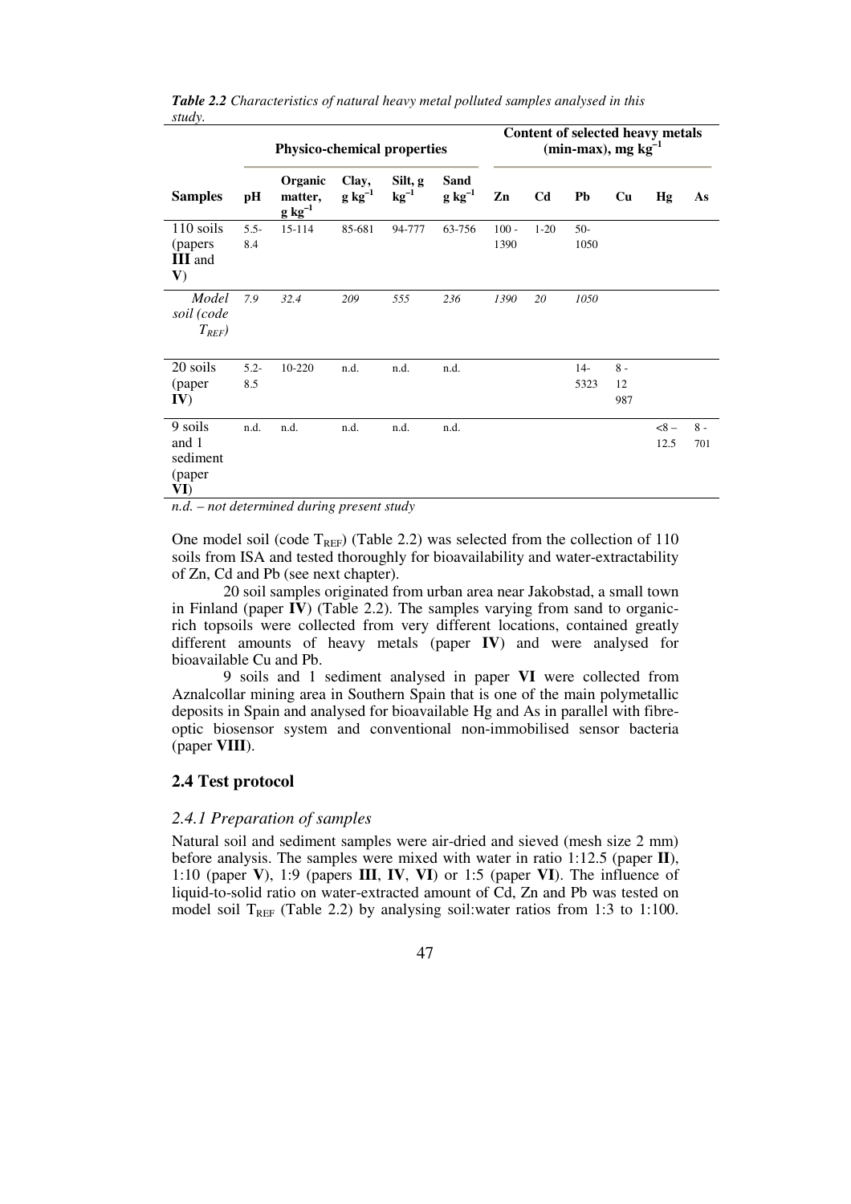*Table 2.2 Characteristics of natural heavy metal polluted samples analysed in this study.*

| | Physico-chemical properties | | | | | Content of selected heavy metals (min-max), mg kg$^{-1}$ | | | | | |
|---|---|---|---|---|---|---|---|---|---|---|---|
| **Samples** | **pH** | **Organic matter, g kg$^{-1}$** | **Clay, g kg$^{-1}$** | **Silt, g kg$^{-1}$** | **Sand g kg$^{-1}$** | **Zn** | **Cd** | **Pb** | **Cu** | **Hg** | **As** |
| 110 soils (papers **III** and **V**) | 5.5-8.4 | 15-114 | 85-681 | 94-777 | 63-756 | 100 - 1390 | 1-20 | 50-1050 | | | |
| *Model soil (code $T_{REF}$)* | *7.9* | *32.4* | *209* | *555* | *236* | *1390* | *20* | *1050* | | | |
| 20 soils (paper **IV**) | 5.2-8.5 | 10-220 | n.d. | n.d. | n.d. | | | 14-5323 | 8 - 12 987 | | |
| 9 soils and 1 sediment (paper **VI**) | n.d. | n.d. | n.d. | n.d. | n.d. | | | | | <8 – 12.5 | 8 - 701 |

*n.d. – not determined during present study*

One model soil (code $T_{REF}$) (Table 2.2) was selected from the collection of 110 soils from ISA and tested thoroughly for bioavailability and water-extractability of Zn, Cd and Pb (see next chapter).

20 soil samples originated from urban area near Jakobstad, a small town in Finland (paper **IV**) (Table 2.2). The samples varying from sand to organic-rich topsoils were collected from very different locations, contained greatly different amounts of heavy metals (paper **IV**) and were analysed for bioavailable Cu and Pb.

9 soils and 1 sediment analysed in paper **VI** were collected from Aznalcollar mining area in Southern Spain that is one of the main polymetallic deposits in Spain and analysed for bioavailable Hg and As in parallel with fibre-optic biosensor system and conventional non-immobilised sensor bacteria (paper **VIII**).

## 2.4 Test protocol

### *2.4.1 Preparation of samples*

Natural soil and sediment samples were air-dried and sieved (mesh size 2 mm) before analysis. The samples were mixed with water in ratio 1:12.5 (paper **II**), 1:10 (paper **V**), 1:9 (papers **III**, **IV**, **VI**) or 1:5 (paper **VI**). The influence of liquid-to-solid ratio on water-extracted amount of Cd, Zn and Pb was tested on model soil $T_{REF}$ (Table 2.2) by analysing soil:water ratios from 1:3 to 1:100.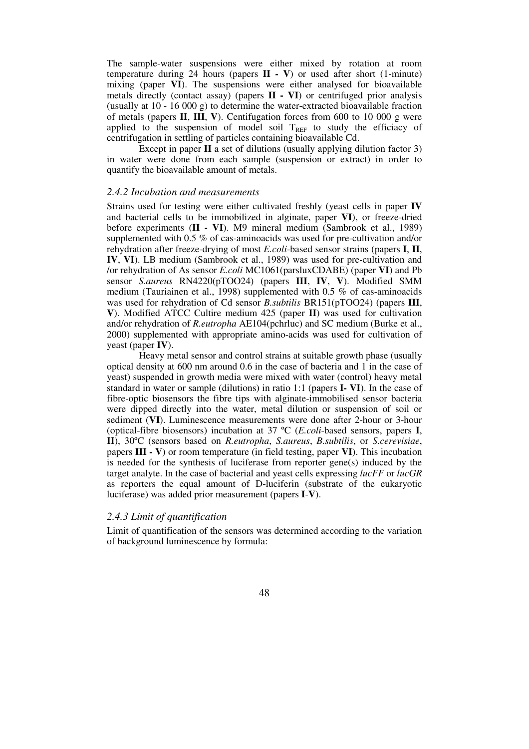The sample-water suspensions were either mixed by rotation at room temperature during 24 hours (papers **II - V**) or used after short (1-minute) mixing (paper **VI**). The suspensions were either analysed for bioavailable metals directly (contact assay) (papers **II - VI**) or centrifuged prior analysis (usually at 10 - 16 000 g) to determine the water-extracted bioavailable fraction of metals (papers **II**, **III**, **V**). Centifugation forces from 600 to 10 000 g were applied to the suspension of model soil $T_{REF}$ to study the efficiacy of centrifugation in settling of particles containing bioavailable Cd.

Except in paper **II** a set of dilutions (usually applying dilution factor 3) in water were done from each sample (suspension or extract) in order to quantify the bioavailable amount of metals.

### *2.4.2 Incubation and measurements*

Strains used for testing were either cultivated freshly (yeast cells in paper **IV** and bacterial cells to be immobilized in alginate, paper **VI**), or freeze-dried before experiments (**II - VI**). M9 mineral medium (Sambrook et al., 1989) supplemented with 0.5 % of cas-aminoacids was used for pre-cultivation and/or rehydration after freeze-drying of most *E.coli*-based sensor strains (papers **I**, **II**, **IV**, **VI**). LB medium (Sambrook et al., 1989) was used for pre-cultivation and /or rehydration of As sensor *E.coli* MC1061(parsluxCDABE) (paper **VI**) and Pb sensor *S.aureus* RN4220(pTOO24) (papers **III**, **IV**, **V**). Modified SMM medium (Tauriainen et al., 1998) supplemented with 0.5 % of cas-aminoacids was used for rehydration of Cd sensor *B.subtilis* BR151(pTOO24) (papers **III**, **V**). Modified ATCC Cultire medium 425 (paper **II**) was used for cultivation and/or rehydration of *R.eutropha* AE104(pchrluc) and SC medium (Burke et al., 2000) supplemented with appropriate amino-acids was used for cultivation of yeast (paper **IV**).

Heavy metal sensor and control strains at suitable growth phase (usually optical density at 600 nm around 0.6 in the case of bacteria and 1 in the case of yeast) suspended in growth media were mixed with water (control) heavy metal standard in water or sample (dilutions) in ratio 1:1 (papers **I- VI**). In the case of fibre-optic biosensors the fibre tips with alginate-immobilised sensor bacteria were dipped directly into the water, metal dilution or suspension of soil or sediment (**VI**). Luminescence measurements were done after 2-hour or 3-hour (optical-fibre biosensors) incubation at 37 ºC (*E.coli*-based sensors, papers **I**, **II**), 30ºC (sensors based on *R.eutropha*, *S.aureus*, *B.subtilis*, or *S.cerevisiae*, papers **III - V**) or room temperature (in field testing, paper **VI**). This incubation is needed for the synthesis of luciferase from reporter gene(s) induced by the target analyte. In the case of bacterial and yeast cells expressing *lucFF* or *lucGR* as reporters the equal amount of D-luciferin (substrate of the eukaryotic luciferase) was added prior measurement (papers **I**-**V**).

### *2.4.3 Limit of quantification*

Limit of quantification of the sensors was determined according to the variation of background luminescence by formula: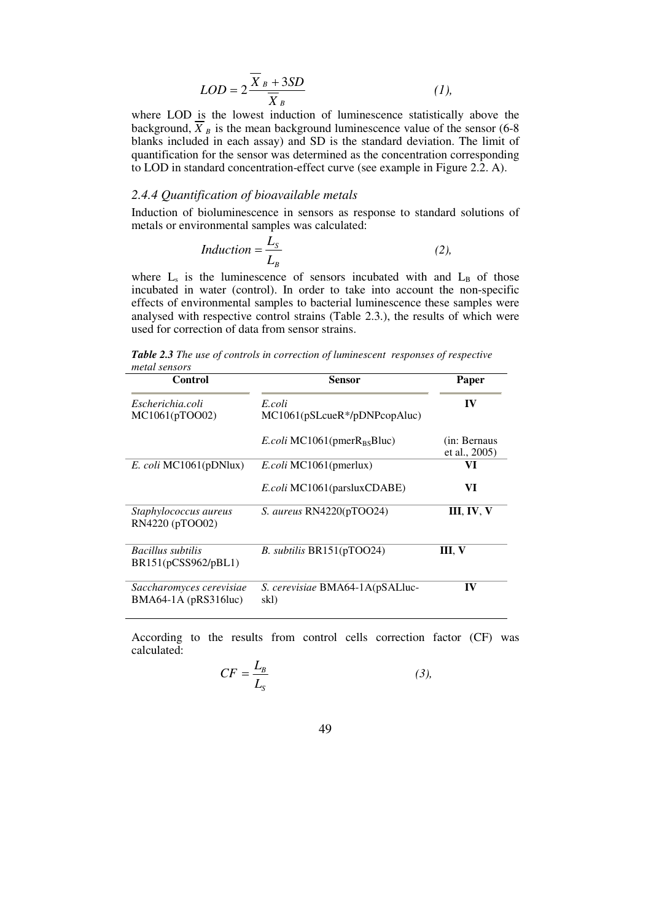$$LOD = 2\frac{\overline{X}_B + 3SD}{\overline{X}_B} \qquad (1),$$

where LOD is the lowest induction of luminescence statistically above the background, $\overline{X}_B$ is the mean background luminescence value of the sensor (6-8 blanks included in each assay) and SD is the standard deviation. The limit of quantification for the sensor was determined as the concentration corresponding to LOD in standard concentration-effect curve (see example in Figure 2.2. A).

### *2.4.4 Quantification of bioavailable metals*

Induction of bioluminescence in sensors as response to standard solutions of metals or environmental samples was calculated:

$$Induction = \frac{L_S}{L_B} \qquad (2),$$

where $L_s$ is the luminescence of sensors incubated with and $L_B$ of those incubated in water (control). In order to take into account the non-specific effects of environmental samples to bacterial luminescence these samples were analysed with respective control strains (Table 2.3.), the results of which were used for correction of data from sensor strains.

***Table 2.3*** *The use of controls in correction of luminescent responses of respective metal sensors*

| Control | Sensor | Paper |
|---|---|---|
| *Escherichia.coli* MC1061(pTOO02) | *E.coli* MC1061(pSLcueR*/pDNPcopAluc) | **IV** |
| | *E.coli* MC1061(pmerR$_{BS}$Bluc) | (in: Bernaus et al., 2005) |
| *E. coli* MC1061(pDNlux) | *E.coli* MC1061(pmerlux) | **VI** |
| | *E.coli* MC1061(parsluxCDABE) | **VI** |
| *Staphylococcus aureus* RN4220 (pTOO02) | *S. aureus* RN4220(pTOO24) | **III**, **IV**, **V** |
| *Bacillus subtilis* BR151(pCSS962/pBL1) | *B. subtilis* BR151(pTOO24) | **III**, **V** |
| *Saccharomyces cerevisiae* BMA64-1A (pRS316luc) | *S. cerevisiae* BMA64-1A(pSALluc-skl) | **IV** |

According to the results from control cells correction factor (CF) was calculated:

$$CF = \frac{L_B}{L_S} \qquad (3),$$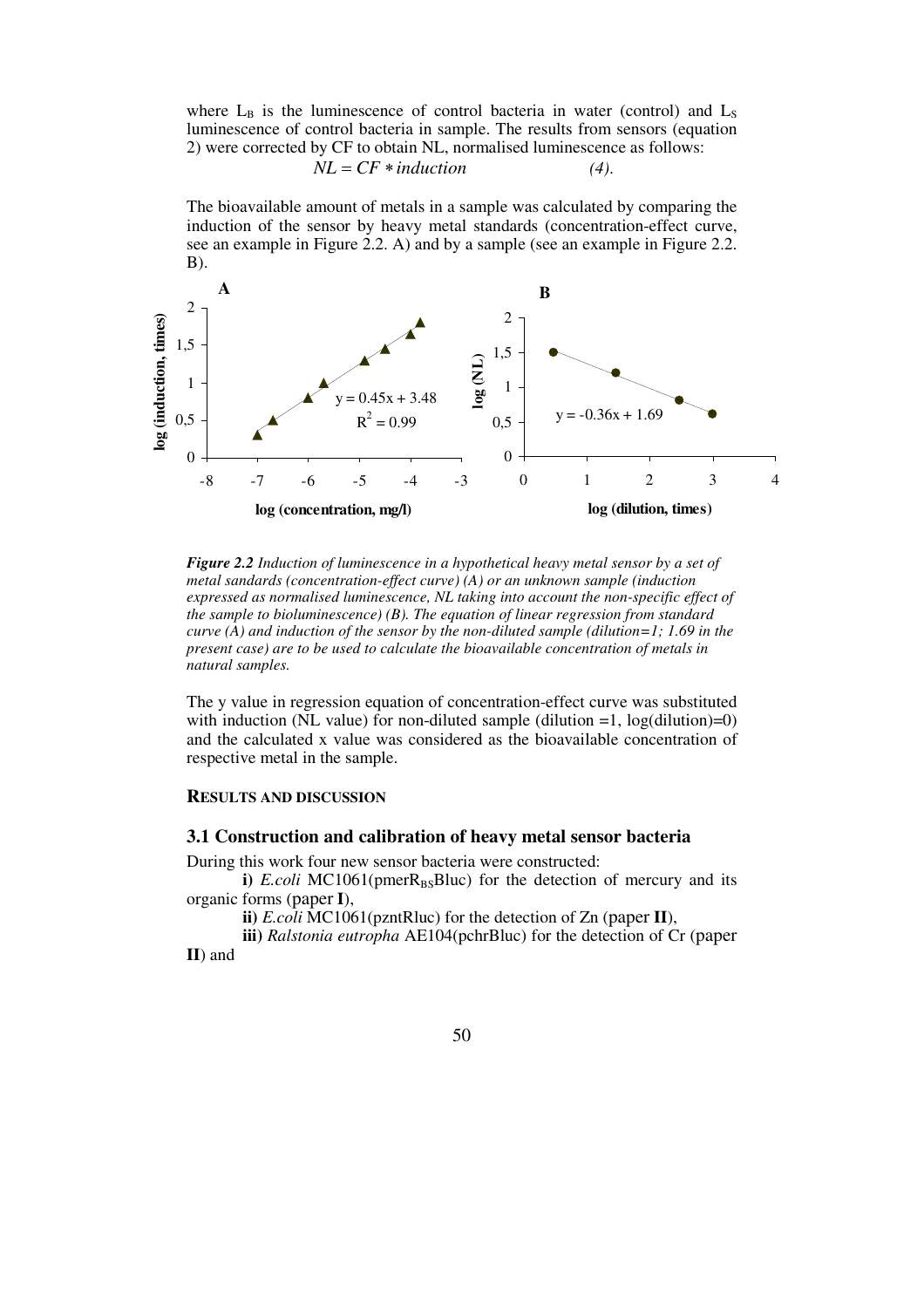where $L_B$ is the luminescence of control bacteria in water (control) and $L_S$ luminescence of control bacteria in sample. The results from sensors (equation 2) were corrected by CF to obtain NL, normalised luminescence as follows:

$$NL = CF * induction \qquad (4).$$

The bioavailable amount of metals in a sample was calculated by comparing the induction of the sensor by heavy metal standards (concentration-effect curve, see an example in Figure 2.2. A) and by a sample (see an example in Figure 2.2. B).

A

log (induction, times)

2
1,5
1
0,5
0

-8 -7 -6 -5 -4 -3

log (concentration, mg/l)

y = 0.45x + 3.48
$R^2$ = 0.99

B

log (NL)

2
1,5
1
0,5
0

0 1 2 3 4

log (dilution, times)

y = -0.36x + 1.69

***Figure 2.2*** *Induction of luminescence in a hypothetical heavy metal sensor by a set of metal sandards (concentration-effect curve) (A) or an unknown sample (induction expressed as normalised luminescence, NL taking into account the non-specific effect of the sample to bioluminescence) (B). The equation of linear regression from standard curve (A) and induction of the sensor by the non-diluted sample (dilution=1; 1.69 in the present case) are to be used to calculate the bioavailable concentration of metals in natural samples.*

The y value in regression equation of concentration-effect curve was substituted with induction (NL value) for non-diluted sample (dilution =1, log(dilution)=0) and the calculated x value was considered as the bioavailable concentration of respective metal in the sample.

## RESULTS AND DISCUSSION

### 3.1 Construction and calibration of heavy metal sensor bacteria

During this work four new sensor bacteria were constructed:

**i)** *E.coli* MC1061(pmer$R_{BS}$Bluc) for the detection of mercury and its organic forms (paper **I**),

**ii)** *E.coli* MC1061(pzntRluc) for the detection of Zn (paper **II**),

**iii)** *Ralstonia eutropha* AE104(pchrBluc) for the detection of Cr (paper **II**) and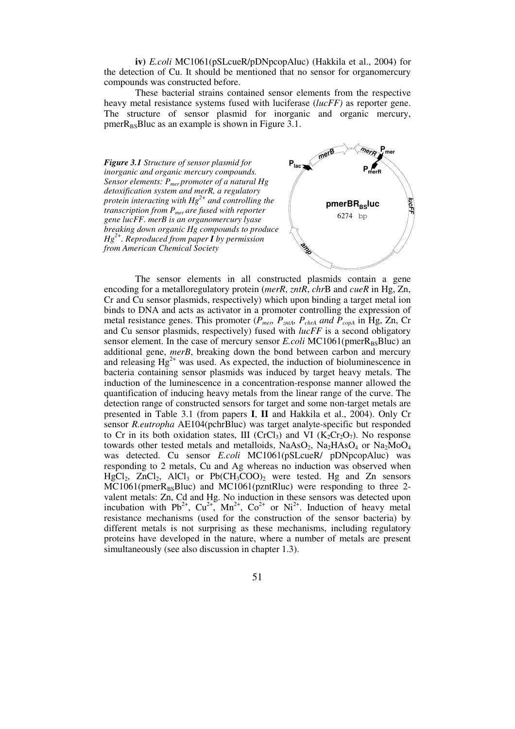**iv)** *E.coli* MC1061(pSLcueR/pDNpcopAluc) (Hakkila et al., 2004) for the detection of Cu. It should be mentioned that no sensor for organomercury compounds was constructed before.

These bacterial strains contained sensor elements from the respective heavy metal resistance systems fused with luciferase (*lucFF)* as reporter gene. The structure of sensor plasmid for inorganic and organic mercury, pmer$R_{BS}$Bluc as an example is shown in Figure 3.1.

***Figure 3.1** Structure of sensor plasmid for inorganic and organic mercury compounds. Sensor elements: $P_{mer}$ promoter of a natural Hg detoxification system and merR, a regulatory protein interacting with $Hg^{2+}$ and controlling the transcription from $P_{mer}$ are fused with reporter gene lucFF. merB is an organomercury lyase breaking down organic Hg compounds to produce $Hg^{2+}$. Reproduced from paper **I** by permission from American Chemical Society*

merB
merR
$P_{mer}$
$P_{lac}$
$P_{merR}$
pmerB$R_{BS}$luc
6274 bp
lucFF
amp

The sensor elements in all constructed plasmids contain a gene encoding for a metalloregulatory protein (*merR*, *zntR*, *chr*B and *cueR* in Hg, Zn, Cr and Cu sensor plasmids, respectively) which upon binding a target metal ion binds to DNA and acts as activator in a promoter controlling the expression of metal resistance genes. This promoter ($P_{mer}$, $P_{zntA}$, $P_{chrA}$ *and* $P_{copA}$ in Hg, Zn, Cr and Cu sensor plasmids, respectively) fused with *lucFF* is a second obligatory sensor element. In the case of mercury sensor *E.coli* MC1061(pmer$R_{BS}$Bluc) an additional gene, *merB*, breaking down the bond between carbon and mercury and releasing $Hg^{2+}$ was used. As expected, the induction of bioluminescence in bacteria containing sensor plasmids was induced by target heavy metals. The induction of the luminescence in a concentration-response manner allowed the quantification of inducing heavy metals from the linear range of the curve. The detection range of constructed sensors for target and some non-target metals are presented in Table 3.1 (from papers **I**, **II** and Hakkila et al., 2004). Only Cr sensor *R.eutropha* AE104(pchrBluc) was target analyte-specific but responded to Cr in its both oxidation states, III ($CrCl_3$) and VI ($K_2Cr_2O_7$). No response towards other tested metals and metalloids, $NaAsO_2$, $Na_2HAsO_4$ or $Na_2MoO_4$ was detected. Cu sensor *E.coli* MC1061(pSLcueR/ pDNpcopAluc) was responding to 2 metals, Cu and Ag whereas no induction was observed when $HgCl_2$, $ZnCl_2$, $AlCl_3$ or $Pb(CH_3COO)_2$ were tested. Hg and Zn sensors MC1061(pmer$R_{BS}$Bluc) and MC1061(pzntRluc) were responding to three 2-valent metals: Zn, Cd and Hg. No induction in these sensors was detected upon incubation with $Pb^{2+}$, $Cu^{2+}$, $Mn^{2+}$, $Co^{2+}$ or $Ni^{2+}$. Induction of heavy metal resistance mechanisms (used for the construction of the sensor bacteria) by different metals is not surprising as these mechanisms, including regulatory proteins have developed in the nature, where a number of metals are present simultaneously (see also discussion in chapter 1.3).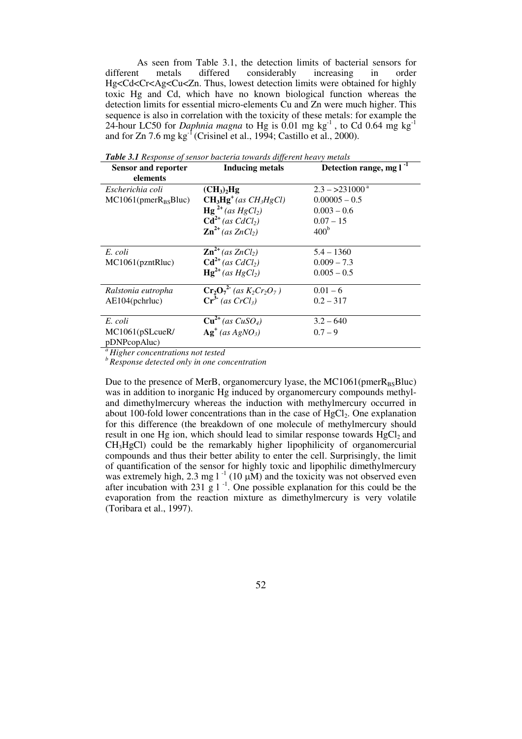As seen from Table 3.1, the detection limits of bacterial sensors for different metals differed considerably increasing in order Hg<Cd<Cr<Ag<Cu<Zn. Thus, lowest detection limits were obtained for highly toxic Hg and Cd, which have no known biological function whereas the detection limits for essential micro-elements Cu and Zn were much higher. This sequence is also in correlation with the toxicity of these metals: for example the 24-hour LC50 for *Daphnia magna* to Hg is 0.01 mg $kg^{-1}$ , to Cd 0.64 mg $kg^{-1}$ and for Zn 7.6 mg $kg^{-1}$ (Crisinel et al., 1994; Castillo et al., 2000).

***Table 3.1*** *Response of sensor bacteria towards different heavy metals*

| Sensor and reporter elements | Inducing metals | Detection range, mg $l^{-1}$ |
|---|---|---|
| *Escherichia coli* MC1061(pmer$R_{BS}$Bluc) | $(CH_3)_2Hg$ | $2.3 – >231000$ [a] |
| | $CH_3Hg^+$ *(as $CH_3HgCl$)* | $0.00005 – 0.5$ |
| | $Hg^{2+}$ *(as $HgCl_2$)* | $0.003 – 0.6$ |
| | $Cd^{2+}$ *(as $CdCl_2$)* | $0.07 – 15$ |
| | $Zn^{2+}$ *(as $ZnCl_2$)* | 400 [b] |
| *E. coli* MC1061(pzntRluc) | $Zn^{2+}$ *(as $ZnCl_2$)* | $5.4 – 1360$ |
| | $Cd^{2+}$ *(as $CdCl_2$)* | $0.009 – 7.3$ |
| | $Hg^{2+}$ *(as $HgCl_2$)* | $0.005 – 0.5$ |
| *Ralstonia eutropha* AE104(pchrluc) | $Cr_2O_7^{2-}$ *(as $K_2Cr_2O_7$ )* | $0.01 – 6$ |
| | $Cr^{3-}$ *(as $CrCl_3$)* | $0.2 – 317$ |
| *E. coli* MC1061(pSLcueR/ pDNPcopAluc) | $Cu^{2+}$ *(as $CuSO_4$)* | $3.2 – 640$ |
| | $Ag^+$ *(as $AgNO_3$)* | $0.7 – 9$ |

[a] *Higher concentrations not tested*
[b] *Response detected only in one concentration*

Due to the presence of MerB, organomercury lyase, the MC1061(pmer$R_{BS}$Bluc) was in addition to inorganic Hg induced by organomercury compounds methyl- and dimethylmercury whereas the induction with methylmercury occurred in about 100-fold lower concentrations than in the case of $HgCl_2$. One explanation for this difference (the breakdown of one molecule of methylmercury should result in one Hg ion, which should lead to similar response towards $HgCl_2$ and $CH_3HgCl$) could be the remarkably higher lipophilicity of organomercurial compounds and thus their better ability to enter the cell. Surprisingly, the limit of quantification of the sensor for highly toxic and lipophilic dimethylmercury was extremely high, 2.3 mg $l^{-1}$ (10 μM) and the toxicity was not observed even after incubation with 231 g $l^{-1}$. One possible explanation for this could be the evaporation from the reaction mixture as dimethylmercury is very volatile (Toribara et al., 1997).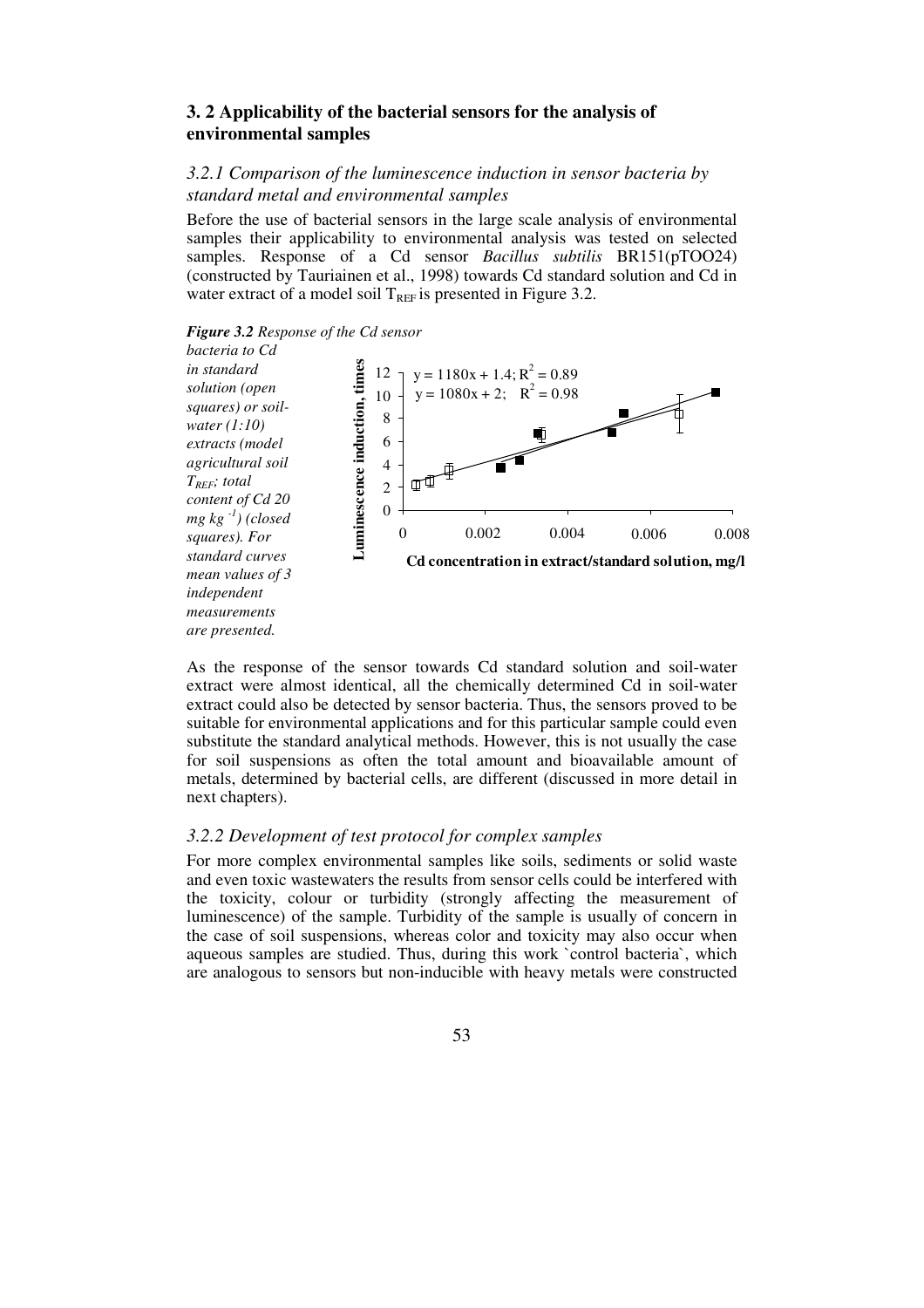## 3. 2 Applicability of the bacterial sensors for the analysis of environmental samples

### *3.2.1 Comparison of the luminescence induction in sensor bacteria by standard metal and environmental samples*

Before the use of bacterial sensors in the large scale analysis of environmental samples their applicability to environmental analysis was tested on selected samples. Response of a Cd sensor *Bacillus subtilis* BR151(pTOO24) (constructed by Tauriainen et al., 1998) towards Cd standard solution and Cd in water extract of a model soil $T_{REF}$ is presented in Figure 3.2.

***Figure 3.2*** *Response of the Cd sensor bacteria to Cd in standard solution (open squares) or soil-water (1:10) extracts (model agricultural soil $T_{REF}$; total content of Cd 20 mg kg$^{-1}$) (closed squares). For standard curves mean values of 3 independent measurements are presented.*

$y = 1180x + 1.4$; $R^2 = 0.89$

$y = 1080x + 2$; $R^2 = 0.98$

Luminescence induction, times

12
10
8
6
4
2
0

0
0.002
0.004
0.006
0.008

Cd concentration in extract/standard solution, mg/l

As the response of the sensor towards Cd standard solution and soil-water extract were almost identical, all the chemically determined Cd in soil-water extract could also be detected by sensor bacteria. Thus, the sensors proved to be suitable for environmental applications and for this particular sample could even substitute the standard analytical methods. However, this is not usually the case for soil suspensions as often the total amount and bioavailable amount of metals, determined by bacterial cells, are different (discussed in more detail in next chapters).

### *3.2.2 Development of test protocol for complex samples*

For more complex environmental samples like soils, sediments or solid waste and even toxic wastewaters the results from sensor cells could be interfered with the toxicity, colour or turbidity (strongly affecting the measurement of luminescence) of the sample. Turbidity of the sample is usually of concern in the case of soil suspensions, whereas color and toxicity may also occur when aqueous samples are studied. Thus, during this work `control bacteria`, which are analogous to sensors but non-inducible with heavy metals were constructed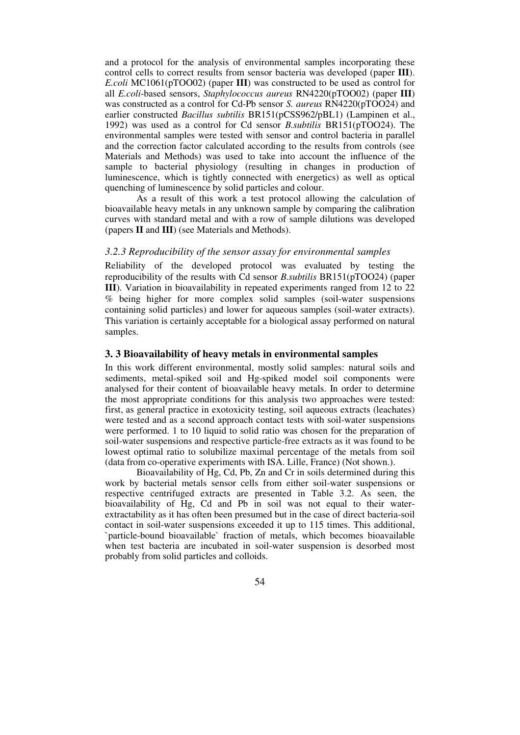and a protocol for the analysis of environmental samples incorporating these control cells to correct results from sensor bacteria was developed (paper **III**). *E.coli* MC1061(pTOO02) (paper **III**) was constructed to be used as control for all *E.coli*-based sensors, *Staphylococcus aureus* RN4220(pTOO02) (paper **III**) was constructed as a control for Cd-Pb sensor *S. aureus* RN4220(pTOO24) and earlier constructed *Bacillus subtilis* BR151(pCSS962/pBL1) (Lampinen et al., 1992) was used as a control for Cd sensor *B.subtilis* BR151(pTOO24). The environmental samples were tested with sensor and control bacteria in parallel and the correction factor calculated according to the results from controls (see Materials and Methods) was used to take into account the influence of the sample to bacterial physiology (resulting in changes in production of luminescence, which is tightly connected with energetics) as well as optical quenching of luminescence by solid particles and colour.

As a result of this work a test protocol allowing the calculation of bioavailable heavy metals in any unknown sample by comparing the calibration curves with standard metal and with a row of sample dilutions was developed (papers **II** and **III**) (see Materials and Methods).

### *3.2.3 Reproducibility of the sensor assay for environmental samples*

Reliability of the developed protocol was evaluated by testing the reproducibility of the results with Cd sensor *B.subtilis* BR151(pTOO24) (paper **III**). Variation in bioavailability in repeated experiments ranged from 12 to 22 % being higher for more complex solid samples (soil-water suspensions containing solid particles) and lower for aqueous samples (soil-water extracts). This variation is certainly acceptable for a biological assay performed on natural samples.

## 3. 3 Bioavailability of heavy metals in environmental samples

In this work different environmental, mostly solid samples: natural soils and sediments, metal-spiked soil and Hg-spiked model soil components were analysed for their content of bioavailable heavy metals. In order to determine the most appropriate conditions for this analysis two approaches were tested: first, as general practice in exotoxicity testing, soil aqueous extracts (leachates) were tested and as a second approach contact tests with soil-water suspensions were performed. 1 to 10 liquid to solid ratio was chosen for the preparation of soil-water suspensions and respective particle-free extracts as it was found to be lowest optimal ratio to solubilize maximal percentage of the metals from soil (data from co-operative experiments with ISA. Lille, France) (Not shown.).

Bioavailability of Hg, Cd, Pb, Zn and Cr in soils determined during this work by bacterial metals sensor cells from either soil-water suspensions or respective centrifuged extracts are presented in Table 3.2. As seen, the bioavailability of Hg, Cd and Pb in soil was not equal to their water-extractability as it has often been presumed but in the case of direct bacteria-soil contact in soil-water suspensions exceeded it up to 115 times. This additional, `particle-bound bioavailable` fraction of metals, which becomes bioavailable when test bacteria are incubated in soil-water suspension is desorbed most probably from solid particles and colloids.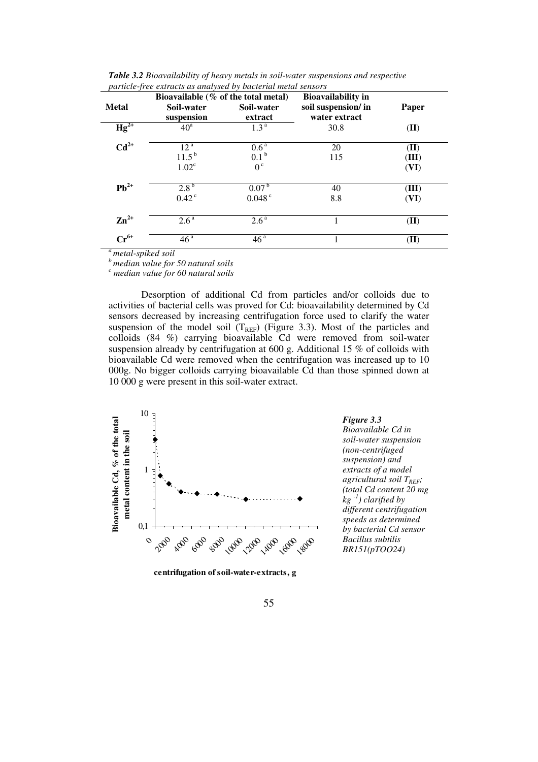***Table 3.2** Bioavailability of heavy metals in soil-water suspensions and respective particle-free extracts as analysed by bacterial metal sensors*

| Metal | Bioavailable (% of the total metal) Soil-water suspension | Soil-water extract | Bioavailability in soil suspension/ in water extract | Paper |
|---|---|---|---|---|
| $Hg^{2+}$ | 40[a] | 1.3[a] | 30.8 | (**II**) |
| $Cd^{2+}$ | 12[a] | 0.6[a] | 20 | (**II**) |
| | 11.5[b] | 0.1[b] | 115 | (**III**) |
| | 1.02[c] | 0[c] | | (**VI**) |
| $Pb^{2+}$ | 2.8[b] | 0.07[b] | 40 | (**III**) |
| | 0.42[c] | 0.048[c] | 8.8 | (**VI**) |
| $Zn^{2+}$ | 2.6[a] | 2.6[a] | 1 | (**II**) |
| $Cr^{6+}$ | 46[a] | 46[a] | 1 | (**II**) |

[a] *metal-spiked soil*
[b] *median value for 50 natural soils*
[c] *median value for 60 natural soils*

Desorption of additional Cd from particles and/or colloids due to activities of bacterial cells was proved for Cd: bioavailability determined by Cd sensors decreased by increasing centrifugation force used to clarify the water suspension of the model soil ($T_{REF}$) (Figure 3.3). Most of the particles and colloids (84 %) carrying bioavailable Cd were removed from soil-water suspension already by centrifugation at 600 g. Additional 15 % of colloids with bioavailable Cd were removed when the centrifugation was increased up to 10 000g. No bigger colloids carrying bioavailable Cd than those spinned down at 10 000 g were present in this soil-water extract.

Bioavailable Cd, % of the total metal content in the soil

10

1

0,1

0 2000 4000 6000 8000 10000 12000 14000 16000 18000

centrifugation of soil-water-extracts, g

***Figure 3.3***
*Bioavailable Cd in soil-water suspension (non-centrifuged suspension) and extracts of a model agricultural soil $T_{REF}$; (total Cd content 20 mg $kg^{-1}$) clarified by different centrifugation speeds as determined by bacterial Cd sensor Bacillus subtilis BR151(pTOO24)*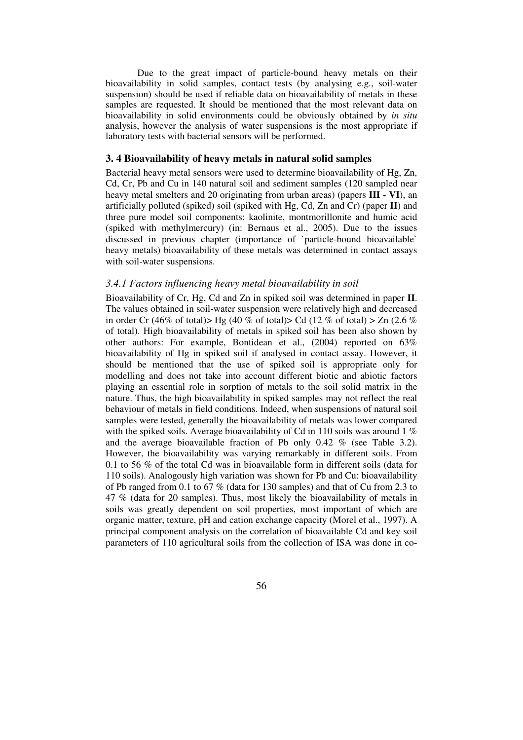Due to the great impact of particle-bound heavy metals on their bioavailability in solid samples, contact tests (by analysing e.g., soil-water suspension) should be used if reliable data on bioavailability of metals in these samples are requested. It should be mentioned that the most relevant data on bioavailability in solid environments could be obviously obtained by *in situ* analysis, however the analysis of water suspensions is the most appropriate if laboratory tests with bacterial sensors will be performed.

## 3. 4 Bioavailability of heavy metals in natural solid samples

Bacterial heavy metal sensors were used to determine bioavailability of Hg, Zn, Cd, Cr, Pb and Cu in 140 natural soil and sediment samples (120 sampled near heavy metal smelters and 20 originating from urban areas) (papers **III - VI**), an artificially polluted (spiked) soil (spiked with Hg, Cd, Zn and Cr) (paper **II**) and three pure model soil components: kaolinite, montmorillonite and humic acid (spiked with methylmercury) (in: Bernaus et al., 2005). Due to the issues discussed in previous chapter (importance of `particle-bound bioavailable` heavy metals) bioavailability of these metals was determined in contact assays with soil-water suspensions.

### *3.4.1 Factors influencing heavy metal bioavailability in soil*

Bioavailability of Cr, Hg, Cd and Zn in spiked soil was determined in paper **II**. The values obtained in soil-water suspension were relatively high and decreased in order Cr (46% of total)> Hg (40 % of total)> Cd (12 % of total) > Zn (2.6 % of total). High bioavailability of metals in spiked soil has been also shown by other authors: For example, Bontidean et al., (2004) reported on 63% bioavailability of Hg in spiked soil if analysed in contact assay. However, it should be mentioned that the use of spiked soil is appropriate only for modelling and does not take into account different biotic and abiotic factors playing an essential role in sorption of metals to the soil solid matrix in the nature. Thus, the high bioavailability in spiked samples may not reflect the real behaviour of metals in field conditions. Indeed, when suspensions of natural soil samples were tested, generally the bioavailability of metals was lower compared with the spiked soils. Average bioavailability of Cd in 110 soils was around 1 % and the average bioavailable fraction of Pb only 0.42 % (see Table 3.2). However, the bioavailability was varying remarkably in different soils. From 0.1 to 56 % of the total Cd was in bioavailable form in different soils (data for 110 soils). Analogously high variation was shown for Pb and Cu: bioavailability of Pb ranged from 0.1 to 67 % (data for 130 samples) and that of Cu from 2.3 to 47 % (data for 20 samples). Thus, most likely the bioavailability of metals in soils was greatly dependent on soil properties, most important of which are organic matter, texture, pH and cation exchange capacity (Morel et al., 1997). A principal component analysis on the correlation of bioavailable Cd and key soil parameters of 110 agricultural soils from the collection of ISA was done in co-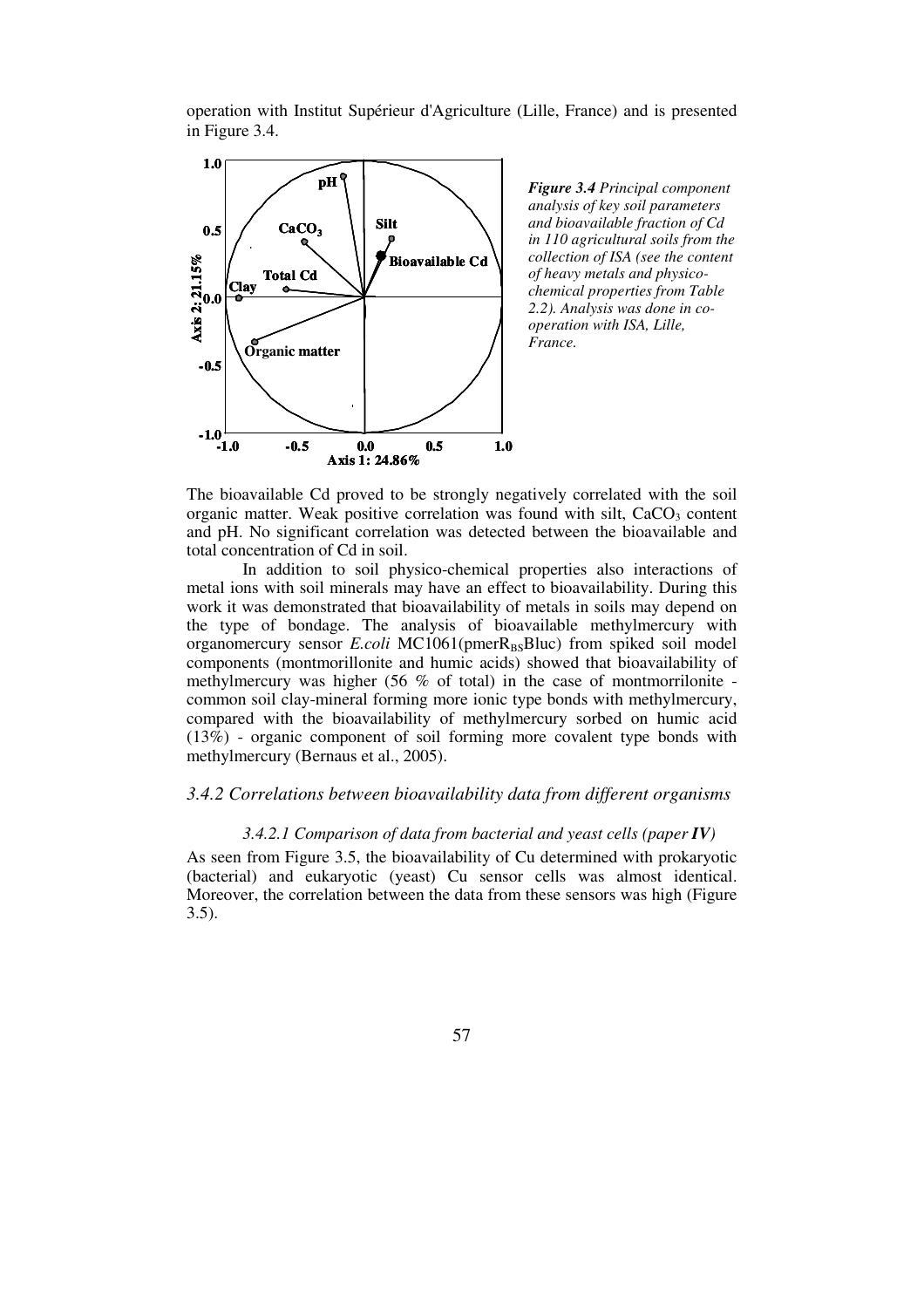operation with Institut Supérieur d'Agriculture (Lille, France) and is presented in Figure 3.4.

1.0
0.5
0.0
-0.5
-1.0
-1.0
-0.5
0.0
0.5
1.0
Axis 2: 21.15%
Axis 1: 24.86%
pH
$CaCO_3$
Silt
Bioavailable Cd
Total Cd
Clay
Organic matter

***Figure 3.4** Principal component analysis of key soil parameters and bioavailable fraction of Cd in 110 agricultural soils from the collection of ISA (see the content of heavy metals and physico-chemical properties from Table 2.2). Analysis was done in co-operation with ISA, Lille, France.*

The bioavailable Cd proved to be strongly negatively correlated with the soil organic matter. Weak positive correlation was found with silt, $CaCO_3$ content and pH. No significant correlation was detected between the bioavailable and total concentration of Cd in soil.

In addition to soil physico-chemical properties also interactions of metal ions with soil minerals may have an effect to bioavailability. During this work it was demonstrated that bioavailability of metals in soils may depend on the type of bondage. The analysis of bioavailable methylmercury with organomercury sensor *E.coli* MC1061(pmer$R_{BS}$Bluc) from spiked soil model components (montmorillonite and humic acids) showed that bioavailability of methylmercury was higher (56 % of total) in the case of montmorrilonite - common soil clay-mineral forming more ionic type bonds with methylmercury, compared with the bioavailability of methylmercury sorbed on humic acid (13%) - organic component of soil forming more covalent type bonds with methylmercury (Bernaus et al., 2005).

### *3.4.2 Correlations between bioavailability data from different organisms*

#### *3.4.2.1 Comparison of data from bacterial and yeast cells (paper **IV**)*

As seen from Figure 3.5, the bioavailability of Cu determined with prokaryotic (bacterial) and eukaryotic (yeast) Cu sensor cells was almost identical. Moreover, the correlation between the data from these sensors was high (Figure 3.5).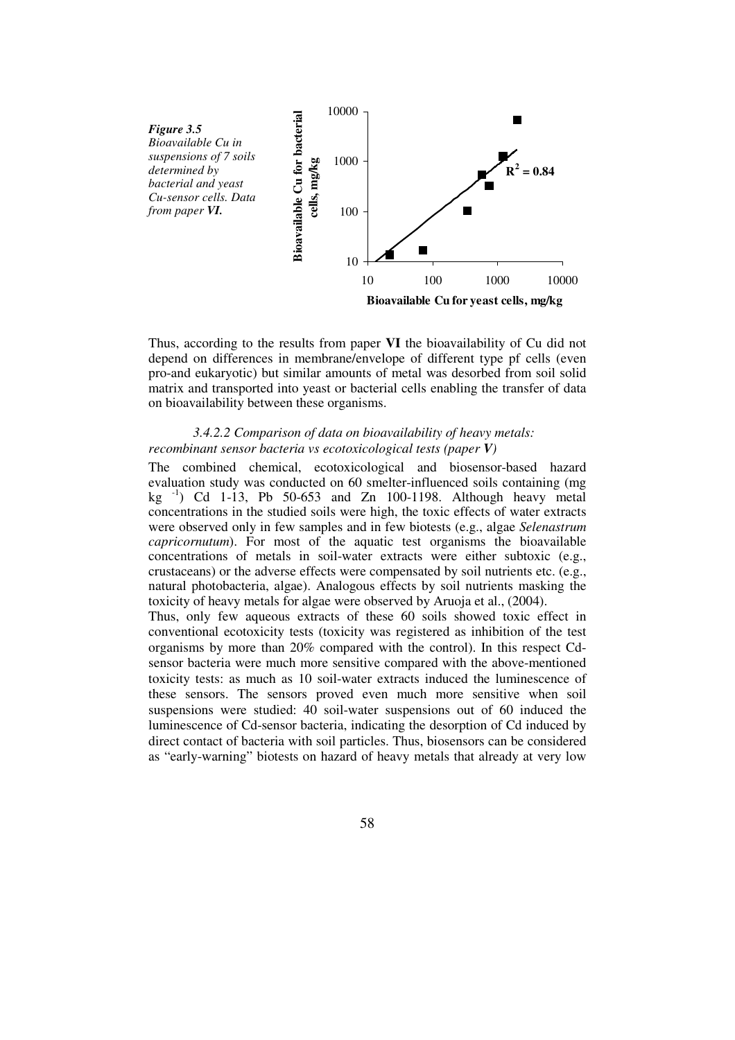*Figure 3.5*
*Bioavailable Cu in suspensions of 7 soils determined by bacterial and yeast Cu-sensor cells. Data from paper **VI**.*

Bioavailable Cu for bacterial cells, mg/kg

10000
1000
100
10

$R^2$ = 0.84

10
100
1000
10000

Bioavailable Cu for yeast cells, mg/kg

Thus, according to the results from paper **VI** the bioavailability of Cu did not depend on differences in membrane/envelope of different type pf cells (even pro-and eukaryotic) but similar amounts of metal was desorbed from soil solid matrix and transported into yeast or bacterial cells enabling the transfer of data on bioavailability between these organisms.

#### *3.4.2.2 Comparison of data on bioavailability of heavy metals: recombinant sensor bacteria vs ecotoxicological tests (paper **V**)*

The combined chemical, ecotoxicological and biosensor-based hazard evaluation study was conducted on 60 smelter-influenced soils containing (mg kg $^{-1}$) Cd 1-13, Pb 50-653 and Zn 100-1198. Although heavy metal concentrations in the studied soils were high, the toxic effects of water extracts were observed only in few samples and in few biotests (e.g., algae *Selenastrum capricornutum*). For most of the aquatic test organisms the bioavailable concentrations of metals in soil-water extracts were either subtoxic (e.g., crustaceans) or the adverse effects were compensated by soil nutrients etc. (e.g., natural photobacteria, algae). Analogous effects by soil nutrients masking the toxicity of heavy metals for algae were observed by Aruoja et al., (2004).

Thus, only few aqueous extracts of these 60 soils showed toxic effect in conventional ecotoxicity tests (toxicity was registered as inhibition of the test organisms by more than 20% compared with the control). In this respect Cd-sensor bacteria were much more sensitive compared with the above-mentioned toxicity tests: as much as 10 soil-water extracts induced the luminescence of these sensors. The sensors proved even much more sensitive when soil suspensions were studied: 40 soil-water suspensions out of 60 induced the luminescence of Cd-sensor bacteria, indicating the desorption of Cd induced by direct contact of bacteria with soil particles. Thus, biosensors can be considered as "early-warning" biotests on hazard of heavy metals that already at very low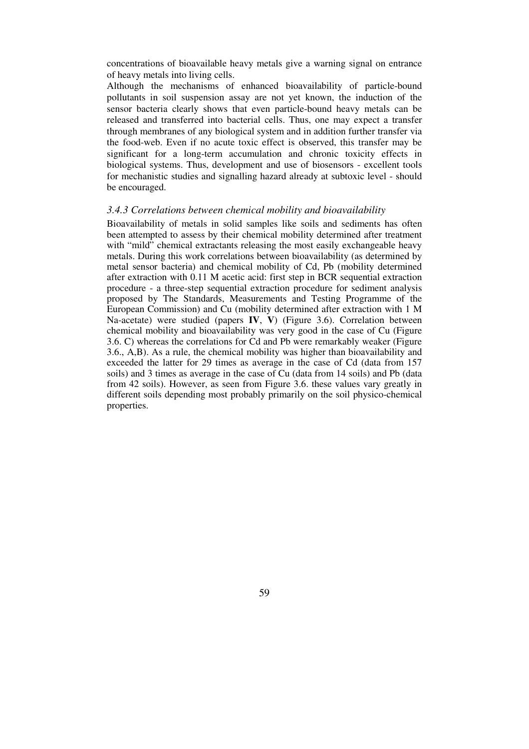concentrations of bioavailable heavy metals give a warning signal on entrance of heavy metals into living cells.

Although the mechanisms of enhanced bioavailability of particle-bound pollutants in soil suspension assay are not yet known, the induction of the sensor bacteria clearly shows that even particle-bound heavy metals can be released and transferred into bacterial cells. Thus, one may expect a transfer through membranes of any biological system and in addition further transfer via the food-web. Even if no acute toxic effect is observed, this transfer may be significant for a long-term accumulation and chronic toxicity effects in biological systems. Thus, development and use of biosensors - excellent tools for mechanistic studies and signalling hazard already at subtoxic level - should be encouraged.

### *3.4.3 Correlations between chemical mobility and bioavailability*

Bioavailability of metals in solid samples like soils and sediments has often been attempted to assess by their chemical mobility determined after treatment with "mild" chemical extractants releasing the most easily exchangeable heavy metals. During this work correlations between bioavailability (as determined by metal sensor bacteria) and chemical mobility of Cd, Pb (mobility determined after extraction with 0.11 M acetic acid: first step in BCR sequential extraction procedure - a three-step sequential extraction procedure for sediment analysis proposed by The Standards, Measurements and Testing Programme of the European Commission) and Cu (mobility determined after extraction with 1 M Na-acetate) were studied (papers **IV**, **V**) (Figure 3.6). Correlation between chemical mobility and bioavailability was very good in the case of Cu (Figure 3.6. C) whereas the correlations for Cd and Pb were remarkably weaker (Figure 3.6., A,B). As a rule, the chemical mobility was higher than bioavailability and exceeded the latter for 29 times as average in the case of Cd (data from 157 soils) and 3 times as average in the case of Cu (data from 14 soils) and Pb (data from 42 soils). However, as seen from Figure 3.6. these values vary greatly in different soils depending most probably primarily on the soil physico-chemical properties.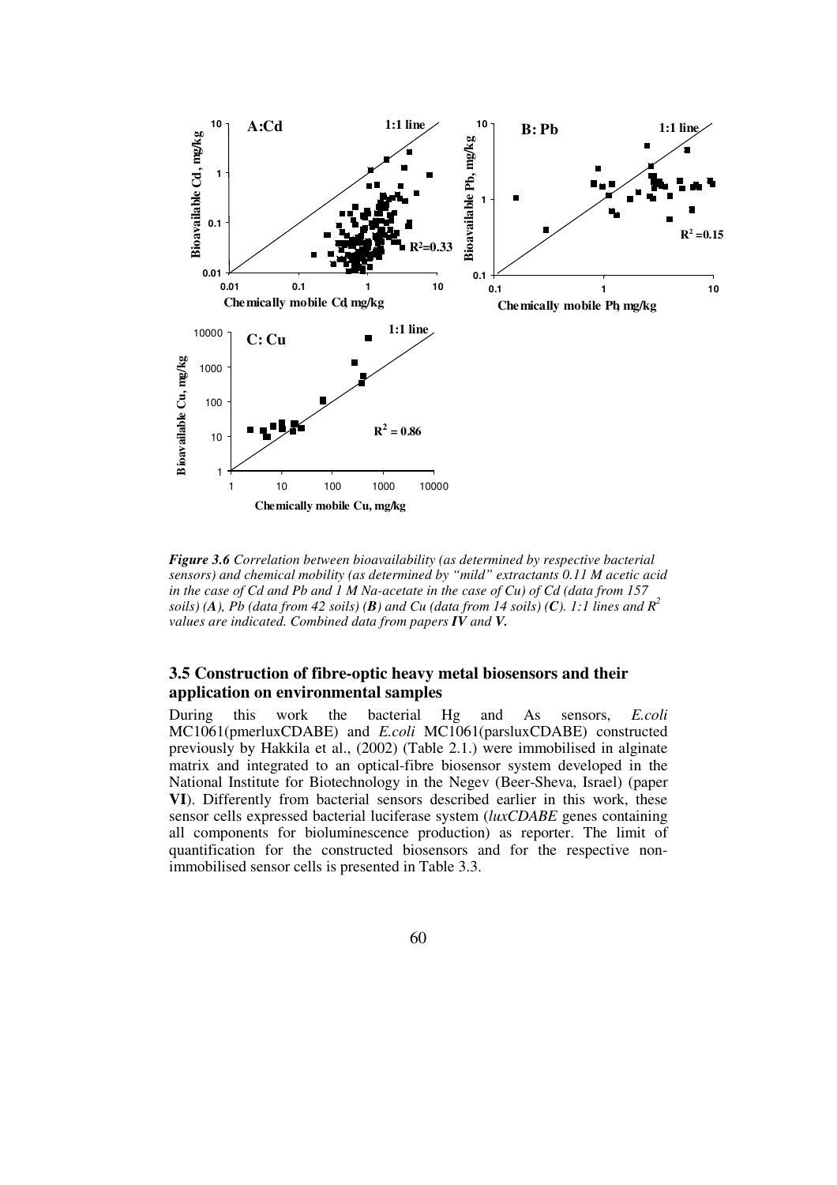**Figure 3.6** *Correlation between bioavailability (as determined by respective bacterial sensors) and chemical mobility (as determined by "mild" extractants 0.11 M acetic acid in the case of Cd and Pb and 1 M Na-acetate in the case of Cu) of Cd (data from 157 soils) (**A**), Pb (data from 42 soils) (**B**) and Cu (data from 14 soils) (**C**). 1:1 lines and $R^2$ values are indicated. Combined data from papers **IV** and **V.***

## 3.5 Construction of fibre-optic heavy metal biosensors and their application on environmental samples

During this work the bacterial Hg and As sensors, *E.coli* MC1061(pmerluxCDABE) and *E.coli* MC1061(parsluxCDABE) constructed previously by Hakkila et al., (2002) (Table 2.1.) were immobilised in alginate matrix and integrated to an optical-fibre biosensor system developed in the National Institute for Biotechnology in the Negev (Beer-Sheva, Israel) (paper **VI**). Differently from bacterial sensors described earlier in this work, these sensor cells expressed bacterial luciferase system (*luxCDABE* genes containing all components for bioluminescence production) as reporter. The limit of quantification for the constructed biosensors and for the respective non-immobilised sensor cells is presented in Table 3.3.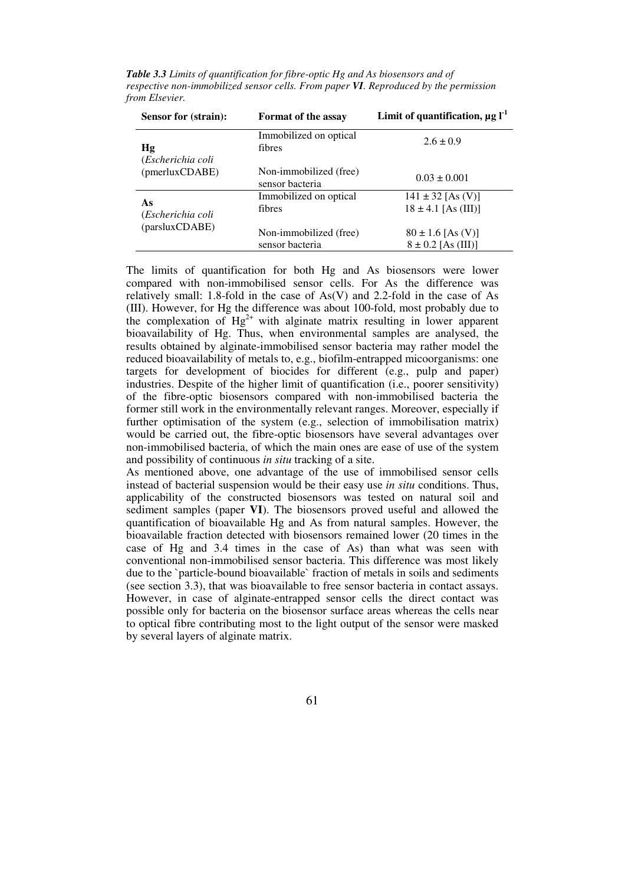***Table 3.3** Limits of quantification for fibre-optic Hg and As biosensors and of respective non-immobilized sensor cells. From paper **VI**. Reproduced by the permission from Elsevier.*

| Sensor for (strain): | Format of the assay | Limit of quantification, $\mu g\ l^{-1}$ |
|---|---|---|
| **Hg** (*Escherichia coli* (pmerluxCDABE) | Immobilized on optical fibres | $2.6 \pm 0.9$ |
| | Non-immobilized (free) sensor bacteria | $0.03 \pm 0.001$ |
| **As** (*Escherichia coli* (parsluxCDABE) | Immobilized on optical fibres | $141 \pm 32$ [As (V)]<br>$18 \pm 4.1$ [As (III)] |
| | Non-immobilized (free) sensor bacteria | $80 \pm 1.6$ [As (V)]<br>$8 \pm 0.2$ [As (III)] |

The limits of quantification for both Hg and As biosensors were lower compared with non-immobilised sensor cells. For As the difference was relatively small: 1.8-fold in the case of As(V) and 2.2-fold in the case of As (III). However, for Hg the difference was about 100-fold, most probably due to the complexation of $Hg^{2+}$ with alginate matrix resulting in lower apparent bioavailability of Hg. Thus, when environmental samples are analysed, the results obtained by alginate-immobilised sensor bacteria may rather model the reduced bioavailability of metals to, e.g., biofilm-entrapped micoorganisms: one targets for development of biocides for different (e.g., pulp and paper) industries. Despite of the higher limit of quantification (i.e., poorer sensitivity) of the fibre-optic biosensors compared with non-immobilised bacteria the former still work in the environmentally relevant ranges. Moreover, especially if further optimisation of the system (e.g., selection of immobilisation matrix) would be carried out, the fibre-optic biosensors have several advantages over non-immobilised bacteria, of which the main ones are ease of use of the system and possibility of continuous *in situ* tracking of a site.

As mentioned above, one advantage of the use of immobilised sensor cells instead of bacterial suspension would be their easy use *in situ* conditions. Thus, applicability of the constructed biosensors was tested on natural soil and sediment samples (paper **VI**). The biosensors proved useful and allowed the quantification of bioavailable Hg and As from natural samples. However, the bioavailable fraction detected with biosensors remained lower (20 times in the case of Hg and 3.4 times in the case of As) than what was seen with conventional non-immobilised sensor bacteria. This difference was most likely due to the `particle-bound bioavailable` fraction of metals in soils and sediments (see section 3.3), that was bioavailable to free sensor bacteria in contact assays. However, in case of alginate-entrapped sensor cells the direct contact was possible only for bacteria on the biosensor surface areas whereas the cells near to optical fibre contributing most to the light output of the sensor were masked by several layers of alginate matrix.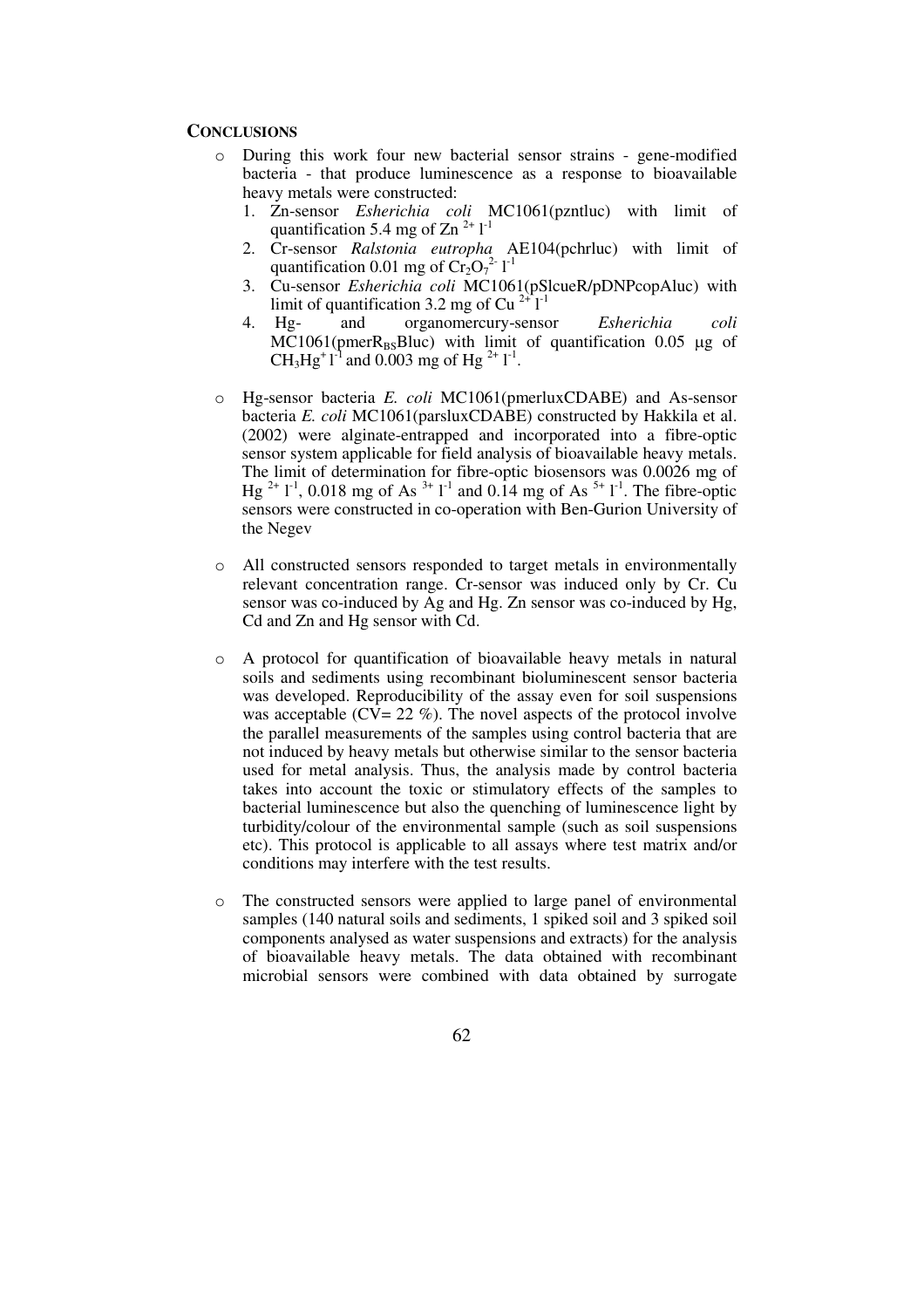## CONCLUSIONS

- During this work four new bacterial sensor strains - gene-modified bacteria - that produce luminescence as a response to bioavailable heavy metals were constructed:
  1. Zn-sensor *Esherichia coli* MC1061(pzntluc) with limit of quantification 5.4 mg of $Zn^{2+}$ $l^{-1}$
  2. Cr-sensor *Ralstonia eutropha* AE104(pchrluc) with limit of quantification 0.01 mg of $Cr_2O_7^{2-}$ $l^{-1}$
  3. Cu-sensor *Esherichia coli* MC1061(pSlcueR/pDNPcopAluc) with limit of quantification 3.2 mg of $Cu^{2+}$ $l^{-1}$
  4. Hg- and organomercury-sensor *Esherichia coli* MC1061(pmer$R_{BS}$Bluc) with limit of quantification 0.05 μg of $CH_3Hg^+$ $l^{-1}$ and 0.003 mg of $Hg^{2+}$ $l^{-1}$.

- Hg-sensor bacteria *E. coli* MC1061(pmerluxCDABE) and As-sensor bacteria *E. coli* MC1061(parsluxCDABE) constructed by Hakkila et al. (2002) were alginate-entrapped and incorporated into a fibre-optic sensor system applicable for field analysis of bioavailable heavy metals. The limit of determination for fibre-optic biosensors was 0.0026 mg of $Hg^{2+}$ $l^{-1}$, 0.018 mg of $As^{3+}$ $l^{-1}$ and 0.14 mg of $As^{5+}$ $l^{-1}$. The fibre-optic sensors were constructed in co-operation with Ben-Gurion University of the Negev

- All constructed sensors responded to target metals in environmentally relevant concentration range. Cr-sensor was induced only by Cr. Cu sensor was co-induced by Ag and Hg. Zn sensor was co-induced by Hg, Cd and Zn and Hg sensor with Cd.

- A protocol for quantification of bioavailable heavy metals in natural soils and sediments using recombinant bioluminescent sensor bacteria was developed. Reproducibility of the assay even for soil suspensions was acceptable (CV= 22 %). The novel aspects of the protocol involve the parallel measurements of the samples using control bacteria that are not induced by heavy metals but otherwise similar to the sensor bacteria used for metal analysis. Thus, the analysis made by control bacteria takes into account the toxic or stimulatory effects of the samples to bacterial luminescence but also the quenching of luminescence light by turbidity/colour of the environmental sample (such as soil suspensions etc). This protocol is applicable to all assays where test matrix and/or conditions may interfere with the test results.

- The constructed sensors were applied to large panel of environmental samples (140 natural soils and sediments, 1 spiked soil and 3 spiked soil components analysed as water suspensions and extracts) for the analysis of bioavailable heavy metals. The data obtained with recombinant microbial sensors were combined with data obtained by surrogate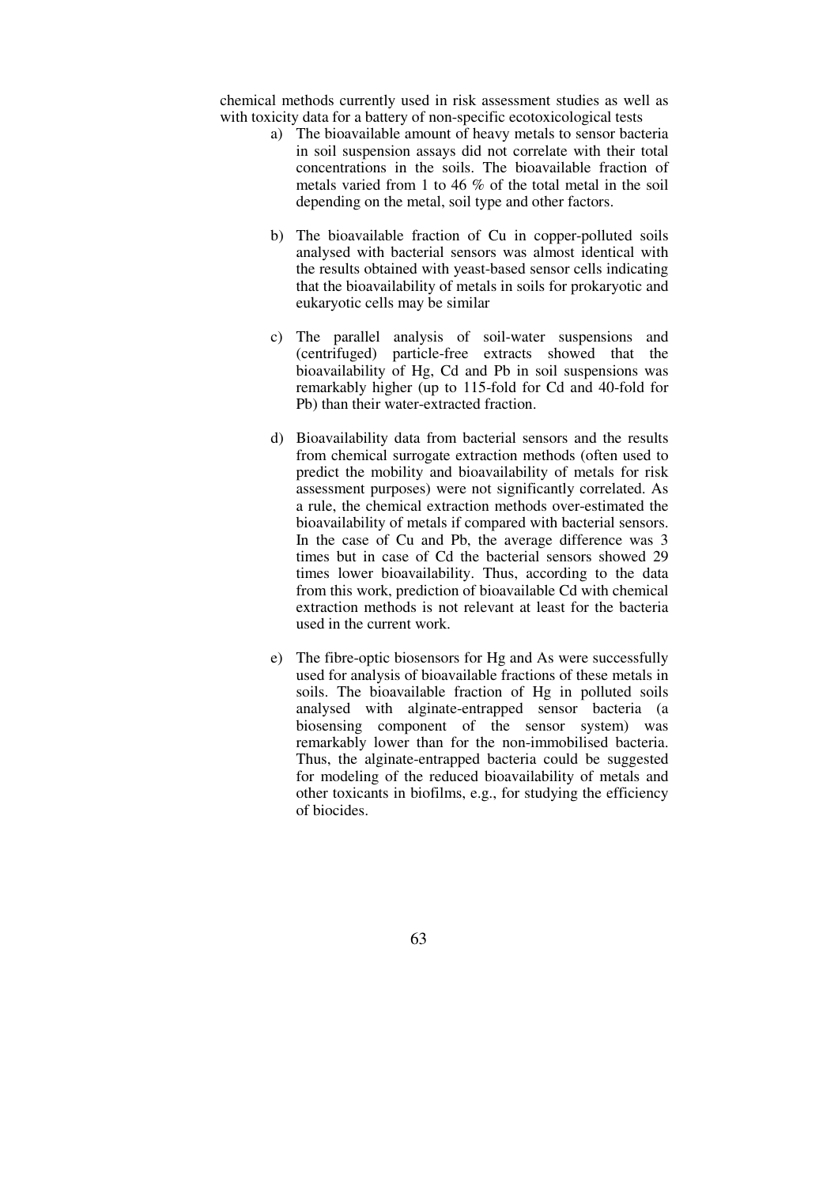chemical methods currently used in risk assessment studies as well as with toxicity data for a battery of non-specific ecotoxicological tests

a) The bioavailable amount of heavy metals to sensor bacteria in soil suspension assays did not correlate with their total concentrations in the soils. The bioavailable fraction of metals varied from 1 to 46 % of the total metal in the soil depending on the metal, soil type and other factors.

b) The bioavailable fraction of Cu in copper-polluted soils analysed with bacterial sensors was almost identical with the results obtained with yeast-based sensor cells indicating that the bioavailability of metals in soils for prokaryotic and eukaryotic cells may be similar

c) The parallel analysis of soil-water suspensions and (centrifuged) particle-free extracts showed that the bioavailability of Hg, Cd and Pb in soil suspensions was remarkably higher (up to 115-fold for Cd and 40-fold for Pb) than their water-extracted fraction.

d) Bioavailability data from bacterial sensors and the results from chemical surrogate extraction methods (often used to predict the mobility and bioavailability of metals for risk assessment purposes) were not significantly correlated. As a rule, the chemical extraction methods over-estimated the bioavailability of metals if compared with bacterial sensors. In the case of Cu and Pb, the average difference was 3 times but in case of Cd the bacterial sensors showed 29 times lower bioavailability. Thus, according to the data from this work, prediction of bioavailable Cd with chemical extraction methods is not relevant at least for the bacteria used in the current work.

e) The fibre-optic biosensors for Hg and As were successfully used for analysis of bioavailable fractions of these metals in soils. The bioavailable fraction of Hg in polluted soils analysed with alginate-entrapped sensor bacteria (a biosensing component of the sensor system) was remarkably lower than for the non-immobilised bacteria. Thus, the alginate-entrapped bacteria could be suggested for modeling of the reduced bioavailability of metals and other toxicants in biofilms, e.g., for studying the efficiency of biocides.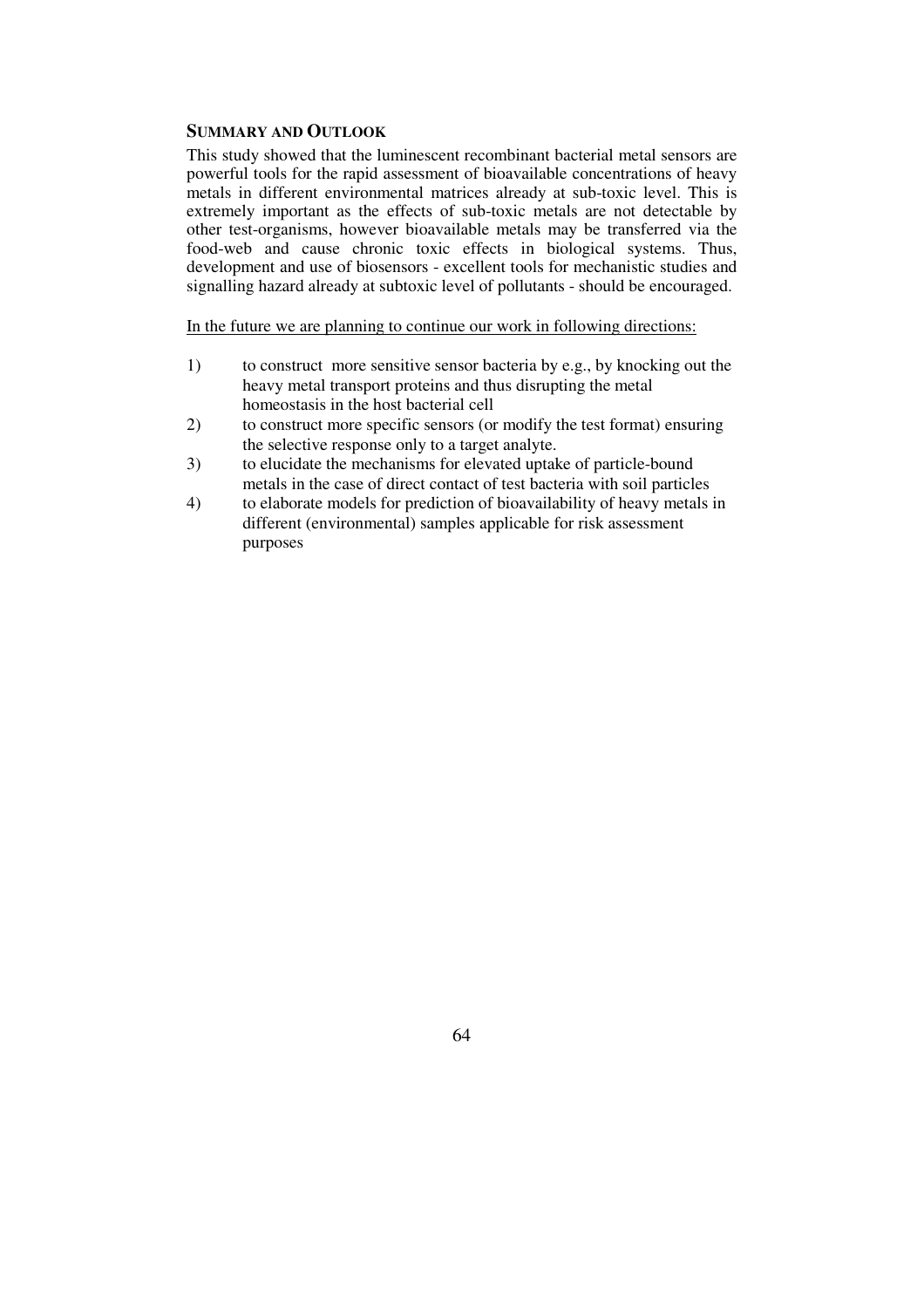## SUMMARY AND OUTLOOK

This study showed that the luminescent recombinant bacterial metal sensors are powerful tools for the rapid assessment of bioavailable concentrations of heavy metals in different environmental matrices already at sub-toxic level. This is extremely important as the effects of sub-toxic metals are not detectable by other test-organisms, however bioavailable metals may be transferred via the food-web and cause chronic toxic effects in biological systems. Thus, development and use of biosensors - excellent tools for mechanistic studies and signalling hazard already at subtoxic level of pollutants - should be encouraged.

<u>In the future we are planning to continue our work in following directions:</u>

1) to construct more sensitive sensor bacteria by e.g., by knocking out the heavy metal transport proteins and thus disrupting the metal homeostasis in the host bacterial cell
2) to construct more specific sensors (or modify the test format) ensuring the selective response only to a target analyte.
3) to elucidate the mechanisms for elevated uptake of particle-bound metals in the case of direct contact of test bacteria with soil particles
4) to elaborate models for prediction of bioavailability of heavy metals in different (environmental) samples applicable for risk assessment purposes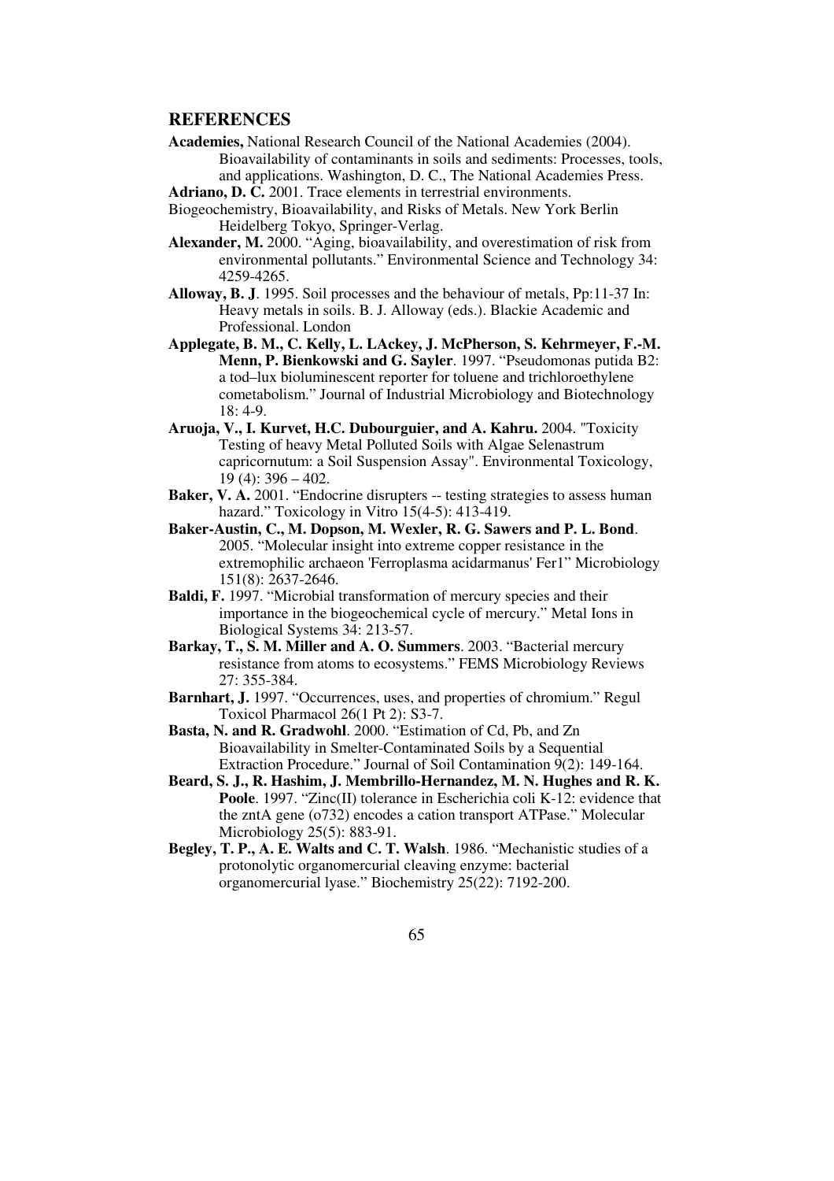## REFERENCES

**Academies,** National Research Council of the National Academies (2004). Bioavailability of contaminants in soils and sediments: Processes, tools, and applications. Washington, D. C., The National Academies Press.

**Adriano, D. C.** 2001. Trace elements in terrestrial environments. Biogeochemistry, Bioavailability, and Risks of Metals. New York Berlin Heidelberg Tokyo, Springer-Verlag.

**Alexander, M.** 2000. "Aging, bioavailability, and overestimation of risk from environmental pollutants." Environmental Science and Technology 34: 4259-4265.

**Alloway, B. J**. 1995. Soil processes and the behaviour of metals, Pp:11-37 In: Heavy metals in soils. B. J. Alloway (eds.). Blackie Academic and Professional. London

**Applegate, B. M., C. Kelly, L. LAckey, J. McPherson, S. Kehrmeyer, F.-M. Menn, P. Bienkowski and G. Sayler**. 1997. "Pseudomonas putida B2: a tod–lux bioluminescent reporter for toluene and trichloroethylene cometabolism." Journal of Industrial Microbiology and Biotechnology 18: 4-9.

**Aruoja, V., I. Kurvet, H.C. Dubourguier, and A. Kahru.** 2004. "Toxicity Testing of heavy Metal Polluted Soils with Algae Selenastrum capricornutum: a Soil Suspension Assay". Environmental Toxicology, 19 (4): 396 – 402.

**Baker, V. A.** 2001. "Endocrine disrupters -- testing strategies to assess human hazard." Toxicology in Vitro 15(4-5): 413-419.

**Baker-Austin, C., M. Dopson, M. Wexler, R. G. Sawers and P. L. Bond**. 2005. "Molecular insight into extreme copper resistance in the extremophilic archaeon 'Ferroplasma acidarmanus' Fer1" Microbiology 151(8): 2637-2646.

**Baldi, F.** 1997. "Microbial transformation of mercury species and their importance in the biogeochemical cycle of mercury." Metal Ions in Biological Systems 34: 213-57.

**Barkay, T., S. M. Miller and A. O. Summers**. 2003. "Bacterial mercury resistance from atoms to ecosystems." FEMS Microbiology Reviews 27: 355-384.

**Barnhart, J.** 1997. "Occurrences, uses, and properties of chromium." Regul Toxicol Pharmacol 26(1 Pt 2): S3-7.

**Basta, N. and R. Gradwohl**. 2000. "Estimation of Cd, Pb, and Zn Bioavailability in Smelter-Contaminated Soils by a Sequential Extraction Procedure." Journal of Soil Contamination 9(2): 149-164.

**Beard, S. J., R. Hashim, J. Membrillo-Hernandez, M. N. Hughes and R. K. Poole**. 1997. "Zinc(II) tolerance in Escherichia coli K-12: evidence that the zntA gene (o732) encodes a cation transport ATPase." Molecular Microbiology 25(5): 883-91.

**Begley, T. P., A. E. Walts and C. T. Walsh**. 1986. "Mechanistic studies of a protonolytic organomercurial cleaving enzyme: bacterial organomercurial lyase." Biochemistry 25(22): 7192-200.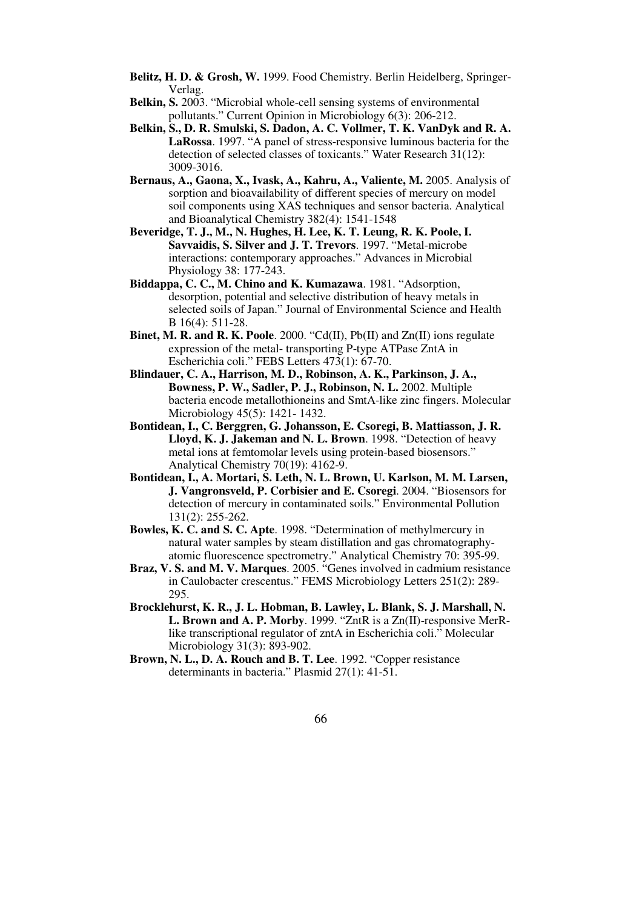**Belitz, H. D. & Grosh, W.** 1999. Food Chemistry. Berlin Heidelberg, Springer-Verlag.

**Belkin, S.** 2003. "Microbial whole-cell sensing systems of environmental pollutants." Current Opinion in Microbiology 6(3): 206-212.

**Belkin, S., D. R. Smulski, S. Dadon, A. C. Vollmer, T. K. VanDyk and R. A. LaRossa**. 1997. "A panel of stress-responsive luminous bacteria for the detection of selected classes of toxicants." Water Research 31(12): 3009-3016.

**Bernaus, A., Gaona, X., Ivask, A., Kahru, A., Valiente, M.** 2005. Analysis of sorption and bioavailability of different species of mercury on model soil components using XAS techniques and sensor bacteria. Analytical and Bioanalytical Chemistry 382(4): 1541-1548

**Beveridge, T. J., M., N. Hughes, H. Lee, K. T. Leung, R. K. Poole, I. Savvaidis, S. Silver and J. T. Trevors**. 1997. "Metal-microbe interactions: contemporary approaches." Advances in Microbial Physiology 38: 177-243.

**Biddappa, C. C., M. Chino and K. Kumazawa**. 1981. "Adsorption, desorption, potential and selective distribution of heavy metals in selected soils of Japan." Journal of Environmental Science and Health B 16(4): 511-28.

**Binet, M. R. and R. K. Poole**. 2000. "Cd(II), Pb(II) and Zn(II) ions regulate expression of the metal- transporting P-type ATPase ZntA in Escherichia coli." FEBS Letters 473(1): 67-70.

**Blindauer, C. A., Harrison, M. D., Robinson, A. K., Parkinson, J. A., Bowness, P. W., Sadler, P. J., Robinson, N. L.** 2002. Multiple bacteria encode metallothioneins and SmtA-like zinc fingers. Molecular Microbiology 45(5): 1421- 1432.

**Bontidean, I., C. Berggren, G. Johansson, E. Csoregi, B. Mattiasson, J. R. Lloyd, K. J. Jakeman and N. L. Brown**. 1998. "Detection of heavy metal ions at femtomolar levels using protein-based biosensors." Analytical Chemistry 70(19): 4162-9.

**Bontidean, I., A. Mortari, S. Leth, N. L. Brown, U. Karlson, M. M. Larsen, J. Vangronsveld, P. Corbisier and E. Csoregi**. 2004. "Biosensors for detection of mercury in contaminated soils." Environmental Pollution 131(2): 255-262.

**Bowles, K. C. and S. C. Apte**. 1998. "Determination of methylmercury in natural water samples by steam distillation and gas chromatography-atomic fluorescence spectrometry." Analytical Chemistry 70: 395-99.

**Braz, V. S. and M. V. Marques**. 2005. "Genes involved in cadmium resistance in Caulobacter crescentus." FEMS Microbiology Letters 251(2): 289-295.

**Brocklehurst, K. R., J. L. Hobman, B. Lawley, L. Blank, S. J. Marshall, N. L. Brown and A. P. Morby**. 1999. "ZntR is a Zn(II)-responsive MerR-like transcriptional regulator of zntA in Escherichia coli." Molecular Microbiology 31(3): 893-902.

**Brown, N. L., D. A. Rouch and B. T. Lee**. 1992. "Copper resistance determinants in bacteria." Plasmid 27(1): 41-51.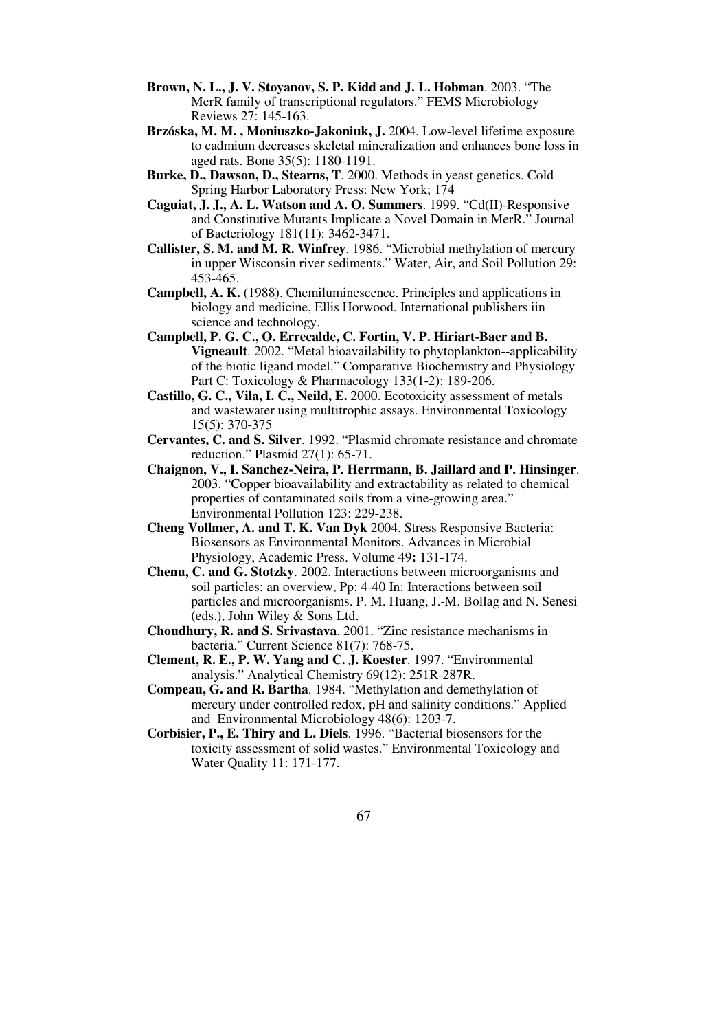**Brown, N. L., J. V. Stoyanov, S. P. Kidd and J. L. Hobman**. 2003. "The MerR family of transcriptional regulators." FEMS Microbiology Reviews 27: 145-163.

**Brzóska, M. M. , Moniuszko-Jakoniuk, J.** 2004. Low-level lifetime exposure to cadmium decreases skeletal mineralization and enhances bone loss in aged rats. Bone 35(5): 1180-1191.

**Burke, D., Dawson, D., Stearns, T**. 2000. Methods in yeast genetics. Cold Spring Harbor Laboratory Press: New York; 174

**Caguiat, J. J., A. L. Watson and A. O. Summers**. 1999. "Cd(II)-Responsive and Constitutive Mutants Implicate a Novel Domain in MerR." Journal of Bacteriology 181(11): 3462-3471.

**Callister, S. M. and M. R. Winfrey**. 1986. "Microbial methylation of mercury in upper Wisconsin river sediments." Water, Air, and Soil Pollution 29: 453-465.

**Campbell, A. K.** (1988). Chemiluminescence. Principles and applications in biology and medicine, Ellis Horwood. International publishers iin science and technology.

**Campbell, P. G. C., O. Errecalde, C. Fortin, V. P. Hiriart-Baer and B. Vigneault**. 2002. "Metal bioavailability to phytoplankton--applicability of the biotic ligand model." Comparative Biochemistry and Physiology Part C: Toxicology & Pharmacology 133(1-2): 189-206.

**Castillo, G. C., Vila, I. C., Neild, E.** 2000. Ecotoxicity assessment of metals and wastewater using multitrophic assays. Environmental Toxicology 15(5): 370-375

**Cervantes, C. and S. Silver**. 1992. "Plasmid chromate resistance and chromate reduction." Plasmid 27(1): 65-71.

**Chaignon, V., I. Sanchez-Neira, P. Herrmann, B. Jaillard and P. Hinsinger**. 2003. "Copper bioavailability and extractability as related to chemical properties of contaminated soils from a vine-growing area." Environmental Pollution 123: 229-238.

**Cheng Vollmer, A. and T. K. Van Dyk** 2004. Stress Responsive Bacteria: Biosensors as Environmental Monitors. Advances in Microbial Physiology, Academic Press. Volume 49**:** 131-174.

**Chenu, C. and G. Stotzky**. 2002. Interactions between microorganisms and soil particles: an overview, Pp: 4-40 In: Interactions between soil particles and microorganisms. P. M. Huang, J.-M. Bollag and N. Senesi (eds.), John Wiley & Sons Ltd.

**Choudhury, R. and S. Srivastava**. 2001. "Zinc resistance mechanisms in bacteria." Current Science 81(7): 768-75.

**Clement, R. E., P. W. Yang and C. J. Koester**. 1997. "Environmental analysis." Analytical Chemistry 69(12): 251R-287R.

**Compeau, G. and R. Bartha**. 1984. "Methylation and demethylation of mercury under controlled redox, pH and salinity conditions." Applied and Environmental Microbiology 48(6): 1203-7.

**Corbisier, P., E. Thiry and L. Diels**. 1996. "Bacterial biosensors for the toxicity assessment of solid wastes." Environmental Toxicology and Water Quality 11: 171-177.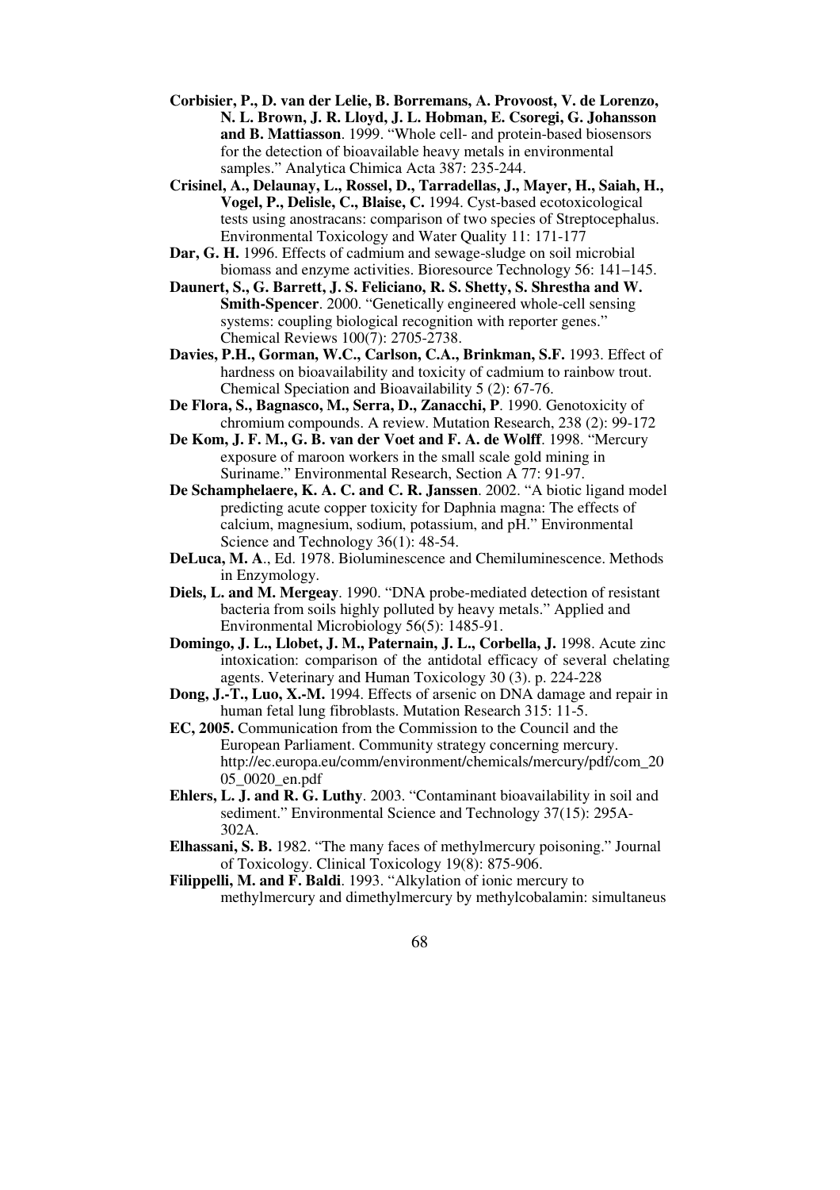**Corbisier, P., D. van der Lelie, B. Borremans, A. Provoost, V. de Lorenzo, N. L. Brown, J. R. Lloyd, J. L. Hobman, E. Csoregi, G. Johansson and B. Mattiasson**. 1999. "Whole cell- and protein-based biosensors for the detection of bioavailable heavy metals in environmental samples." Analytica Chimica Acta 387: 235-244.

**Crisinel, A., Delaunay, L., Rossel, D., Tarradellas, J., Mayer, H., Saiah, H., Vogel, P., Delisle, C., Blaise, C.** 1994. Cyst-based ecotoxicological tests using anostracans: comparison of two species of Streptocephalus. Environmental Toxicology and Water Quality 11: 171-177

**Dar, G. H.** 1996. Effects of cadmium and sewage-sludge on soil microbial biomass and enzyme activities. Bioresource Technology 56: 141–145.

**Daunert, S., G. Barrett, J. S. Feliciano, R. S. Shetty, S. Shrestha and W. Smith-Spencer**. 2000. "Genetically engineered whole-cell sensing systems: coupling biological recognition with reporter genes." Chemical Reviews 100(7): 2705-2738.

**Davies, P.H., Gorman, W.C., Carlson, C.A., Brinkman, S.F.** 1993. Effect of hardness on bioavailability and toxicity of cadmium to rainbow trout. Chemical Speciation and Bioavailability 5 (2): 67-76.

**De Flora, S., Bagnasco, M., Serra, D., Zanacchi, P**. 1990. Genotoxicity of chromium compounds. A review. Mutation Research, 238 (2): 99-172

**De Kom, J. F. M., G. B. van der Voet and F. A. de Wolff**. 1998. "Mercury exposure of maroon workers in the small scale gold mining in Suriname." Environmental Research, Section A 77: 91-97.

**De Schamphelaere, K. A. C. and C. R. Janssen**. 2002. "A biotic ligand model predicting acute copper toxicity for Daphnia magna: The effects of calcium, magnesium, sodium, potassium, and pH." Environmental Science and Technology 36(1): 48-54.

**DeLuca, M. A**., Ed. 1978. Bioluminescence and Chemiluminescence. Methods in Enzymology.

**Diels, L. and M. Mergeay**. 1990. "DNA probe-mediated detection of resistant bacteria from soils highly polluted by heavy metals." Applied and Environmental Microbiology 56(5): 1485-91.

**Domingo, J. L., Llobet, J. M., Paternain, J. L., Corbella, J.** 1998. Acute zinc intoxication: comparison of the antidotal efficacy of several chelating agents. Veterinary and Human Toxicology 30 (3). p. 224-228

**Dong, J.-T., Luo, X.-M.** 1994. Effects of arsenic on DNA damage and repair in human fetal lung fibroblasts. Mutation Research 315: 11-5.

**EC, 2005.** Communication from the Commission to the Council and the European Parliament. Community strategy concerning mercury. http://ec.europa.eu/comm/environment/chemicals/mercury/pdf/com_2005_0020_en.pdf

**Ehlers, L. J. and R. G. Luthy**. 2003. "Contaminant bioavailability in soil and sediment." Environmental Science and Technology 37(15): 295A-302A.

**Elhassani, S. B.** 1982. "The many faces of methylmercury poisoning." Journal of Toxicology. Clinical Toxicology 19(8): 875-906.

**Filippelli, M. and F. Baldi**. 1993. "Alkylation of ionic mercury to methylmercury and dimethylmercury by methylcobalamin: simultaneus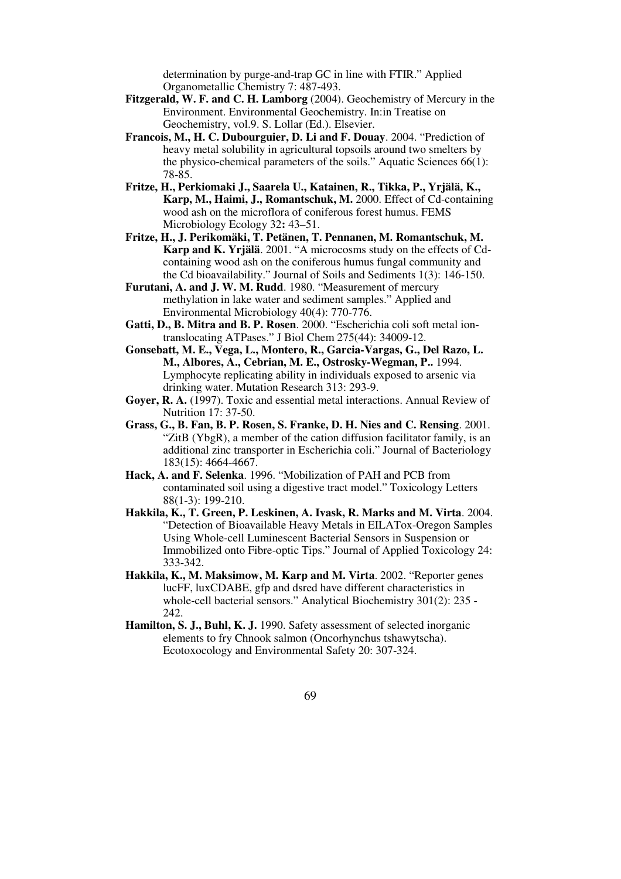determination by purge-and-trap GC in line with FTIR." Applied Organometallic Chemistry 7: 487-493.

**Fitzgerald, W. F. and C. H. Lamborg** (2004). Geochemistry of Mercury in the Environment. Environmental Geochemistry. In:in Treatise on Geochemistry, vol.9. S. Lollar (Ed.). Elsevier.

**Francois, M., H. C. Dubourguier, D. Li and F. Douay**. 2004. "Prediction of heavy metal solubility in agricultural topsoils around two smelters by the physico-chemical parameters of the soils." Aquatic Sciences 66(1): 78-85.

**Fritze, H., Perkiomaki J., Saarela U., Katainen, R., Tikka, P., Yrjälä, K., Karp, M., Haimi, J., Romantschuk, M.** 2000. Effect of Cd-containing wood ash on the microflora of coniferous forest humus. FEMS Microbiology Ecology 32**:** 43–51.

**Fritze, H., J. Perikomäki, T. Petänen, T. Pennanen, M. Romantschuk, M. Karp and K. Yrjälä**. 2001. "A microcosms study on the effects of Cd-containing wood ash on the coniferous humus fungal community and the Cd bioavailability." Journal of Soils and Sediments 1(3): 146-150.

**Furutani, A. and J. W. M. Rudd**. 1980. "Measurement of mercury methylation in lake water and sediment samples." Applied and Environmental Microbiology 40(4): 770-776.

**Gatti, D., B. Mitra and B. P. Rosen**. 2000. "Escherichia coli soft metal ion-translocating ATPases." J Biol Chem 275(44): 34009-12.

**Gonsebatt, M. E., Vega, L., Montero, R., Garcia-Vargas, G., Del Razo, L. M., Albores, A., Cebrian, M. E., Ostrosky-Wegman, P..** 1994. Lymphocyte replicating ability in individuals exposed to arsenic via drinking water. Mutation Research 313: 293-9.

**Goyer, R. A.** (1997). Toxic and essential metal interactions. Annual Review of Nutrition 17: 37-50.

**Grass, G., B. Fan, B. P. Rosen, S. Franke, D. H. Nies and C. Rensing**. 2001. "ZitB (YbgR), a member of the cation diffusion facilitator family, is an additional zinc transporter in Escherichia coli." Journal of Bacteriology 183(15): 4664-4667.

**Hack, A. and F. Selenka**. 1996. "Mobilization of PAH and PCB from contaminated soil using a digestive tract model." Toxicology Letters 88(1-3): 199-210.

**Hakkila, K., T. Green, P. Leskinen, A. Ivask, R. Marks and M. Virta**. 2004. "Detection of Bioavailable Heavy Metals in EILATox-Oregon Samples Using Whole-cell Luminescent Bacterial Sensors in Suspension or Immobilized onto Fibre-optic Tips." Journal of Applied Toxicology 24: 333-342.

**Hakkila, K., M. Maksimow, M. Karp and M. Virta**. 2002. "Reporter genes lucFF, luxCDABE, gfp and dsred have different characteristics in whole-cell bacterial sensors." Analytical Biochemistry 301(2): 235 - 242.

**Hamilton, S. J., Buhl, K. J.** 1990. Safety assessment of selected inorganic elements to fry Chnook salmon (Oncorhynchus tshawytscha). Ecotoxocology and Environmental Safety 20: 307-324.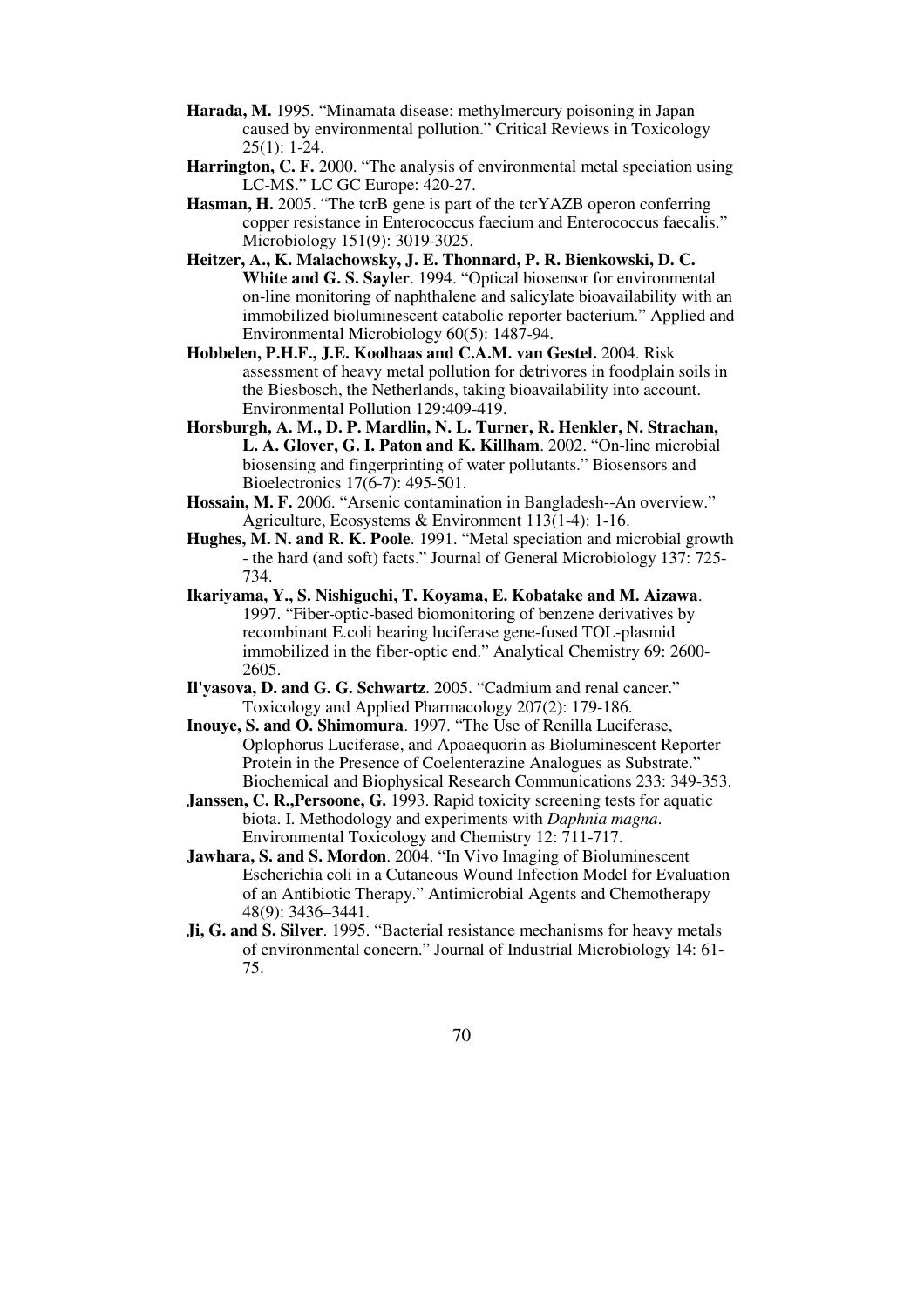**Harada, M.** 1995. “Minamata disease: methylmercury poisoning in Japan caused by environmental pollution.” Critical Reviews in Toxicology 25(1): 1-24.

**Harrington, C. F.** 2000. “The analysis of environmental metal speciation using LC-MS.” LC GC Europe: 420-27.

**Hasman, H.** 2005. “The tcrB gene is part of the tcrYAZB operon conferring copper resistance in Enterococcus faecium and Enterococcus faecalis.” Microbiology 151(9): 3019-3025.

**Heitzer, A., K. Malachowsky, J. E. Thonnard, P. R. Bienkowski, D. C. White and G. S. Sayler**. 1994. “Optical biosensor for environmental on-line monitoring of naphthalene and salicylate bioavailability with an immobilized bioluminescent catabolic reporter bacterium.” Applied and Environmental Microbiology 60(5): 1487-94.

**Hobbelen, P.H.F., J.E. Koolhaas and C.A.M. van Gestel.** 2004. Risk assessment of heavy metal pollution for detrivores in foodplain soils in the Biesbosch, the Netherlands, taking bioavailability into account. Environmental Pollution 129:409-419.

**Horsburgh, A. M., D. P. Mardlin, N. L. Turner, R. Henkler, N. Strachan, L. A. Glover, G. I. Paton and K. Killham**. 2002. “On-line microbial biosensing and fingerprinting of water pollutants.” Biosensors and Bioelectronics 17(6-7): 495-501.

**Hossain, M. F.** 2006. “Arsenic contamination in Bangladesh--An overview.” Agriculture, Ecosystems & Environment 113(1-4): 1-16.

**Hughes, M. N. and R. K. Poole**. 1991. “Metal speciation and microbial growth - the hard (and soft) facts.” Journal of General Microbiology 137: 725-734.

**Ikariyama, Y., S. Nishiguchi, T. Koyama, E. Kobatake and M. Aizawa**. 1997. “Fiber-optic-based biomonitoring of benzene derivatives by recombinant E.coli bearing luciferase gene-fused TOL-plasmid immobilized in the fiber-optic end.” Analytical Chemistry 69: 2600-2605.

**Il'yasova, D. and G. G. Schwartz**. 2005. “Cadmium and renal cancer.” Toxicology and Applied Pharmacology 207(2): 179-186.

**Inouye, S. and O. Shimomura**. 1997. “The Use of Renilla Luciferase, Oplophorus Luciferase, and Apoaequorin as Bioluminescent Reporter Protein in the Presence of Coelenterazine Analogues as Substrate.” Biochemical and Biophysical Research Communications 233: 349-353.

**Janssen, C. R.,Persoone, G.** 1993. Rapid toxicity screening tests for aquatic biota. I. Methodology and experiments with *Daphnia magna*. Environmental Toxicology and Chemistry 12: 711-717.

**Jawhara, S. and S. Mordon**. 2004. “In Vivo Imaging of Bioluminescent Escherichia coli in a Cutaneous Wound Infection Model for Evaluation of an Antibiotic Therapy.” Antimicrobial Agents and Chemotherapy 48(9): 3436–3441.

**Ji, G. and S. Silver**. 1995. “Bacterial resistance mechanisms for heavy metals of environmental concern.” Journal of Industrial Microbiology 14: 61-75.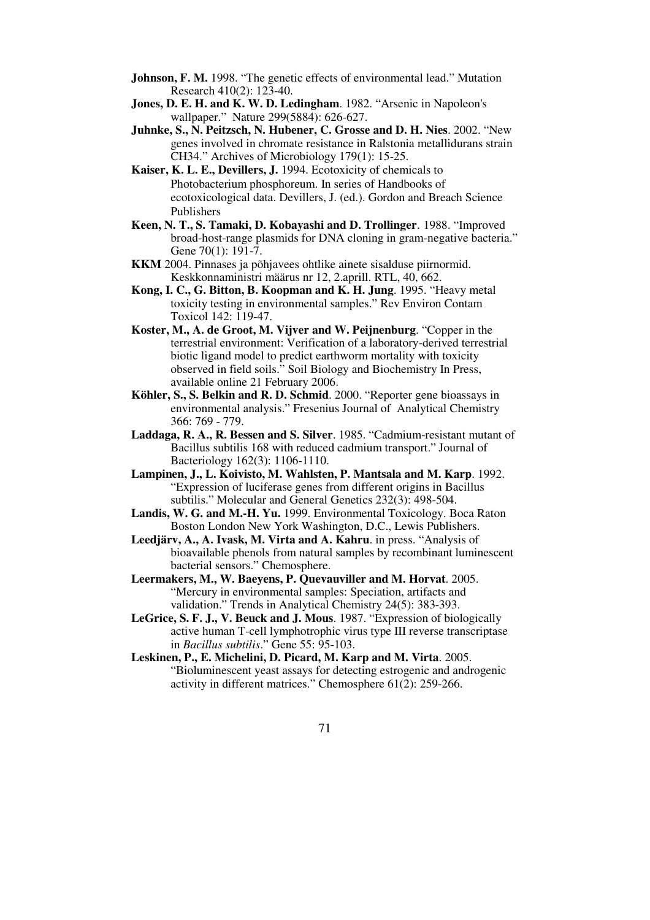**Johnson, F. M.** 1998. “The genetic effects of environmental lead.” Mutation Research 410(2): 123-40.

**Jones, D. E. H. and K. W. D. Ledingham**. 1982. “Arsenic in Napoleon's wallpaper.” Nature 299(5884): 626-627.

**Juhnke, S., N. Peitzsch, N. Hubener, C. Grosse and D. H. Nies**. 2002. “New genes involved in chromate resistance in Ralstonia metallidurans strain CH34.” Archives of Microbiology 179(1): 15-25.

**Kaiser, K. L. E., Devillers, J.** 1994. Ecotoxicity of chemicals to Photobacterium phosphoreum. In series of Handbooks of ecotoxicological data. Devillers, J. (ed.). Gordon and Breach Science Publishers

**Keen, N. T., S. Tamaki, D. Kobayashi and D. Trollinger**. 1988. “Improved broad-host-range plasmids for DNA cloning in gram-negative bacteria.” Gene 70(1): 191-7.

**KKM** 2004. Pinnases ja põhjavees ohtlike ainete sisalduse piirnormid. Keskkonnaministri määrus nr 12, 2.aprill. RTL, 40, 662.

**Kong, I. C., G. Bitton, B. Koopman and K. H. Jung**. 1995. “Heavy metal toxicity testing in environmental samples.” Rev Environ Contam Toxicol 142: 119-47.

**Koster, M., A. de Groot, M. Vijver and W. Peijnenburg**. “Copper in the terrestrial environment: Verification of a laboratory-derived terrestrial biotic ligand model to predict earthworm mortality with toxicity observed in field soils.” Soil Biology and Biochemistry In Press, available online 21 February 2006.

**Köhler, S., S. Belkin and R. D. Schmid**. 2000. “Reporter gene bioassays in environmental analysis.” Fresenius Journal of Analytical Chemistry 366: 769 - 779.

**Laddaga, R. A., R. Bessen and S. Silver**. 1985. “Cadmium-resistant mutant of Bacillus subtilis 168 with reduced cadmium transport.” Journal of Bacteriology 162(3): 1106-1110.

**Lampinen, J., L. Koivisto, M. Wahlsten, P. Mantsala and M. Karp**. 1992. “Expression of luciferase genes from different origins in Bacillus subtilis.” Molecular and General Genetics 232(3): 498-504.

**Landis, W. G. and M.-H. Yu.** 1999. Environmental Toxicology. Boca Raton Boston London New York Washington, D.C., Lewis Publishers.

**Leedjärv, A., A. Ivask, M. Virta and A. Kahru**. in press. “Analysis of bioavailable phenols from natural samples by recombinant luminescent bacterial sensors.” Chemosphere.

**Leermakers, M., W. Baeyens, P. Quevauviller and M. Horvat**. 2005. “Mercury in environmental samples: Speciation, artifacts and validation.” Trends in Analytical Chemistry 24(5): 383-393.

**LeGrice, S. F. J., V. Beuck and J. Mous**. 1987. “Expression of biologically active human T-cell lymphotrophic virus type III reverse transcriptase in *Bacillus subtilis*.” Gene 55: 95-103.

**Leskinen, P., E. Michelini, D. Picard, M. Karp and M. Virta**. 2005. “Bioluminescent yeast assays for detecting estrogenic and androgenic activity in different matrices.” Chemosphere 61(2): 259-266.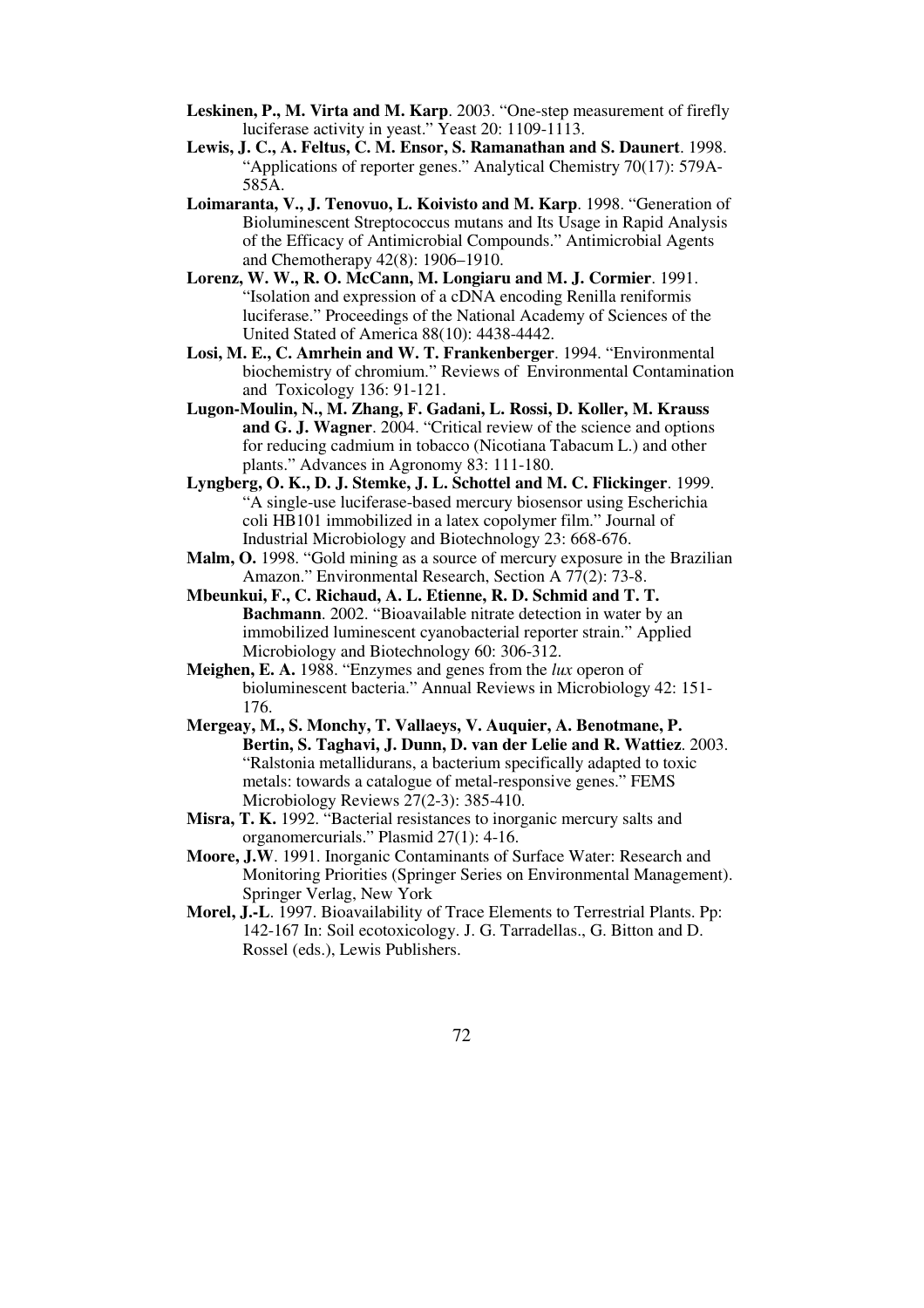**Leskinen, P., M. Virta and M. Karp**. 2003. "One-step measurement of firefly luciferase activity in yeast." Yeast 20: 1109-1113.

**Lewis, J. C., A. Feltus, C. M. Ensor, S. Ramanathan and S. Daunert**. 1998. "Applications of reporter genes." Analytical Chemistry 70(17): 579A-585A.

**Loimaranta, V., J. Tenovuo, L. Koivisto and M. Karp**. 1998. "Generation of Bioluminescent Streptococcus mutans and Its Usage in Rapid Analysis of the Efficacy of Antimicrobial Compounds." Antimicrobial Agents and Chemotherapy 42(8): 1906–1910.

**Lorenz, W. W., R. O. McCann, M. Longiaru and M. J. Cormier**. 1991. "Isolation and expression of a cDNA encoding Renilla reniformis luciferase." Proceedings of the National Academy of Sciences of the United Stated of America 88(10): 4438-4442.

**Losi, M. E., C. Amrhein and W. T. Frankenberger**. 1994. "Environmental biochemistry of chromium." Reviews of Environmental Contamination and Toxicology 136: 91-121.

**Lugon-Moulin, N., M. Zhang, F. Gadani, L. Rossi, D. Koller, M. Krauss and G. J. Wagner**. 2004. "Critical review of the science and options for reducing cadmium in tobacco (Nicotiana Tabacum L.) and other plants." Advances in Agronomy 83: 111-180.

**Lyngberg, O. K., D. J. Stemke, J. L. Schottel and M. C. Flickinger**. 1999. "A single-use luciferase-based mercury biosensor using Escherichia coli HB101 immobilized in a latex copolymer film." Journal of Industrial Microbiology and Biotechnology 23: 668-676.

**Malm, O.** 1998. "Gold mining as a source of mercury exposure in the Brazilian Amazon." Environmental Research, Section A 77(2): 73-8.

**Mbeunkui, F., C. Richaud, A. L. Etienne, R. D. Schmid and T. T. Bachmann**. 2002. "Bioavailable nitrate detection in water by an immobilized luminescent cyanobacterial reporter strain." Applied Microbiology and Biotechnology 60: 306-312.

**Meighen, E. A.** 1988. "Enzymes and genes from the *lux* operon of bioluminescent bacteria." Annual Reviews in Microbiology 42: 151-176.

**Mergeay, M., S. Monchy, T. Vallaeys, V. Auquier, A. Benotmane, P. Bertin, S. Taghavi, J. Dunn, D. van der Lelie and R. Wattiez**. 2003. "Ralstonia metallidurans, a bacterium specifically adapted to toxic metals: towards a catalogue of metal-responsive genes." FEMS Microbiology Reviews 27(2-3): 385-410.

**Misra, T. K.** 1992. "Bacterial resistances to inorganic mercury salts and organomercurials." Plasmid 27(1): 4-16.

**Moore, J.W**. 1991. Inorganic Contaminants of Surface Water: Research and Monitoring Priorities (Springer Series on Environmental Management). Springer Verlag, New York

**Morel, J.-L**. 1997. Bioavailability of Trace Elements to Terrestrial Plants. Pp: 142-167 In: Soil ecotoxicology. J. G. Tarradellas., G. Bitton and D. Rossel (eds.), Lewis Publishers.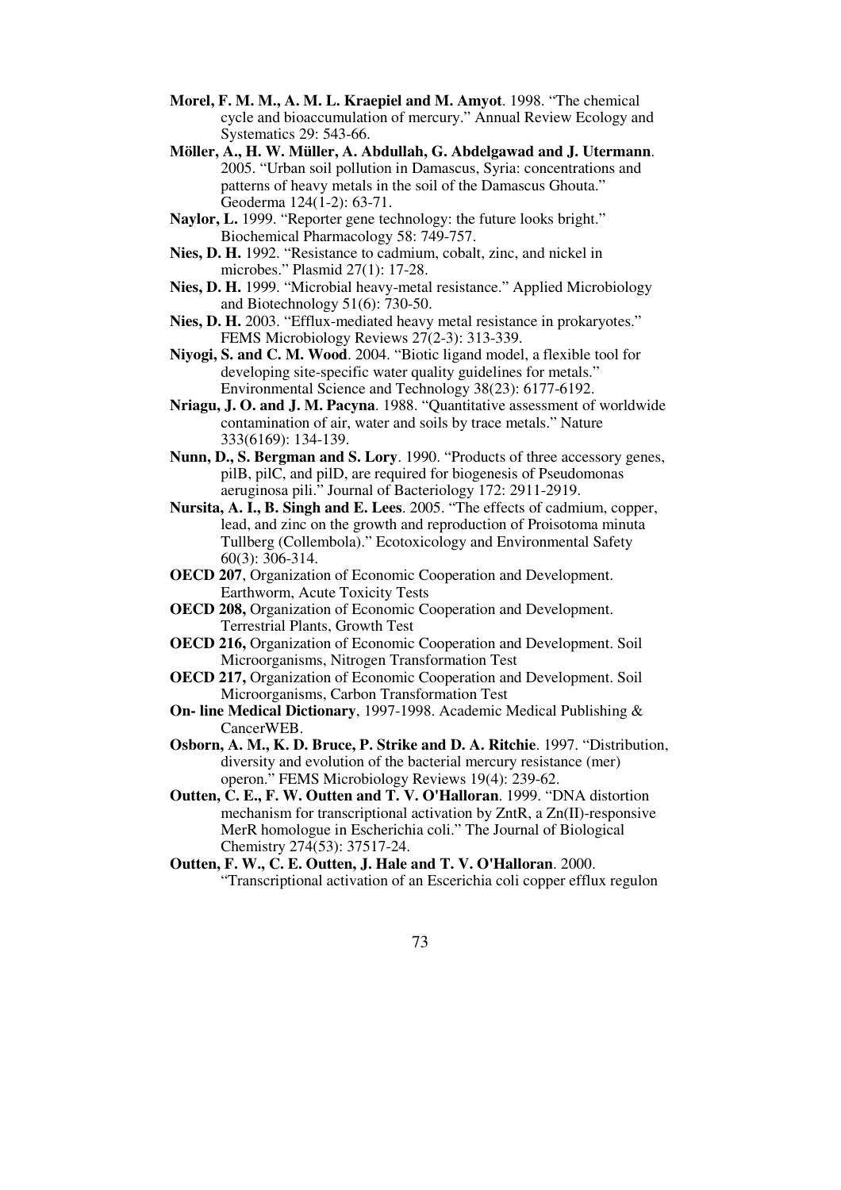**Morel, F. M. M., A. M. L. Kraepiel and M. Amyot**. 1998. "The chemical cycle and bioaccumulation of mercury." Annual Review Ecology and Systematics 29: 543-66.

**Möller, A., H. W. Müller, A. Abdullah, G. Abdelgawad and J. Utermann**. 2005. "Urban soil pollution in Damascus, Syria: concentrations and patterns of heavy metals in the soil of the Damascus Ghouta." Geoderma 124(1-2): 63-71.

**Naylor, L.** 1999. "Reporter gene technology: the future looks bright." Biochemical Pharmacology 58: 749-757.

**Nies, D. H.** 1992. "Resistance to cadmium, cobalt, zinc, and nickel in microbes." Plasmid 27(1): 17-28.

**Nies, D. H.** 1999. "Microbial heavy-metal resistance." Applied Microbiology and Biotechnology 51(6): 730-50.

**Nies, D. H.** 2003. "Efflux-mediated heavy metal resistance in prokaryotes." FEMS Microbiology Reviews 27(2-3): 313-339.

**Niyogi, S. and C. M. Wood**. 2004. "Biotic ligand model, a flexible tool for developing site-specific water quality guidelines for metals." Environmental Science and Technology 38(23): 6177-6192.

**Nriagu, J. O. and J. M. Pacyna**. 1988. "Quantitative assessment of worldwide contamination of air, water and soils by trace metals." Nature 333(6169): 134-139.

**Nunn, D., S. Bergman and S. Lory**. 1990. "Products of three accessory genes, pilB, pilC, and pilD, are required for biogenesis of Pseudomonas aeruginosa pili." Journal of Bacteriology 172: 2911-2919.

**Nursita, A. I., B. Singh and E. Lees**. 2005. "The effects of cadmium, copper, lead, and zinc on the growth and reproduction of Proisotoma minuta Tullberg (Collembola)." Ecotoxicology and Environmental Safety 60(3): 306-314.

**OECD 207**, Organization of Economic Cooperation and Development. Earthworm, Acute Toxicity Tests

**OECD 208,** Organization of Economic Cooperation and Development. Terrestrial Plants, Growth Test

**OECD 216,** Organization of Economic Cooperation and Development. Soil Microorganisms, Nitrogen Transformation Test

**OECD 217,** Organization of Economic Cooperation and Development. Soil Microorganisms, Carbon Transformation Test

**On- line Medical Dictionary**, 1997-1998. Academic Medical Publishing & CancerWEB.

**Osborn, A. M., K. D. Bruce, P. Strike and D. A. Ritchie**. 1997. "Distribution, diversity and evolution of the bacterial mercury resistance (mer) operon." FEMS Microbiology Reviews 19(4): 239-62.

**Outten, C. E., F. W. Outten and T. V. O'Halloran**. 1999. "DNA distortion mechanism for transcriptional activation by ZntR, a Zn(II)-responsive MerR homologue in Escherichia coli." The Journal of Biological Chemistry 274(53): 37517-24.

**Outten, F. W., C. E. Outten, J. Hale and T. V. O'Halloran**. 2000. "Transcriptional activation of an Escerichia coli copper efflux regulon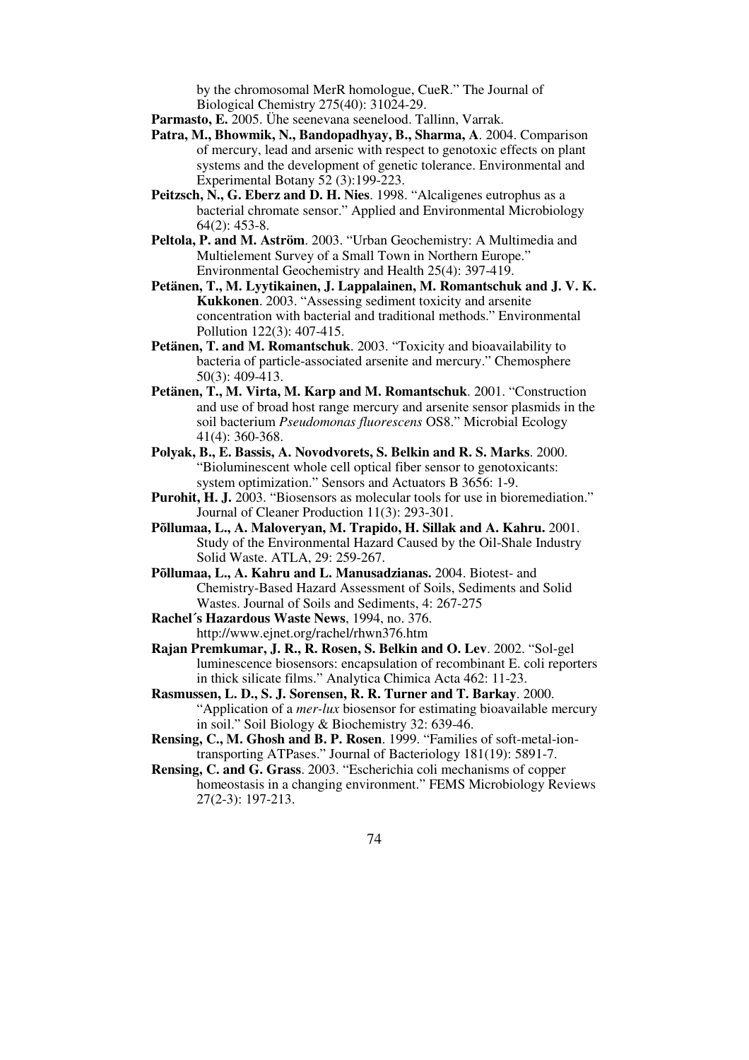by the chromosomal MerR homologue, CueR." The Journal of Biological Chemistry 275(40): 31024-29.

**Parmasto, E.** 2005. Ühe seenevana seenelood. Tallinn, Varrak.

**Patra, M., Bhowmik, N., Bandopadhyay, B., Sharma, A**. 2004. Comparison of mercury, lead and arsenic with respect to genotoxic effects on plant systems and the development of genetic tolerance. Environmental and Experimental Botany 52 (3):199-223.

**Peitzsch, N., G. Eberz and D. H. Nies**. 1998. "Alcaligenes eutrophus as a bacterial chromate sensor." Applied and Environmental Microbiology 64(2): 453-8.

**Peltola, P. and M. Aström**. 2003. "Urban Geochemistry: A Multimedia and Multielement Survey of a Small Town in Northern Europe." Environmental Geochemistry and Health 25(4): 397-419.

**Petänen, T., M. Lyytikainen, J. Lappalainen, M. Romantschuk and J. V. K. Kukkonen**. 2003. "Assessing sediment toxicity and arsenite concentration with bacterial and traditional methods." Environmental Pollution 122(3): 407-415.

**Petänen, T. and M. Romantschuk**. 2003. "Toxicity and bioavailability to bacteria of particle-associated arsenite and mercury." Chemosphere 50(3): 409-413.

**Petänen, T., M. Virta, M. Karp and M. Romantschuk**. 2001. "Construction and use of broad host range mercury and arsenite sensor plasmids in the soil bacterium *Pseudomonas fluorescens* OS8." Microbial Ecology 41(4): 360-368.

**Polyak, B., E. Bassis, A. Novodvorets, S. Belkin and R. S. Marks**. 2000. "Bioluminescent whole cell optical fiber sensor to genotoxicants: system optimization." Sensors and Actuators B 3656: 1-9.

**Purohit, H. J.** 2003. "Biosensors as molecular tools for use in bioremediation." Journal of Cleaner Production 11(3): 293-301.

**Põllumaa, L., A. Maloveryan, M. Trapido, H. Sillak and A. Kahru.** 2001. Study of the Environmental Hazard Caused by the Oil-Shale Industry Solid Waste. ATLA, 29: 259-267.

**Põllumaa, L., A. Kahru and L. Manusadzianas.** 2004. Biotest- and Chemistry-Based Hazard Assessment of Soils, Sediments and Solid Wastes. Journal of Soils and Sediments, 4: 267-275

**Rachel´s Hazardous Waste News**, 1994, no. 376. http://www.ejnet.org/rachel/rhwn376.htm

**Rajan Premkumar, J. R., R. Rosen, S. Belkin and O. Lev**. 2002. "Sol-gel luminescence biosensors: encapsulation of recombinant E. coli reporters in thick silicate films." Analytica Chimica Acta 462: 11-23.

**Rasmussen, L. D., S. J. Sorensen, R. R. Turner and T. Barkay**. 2000. "Application of a *mer-lux* biosensor for estimating bioavailable mercury in soil." Soil Biology & Biochemistry 32: 639-46.

**Rensing, C., M. Ghosh and B. P. Rosen**. 1999. "Families of soft-metal-ion-transporting ATPases." Journal of Bacteriology 181(19): 5891-7.

**Rensing, C. and G. Grass**. 2003. "Escherichia coli mechanisms of copper homeostasis in a changing environment." FEMS Microbiology Reviews 27(2-3): 197-213.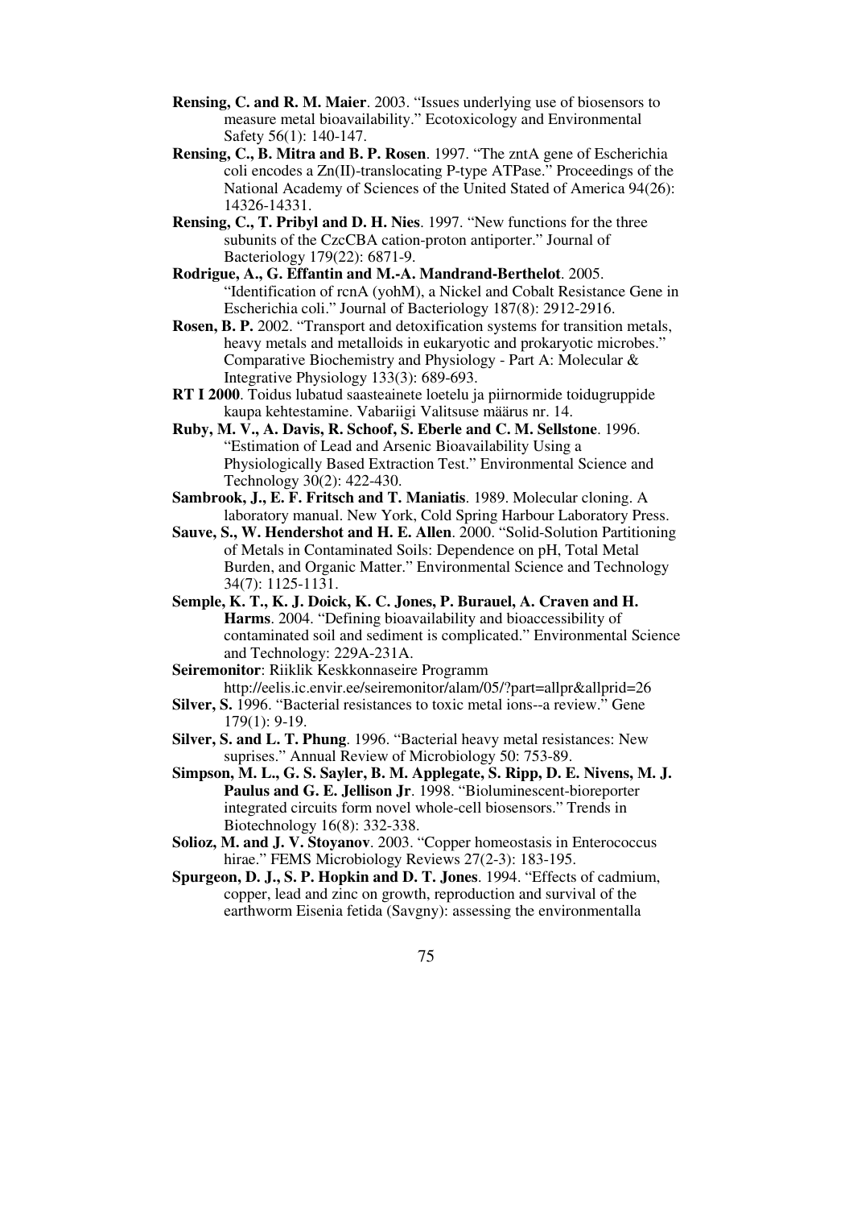**Rensing, C. and R. M. Maier**. 2003. “Issues underlying use of biosensors to measure metal bioavailability.” Ecotoxicology and Environmental Safety 56(1): 140-147.

**Rensing, C., B. Mitra and B. P. Rosen**. 1997. “The zntA gene of Escherichia coli encodes a Zn(II)-translocating P-type ATPase.” Proceedings of the National Academy of Sciences of the United Stated of America 94(26): 14326-14331.

**Rensing, C., T. Pribyl and D. H. Nies**. 1997. “New functions for the three subunits of the CzcCBA cation-proton antiporter.” Journal of Bacteriology 179(22): 6871-9.

**Rodrigue, A., G. Effantin and M.-A. Mandrand-Berthelot**. 2005. “Identification of rcnA (yohM), a Nickel and Cobalt Resistance Gene in Escherichia coli.” Journal of Bacteriology 187(8): 2912-2916.

**Rosen, B. P.** 2002. “Transport and detoxification systems for transition metals, heavy metals and metalloids in eukaryotic and prokaryotic microbes.” Comparative Biochemistry and Physiology - Part A: Molecular & Integrative Physiology 133(3): 689-693.

**RT I 2000**. Toidus lubatud saasteainete loetelu ja piirnormide toidugruppide kaupa kehtestamine. Vabariigi Valitsuse määrus nr. 14.

**Ruby, M. V., A. Davis, R. Schoof, S. Eberle and C. M. Sellstone**. 1996. “Estimation of Lead and Arsenic Bioavailability Using a Physiologically Based Extraction Test.” Environmental Science and Technology 30(2): 422-430.

**Sambrook, J., E. F. Fritsch and T. Maniatis**. 1989. Molecular cloning. A laboratory manual. New York, Cold Spring Harbour Laboratory Press.

**Sauve, S., W. Hendershot and H. E. Allen**. 2000. “Solid-Solution Partitioning of Metals in Contaminated Soils: Dependence on pH, Total Metal Burden, and Organic Matter.” Environmental Science and Technology 34(7): 1125-1131.

**Semple, K. T., K. J. Doick, K. C. Jones, P. Burauel, A. Craven and H. Harms**. 2004. “Defining bioavailability and bioaccessibility of contaminated soil and sediment is complicated.” Environmental Science and Technology: 229A-231A.

**Seiremonitor**: Riiklik Keskkonnaseire Programm http://eelis.ic.envir.ee/seiremonitor/alam/05/?part=allpr&allprid=26

**Silver, S.** 1996. “Bacterial resistances to toxic metal ions--a review.” Gene 179(1): 9-19.

**Silver, S. and L. T. Phung**. 1996. “Bacterial heavy metal resistances: New suprises.” Annual Review of Microbiology 50: 753-89.

**Simpson, M. L., G. S. Sayler, B. M. Applegate, S. Ripp, D. E. Nivens, M. J. Paulus and G. E. Jellison Jr**. 1998. “Bioluminescent-bioreporter integrated circuits form novel whole-cell biosensors.” Trends in Biotechnology 16(8): 332-338.

**Solioz, M. and J. V. Stoyanov**. 2003. “Copper homeostasis in Enterococcus hirae.” FEMS Microbiology Reviews 27(2-3): 183-195.

**Spurgeon, D. J., S. P. Hopkin and D. T. Jones**. 1994. “Effects of cadmium, copper, lead and zinc on growth, reproduction and survival of the earthworm Eisenia fetida (Savgny): assessing the environmentalla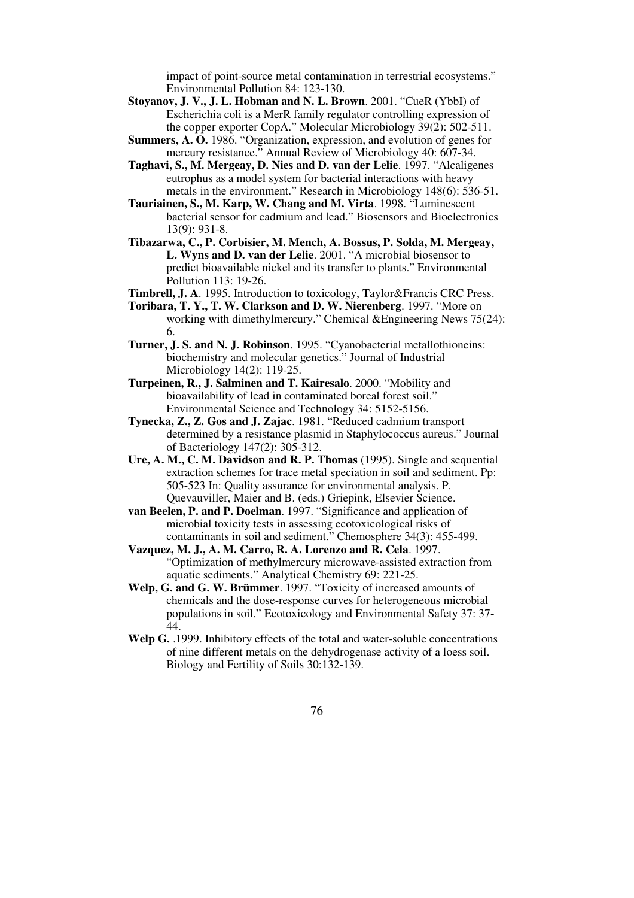impact of point-source metal contamination in terrestrial ecosystems." Environmental Pollution 84: 123-130.

**Stoyanov, J. V., J. L. Hobman and N. L. Brown**. 2001. "CueR (YbbI) of Escherichia coli is a MerR family regulator controlling expression of the copper exporter CopA." Molecular Microbiology 39(2): 502-511.

**Summers, A. O.** 1986. "Organization, expression, and evolution of genes for mercury resistance." Annual Review of Microbiology 40: 607-34.

**Taghavi, S., M. Mergeay, D. Nies and D. van der Lelie**. 1997. "Alcaligenes eutrophus as a model system for bacterial interactions with heavy metals in the environment." Research in Microbiology 148(6): 536-51.

**Tauriainen, S., M. Karp, W. Chang and M. Virta**. 1998. "Luminescent bacterial sensor for cadmium and lead." Biosensors and Bioelectronics 13(9): 931-8.

**Tibazarwa, C., P. Corbisier, M. Mench, A. Bossus, P. Solda, M. Mergeay, L. Wyns and D. van der Lelie**. 2001. "A microbial biosensor to predict bioavailable nickel and its transfer to plants." Environmental Pollution 113: 19-26.

**Timbrell, J. A**. 1995. Introduction to toxicology, Taylor&Francis CRC Press.

**Toribara, T. Y., T. W. Clarkson and D. W. Nierenberg**. 1997. "More on working with dimethylmercury." Chemical &Engineering News 75(24): 6.

**Turner, J. S. and N. J. Robinson**. 1995. "Cyanobacterial metallothioneins: biochemistry and molecular genetics." Journal of Industrial Microbiology 14(2): 119-25.

**Turpeinen, R., J. Salminen and T. Kairesalo**. 2000. "Mobility and bioavailability of lead in contaminated boreal forest soil." Environmental Science and Technology 34: 5152-5156.

**Tynecka, Z., Z. Gos and J. Zajac**. 1981. "Reduced cadmium transport determined by a resistance plasmid in Staphylococcus aureus." Journal of Bacteriology 147(2): 305-312.

**Ure, A. M., C. M. Davidson and R. P. Thomas** (1995). Single and sequential extraction schemes for trace metal speciation in soil and sediment. Pp: 505-523 In: Quality assurance for environmental analysis. P. Quevauviller, Maier and B. (eds.) Griepink, Elsevier Science.

**van Beelen, P. and P. Doelman**. 1997. "Significance and application of microbial toxicity tests in assessing ecotoxicological risks of contaminants in soil and sediment." Chemosphere 34(3): 455-499.

**Vazquez, M. J., A. M. Carro, R. A. Lorenzo and R. Cela**. 1997. "Optimization of methylmercury microwave-assisted extraction from aquatic sediments." Analytical Chemistry 69: 221-25.

**Welp, G. and G. W. Brümmer**. 1997. "Toxicity of increased amounts of chemicals and the dose-response curves for heterogeneous microbial populations in soil." Ecotoxicology and Environmental Safety 37: 37-44.

**Welp G.** .1999. Inhibitory effects of the total and water-soluble concentrations of nine different metals on the dehydrogenase activity of a loess soil. Biology and Fertility of Soils 30:132-139.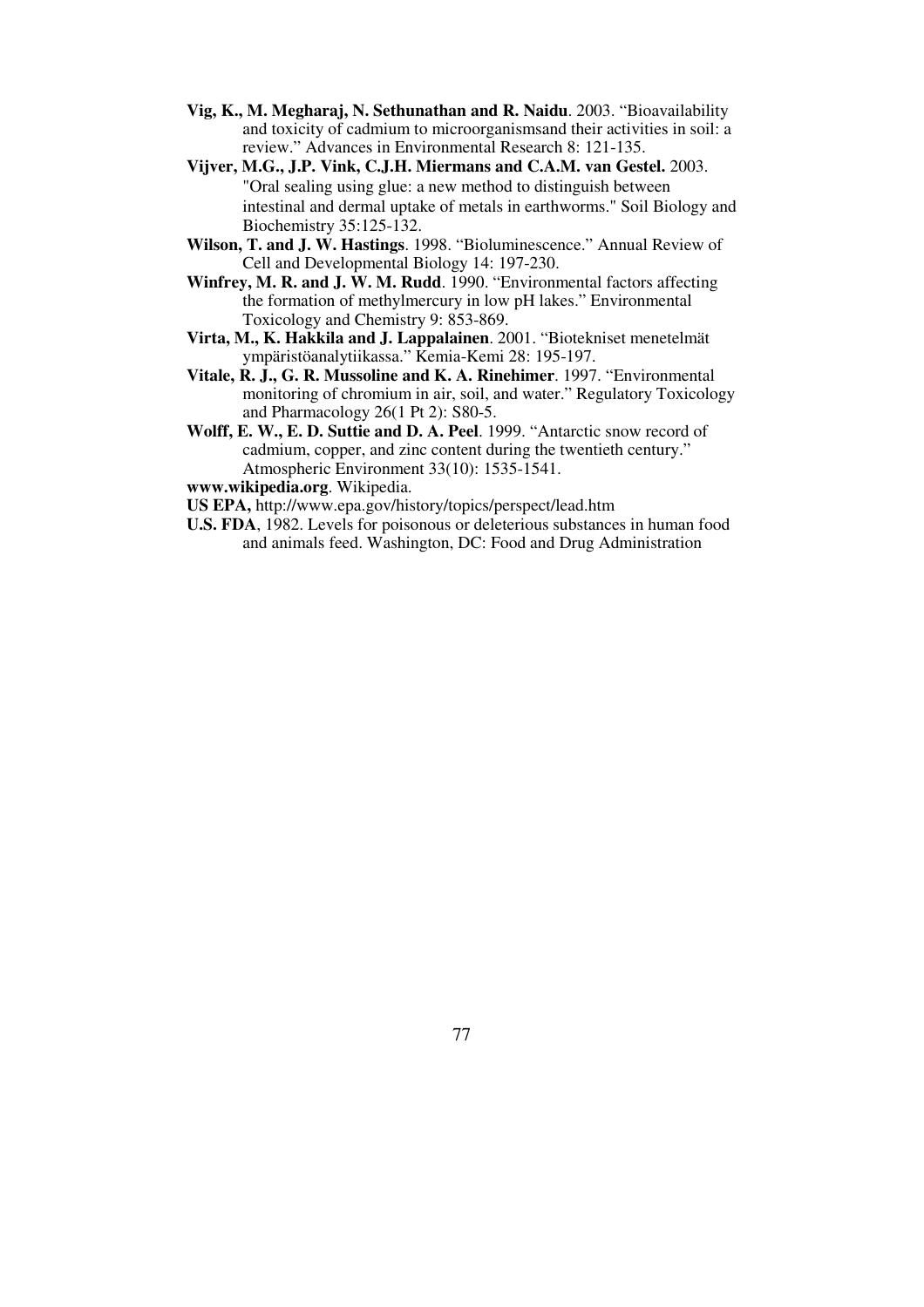**Vig, K., M. Megharaj, N. Sethunathan and R. Naidu**. 2003. "Bioavailability and toxicity of cadmium to microorganismsand their activities in soil: a review." Advances in Environmental Research 8: 121-135.

**Vijver, M.G., J.P. Vink, C.J.H. Miermans and C.A.M. van Gestel.** 2003. "Oral sealing using glue: a new method to distinguish between intestinal and dermal uptake of metals in earthworms." Soil Biology and Biochemistry 35:125-132.

**Wilson, T. and J. W. Hastings**. 1998. "Bioluminescence." Annual Review of Cell and Developmental Biology 14: 197-230.

**Winfrey, M. R. and J. W. M. Rudd**. 1990. "Environmental factors affecting the formation of methylmercury in low pH lakes." Environmental Toxicology and Chemistry 9: 853-869.

**Virta, M., K. Hakkila and J. Lappalainen**. 2001. "Biotekniset menetelmät ympäristöanalytiikassa." Kemia-Kemi 28: 195-197.

**Vitale, R. J., G. R. Mussoline and K. A. Rinehimer**. 1997. "Environmental monitoring of chromium in air, soil, and water." Regulatory Toxicology and Pharmacology 26(1 Pt 2): S80-5.

**Wolff, E. W., E. D. Suttie and D. A. Peel**. 1999. "Antarctic snow record of cadmium, copper, and zinc content during the twentieth century." Atmospheric Environment 33(10): 1535-1541.

**www.wikipedia.org**. Wikipedia.

**US EPA,** http://www.epa.gov/history/topics/perspect/lead.htm

**U.S. FDA**, 1982. Levels for poisonous or deleterious substances in human food and animals feed. Washington, DC: Food and Drug Administration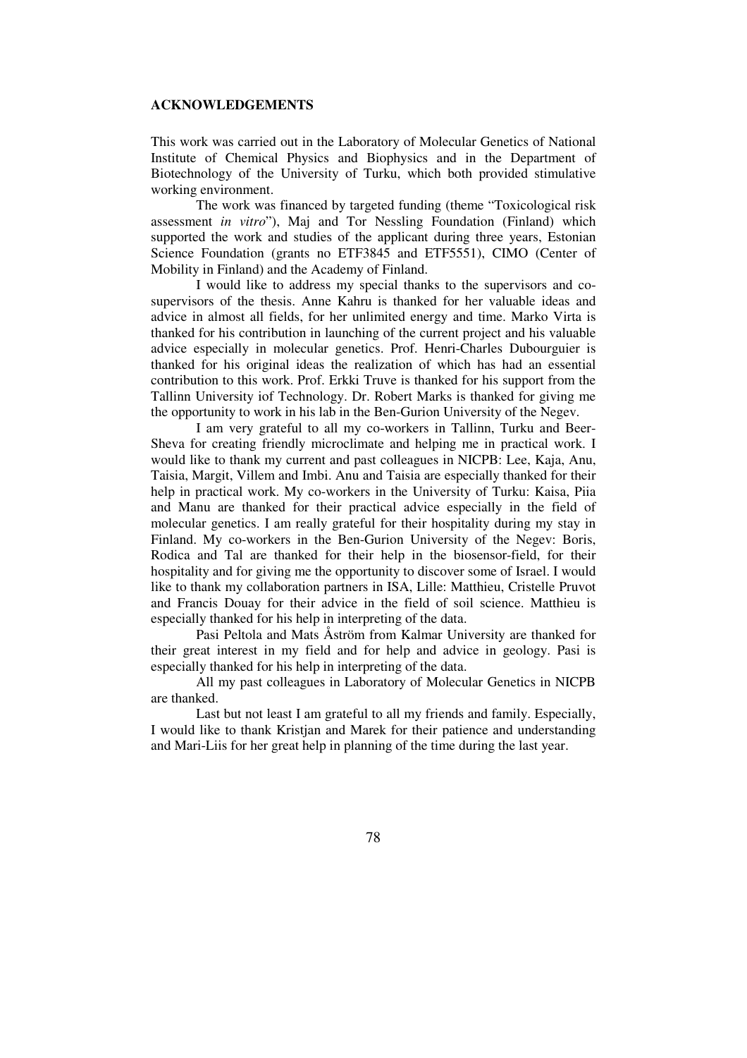**ACKNOWLEDGEMENTS**

This work was carried out in the Laboratory of Molecular Genetics of National Institute of Chemical Physics and Biophysics and in the Department of Biotechnology of the University of Turku, which both provided stimulative working environment.

The work was financed by targeted funding (theme "Toxicological risk assessment *in vitro*"), Maj and Tor Nessling Foundation (Finland) which supported the work and studies of the applicant during three years, Estonian Science Foundation (grants no ETF3845 and ETF5551), CIMO (Center of Mobility in Finland) and the Academy of Finland.

I would like to address my special thanks to the supervisors and co-supervisors of the thesis. Anne Kahru is thanked for her valuable ideas and advice in almost all fields, for her unlimited energy and time. Marko Virta is thanked for his contribution in launching of the current project and his valuable advice especially in molecular genetics. Prof. Henri-Charles Dubourguier is thanked for his original ideas the realization of which has had an essential contribution to this work. Prof. Erkki Truve is thanked for his support from the Tallinn University iof Technology. Dr. Robert Marks is thanked for giving me the opportunity to work in his lab in the Ben-Gurion University of the Negev.

I am very grateful to all my co-workers in Tallinn, Turku and Beer-Sheva for creating friendly microclimate and helping me in practical work. I would like to thank my current and past colleagues in NICPB: Lee, Kaja, Anu, Taisia, Margit, Villem and Imbi. Anu and Taisia are especially thanked for their help in practical work. My co-workers in the University of Turku: Kaisa, Piia and Manu are thanked for their practical advice especially in the field of molecular genetics. I am really grateful for their hospitality during my stay in Finland. My co-workers in the Ben-Gurion University of the Negev: Boris, Rodica and Tal are thanked for their help in the biosensor-field, for their hospitality and for giving me the opportunity to discover some of Israel. I would like to thank my collaboration partners in ISA, Lille: Matthieu, Cristelle Pruvot and Francis Douay for their advice in the field of soil science. Matthieu is especially thanked for his help in interpreting of the data.

Pasi Peltola and Mats Åström from Kalmar University are thanked for their great interest in my field and for help and advice in geology. Pasi is especially thanked for his help in interpreting of the data.

All my past colleagues in Laboratory of Molecular Genetics in NICPB are thanked.

Last but not least I am grateful to all my friends and family. Especially, I would like to thank Kristjan and Marek for their patience and understanding and Mari-Liis for her great help in planning of the time during the last year.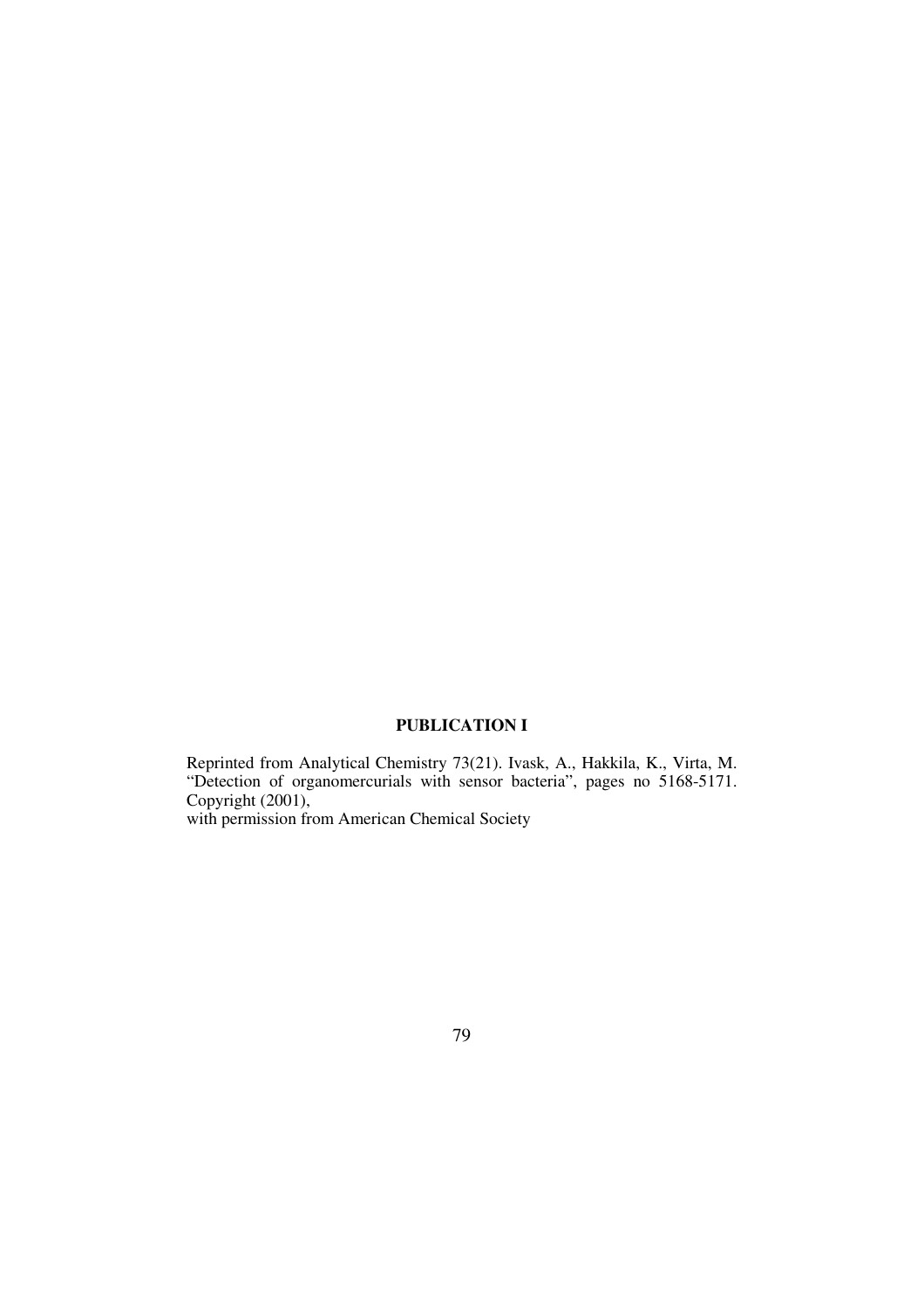**PUBLICATION I**

Reprinted from Analytical Chemistry 73(21). Ivask, A., Hakkila, K., Virta, M. "Detection of organomercurials with sensor bacteria", pages no 5168-5171. Copyright (2001),
with permission from American Chemical Society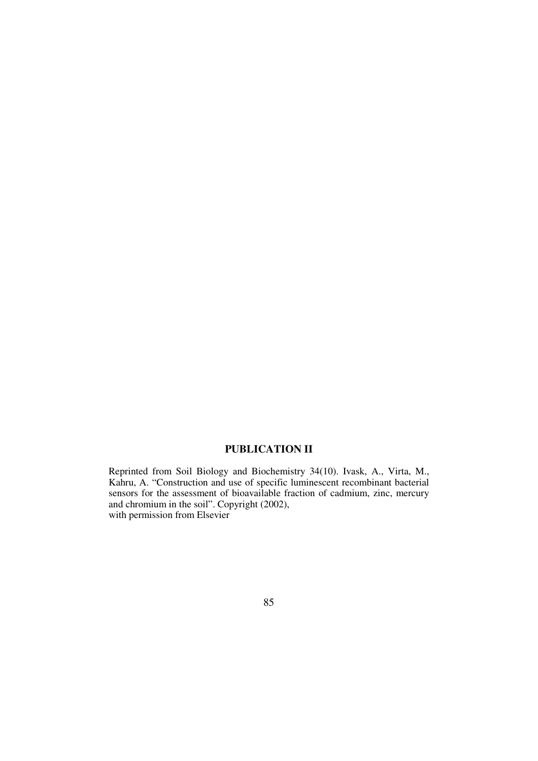## PUBLICATION II

Reprinted from Soil Biology and Biochemistry 34(10). Ivask, A., Virta, M., Kahru, A. "Construction and use of specific luminescent recombinant bacterial sensors for the assessment of bioavailable fraction of cadmium, zinc, mercury and chromium in the soil". Copyright (2002), with permission from Elsevier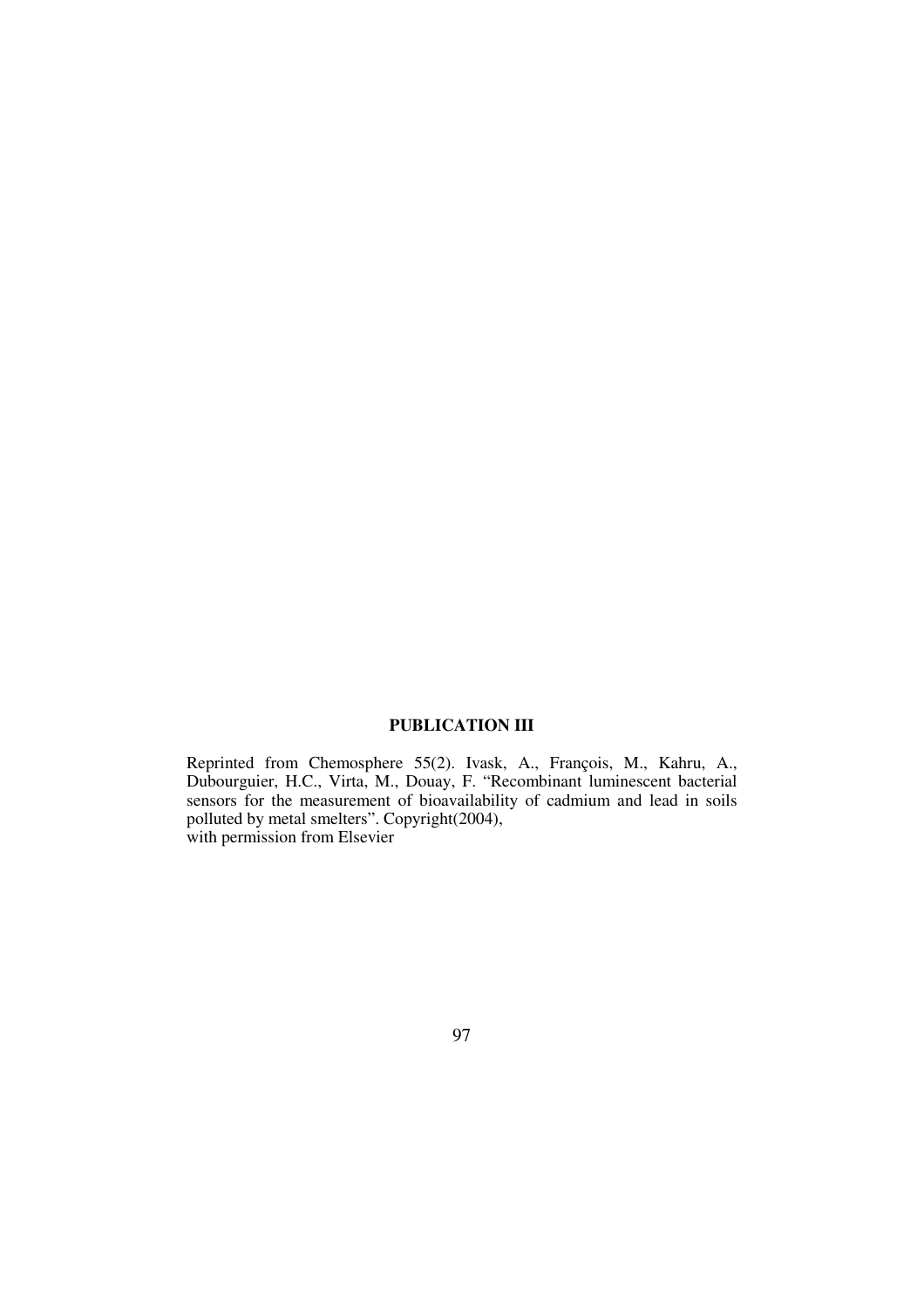## PUBLICATION III

Reprinted from Chemosphere 55(2). Ivask, A., François, M., Kahru, A., Dubourguier, H.C., Virta, M., Douay, F. "Recombinant luminescent bacterial sensors for the measurement of bioavailability of cadmium and lead in soils polluted by metal smelters". Copyright(2004), with permission from Elsevier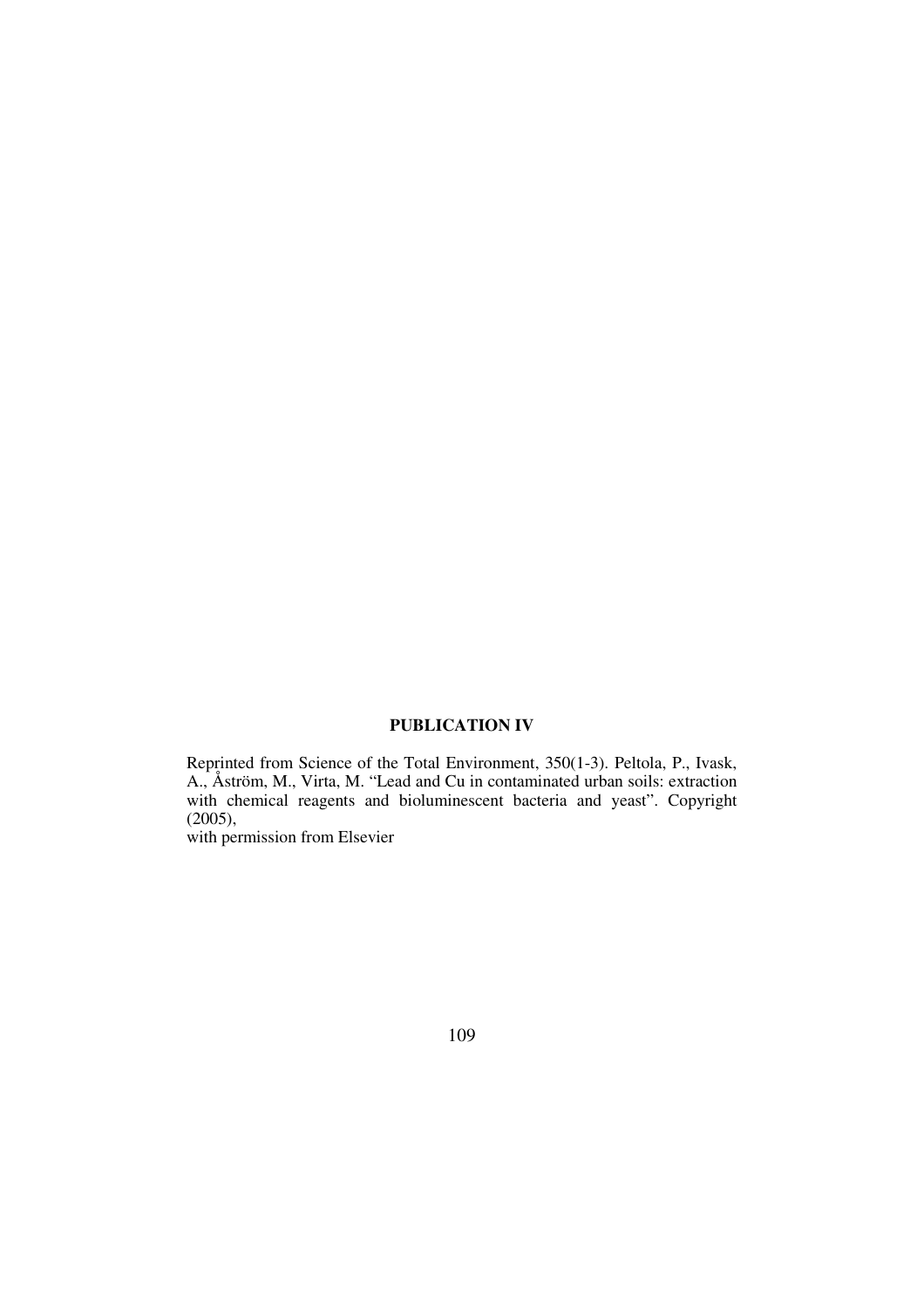**PUBLICATION IV**

Reprinted from Science of the Total Environment, 350(1-3). Peltola, P., Ivask, A., Åström, M., Virta, M. "Lead and Cu in contaminated urban soils: extraction with chemical reagents and bioluminescent bacteria and yeast". Copyright (2005),
with permission from Elsevier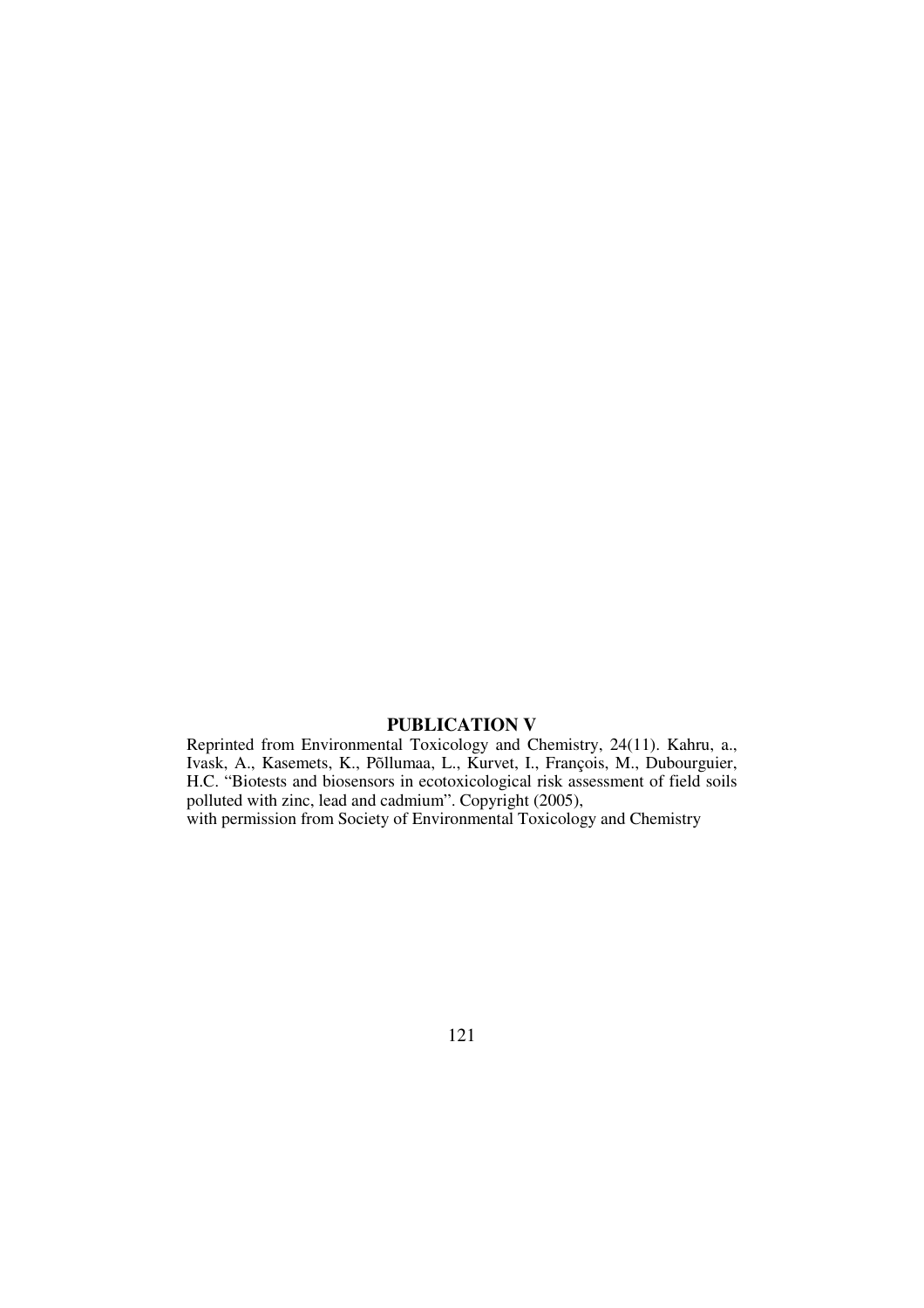## PUBLICATION V

Reprinted from Environmental Toxicology and Chemistry, 24(11). Kahru, a., Ivask, A., Kasemets, K., Põllumaa, L., Kurvet, I., François, M., Dubourguier, H.C. "Biotests and biosensors in ecotoxicological risk assessment of field soils polluted with zinc, lead and cadmium". Copyright (2005), with permission from Society of Environmental Toxicology and Chemistry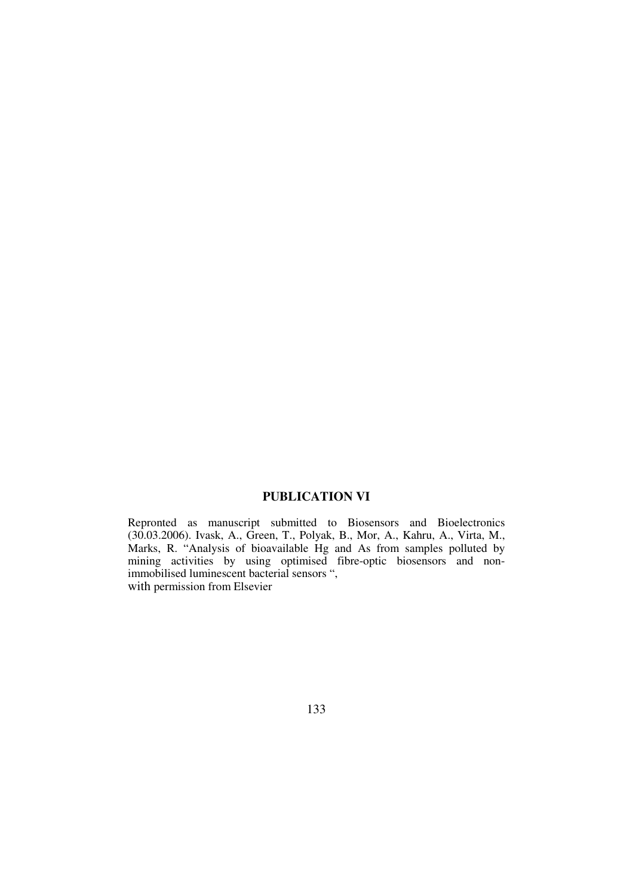# PUBLICATION VI

Repronted as manuscript submitted to Biosensors and Bioelectronics (30.03.2006). Ivask, A., Green, T., Polyak, B., Mor, A., Kahru, A., Virta, M., Marks, R. "Analysis of bioavailable Hg and As from samples polluted by mining activities by using optimised fibre-optic biosensors and non-immobilised luminescent bacterial sensors ",
with permission from Elsevier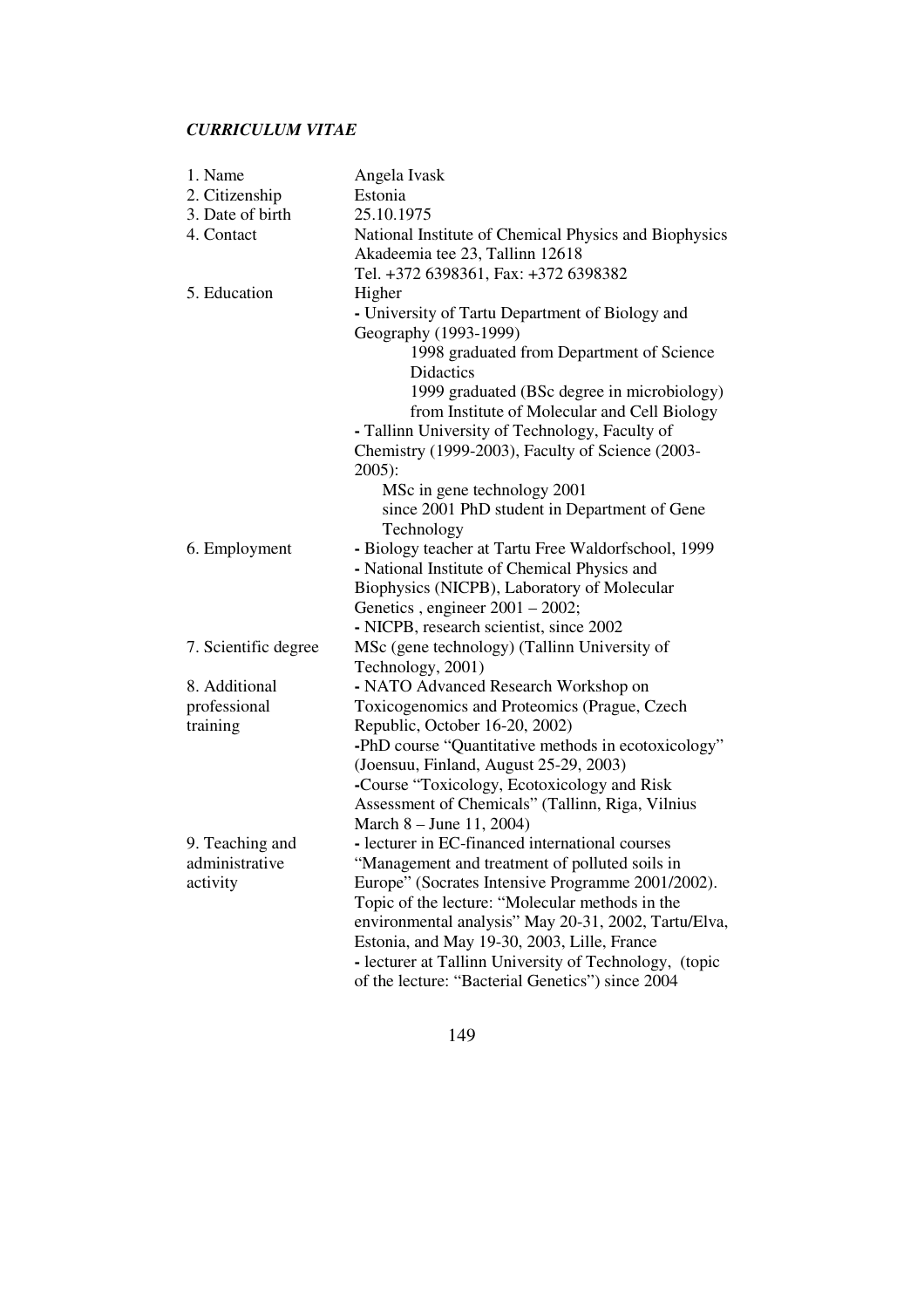*CURRICULUM VITAE*

| | |
|---|---|
| 1. Name | Angela Ivask |
| 2. Citizenship | Estonia |
| 3. Date of birth | 25.10.1975 |
| 4. Contact | National Institute of Chemical Physics and Biophysics<br>Akadeemia tee 23, Tallinn 12618<br>Tel. +372 6398361, Fax: +372 6398382 |
| 5. Education | Higher<br>- University of Tartu Department of Biology and Geography (1993-1999)<br>1998 graduated from Department of Science Didactics<br>1999 graduated (BSc degree in microbiology) from Institute of Molecular and Cell Biology<br>- Tallinn University of Technology, Faculty of Chemistry (1999-2003), Faculty of Science (2003-2005):<br>MSc in gene technology 2001<br>since 2001 PhD student in Department of Gene Technology |
| 6. Employment | - Biology teacher at Tartu Free Waldorfschool, 1999<br>- National Institute of Chemical Physics and Biophysics (NICPB), Laboratory of Molecular Genetics , engineer 2001 – 2002;<br>- NICPB, research scientist, since 2002 |
| 7. Scientific degree | MSc (gene technology) (Tallinn University of Technology, 2001) |
| 8. Additional professional training | - NATO Advanced Research Workshop on Toxicogenomics and Proteomics (Prague, Czech Republic, October 16-20, 2002)<br>-PhD course "Quantitative methods in ecotoxicology" (Joensuu, Finland, August 25-29, 2003)<br>-Course "Toxicology, Ecotoxicology and Risk Assessment of Chemicals" (Tallinn, Riga, Vilnius March 8 – June 11, 2004) |
| 9. Teaching and administrative activity | - lecturer in EC-financed international courses "Management and treatment of polluted soils in Europe" (Socrates Intensive Programme 2001/2002). Topic of the lecture: "Molecular methods in the environmental analysis" May 20-31, 2002, Tartu/Elva, Estonia, and May 19-30, 2003, Lille, France<br>- lecturer at Tallinn University of Technology, (topic of the lecture: "Bacterial Genetics") since 2004 |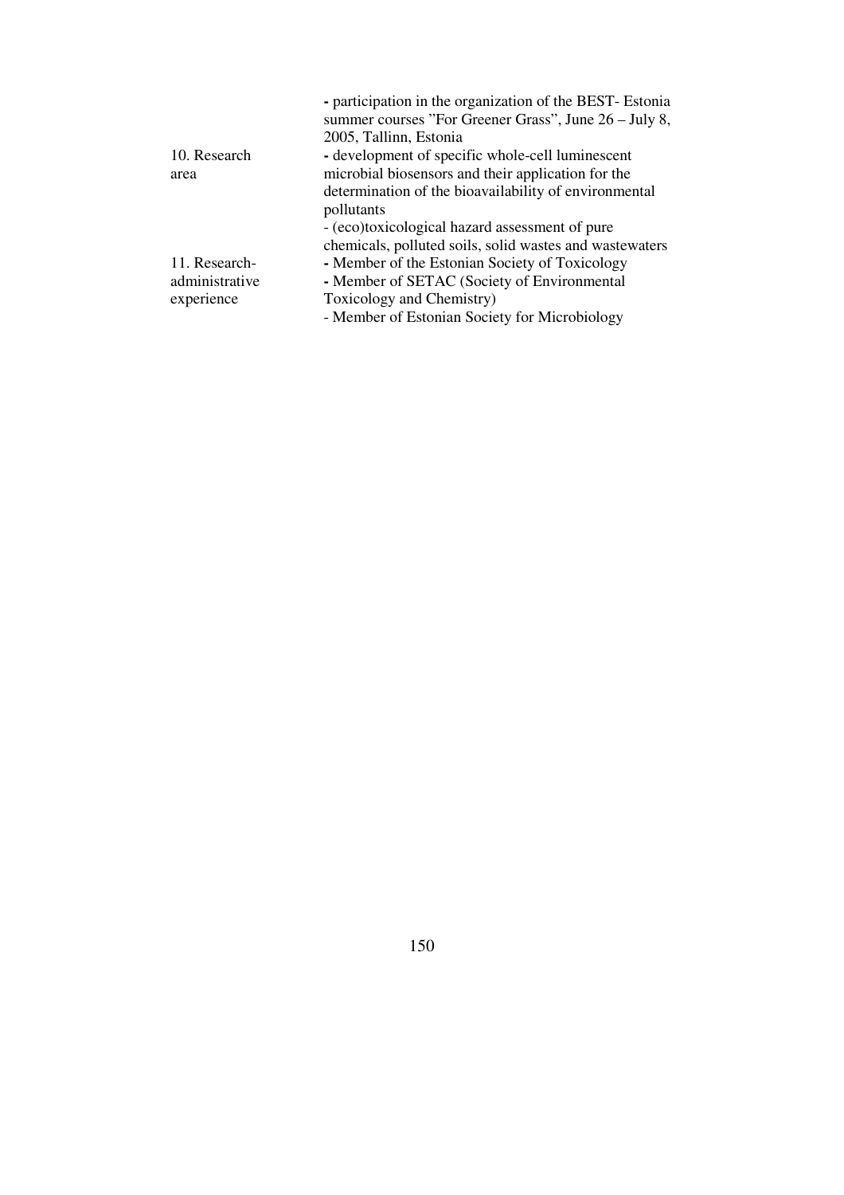|  |  |
|---|---|
|  | - participation in the organization of the BEST- Estonia summer courses ”For Greener Grass”, June 26 – July 8, 2005, Tallinn, Estonia |
| 10. Research area | - development of specific whole-cell luminescent microbial biosensors and their application for the determination of the bioavailability of environmental pollutants<br>- (eco)toxicological hazard assessment of pure chemicals, polluted soils, solid wastes and wastewaters |
| 11. Research-administrative experience | - Member of the Estonian Society of Toxicology<br>- Member of SETAC (Society of Environmental Toxicology and Chemistry)<br>- Member of Estonian Society for Microbiology |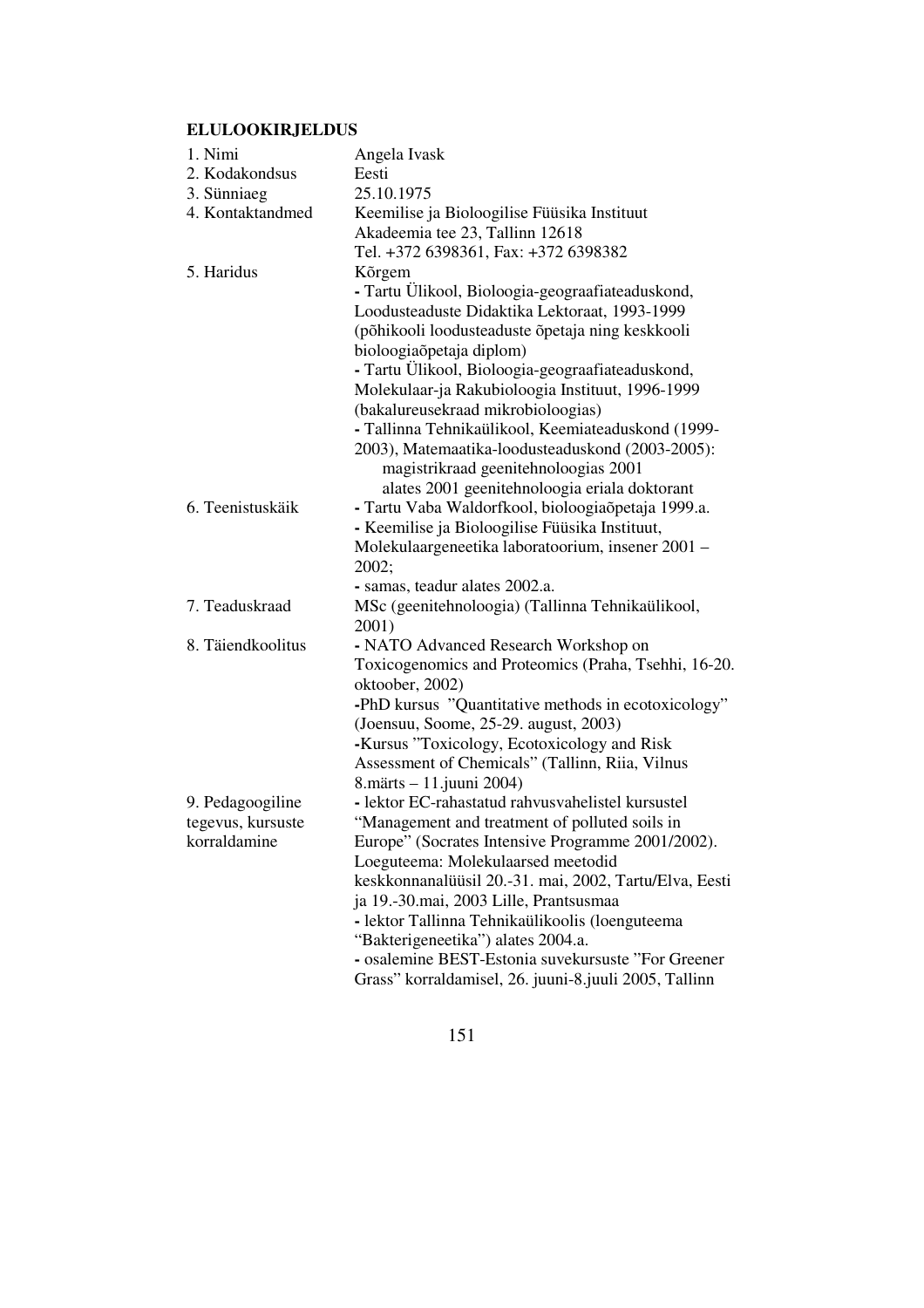**ELULOOKIRJELDUS**

| | |
|---|---|
| 1. Nimi | Angela Ivask |
| 2. Kodakondsus | Eesti |
| 3. Sünniaeg | 25.10.1975 |
| 4. Kontaktandmed | Keemilise ja Bioloogilise Füüsika Instituut<br>Akadeemia tee 23, Tallinn 12618<br>Tel. +372 6398361, Fax: +372 6398382 |
| 5. Haridus | Kõrgem<br>- Tartu Ülikool, Bioloogia-geograafiateaduskond, Loodusteaduste Didaktika Lektoraat, 1993-1999 (põhikooli loodusteaduste õpetaja ning keskkooli bioloogiaõpetaja diplom)<br>- Tartu Ülikool, Bioloogia-geograafiateaduskond, Molekulaar-ja Rakubioloogia Instituut, 1996-1999 (bakalureusekraad mikrobioloogias)<br>- Tallinna Tehnikaülikool, Keemiateaduskond (1999-2003), Matemaatika-loodusteaduskond (2003-2005):<br>magistrikraad geenitehnoloogias 2001<br>alates 2001 geenitehnoloogia eriala doktorant |
| 6. Teenistuskäik | - Tartu Vaba Waldorfkool, bioloogiaõpetaja 1999.a.<br>- Keemilise ja Bioloogilise Füüsika Instituut, Molekulaargeneetika laboratoorium, insener 2001 – 2002;<br>- samas, teadur alates 2002.a. |
| 7. Teaduskraad | MSc (geenitehnoloogia) (Tallinna Tehnikaülikool, 2001) |
| 8. Täiendkoolitus | - NATO Advanced Research Workshop on Toxicogenomics and Proteomics (Praha, Tsehhi, 16-20. oktoober, 2002)<br>-PhD kursus "Quantitative methods in ecotoxicology" (Joensuu, Soome, 25-29. august, 2003)<br>-Kursus "Toxicology, Ecotoxicology and Risk Assessment of Chemicals" (Tallinn, Riia, Vilnus 8.märts – 11.juuni 2004) |
| 9. Pedagoogiline tegevus, kursuste korraldamine | - lektor EC-rahastatud rahvusvahelistel kursustel "Management and treatment of polluted soils in Europe" (Socrates Intensive Programme 2001/2002). Loeguteema: Molekulaarsed meetodid keskkonnanalüüsil 20.-31. mai, 2002, Tartu/Elva, Eesti ja 19.-30.mai, 2003 Lille, Prantsusmaa<br>- lektor Tallinna Tehnikaülikoolis (loenguteema "Bakterigeneetika") alates 2004.a.<br>- osalemine BEST-Estonia suvekursuste "For Greener Grass" korraldamisel, 26. juuni-8.juuli 2005, Tallinn |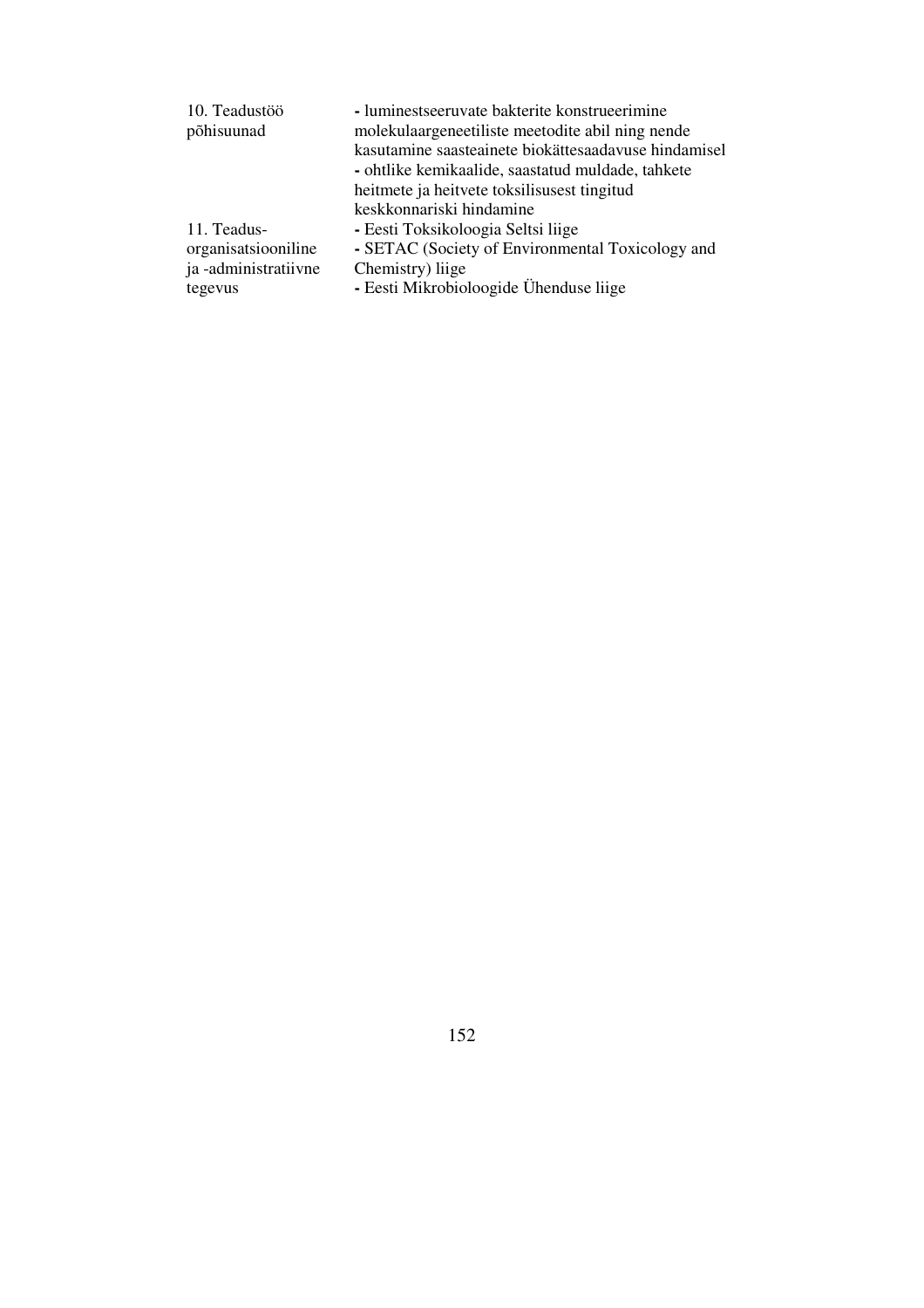| | |
|---|---|
| 10. Teadustöö põhisuunad | - luminestseeruvate bakterite konstrueerimine molekulaargeneetiliste meetodite abil ning nende kasutamine saasteainete biokättesaadavuse hindamisel<br>- ohtlike kemikaalide, saastatud muldade, tahkete heitmete ja heitvete toksilisusest tingitud keskkonnariski hindamine |
| 11. Teadus-organisatsiooniline ja -administratiivne tegevus | - Eesti Toksikoloogia Seltsi liige<br>- SETAC (Society of Environmental Toxicology and Chemistry) liige<br>- Eesti Mikrobioloogide Ühenduse liige |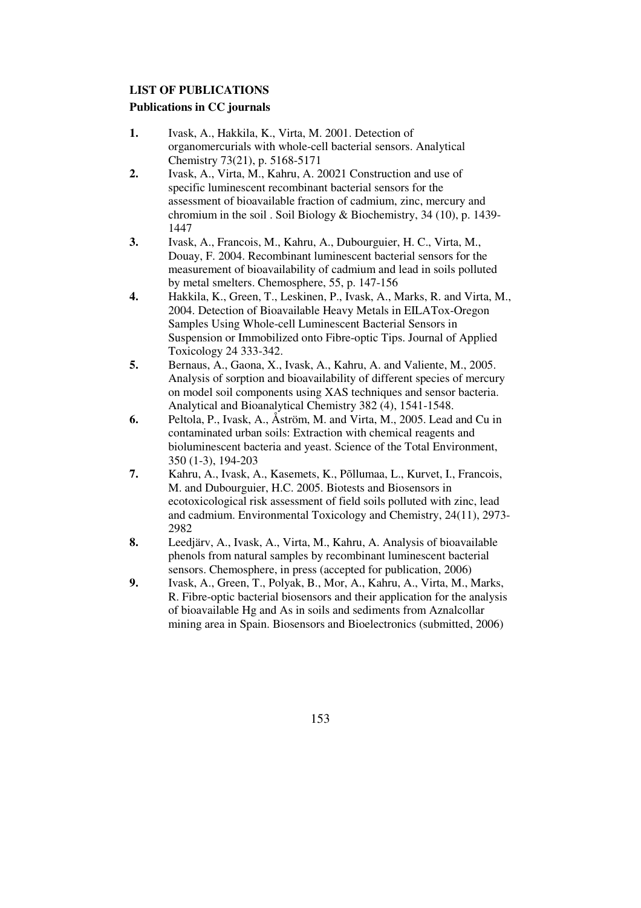**LIST OF PUBLICATIONS**

**Publications in CC journals**

1. Ivask, A., Hakkila, K., Virta, M. 2001. Detection of organomercurials with whole-cell bacterial sensors. Analytical Chemistry 73(21), p. 5168-5171
2. Ivask, A., Virta, M., Kahru, A. 20021 Construction and use of specific luminescent recombinant bacterial sensors for the assessment of bioavailable fraction of cadmium, zinc, mercury and chromium in the soil . Soil Biology & Biochemistry, 34 (10), p. 1439-1447
3. Ivask, A., Francois, M., Kahru, A., Dubourguier, H. C., Virta, M., Douay, F. 2004. Recombinant luminescent bacterial sensors for the measurement of bioavailability of cadmium and lead in soils polluted by metal smelters. Chemosphere, 55, p. 147-156
4. Hakkila, K., Green, T., Leskinen, P., Ivask, A., Marks, R. and Virta, M., 2004. Detection of Bioavailable Heavy Metals in EILATox-Oregon Samples Using Whole-cell Luminescent Bacterial Sensors in Suspension or Immobilized onto Fibre-optic Tips. Journal of Applied Toxicology 24 333-342.
5. Bernaus, A., Gaona, X., Ivask, A., Kahru, A. and Valiente, M., 2005. Analysis of sorption and bioavailability of different species of mercury on model soil components using XAS techniques and sensor bacteria. Analytical and Bioanalytical Chemistry 382 (4), 1541-1548.
6. Peltola, P., Ivask, A., Åström, M. and Virta, M., 2005. Lead and Cu in contaminated urban soils: Extraction with chemical reagents and bioluminescent bacteria and yeast. Science of the Total Environment, 350 (1-3), 194-203
7. Kahru, A., Ivask, A., Kasemets, K., Põllumaa, L., Kurvet, I., Francois, M. and Dubourguier, H.C. 2005. Biotests and Biosensors in ecotoxicological risk assessment of field soils polluted with zinc, lead and cadmium. Environmental Toxicology and Chemistry, 24(11), 2973-2982
8. Leedjärv, A., Ivask, A., Virta, M., Kahru, A. Analysis of bioavailable phenols from natural samples by recombinant luminescent bacterial sensors. Chemosphere, in press (accepted for publication, 2006)
9. Ivask, A., Green, T., Polyak, B., Mor, A., Kahru, A., Virta, M., Marks, R. Fibre-optic bacterial biosensors and their application for the analysis of bioavailable Hg and As in soils and sediments from Aznalcollar mining area in Spain. Biosensors and Bioelectronics (submitted, 2006)